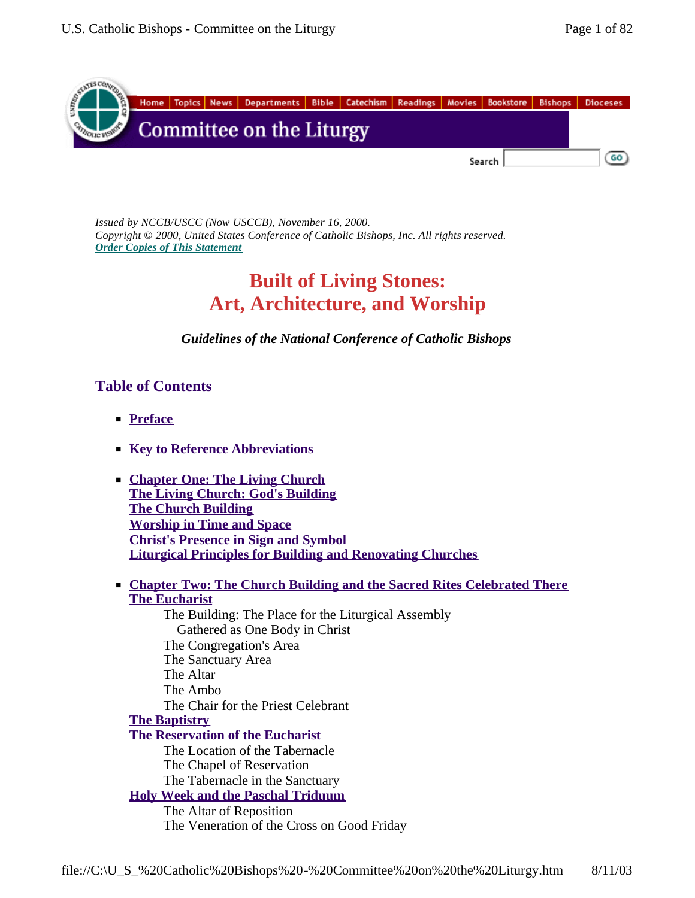Home | Topics | News | Departments | Bible | Catechism | Readings | Movies | Bookstore | Bishops | Dioceses

Committee on the Liturgy

Search GO

*Issued by NCCB/USCC (Now USCCB), November 16, 2000.*
*Copyright © 2000, United States Conference of Catholic Bishops, Inc. All rights reserved.*
***Order Copies of This Statement***

# Built of Living Stones: Art, Architecture, and Worship

***Guidelines of the National Conference of Catholic Bishops***

## Table of Contents

- **Preface**
- **Key to Reference Abbreviations**
- **Chapter One: The Living Church**
  **The Living Church: God's Building**
  **The Church Building**
  **Worship in Time and Space**
  **Christ's Presence in Sign and Symbol**
  **Liturgical Principles for Building and Renovating Churches**
- **Chapter Two: The Church Building and the Sacred Rites Celebrated There**
  **The Eucharist**
  - The Building: The Place for the Liturgical Assembly Gathered as One Body in Christ
  - The Congregation's Area
  - The Sanctuary Area
  - The Altar
  - The Ambo
  - The Chair for the Priest Celebrant

  **The Baptistry**
  **The Reservation of the Eucharist**
  - The Location of the Tabernacle
  - The Chapel of Reservation
  - The Tabernacle in the Sanctuary

  **Holy Week and the Paschal Triduum**
  - The Altar of Reposition
  - The Veneration of the Cross on Good Friday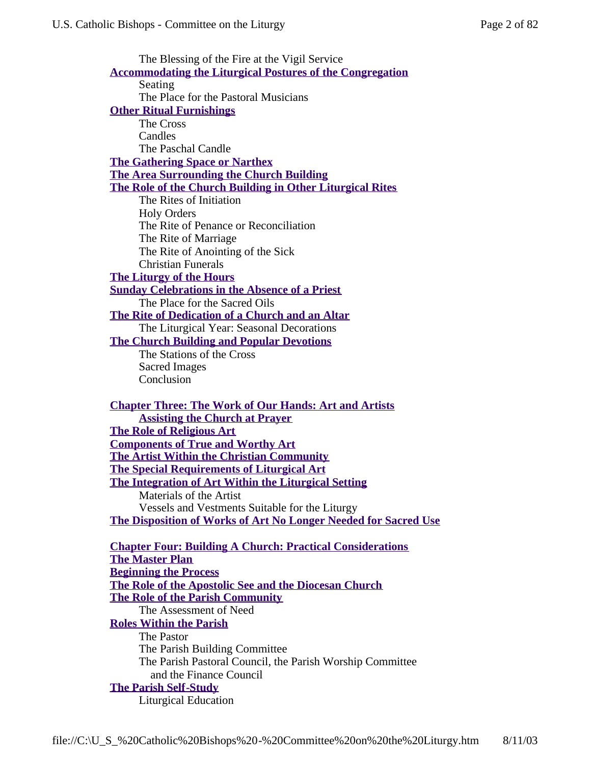The Blessing of the Fire at the Vigil Service

**Accommodating the Liturgical Postures of the Congregation**

- Seating
- The Place for the Pastoral Musicians

**Other Ritual Furnishings**

- The Cross
- Candles
- The Paschal Candle

**The Gathering Space or Narthex**

**The Area Surrounding the Church Building**

**The Role of the Church Building in Other Liturgical Rites**

- The Rites of Initiation
- Holy Orders
- The Rite of Penance or Reconciliation
- The Rite of Marriage
- The Rite of Anointing of the Sick
- Christian Funerals

**The Liturgy of the Hours**

**Sunday Celebrations in the Absence of a Priest**

- The Place for the Sacred Oils

**The Rite of Dedication of a Church and an Altar**

- The Liturgical Year: Seasonal Decorations

**The Church Building and Popular Devotions**

- The Stations of the Cross
- Sacred Images
- Conclusion

**Chapter Three: The Work of Our Hands: Art and Artists Assisting the Church at Prayer**

**The Role of Religious Art**

**Components of True and Worthy Art**

**The Artist Within the Christian Community**

**The Special Requirements of Liturgical Art**

**The Integration of Art Within the Liturgical Setting**

- Materials of the Artist
- Vessels and Vestments Suitable for the Liturgy

**The Disposition of Works of Art No Longer Needed for Sacred Use**

**Chapter Four: Building A Church: Practical Considerations**

**The Master Plan**

**Beginning the Process**

**The Role of the Apostolic See and the Diocesan Church**

**The Role of the Parish Community**

- The Assessment of Need

**Roles Within the Parish**

- The Pastor
- The Parish Building Committee
- The Parish Pastoral Council, the Parish Worship Committee and the Finance Council

**The Parish Self-Study**

- Liturgical Education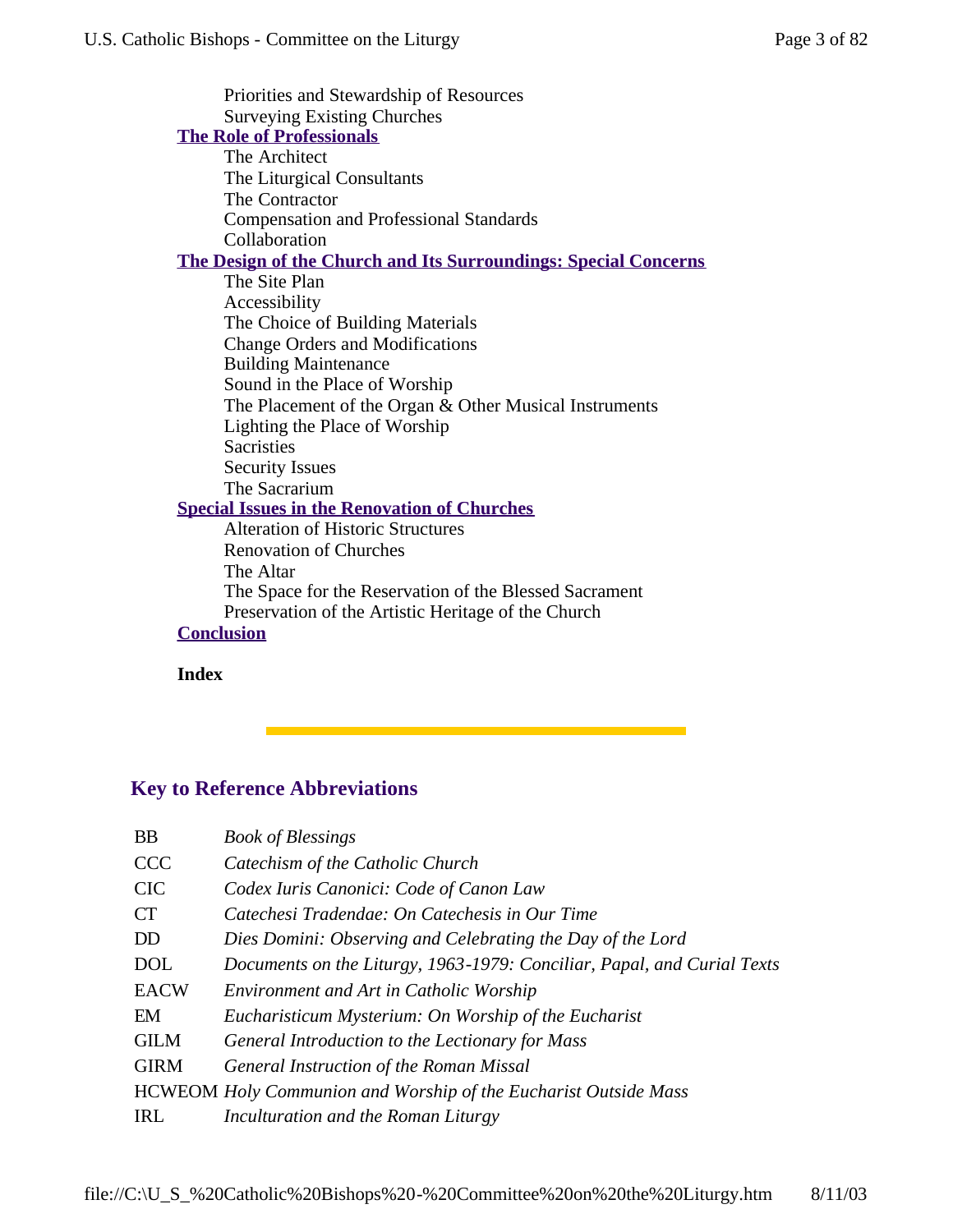- Priorities and Stewardship of Resources
- Surveying Existing Churches

**The Role of Professionals**

- The Architect
- The Liturgical Consultants
- The Contractor
- Compensation and Professional Standards
- Collaboration

**The Design of the Church and Its Surroundings: Special Concerns**

- The Site Plan
- Accessibility
- The Choice of Building Materials
- Change Orders and Modifications
- Building Maintenance
- Sound in the Place of Worship
- The Placement of the Organ & Other Musical Instruments
- Lighting the Place of Worship
- Sacristies
- Security Issues
- The Sacrarium

**Special Issues in the Renovation of Churches**

- Alteration of Historic Structures
- Renovation of Churches
- The Altar
- The Space for the Reservation of the Blessed Sacrament
- Preservation of the Artistic Heritage of the Church

**Conclusion**

**Index**

---

## Key to Reference Abbreviations

| | |
|---|---|
| BB | *Book of Blessings* |
| CCC | *Catechism of the Catholic Church* |
| CIC | *Codex Iuris Canonici: Code of Canon Law* |
| CT | *Catechesi Tradendae: On Catechesis in Our Time* |
| DD | *Dies Domini: Observing and Celebrating the Day of the Lord* |
| DOL | *Documents on the Liturgy, 1963-1979: Conciliar, Papal, and Curial Texts* |
| EACW | *Environment and Art in Catholic Worship* |
| EM | *Eucharisticum Mysterium: On Worship of the Eucharist* |
| GILM | *General Introduction to the Lectionary for Mass* |
| GIRM | *General Instruction of the Roman Missal* |
| HCWEOM | *Holy Communion and Worship of the Eucharist Outside Mass* |
| IRL | *Inculturation and the Roman Liturgy* |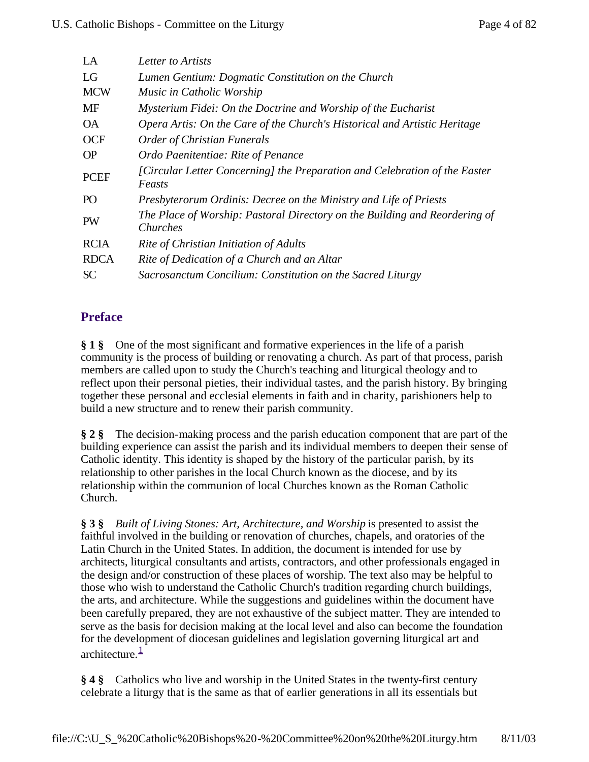| | |
|---|---|
| LA | *Letter to Artists* |
| LG | *Lumen Gentium: Dogmatic Constitution on the Church* |
| MCW | *Music in Catholic Worship* |
| MF | *Mysterium Fidei: On the Doctrine and Worship of the Eucharist* |
| OA | *Opera Artis: On the Care of the Church's Historical and Artistic Heritage* |
| OCF | *Order of Christian Funerals* |
| OP | *Ordo Paenitentiae: Rite of Penance* |
| PCEF | *[Circular Letter Concerning] the Preparation and Celebration of the Easter Feasts* |
| PO | *Presbyterorum Ordinis: Decree on the Ministry and Life of Priests* |
| PW | *The Place of Worship: Pastoral Directory on the Building and Reordering of Churches* |
| RCIA | *Rite of Christian Initiation of Adults* |
| RDCA | *Rite of Dedication of a Church and an Altar* |
| SC | *Sacrosanctum Concilium: Constitution on the Sacred Liturgy* |

## Preface

**§ 1 §** One of the most significant and formative experiences in the life of a parish community is the process of building or renovating a church. As part of that process, parish members are called upon to study the Church's teaching and liturgical theology and to reflect upon their personal pieties, their individual tastes, and the parish history. By bringing together these personal and ecclesial elements in faith and in charity, parishioners help to build a new structure and to renew their parish community.

**§ 2 §** The decision-making process and the parish education component that are part of the building experience can assist the parish and its individual members to deepen their sense of Catholic identity. This identity is shaped by the history of the particular parish, by its relationship to other parishes in the local Church known as the diocese, and by its relationship within the communion of local Churches known as the Roman Catholic Church.

**§ 3 §** *Built of Living Stones: Art, Architecture, and Worship* is presented to assist the faithful involved in the building or renovation of churches, chapels, and oratories of the Latin Church in the United States. In addition, the document is intended for use by architects, liturgical consultants and artists, contractors, and other professionals engaged in the design and/or construction of these places of worship. The text also may be helpful to those who wish to understand the Catholic Church's tradition regarding church buildings, the arts, and architecture. While the suggestions and guidelines within the document have been carefully prepared, they are not exhaustive of the subject matter. They are intended to serve as the basis for decision making at the local level and also can become the foundation for the development of diocesan guidelines and legislation governing liturgical art and architecture.[1]

**§ 4 §** Catholics who live and worship in the United States in the twenty-first century celebrate a liturgy that is the same as that of earlier generations in all its essentials but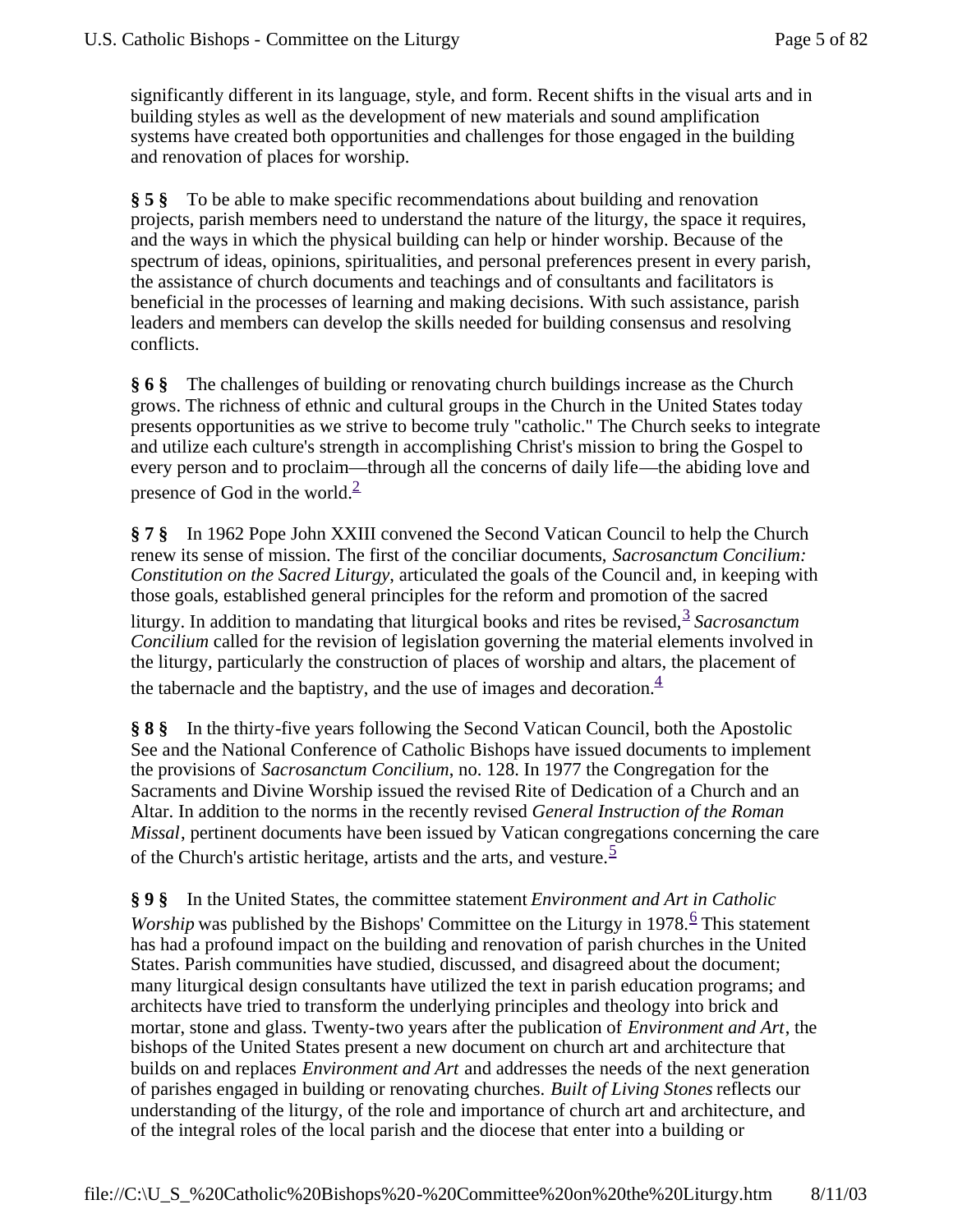significantly different in its language, style, and form. Recent shifts in the visual arts and in building styles as well as the development of new materials and sound amplification systems have created both opportunities and challenges for those engaged in the building and renovation of places for worship.

**§ 5 §** To be able to make specific recommendations about building and renovation projects, parish members need to understand the nature of the liturgy, the space it requires, and the ways in which the physical building can help or hinder worship. Because of the spectrum of ideas, opinions, spiritualities, and personal preferences present in every parish, the assistance of church documents and teachings and of consultants and facilitators is beneficial in the processes of learning and making decisions. With such assistance, parish leaders and members can develop the skills needed for building consensus and resolving conflicts.

**§ 6 §** The challenges of building or renovating church buildings increase as the Church grows. The richness of ethnic and cultural groups in the Church in the United States today presents opportunities as we strive to become truly "catholic." The Church seeks to integrate and utilize each culture's strength in accomplishing Christ's mission to bring the Gospel to every person and to proclaim—through all the concerns of daily life—the abiding love and presence of God in the world.[2]

**§ 7 §** In 1962 Pope John XXIII convened the Second Vatican Council to help the Church renew its sense of mission. The first of the conciliar documents, *Sacrosanctum Concilium: Constitution on the Sacred Liturgy*, articulated the goals of the Council and, in keeping with those goals, established general principles for the reform and promotion of the sacred liturgy. In addition to mandating that liturgical books and rites be revised,[3] *Sacrosanctum Concilium* called for the revision of legislation governing the material elements involved in the liturgy, particularly the construction of places of worship and altars, the placement of the tabernacle and the baptistry, and the use of images and decoration.[4]

**§ 8 §** In the thirty-five years following the Second Vatican Council, both the Apostolic See and the National Conference of Catholic Bishops have issued documents to implement the provisions of *Sacrosanctum Concilium*, no. 128. In 1977 the Congregation for the Sacraments and Divine Worship issued the revised Rite of Dedication of a Church and an Altar. In addition to the norms in the recently revised *General Instruction of the Roman Missal*, pertinent documents have been issued by Vatican congregations concerning the care of the Church's artistic heritage, artists and the arts, and vesture.[5]

**§ 9 §** In the United States, the committee statement *Environment and Art in Catholic Worship* was published by the Bishops' Committee on the Liturgy in 1978.[6] This statement has had a profound impact on the building and renovation of parish churches in the United States. Parish communities have studied, discussed, and disagreed about the document; many liturgical design consultants have utilized the text in parish education programs; and architects have tried to transform the underlying principles and theology into brick and mortar, stone and glass. Twenty-two years after the publication of *Environment and Art*, the bishops of the United States present a new document on church art and architecture that builds on and replaces *Environment and Art* and addresses the needs of the next generation of parishes engaged in building or renovating churches. *Built of Living Stones* reflects our understanding of the liturgy, of the role and importance of church art and architecture, and of the integral roles of the local parish and the diocese that enter into a building or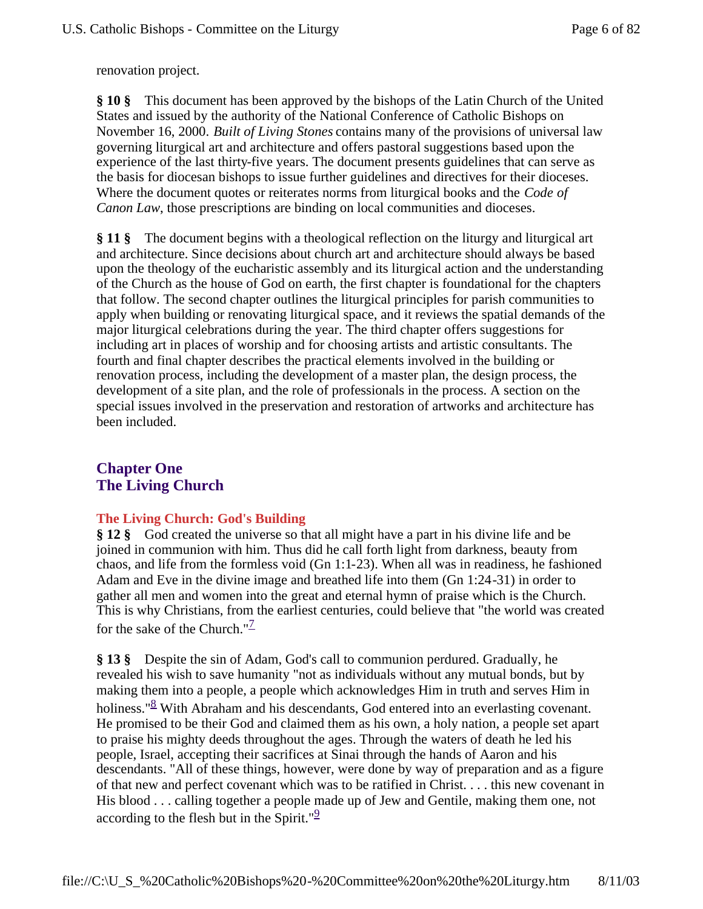renovation project.

**§ 10 §** This document has been approved by the bishops of the Latin Church of the United States and issued by the authority of the National Conference of Catholic Bishops on November 16, 2000. *Built of Living Stones* contains many of the provisions of universal law governing liturgical art and architecture and offers pastoral suggestions based upon the experience of the last thirty-five years. The document presents guidelines that can serve as the basis for diocesan bishops to issue further guidelines and directives for their dioceses. Where the document quotes or reiterates norms from liturgical books and the *Code of Canon Law,* those prescriptions are binding on local communities and dioceses.

**§ 11 §** The document begins with a theological reflection on the liturgy and liturgical art and architecture. Since decisions about church art and architecture should always be based upon the theology of the eucharistic assembly and its liturgical action and the understanding of the Church as the house of God on earth, the first chapter is foundational for the chapters that follow. The second chapter outlines the liturgical principles for parish communities to apply when building or renovating liturgical space, and it reviews the spatial demands of the major liturgical celebrations during the year. The third chapter offers suggestions for including art in places of worship and for choosing artists and artistic consultants. The fourth and final chapter describes the practical elements involved in the building or renovation process, including the development of a master plan, the design process, the development of a site plan, and the role of professionals in the process. A section on the special issues involved in the preservation and restoration of artworks and architecture has been included.

## Chapter One
## The Living Church

### The Living Church: God's Building

**§ 12 §** God created the universe so that all might have a part in his divine life and be joined in communion with him. Thus did he call forth light from darkness, beauty from chaos, and life from the formless void (Gn 1:1-23). When all was in readiness, he fashioned Adam and Eve in the divine image and breathed life into them (Gn 1:24-31) in order to gather all men and women into the great and eternal hymn of praise which is the Church. This is why Christians, from the earliest centuries, could believe that "the world was created for the sake of the Church."[7]

**§ 13 §** Despite the sin of Adam, God's call to communion perdured. Gradually, he revealed his wish to save humanity "not as individuals without any mutual bonds, but by making them into a people, a people which acknowledges Him in truth and serves Him in holiness."[8] With Abraham and his descendants, God entered into an everlasting covenant. He promised to be their God and claimed them as his own, a holy nation, a people set apart to praise his mighty deeds throughout the ages. Through the waters of death he led his people, Israel, accepting their sacrifices at Sinai through the hands of Aaron and his descendants. "All of these things, however, were done by way of preparation and as a figure of that new and perfect covenant which was to be ratified in Christ. . . . this new covenant in His blood . . . calling together a people made up of Jew and Gentile, making them one, not according to the flesh but in the Spirit."[9]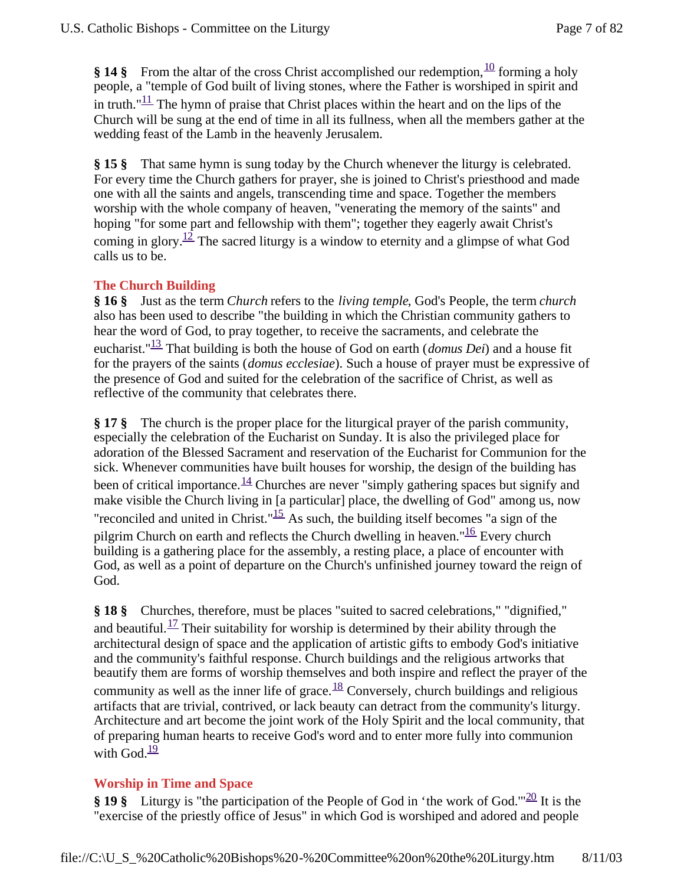**§ 14 §** From the altar of the cross Christ accomplished our redemption,[10] forming a holy people, a "temple of God built of living stones, where the Father is worshiped in spirit and in truth."[11] The hymn of praise that Christ places within the heart and on the lips of the Church will be sung at the end of time in all its fullness, when all the members gather at the wedding feast of the Lamb in the heavenly Jerusalem.

**§ 15 §** That same hymn is sung today by the Church whenever the liturgy is celebrated. For every time the Church gathers for prayer, she is joined to Christ's priesthood and made one with all the saints and angels, transcending time and space. Together the members worship with the whole company of heaven, "venerating the memory of the saints" and hoping "for some part and fellowship with them"; together they eagerly await Christ's coming in glory.[12] The sacred liturgy is a window to eternity and a glimpse of what God calls us to be.

## The Church Building

**§ 16 §** Just as the term *Church* refers to the *living temple*, God's People, the term *church* also has been used to describe "the building in which the Christian community gathers to hear the word of God, to pray together, to receive the sacraments, and celebrate the eucharist."[13] That building is both the house of God on earth (*domus Dei*) and a house fit for the prayers of the saints (*domus ecclesiae*). Such a house of prayer must be expressive of the presence of God and suited for the celebration of the sacrifice of Christ, as well as reflective of the community that celebrates there.

**§ 17 §** The church is the proper place for the liturgical prayer of the parish community, especially the celebration of the Eucharist on Sunday. It is also the privileged place for adoration of the Blessed Sacrament and reservation of the Eucharist for Communion for the sick. Whenever communities have built houses for worship, the design of the building has been of critical importance.[14] Churches are never "simply gathering spaces but signify and make visible the Church living in [a particular] place, the dwelling of God" among us, now "reconciled and united in Christ."[15] As such, the building itself becomes "a sign of the pilgrim Church on earth and reflects the Church dwelling in heaven."[16] Every church building is a gathering place for the assembly, a resting place, a place of encounter with God, as well as a point of departure on the Church's unfinished journey toward the reign of God.

**§ 18 §** Churches, therefore, must be places "suited to sacred celebrations," "dignified," and beautiful.[17] Their suitability for worship is determined by their ability through the architectural design of space and the application of artistic gifts to embody God's initiative and the community's faithful response. Church buildings and the religious artworks that beautify them are forms of worship themselves and both inspire and reflect the prayer of the community as well as the inner life of grace.[18] Conversely, church buildings and religious artifacts that are trivial, contrived, or lack beauty can detract from the community's liturgy. Architecture and art become the joint work of the Holy Spirit and the local community, that of preparing human hearts to receive God's word and to enter more fully into communion with God.[19]

## Worship in Time and Space

**§ 19 §** Liturgy is "the participation of the People of God in 'the work of God.'"[20] It is the "exercise of the priestly office of Jesus" in which God is worshiped and adored and people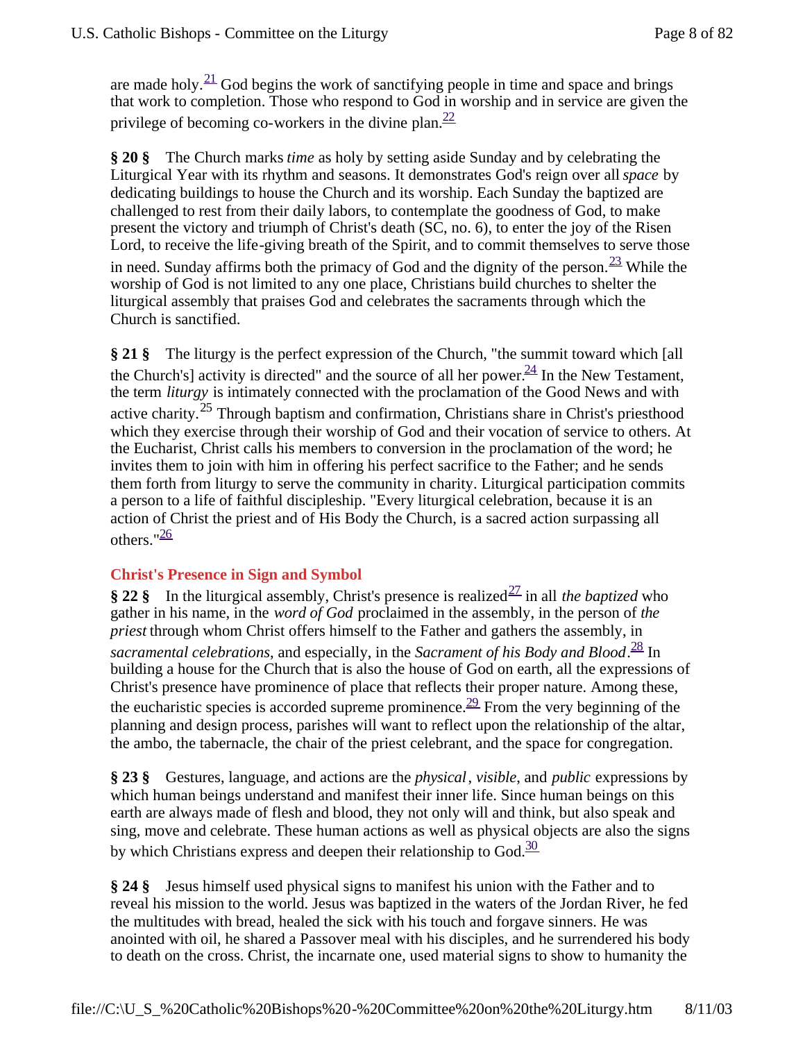are made holy.[21] God begins the work of sanctifying people in time and space and brings that work to completion. Those who respond to God in worship and in service are given the privilege of becoming co-workers in the divine plan.[22]

**§ 20 §** The Church marks *time* as holy by setting aside Sunday and by celebrating the Liturgical Year with its rhythm and seasons. It demonstrates God's reign over all *space* by dedicating buildings to house the Church and its worship. Each Sunday the baptized are challenged to rest from their daily labors, to contemplate the goodness of God, to make present the victory and triumph of Christ's death (SC, no. 6), to enter the joy of the Risen Lord, to receive the life-giving breath of the Spirit, and to commit themselves to serve those in need. Sunday affirms both the primacy of God and the dignity of the person.[23] While the worship of God is not limited to any one place, Christians build churches to shelter the liturgical assembly that praises God and celebrates the sacraments through which the Church is sanctified.

**§ 21 §** The liturgy is the perfect expression of the Church, "the summit toward which [all the Church's] activity is directed" and the source of all her power.[24] In the New Testament, the term *liturgy* is intimately connected with the proclamation of the Good News and with active charity.[25] Through baptism and confirmation, Christians share in Christ's priesthood which they exercise through their worship of God and their vocation of service to others. At the Eucharist, Christ calls his members to conversion in the proclamation of the word; he invites them to join with him in offering his perfect sacrifice to the Father; and he sends them forth from liturgy to serve the community in charity. Liturgical participation commits a person to a life of faithful discipleship. "Every liturgical celebration, because it is an action of Christ the priest and of His Body the Church, is a sacred action surpassing all others."[26]

## Christ's Presence in Sign and Symbol

**§ 22 §** In the liturgical assembly, Christ's presence is realized[27] in all *the baptized* who gather in his name, in the *word of God* proclaimed in the assembly, in the person of *the priest* through whom Christ offers himself to the Father and gathers the assembly, in *sacramental celebrations*, and especially, in the *Sacrament of his Body and Blood*.[28] In building a house for the Church that is also the house of God on earth, all the expressions of Christ's presence have prominence of place that reflects their proper nature. Among these, the eucharistic species is accorded supreme prominence.[29] From the very beginning of the planning and design process, parishes will want to reflect upon the relationship of the altar, the ambo, the tabernacle, the chair of the priest celebrant, and the space for congregation.

**§ 23 §** Gestures, language, and actions are the *physical*, *visible*, and *public* expressions by which human beings understand and manifest their inner life. Since human beings on this earth are always made of flesh and blood, they not only will and think, but also speak and sing, move and celebrate. These human actions as well as physical objects are also the signs by which Christians express and deepen their relationship to God.[30]

**§ 24 §** Jesus himself used physical signs to manifest his union with the Father and to reveal his mission to the world. Jesus was baptized in the waters of the Jordan River, he fed the multitudes with bread, healed the sick with his touch and forgave sinners. He was anointed with oil, he shared a Passover meal with his disciples, and he surrendered his body to death on the cross. Christ, the incarnate one, used material signs to show to humanity the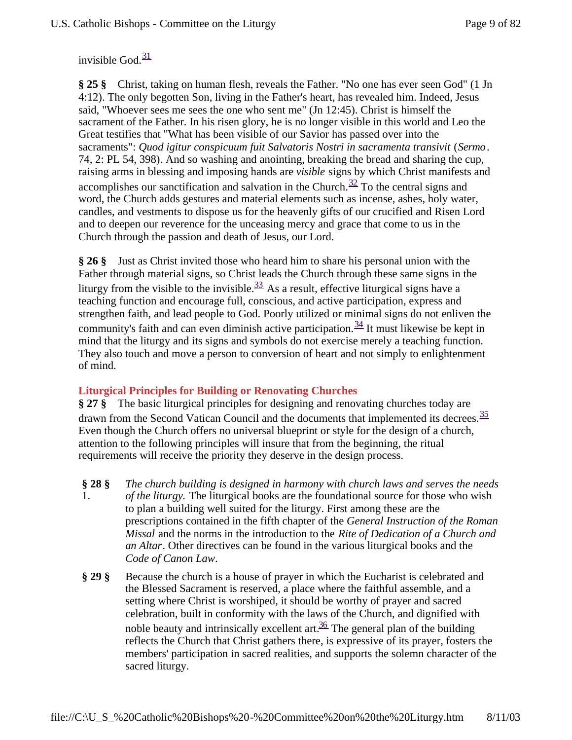invisible God.[31]

**§ 25 §** Christ, taking on human flesh, reveals the Father. "No one has ever seen God" (1 Jn 4:12). The only begotten Son, living in the Father's heart, has revealed him. Indeed, Jesus said, "Whoever sees me sees the one who sent me" (Jn 12:45). Christ is himself the sacrament of the Father. In his risen glory, he is no longer visible in this world and Leo the Great testifies that "What has been visible of our Savior has passed over into the sacraments": *Quod igitur conspicuum fuit Salvatoris Nostri in sacramenta transivit* (*Sermo*. 74, 2: PL 54, 398). And so washing and anointing, breaking the bread and sharing the cup, raising arms in blessing and imposing hands are *visible* signs by which Christ manifests and accomplishes our sanctification and salvation in the Church.[32] To the central signs and word, the Church adds gestures and material elements such as incense, ashes, holy water, candles, and vestments to dispose us for the heavenly gifts of our crucified and Risen Lord and to deepen our reverence for the unceasing mercy and grace that come to us in the Church through the passion and death of Jesus, our Lord.

**§ 26 §** Just as Christ invited those who heard him to share his personal union with the Father through material signs, so Christ leads the Church through these same signs in the liturgy from the visible to the invisible.[33] As a result, effective liturgical signs have a teaching function and encourage full, conscious, and active participation, express and strengthen faith, and lead people to God. Poorly utilized or minimal signs do not enliven the community's faith and can even diminish active participation.[34] It must likewise be kept in mind that the liturgy and its signs and symbols do not exercise merely a teaching function. They also touch and move a person to conversion of heart and not simply to enlightenment of mind.

## Liturgical Principles for Building or Renovating Churches

**§ 27 §** The basic liturgical principles for designing and renovating churches today are drawn from the Second Vatican Council and the documents that implemented its decrees.[35] Even though the Church offers no universal blueprint or style for the design of a church, attention to the following principles will insure that from the beginning, the ritual requirements will receive the priority they deserve in the design process.

**§ 28 §** 1. *The church building is designed in harmony with church laws and serves the needs of the liturgy.* The liturgical books are the foundational source for those who wish to plan a building well suited for the liturgy. First among these are the prescriptions contained in the fifth chapter of the *General Instruction of the Roman Missal* and the norms in the introduction to the *Rite of Dedication of a Church and an Altar*. Other directives can be found in the various liturgical books and the *Code of Canon Law*.

**§ 29 §** Because the church is a house of prayer in which the Eucharist is celebrated and the Blessed Sacrament is reserved, a place where the faithful assemble, and a setting where Christ is worshiped, it should be worthy of prayer and sacred celebration, built in conformity with the laws of the Church, and dignified with noble beauty and intrinsically excellent art.[36] The general plan of the building reflects the Church that Christ gathers there, is expressive of its prayer, fosters the members' participation in sacred realities, and supports the solemn character of the sacred liturgy.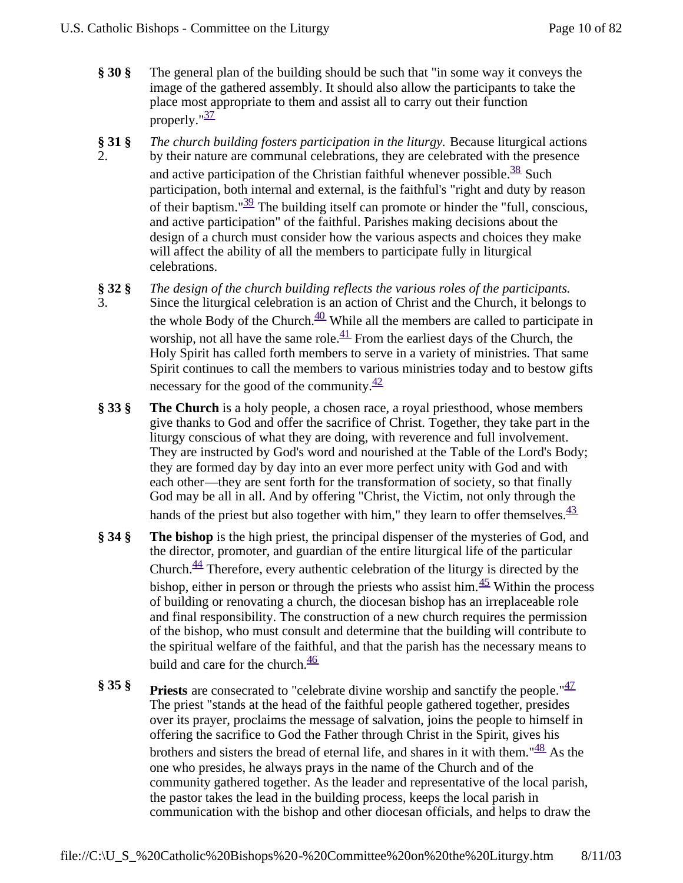**§ 30 §** The general plan of the building should be such that "in some way it conveys the image of the gathered assembly. It should also allow the participants to take the place most appropriate to them and assist all to carry out their function properly."[37]

**§ 31 §** 2. *The church building fosters participation in the liturgy.* Because liturgical actions by their nature are communal celebrations, they are celebrated with the presence and active participation of the Christian faithful whenever possible.[38] Such participation, both internal and external, is the faithful's "right and duty by reason of their baptism."[39] The building itself can promote or hinder the "full, conscious, and active participation" of the faithful. Parishes making decisions about the design of a church must consider how the various aspects and choices they make will affect the ability of all the members to participate fully in liturgical celebrations.

**§ 32 §** 3. *The design of the church building reflects the various roles of the participants.* Since the liturgical celebration is an action of Christ and the Church, it belongs to the whole Body of the Church.[40] While all the members are called to participate in worship, not all have the same role.[41] From the earliest days of the Church, the Holy Spirit has called forth members to serve in a variety of ministries. That same Spirit continues to call the members to various ministries today and to bestow gifts necessary for the good of the community.[42]

**§ 33 §** **The Church** is a holy people, a chosen race, a royal priesthood, whose members give thanks to God and offer the sacrifice of Christ. Together, they take part in the liturgy conscious of what they are doing, with reverence and full involvement. They are instructed by God's word and nourished at the Table of the Lord's Body; they are formed day by day into an ever more perfect unity with God and with each other—they are sent forth for the transformation of society, so that finally God may be all in all. And by offering "Christ, the Victim, not only through the hands of the priest but also together with him," they learn to offer themselves.[43]

**§ 34 §** **The bishop** is the high priest, the principal dispenser of the mysteries of God, and the director, promoter, and guardian of the entire liturgical life of the particular Church.[44] Therefore, every authentic celebration of the liturgy is directed by the bishop, either in person or through the priests who assist him.[45] Within the process of building or renovating a church, the diocesan bishop has an irreplaceable role and final responsibility. The construction of a new church requires the permission of the bishop, who must consult and determine that the building will contribute to the spiritual welfare of the faithful, and that the parish has the necessary means to build and care for the church.[46]

**§ 35 §** **Priests** are consecrated to "celebrate divine worship and sanctify the people."[47] The priest "stands at the head of the faithful people gathered together, presides over its prayer, proclaims the message of salvation, joins the people to himself in offering the sacrifice to God the Father through Christ in the Spirit, gives his brothers and sisters the bread of eternal life, and shares in it with them."[48] As the one who presides, he always prays in the name of the Church and of the community gathered together. As the leader and representative of the local parish, the pastor takes the lead in the building process, keeps the local parish in communication with the bishop and other diocesan officials, and helps to draw the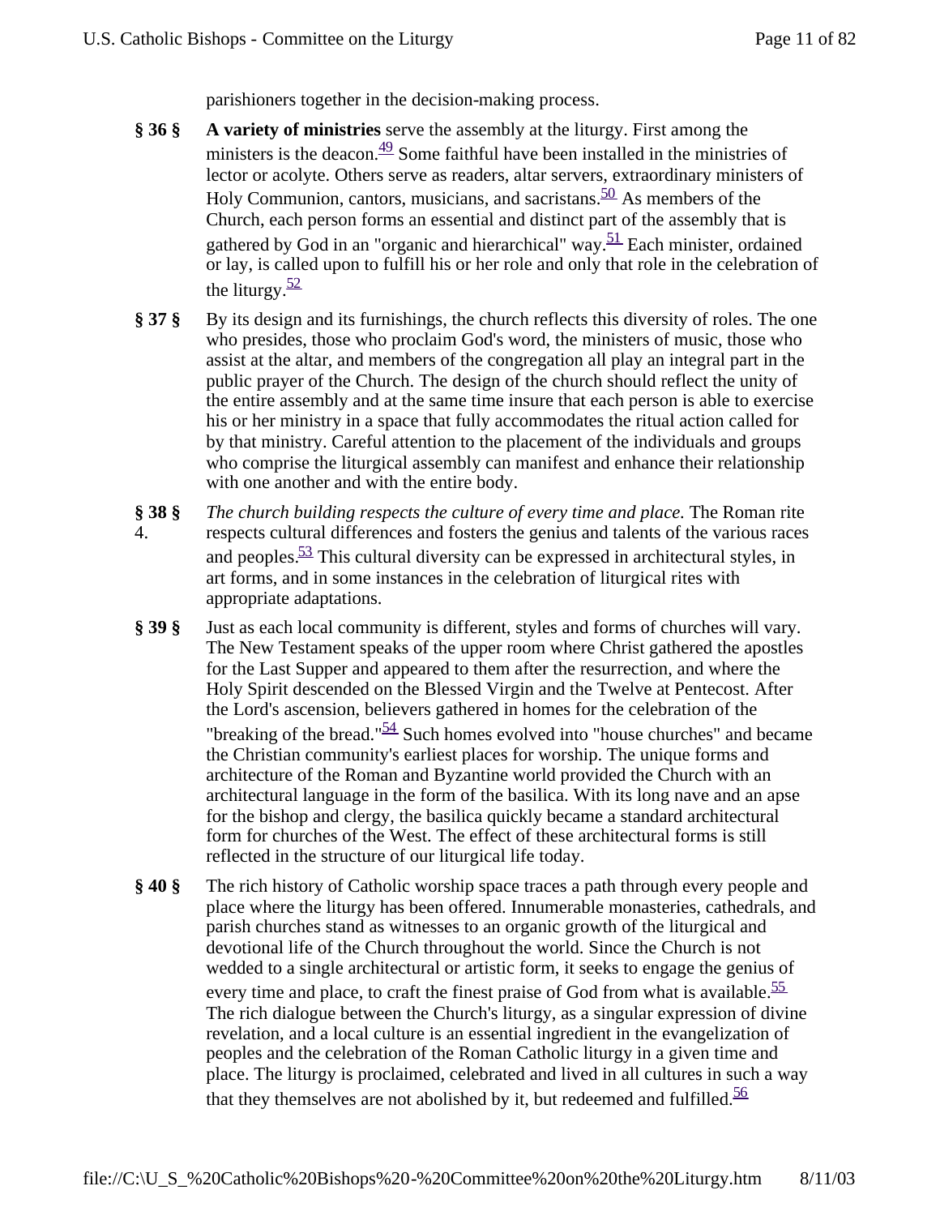parishioners together in the decision-making process.

§ 36 § **A variety of ministries** serve the assembly at the liturgy. First among the ministers is the deacon.[49] Some faithful have been installed in the ministries of lector or acolyte. Others serve as readers, altar servers, extraordinary ministers of Holy Communion, cantors, musicians, and sacristans.[50] As members of the Church, each person forms an essential and distinct part of the assembly that is gathered by God in an "organic and hierarchical" way.[51] Each minister, ordained or lay, is called upon to fulfill his or her role and only that role in the celebration of the liturgy.[52]

§ 37 § By its design and its furnishings, the church reflects this diversity of roles. The one who presides, those who proclaim God's word, the ministers of music, those who assist at the altar, and members of the congregation all play an integral part in the public prayer of the Church. The design of the church should reflect the unity of the entire assembly and at the same time insure that each person is able to exercise his or her ministry in a space that fully accommodates the ritual action called for by that ministry. Careful attention to the placement of the individuals and groups who comprise the liturgical assembly can manifest and enhance their relationship with one another and with the entire body.

§ 38 § 4. *The church building respects the culture of every time and place.* The Roman rite respects cultural differences and fosters the genius and talents of the various races and peoples.[53] This cultural diversity can be expressed in architectural styles, in art forms, and in some instances in the celebration of liturgical rites with appropriate adaptations.

§ 39 § Just as each local community is different, styles and forms of churches will vary. The New Testament speaks of the upper room where Christ gathered the apostles for the Last Supper and appeared to them after the resurrection, and where the Holy Spirit descended on the Blessed Virgin and the Twelve at Pentecost. After the Lord's ascension, believers gathered in homes for the celebration of the "breaking of the bread."[54] Such homes evolved into "house churches" and became the Christian community's earliest places for worship. The unique forms and architecture of the Roman and Byzantine world provided the Church with an architectural language in the form of the basilica. With its long nave and an apse for the bishop and clergy, the basilica quickly became a standard architectural form for churches of the West. The effect of these architectural forms is still reflected in the structure of our liturgical life today.

§ 40 § The rich history of Catholic worship space traces a path through every people and place where the liturgy has been offered. Innumerable monasteries, cathedrals, and parish churches stand as witnesses to an organic growth of the liturgical and devotional life of the Church throughout the world. Since the Church is not wedded to a single architectural or artistic form, it seeks to engage the genius of every time and place, to craft the finest praise of God from what is available.[55] The rich dialogue between the Church's liturgy, as a singular expression of divine revelation, and a local culture is an essential ingredient in the evangelization of peoples and the celebration of the Roman Catholic liturgy in a given time and place. The liturgy is proclaimed, celebrated and lived in all cultures in such a way that they themselves are not abolished by it, but redeemed and fulfilled.[56]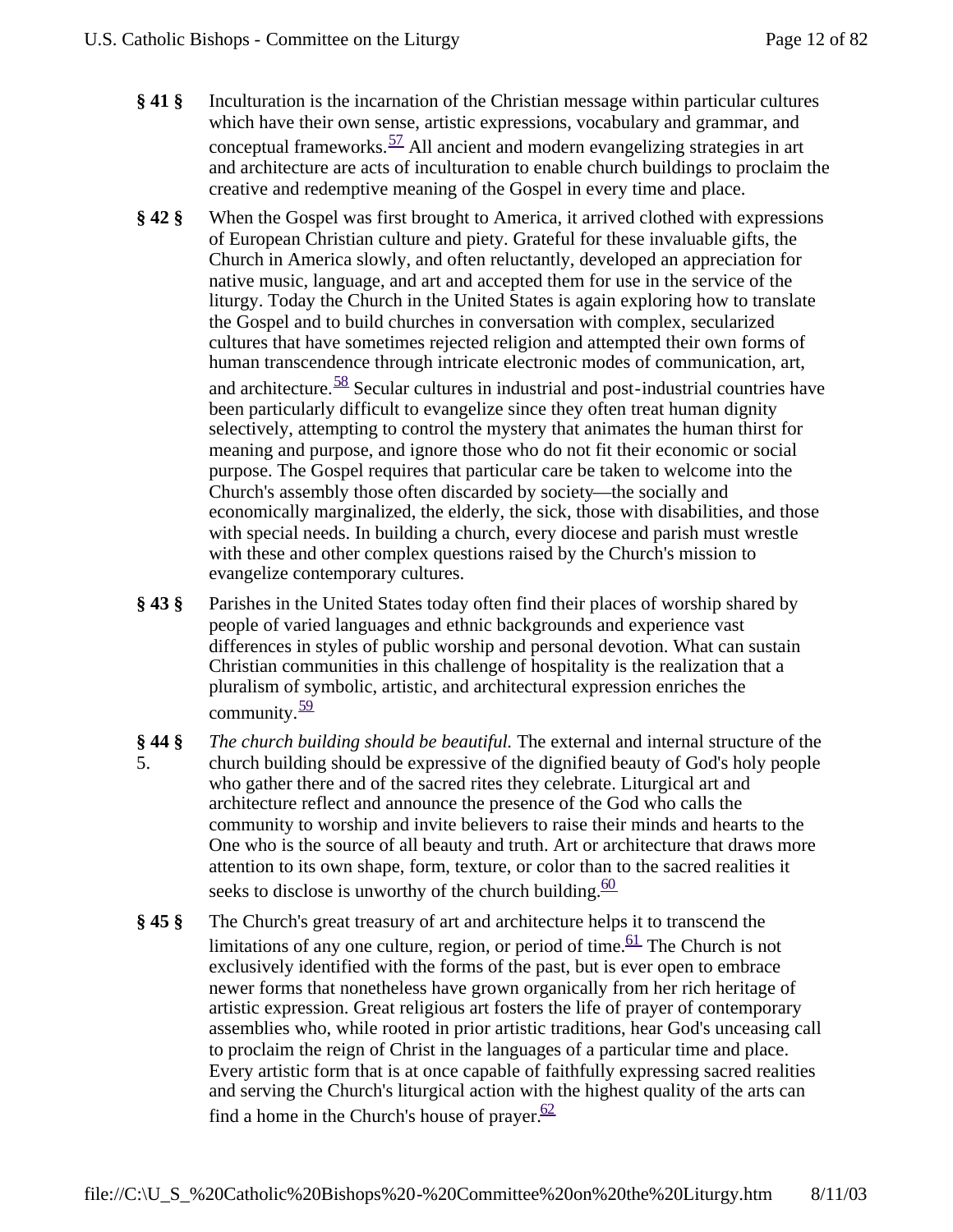**§ 41 §** Inculturation is the incarnation of the Christian message within particular cultures which have their own sense, artistic expressions, vocabulary and grammar, and conceptual frameworks.[57] All ancient and modern evangelizing strategies in art and architecture are acts of inculturation to enable church buildings to proclaim the creative and redemptive meaning of the Gospel in every time and place.

**§ 42 §** When the Gospel was first brought to America, it arrived clothed with expressions of European Christian culture and piety. Grateful for these invaluable gifts, the Church in America slowly, and often reluctantly, developed an appreciation for native music, language, and art and accepted them for use in the service of the liturgy. Today the Church in the United States is again exploring how to translate the Gospel and to build churches in conversation with complex, secularized cultures that have sometimes rejected religion and attempted their own forms of human transcendence through intricate electronic modes of communication, art, and architecture.[58] Secular cultures in industrial and post-industrial countries have been particularly difficult to evangelize since they often treat human dignity selectively, attempting to control the mystery that animates the human thirst for meaning and purpose, and ignore those who do not fit their economic or social purpose. The Gospel requires that particular care be taken to welcome into the Church's assembly those often discarded by society—the socially and economically marginalized, the elderly, the sick, those with disabilities, and those with special needs. In building a church, every diocese and parish must wrestle with these and other complex questions raised by the Church's mission to evangelize contemporary cultures.

**§ 43 §** Parishes in the United States today often find their places of worship shared by people of varied languages and ethnic backgrounds and experience vast differences in styles of public worship and personal devotion. What can sustain Christian communities in this challenge of hospitality is the realization that a pluralism of symbolic, artistic, and architectural expression enriches the community.[59]

**§ 44 §** 5. *The church building should be beautiful.* The external and internal structure of the church building should be expressive of the dignified beauty of God's holy people who gather there and of the sacred rites they celebrate. Liturgical art and architecture reflect and announce the presence of the God who calls the community to worship and invite believers to raise their minds and hearts to the One who is the source of all beauty and truth. Art or architecture that draws more attention to its own shape, form, texture, or color than to the sacred realities it seeks to disclose is unworthy of the church building.[60]

**§ 45 §** The Church's great treasury of art and architecture helps it to transcend the limitations of any one culture, region, or period of time.[61] The Church is not exclusively identified with the forms of the past, but is ever open to embrace newer forms that nonetheless have grown organically from her rich heritage of artistic expression. Great religious art fosters the life of prayer of contemporary assemblies who, while rooted in prior artistic traditions, hear God's unceasing call to proclaim the reign of Christ in the languages of a particular time and place. Every artistic form that is at once capable of faithfully expressing sacred realities and serving the Church's liturgical action with the highest quality of the arts can find a home in the Church's house of prayer.[62]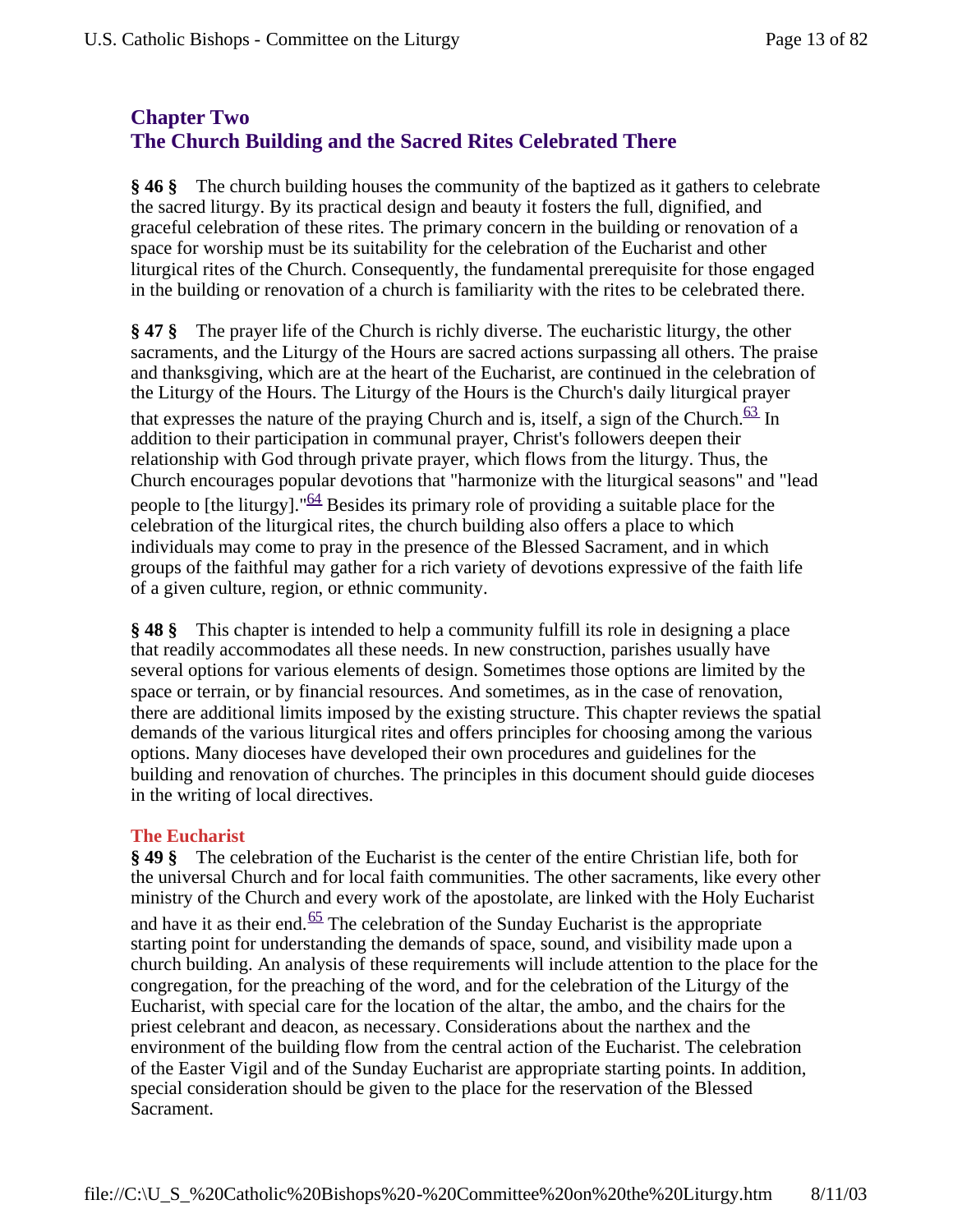## Chapter Two
## The Church Building and the Sacred Rites Celebrated There

**§ 46 §** The church building houses the community of the baptized as it gathers to celebrate the sacred liturgy. By its practical design and beauty it fosters the full, dignified, and graceful celebration of these rites. The primary concern in the building or renovation of a space for worship must be its suitability for the celebration of the Eucharist and other liturgical rites of the Church. Consequently, the fundamental prerequisite for those engaged in the building or renovation of a church is familiarity with the rites to be celebrated there.

**§ 47 §** The prayer life of the Church is richly diverse. The eucharistic liturgy, the other sacraments, and the Liturgy of the Hours are sacred actions surpassing all others. The praise and thanksgiving, which are at the heart of the Eucharist, are continued in the celebration of the Liturgy of the Hours. The Liturgy of the Hours is the Church's daily liturgical prayer that expresses the nature of the praying Church and is, itself, a sign of the Church.[63] In addition to their participation in communal prayer, Christ's followers deepen their relationship with God through private prayer, which flows from the liturgy. Thus, the Church encourages popular devotions that "harmonize with the liturgical seasons" and "lead people to [the liturgy]."[64] Besides its primary role of providing a suitable place for the celebration of the liturgical rites, the church building also offers a place to which individuals may come to pray in the presence of the Blessed Sacrament, and in which groups of the faithful may gather for a rich variety of devotions expressive of the faith life of a given culture, region, or ethnic community.

**§ 48 §** This chapter is intended to help a community fulfill its role in designing a place that readily accommodates all these needs. In new construction, parishes usually have several options for various elements of design. Sometimes those options are limited by the space or terrain, or by financial resources. And sometimes, as in the case of renovation, there are additional limits imposed by the existing structure. This chapter reviews the spatial demands of the various liturgical rites and offers principles for choosing among the various options. Many dioceses have developed their own procedures and guidelines for the building and renovation of churches. The principles in this document should guide dioceses in the writing of local directives.

### The Eucharist

**§ 49 §** The celebration of the Eucharist is the center of the entire Christian life, both for the universal Church and for local faith communities. The other sacraments, like every other ministry of the Church and every work of the apostolate, are linked with the Holy Eucharist and have it as their end.[65] The celebration of the Sunday Eucharist is the appropriate starting point for understanding the demands of space, sound, and visibility made upon a church building. An analysis of these requirements will include attention to the place for the congregation, for the preaching of the word, and for the celebration of the Liturgy of the Eucharist, with special care for the location of the altar, the ambo, and the chairs for the priest celebrant and deacon, as necessary. Considerations about the narthex and the environment of the building flow from the central action of the Eucharist. The celebration of the Easter Vigil and of the Sunday Eucharist are appropriate starting points. In addition, special consideration should be given to the place for the reservation of the Blessed Sacrament.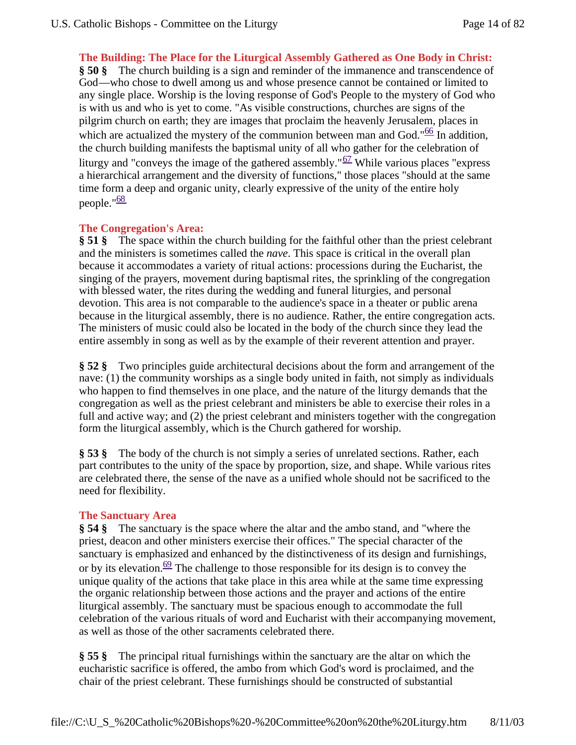### The Building: The Place for the Liturgical Assembly Gathered as One Body in Christ:

**§ 50 §** The church building is a sign and reminder of the immanence and transcendence of God—who chose to dwell among us and whose presence cannot be contained or limited to any single place. Worship is the loving response of God's People to the mystery of God who is with us and who is yet to come. "As visible constructions, churches are signs of the pilgrim church on earth; they are images that proclaim the heavenly Jerusalem, places in which are actualized the mystery of the communion between man and God."[66] In addition, the church building manifests the baptismal unity of all who gather for the celebration of liturgy and "conveys the image of the gathered assembly."[67] While various places "express a hierarchical arrangement and the diversity of functions," those places "should at the same time form a deep and organic unity, clearly expressive of the unity of the entire holy people."[68]

### The Congregation's Area:

**§ 51 §** The space within the church building for the faithful other than the priest celebrant and the ministers is sometimes called the *nave*. This space is critical in the overall plan because it accommodates a variety of ritual actions: processions during the Eucharist, the singing of the prayers, movement during baptismal rites, the sprinkling of the congregation with blessed water, the rites during the wedding and funeral liturgies, and personal devotion. This area is not comparable to the audience's space in a theater or public arena because in the liturgical assembly, there is no audience. Rather, the entire congregation acts. The ministers of music could also be located in the body of the church since they lead the entire assembly in song as well as by the example of their reverent attention and prayer.

**§ 52 §** Two principles guide architectural decisions about the form and arrangement of the nave: (1) the community worships as a single body united in faith, not simply as individuals who happen to find themselves in one place, and the nature of the liturgy demands that the congregation as well as the priest celebrant and ministers be able to exercise their roles in a full and active way; and (2) the priest celebrant and ministers together with the congregation form the liturgical assembly, which is the Church gathered for worship.

**§ 53 §** The body of the church is not simply a series of unrelated sections. Rather, each part contributes to the unity of the space by proportion, size, and shape. While various rites are celebrated there, the sense of the nave as a unified whole should not be sacrificed to the need for flexibility.

### The Sanctuary Area

**§ 54 §** The sanctuary is the space where the altar and the ambo stand, and "where the priest, deacon and other ministers exercise their offices." The special character of the sanctuary is emphasized and enhanced by the distinctiveness of its design and furnishings, or by its elevation.[69] The challenge to those responsible for its design is to convey the unique quality of the actions that take place in this area while at the same time expressing the organic relationship between those actions and the prayer and actions of the entire liturgical assembly. The sanctuary must be spacious enough to accommodate the full celebration of the various rituals of word and Eucharist with their accompanying movement, as well as those of the other sacraments celebrated there.

**§ 55 §** The principal ritual furnishings within the sanctuary are the altar on which the eucharistic sacrifice is offered, the ambo from which God's word is proclaimed, and the chair of the priest celebrant. These furnishings should be constructed of substantial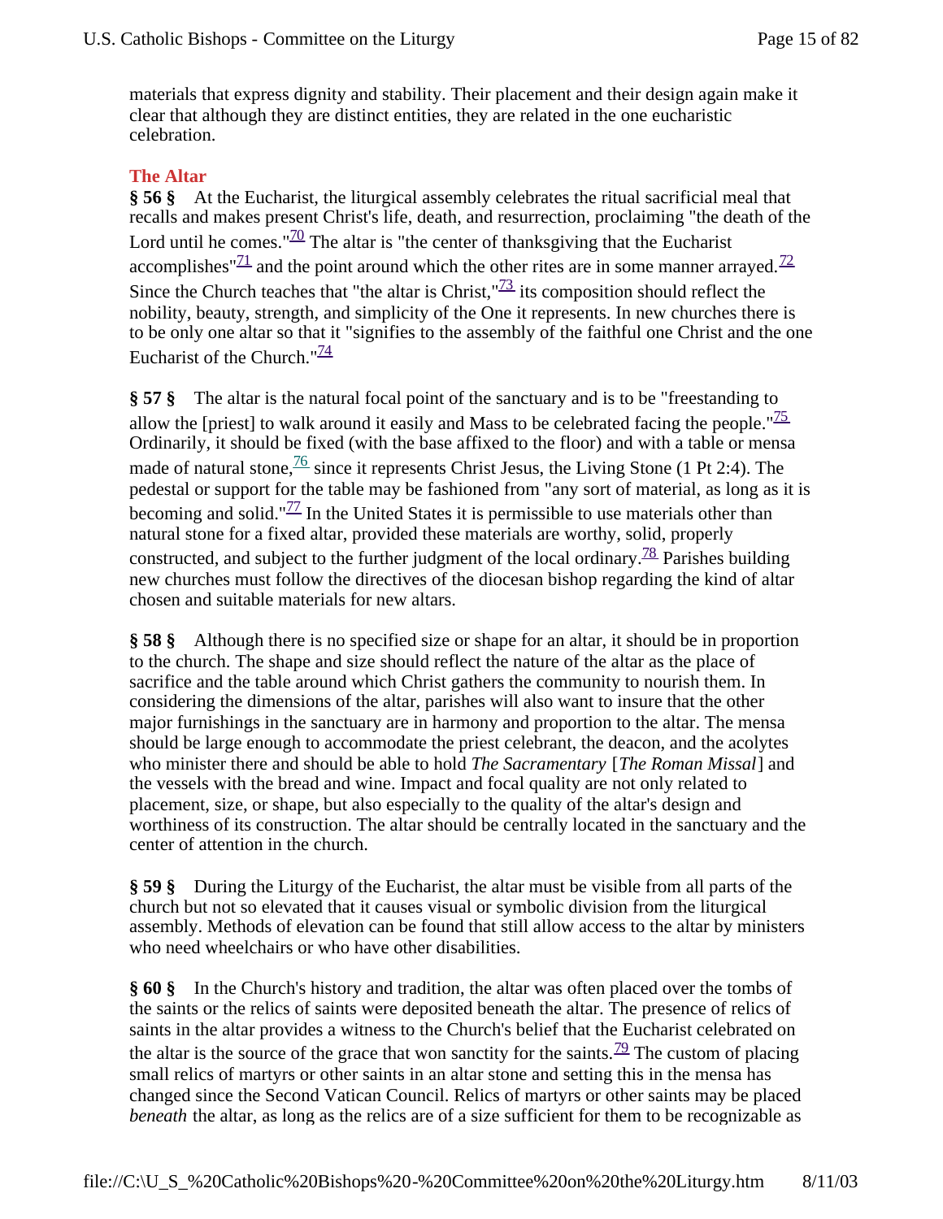materials that express dignity and stability. Their placement and their design again make it clear that although they are distinct entities, they are related in the one eucharistic celebration.

### The Altar

**§ 56 §** At the Eucharist, the liturgical assembly celebrates the ritual sacrificial meal that recalls and makes present Christ's life, death, and resurrection, proclaiming "the death of the Lord until he comes."[70] The altar is "the center of thanksgiving that the Eucharist accomplishes"[71] and the point around which the other rites are in some manner arrayed.[72] Since the Church teaches that "the altar is Christ,"[73] its composition should reflect the nobility, beauty, strength, and simplicity of the One it represents. In new churches there is to be only one altar so that it "signifies to the assembly of the faithful one Christ and the one Eucharist of the Church."[74]

**§ 57 §** The altar is the natural focal point of the sanctuary and is to be "freestanding to allow the [priest] to walk around it easily and Mass to be celebrated facing the people."[75] Ordinarily, it should be fixed (with the base affixed to the floor) and with a table or mensa made of natural stone,[76] since it represents Christ Jesus, the Living Stone (1 Pt 2:4). The pedestal or support for the table may be fashioned from "any sort of material, as long as it is becoming and solid."[77] In the United States it is permissible to use materials other than natural stone for a fixed altar, provided these materials are worthy, solid, properly constructed, and subject to the further judgment of the local ordinary.[78] Parishes building new churches must follow the directives of the diocesan bishop regarding the kind of altar chosen and suitable materials for new altars.

**§ 58 §** Although there is no specified size or shape for an altar, it should be in proportion to the church. The shape and size should reflect the nature of the altar as the place of sacrifice and the table around which Christ gathers the community to nourish them. In considering the dimensions of the altar, parishes will also want to insure that the other major furnishings in the sanctuary are in harmony and proportion to the altar. The mensa should be large enough to accommodate the priest celebrant, the deacon, and the acolytes who minister there and should be able to hold *The Sacramentary* [*The Roman Missal*] and the vessels with the bread and wine. Impact and focal quality are not only related to placement, size, or shape, but also especially to the quality of the altar's design and worthiness of its construction. The altar should be centrally located in the sanctuary and the center of attention in the church.

**§ 59 §** During the Liturgy of the Eucharist, the altar must be visible from all parts of the church but not so elevated that it causes visual or symbolic division from the liturgical assembly. Methods of elevation can be found that still allow access to the altar by ministers who need wheelchairs or who have other disabilities.

**§ 60 §** In the Church's history and tradition, the altar was often placed over the tombs of the saints or the relics of saints were deposited beneath the altar. The presence of relics of saints in the altar provides a witness to the Church's belief that the Eucharist celebrated on the altar is the source of the grace that won sanctity for the saints.[79] The custom of placing small relics of martyrs or other saints in an altar stone and setting this in the mensa has changed since the Second Vatican Council. Relics of martyrs or other saints may be placed *beneath* the altar, as long as the relics are of a size sufficient for them to be recognizable as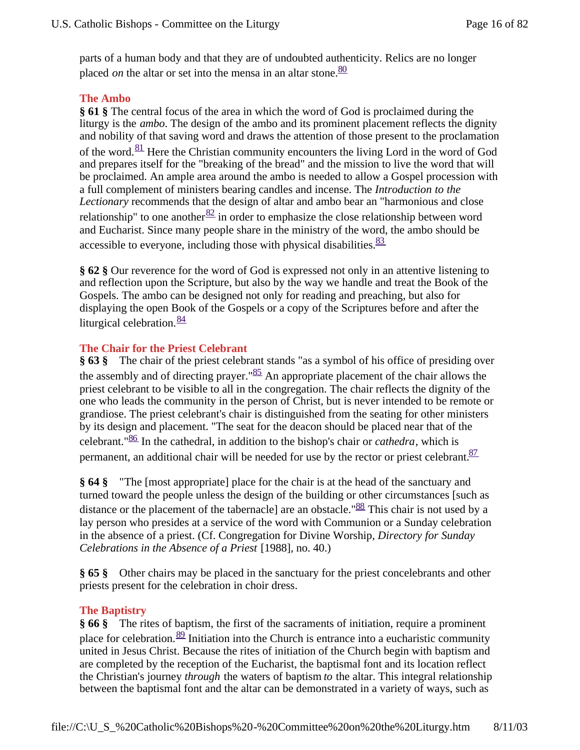parts of a human body and that they are of undoubted authenticity. Relics are no longer placed *on* the altar or set into the mensa in an altar stone.[80]

### The Ambo

**§ 61 §** The central focus of the area in which the word of God is proclaimed during the liturgy is the *ambo*. The design of the ambo and its prominent placement reflects the dignity and nobility of that saving word and draws the attention of those present to the proclamation of the word.[81] Here the Christian community encounters the living Lord in the word of God and prepares itself for the "breaking of the bread" and the mission to live the word that will be proclaimed. An ample area around the ambo is needed to allow a Gospel procession with a full complement of ministers bearing candles and incense. The *Introduction to the Lectionary* recommends that the design of altar and ambo bear an "harmonious and close relationship" to one another[82] in order to emphasize the close relationship between word and Eucharist. Since many people share in the ministry of the word, the ambo should be accessible to everyone, including those with physical disabilities.[83]

**§ 62 §** Our reverence for the word of God is expressed not only in an attentive listening to and reflection upon the Scripture, but also by the way we handle and treat the Book of the Gospels. The ambo can be designed not only for reading and preaching, but also for displaying the open Book of the Gospels or a copy of the Scriptures before and after the liturgical celebration.[84]

### The Chair for the Priest Celebrant

**§ 63 §** The chair of the priest celebrant stands "as a symbol of his office of presiding over the assembly and of directing prayer."[85] An appropriate placement of the chair allows the priest celebrant to be visible to all in the congregation. The chair reflects the dignity of the one who leads the community in the person of Christ, but is never intended to be remote or grandiose. The priest celebrant's chair is distinguished from the seating for other ministers by its design and placement. "The seat for the deacon should be placed near that of the celebrant."[86] In the cathedral, in addition to the bishop's chair or *cathedra*, which is permanent, an additional chair will be needed for use by the rector or priest celebrant.[87]

**§ 64 §** "The [most appropriate] place for the chair is at the head of the sanctuary and turned toward the people unless the design of the building or other circumstances [such as distance or the placement of the tabernacle] are an obstacle."[88] This chair is not used by a lay person who presides at a service of the word with Communion or a Sunday celebration in the absence of a priest. (Cf. Congregation for Divine Worship, *Directory for Sunday Celebrations in the Absence of a Priest* [1988], no. 40.)

**§ 65 §** Other chairs may be placed in the sanctuary for the priest concelebrants and other priests present for the celebration in choir dress.

### The Baptistry

**§ 66 §** The rites of baptism, the first of the sacraments of initiation, require a prominent place for celebration.[89] Initiation into the Church is entrance into a eucharistic community united in Jesus Christ. Because the rites of initiation of the Church begin with baptism and are completed by the reception of the Eucharist, the baptismal font and its location reflect the Christian's journey *through* the waters of baptism *to* the altar. This integral relationship between the baptismal font and the altar can be demonstrated in a variety of ways, such as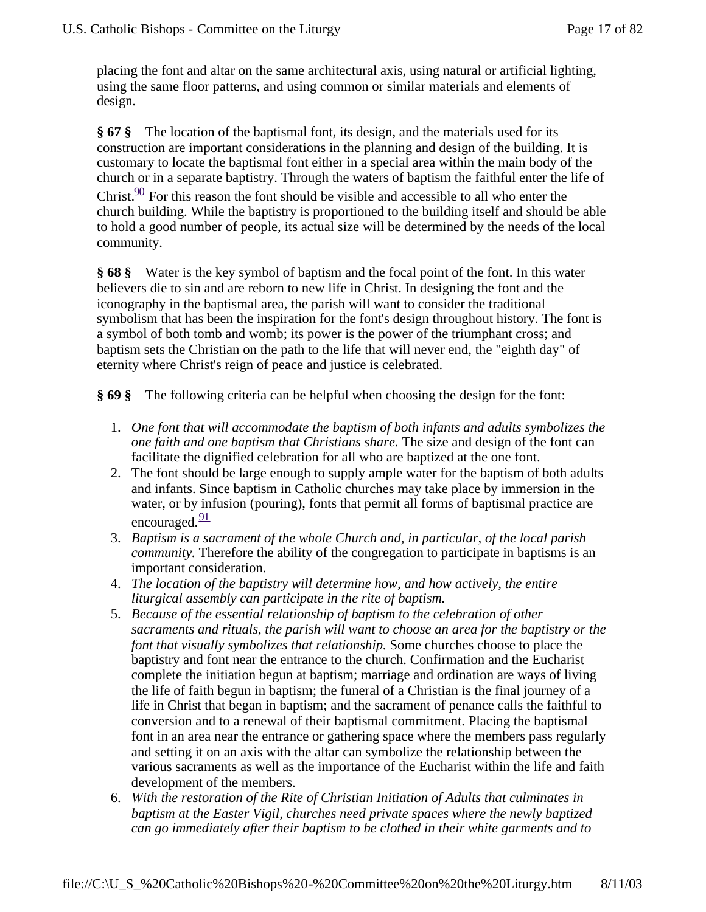placing the font and altar on the same architectural axis, using natural or artificial lighting, using the same floor patterns, and using common or similar materials and elements of design.

**§ 67 §** The location of the baptismal font, its design, and the materials used for its construction are important considerations in the planning and design of the building. It is customary to locate the baptismal font either in a special area within the main body of the church or in a separate baptistry. Through the waters of baptism the faithful enter the life of Christ.[90] For this reason the font should be visible and accessible to all who enter the church building. While the baptistry is proportioned to the building itself and should be able to hold a good number of people, its actual size will be determined by the needs of the local community.

**§ 68 §** Water is the key symbol of baptism and the focal point of the font. In this water believers die to sin and are reborn to new life in Christ. In designing the font and the iconography in the baptismal area, the parish will want to consider the traditional symbolism that has been the inspiration for the font's design throughout history. The font is a symbol of both tomb and womb; its power is the power of the triumphant cross; and baptism sets the Christian on the path to the life that will never end, the "eighth day" of eternity where Christ's reign of peace and justice is celebrated.

**§ 69 §** The following criteria can be helpful when choosing the design for the font:

1. *One font that will accommodate the baptism of both infants and adults symbolizes the one faith and one baptism that Christians share.* The size and design of the font can facilitate the dignified celebration for all who are baptized at the one font.
2. The font should be large enough to supply ample water for the baptism of both adults and infants. Since baptism in Catholic churches may take place by immersion in the water, or by infusion (pouring), fonts that permit all forms of baptismal practice are encouraged.[91]
3. *Baptism is a sacrament of the whole Church and, in particular, of the local parish community.* Therefore the ability of the congregation to participate in baptisms is an important consideration.
4. *The location of the baptistry will determine how, and how actively, the entire liturgical assembly can participate in the rite of baptism.*
5. *Because of the essential relationship of baptism to the celebration of other sacraments and rituals, the parish will want to choose an area for the baptistry or the font that visually symbolizes that relationship.* Some churches choose to place the baptistry and font near the entrance to the church. Confirmation and the Eucharist complete the initiation begun at baptism; marriage and ordination are ways of living the life of faith begun in baptism; the funeral of a Christian is the final journey of a life in Christ that began in baptism; and the sacrament of penance calls the faithful to conversion and to a renewal of their baptismal commitment. Placing the baptismal font in an area near the entrance or gathering space where the members pass regularly and setting it on an axis with the altar can symbolize the relationship between the various sacraments as well as the importance of the Eucharist within the life and faith development of the members.
6. *With the restoration of the Rite of Christian Initiation of Adults that culminates in baptism at the Easter Vigil, churches need private spaces where the newly baptized can go immediately after their baptism to be clothed in their white garments and to*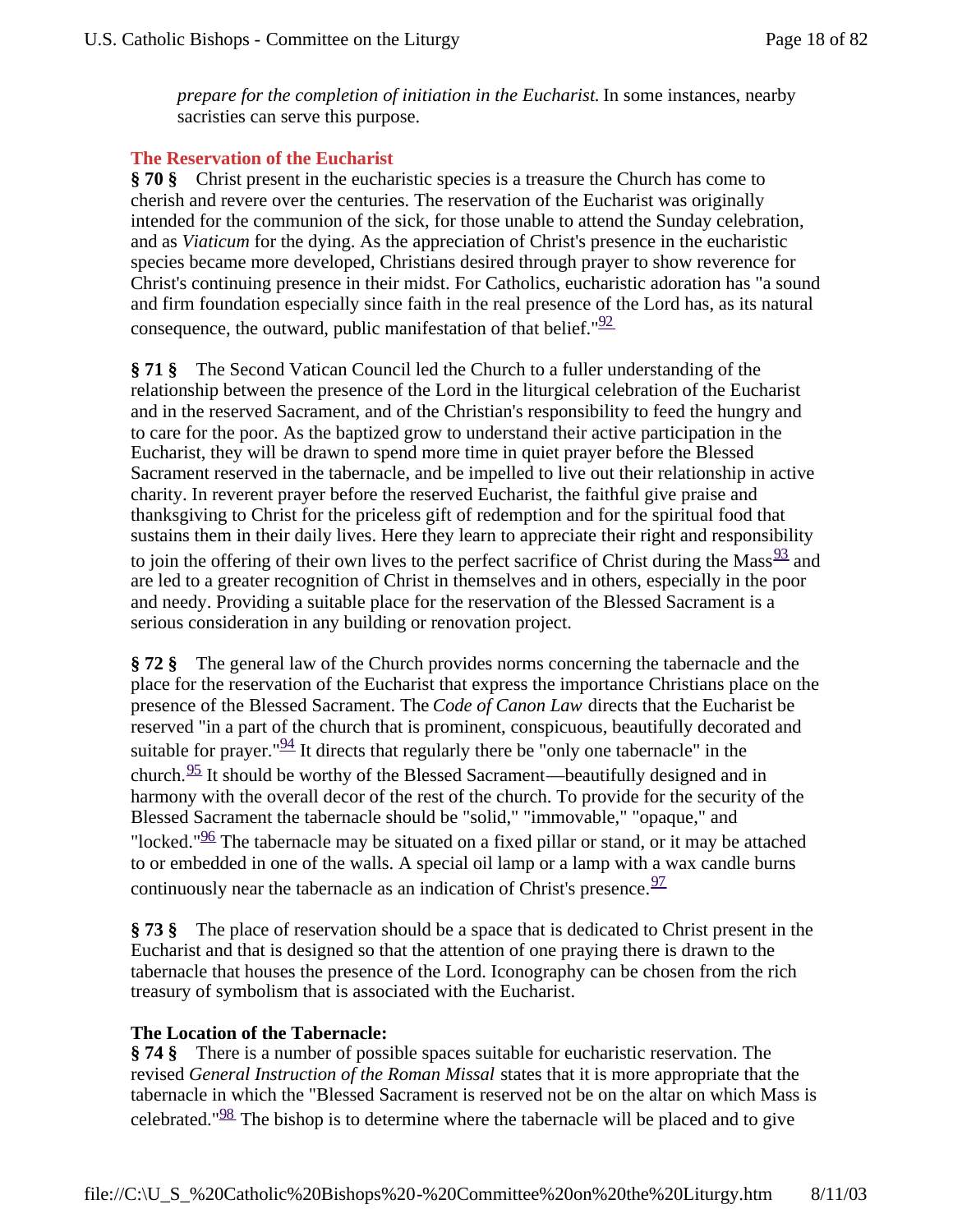*prepare for the completion of initiation in the Eucharist.* In some instances, nearby sacristies can serve this purpose.

## The Reservation of the Eucharist

**§ 70 §** Christ present in the eucharistic species is a treasure the Church has come to cherish and revere over the centuries. The reservation of the Eucharist was originally intended for the communion of the sick, for those unable to attend the Sunday celebration, and as *Viaticum* for the dying. As the appreciation of Christ's presence in the eucharistic species became more developed, Christians desired through prayer to show reverence for Christ's continuing presence in their midst. For Catholics, eucharistic adoration has "a sound and firm foundation especially since faith in the real presence of the Lord has, as its natural consequence, the outward, public manifestation of that belief."[92]

**§ 71 §** The Second Vatican Council led the Church to a fuller understanding of the relationship between the presence of the Lord in the liturgical celebration of the Eucharist and in the reserved Sacrament, and of the Christian's responsibility to feed the hungry and to care for the poor. As the baptized grow to understand their active participation in the Eucharist, they will be drawn to spend more time in quiet prayer before the Blessed Sacrament reserved in the tabernacle, and be impelled to live out their relationship in active charity. In reverent prayer before the reserved Eucharist, the faithful give praise and thanksgiving to Christ for the priceless gift of redemption and for the spiritual food that sustains them in their daily lives. Here they learn to appreciate their right and responsibility to join the offering of their own lives to the perfect sacrifice of Christ during the Mass[93] and are led to a greater recognition of Christ in themselves and in others, especially in the poor and needy. Providing a suitable place for the reservation of the Blessed Sacrament is a serious consideration in any building or renovation project.

**§ 72 §** The general law of the Church provides norms concerning the tabernacle and the place for the reservation of the Eucharist that express the importance Christians place on the presence of the Blessed Sacrament. The *Code of Canon Law* directs that the Eucharist be reserved "in a part of the church that is prominent, conspicuous, beautifully decorated and suitable for prayer."[94] It directs that regularly there be "only one tabernacle" in the church.[95] It should be worthy of the Blessed Sacrament—beautifully designed and in harmony with the overall decor of the rest of the church. To provide for the security of the Blessed Sacrament the tabernacle should be "solid," "immovable," "opaque," and "locked."[96] The tabernacle may be situated on a fixed pillar or stand, or it may be attached to or embedded in one of the walls. A special oil lamp or a lamp with a wax candle burns continuously near the tabernacle as an indication of Christ's presence.[97]

**§ 73 §** The place of reservation should be a space that is dedicated to Christ present in the Eucharist and that is designed so that the attention of one praying there is drawn to the tabernacle that houses the presence of the Lord. Iconography can be chosen from the rich treasury of symbolism that is associated with the Eucharist.

### The Location of the Tabernacle:

**§ 74 §** There is a number of possible spaces suitable for eucharistic reservation. The revised *General Instruction of the Roman Missal* states that it is more appropriate that the tabernacle in which the "Blessed Sacrament is reserved not be on the altar on which Mass is celebrated."[98] The bishop is to determine where the tabernacle will be placed and to give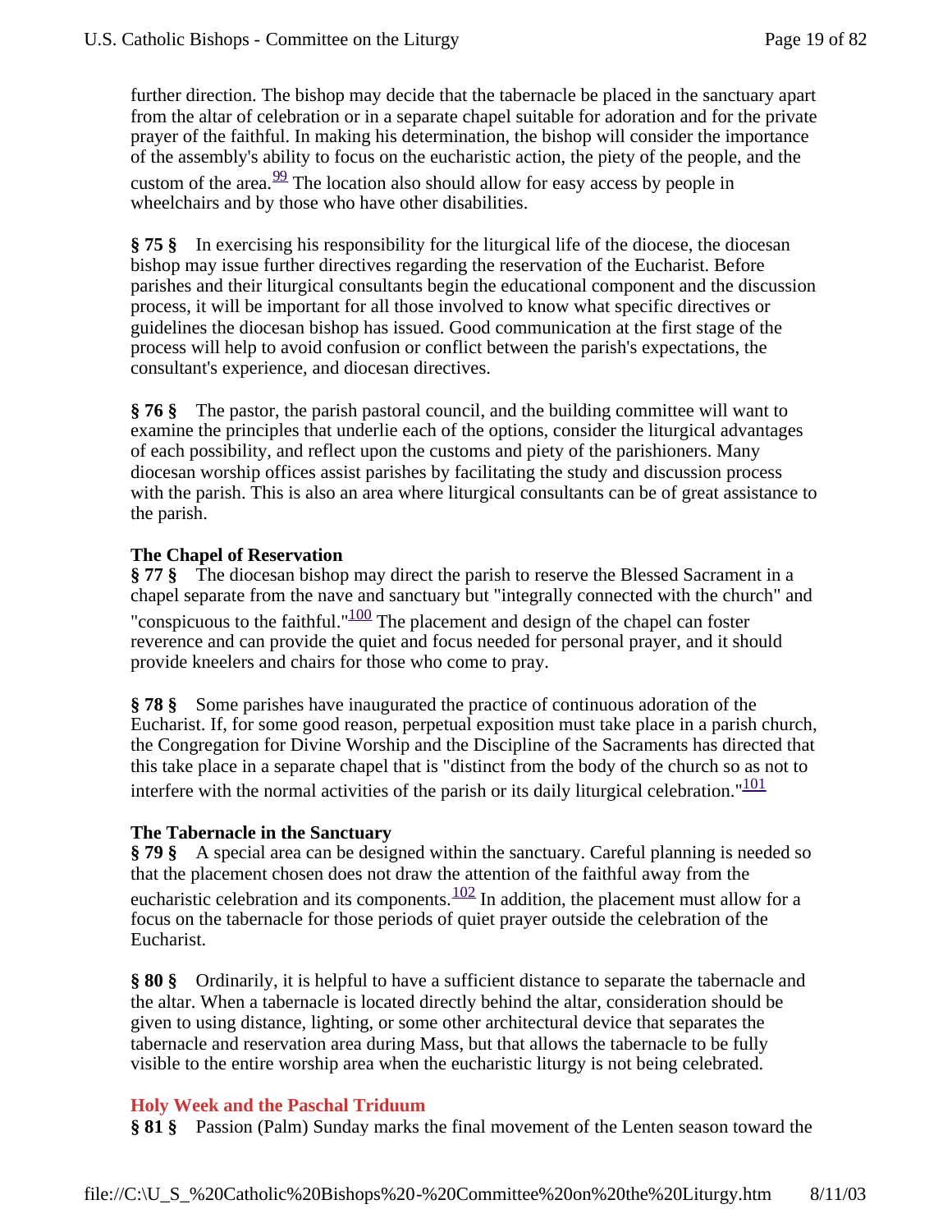further direction. The bishop may decide that the tabernacle be placed in the sanctuary apart from the altar of celebration or in a separate chapel suitable for adoration and for the private prayer of the faithful. In making his determination, the bishop will consider the importance of the assembly's ability to focus on the eucharistic action, the piety of the people, and the custom of the area.[99] The location also should allow for easy access by people in wheelchairs and by those who have other disabilities.

**§ 75 §** In exercising his responsibility for the liturgical life of the diocese, the diocesan bishop may issue further directives regarding the reservation of the Eucharist. Before parishes and their liturgical consultants begin the educational component and the discussion process, it will be important for all those involved to know what specific directives or guidelines the diocesan bishop has issued. Good communication at the first stage of the process will help to avoid confusion or conflict between the parish's expectations, the consultant's experience, and diocesan directives.

**§ 76 §** The pastor, the parish pastoral council, and the building committee will want to examine the principles that underlie each of the options, consider the liturgical advantages of each possibility, and reflect upon the customs and piety of the parishioners. Many diocesan worship offices assist parishes by facilitating the study and discussion process with the parish. This is also an area where liturgical consultants can be of great assistance to the parish.

**The Chapel of Reservation**

**§ 77 §** The diocesan bishop may direct the parish to reserve the Blessed Sacrament in a chapel separate from the nave and sanctuary but "integrally connected with the church" and "conspicuous to the faithful."[100] The placement and design of the chapel can foster reverence and can provide the quiet and focus needed for personal prayer, and it should provide kneelers and chairs for those who come to pray.

**§ 78 §** Some parishes have inaugurated the practice of continuous adoration of the Eucharist. If, for some good reason, perpetual exposition must take place in a parish church, the Congregation for Divine Worship and the Discipline of the Sacraments has directed that this take place in a separate chapel that is "distinct from the body of the church so as not to interfere with the normal activities of the parish or its daily liturgical celebration."[101]

**The Tabernacle in the Sanctuary**

**§ 79 §** A special area can be designed within the sanctuary. Careful planning is needed so that the placement chosen does not draw the attention of the faithful away from the eucharistic celebration and its components.[102] In addition, the placement must allow for a focus on the tabernacle for those periods of quiet prayer outside the celebration of the Eucharist.

**§ 80 §** Ordinarily, it is helpful to have a sufficient distance to separate the tabernacle and the altar. When a tabernacle is located directly behind the altar, consideration should be given to using distance, lighting, or some other architectural device that separates the tabernacle and reservation area during Mass, but that allows the tabernacle to be fully visible to the entire worship area when the eucharistic liturgy is not being celebrated.

## Holy Week and the Paschal Triduum

**§ 81 §** Passion (Palm) Sunday marks the final movement of the Lenten season toward the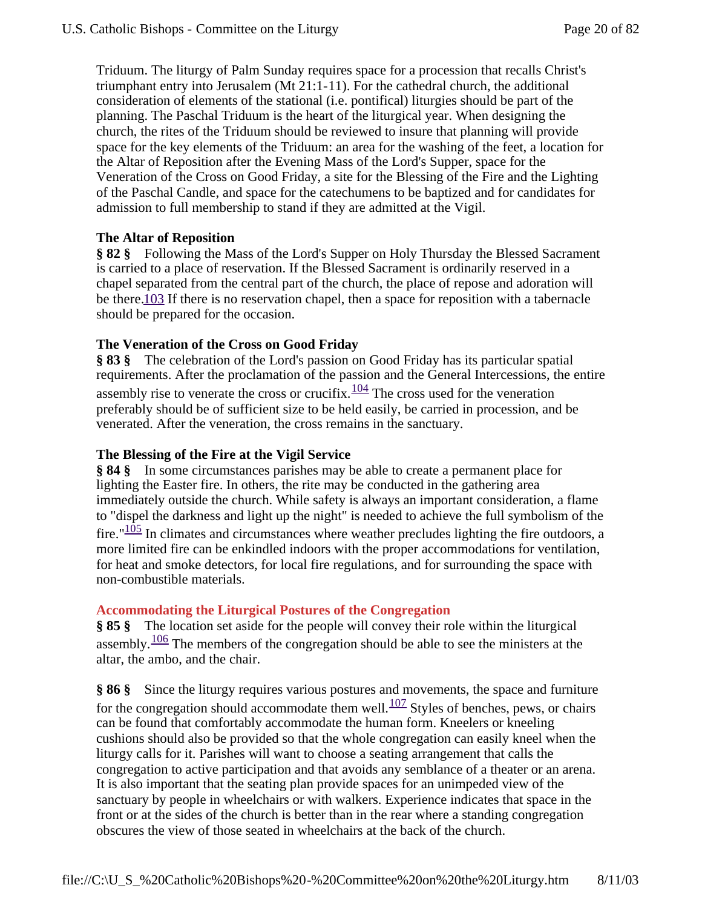Triduum. The liturgy of Palm Sunday requires space for a procession that recalls Christ's triumphant entry into Jerusalem (Mt 21:1-11). For the cathedral church, the additional consideration of elements of the stational (i.e. pontifical) liturgies should be part of the planning. The Paschal Triduum is the heart of the liturgical year. When designing the church, the rites of the Triduum should be reviewed to insure that planning will provide space for the key elements of the Triduum: an area for the washing of the feet, a location for the Altar of Reposition after the Evening Mass of the Lord's Supper, space for the Veneration of the Cross on Good Friday, a site for the Blessing of the Fire and the Lighting of the Paschal Candle, and space for the catechumens to be baptized and for candidates for admission to full membership to stand if they are admitted at the Vigil.

**The Altar of Reposition**

**§ 82 §** Following the Mass of the Lord's Supper on Holy Thursday the Blessed Sacrament is carried to a place of reservation. If the Blessed Sacrament is ordinarily reserved in a chapel separated from the central part of the church, the place of repose and adoration will be there.[103] If there is no reservation chapel, then a space for reposition with a tabernacle should be prepared for the occasion.

**The Veneration of the Cross on Good Friday**

**§ 83 §** The celebration of the Lord's passion on Good Friday has its particular spatial requirements. After the proclamation of the passion and the General Intercessions, the entire assembly rise to venerate the cross or crucifix.[104] The cross used for the veneration preferably should be of sufficient size to be held easily, be carried in procession, and be venerated. After the veneration, the cross remains in the sanctuary.

**The Blessing of the Fire at the Vigil Service**

**§ 84 §** In some circumstances parishes may be able to create a permanent place for lighting the Easter fire. In others, the rite may be conducted in the gathering area immediately outside the church. While safety is always an important consideration, a flame to "dispel the darkness and light up the night" is needed to achieve the full symbolism of the fire."[105] In climates and circumstances where weather precludes lighting the fire outdoors, a more limited fire can be enkindled indoors with the proper accommodations for ventilation, for heat and smoke detectors, for local fire regulations, and for surrounding the space with non-combustible materials.

## Accommodating the Liturgical Postures of the Congregation

**§ 85 §** The location set aside for the people will convey their role within the liturgical assembly.[106] The members of the congregation should be able to see the ministers at the altar, the ambo, and the chair.

**§ 86 §** Since the liturgy requires various postures and movements, the space and furniture for the congregation should accommodate them well.[107] Styles of benches, pews, or chairs can be found that comfortably accommodate the human form. Kneelers or kneeling cushions should also be provided so that the whole congregation can easily kneel when the liturgy calls for it. Parishes will want to choose a seating arrangement that calls the congregation to active participation and that avoids any semblance of a theater or an arena. It is also important that the seating plan provide spaces for an unimpeded view of the sanctuary by people in wheelchairs or with walkers. Experience indicates that space in the front or at the sides of the church is better than in the rear where a standing congregation obscures the view of those seated in wheelchairs at the back of the church.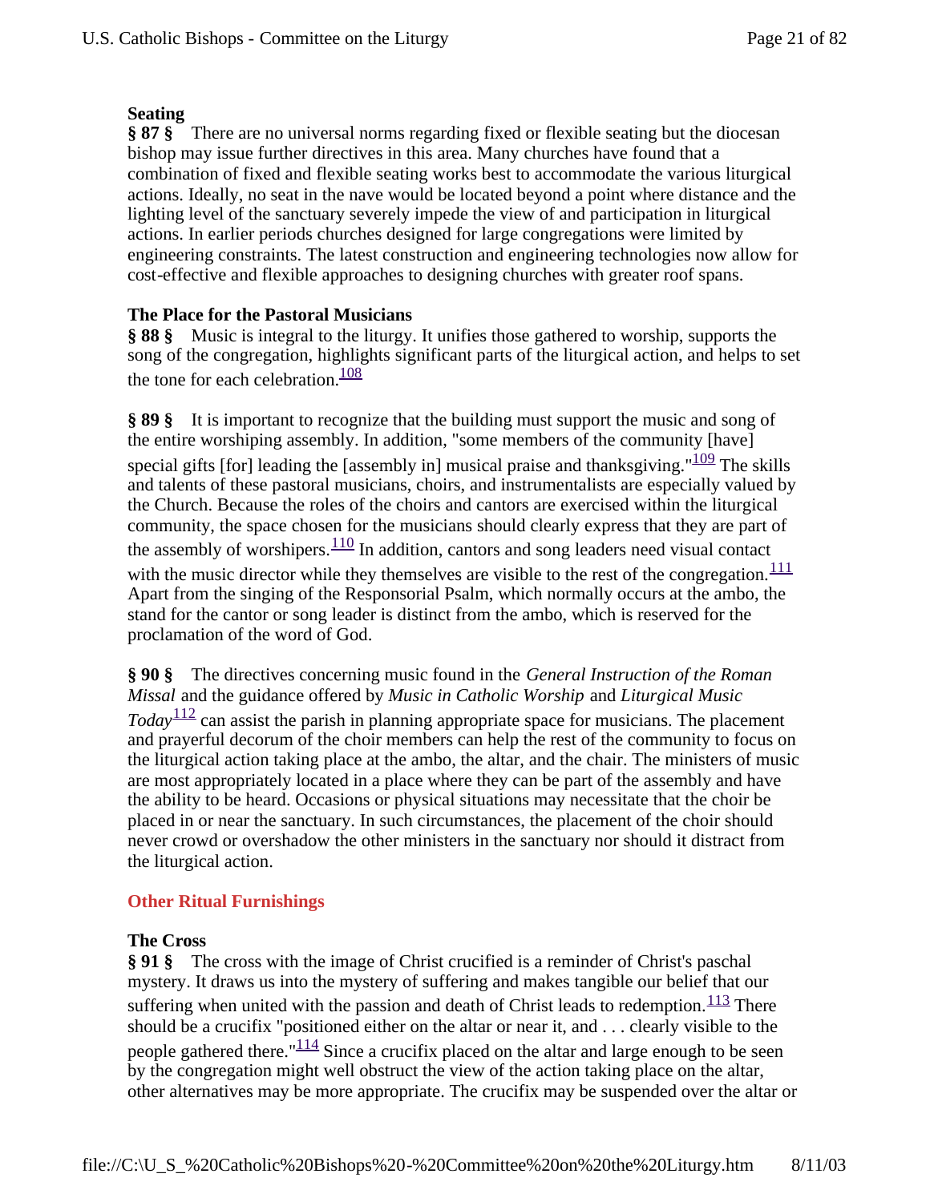### Seating

**§ 87 §** There are no universal norms regarding fixed or flexible seating but the diocesan bishop may issue further directives in this area. Many churches have found that a combination of fixed and flexible seating works best to accommodate the various liturgical actions. Ideally, no seat in the nave would be located beyond a point where distance and the lighting level of the sanctuary severely impede the view of and participation in liturgical actions. In earlier periods churches designed for large congregations were limited by engineering constraints. The latest construction and engineering technologies now allow for cost-effective and flexible approaches to designing churches with greater roof spans.

### The Place for the Pastoral Musicians

**§ 88 §** Music is integral to the liturgy. It unifies those gathered to worship, supports the song of the congregation, highlights significant parts of the liturgical action, and helps to set the tone for each celebration.[108]

**§ 89 §** It is important to recognize that the building must support the music and song of the entire worshiping assembly. In addition, "some members of the community [have] special gifts [for] leading the [assembly in] musical praise and thanksgiving."[109] The skills and talents of these pastoral musicians, choirs, and instrumentalists are especially valued by the Church. Because the roles of the choirs and cantors are exercised within the liturgical community, the space chosen for the musicians should clearly express that they are part of the assembly of worshipers.[110] In addition, cantors and song leaders need visual contact with the music director while they themselves are visible to the rest of the congregation.[111] Apart from the singing of the Responsorial Psalm, which normally occurs at the ambo, the stand for the cantor or song leader is distinct from the ambo, which is reserved for the proclamation of the word of God.

**§ 90 §** The directives concerning music found in the *General Instruction of the Roman Missal* and the guidance offered by *Music in Catholic Worship* and *Liturgical Music Today*[112] can assist the parish in planning appropriate space for musicians. The placement and prayerful decorum of the choir members can help the rest of the community to focus on the liturgical action taking place at the ambo, the altar, and the chair. The ministers of music are most appropriately located in a place where they can be part of the assembly and have the ability to be heard. Occasions or physical situations may necessitate that the choir be placed in or near the sanctuary. In such circumstances, the placement of the choir should never crowd or overshadow the other ministers in the sanctuary nor should it distract from the liturgical action.

## Other Ritual Furnishings

### The Cross

**§ 91 §** The cross with the image of Christ crucified is a reminder of Christ's paschal mystery. It draws us into the mystery of suffering and makes tangible our belief that our suffering when united with the passion and death of Christ leads to redemption.[113] There should be a crucifix "positioned either on the altar or near it, and . . . clearly visible to the people gathered there."[114] Since a crucifix placed on the altar and large enough to be seen by the congregation might well obstruct the view of the action taking place on the altar, other alternatives may be more appropriate. The crucifix may be suspended over the altar or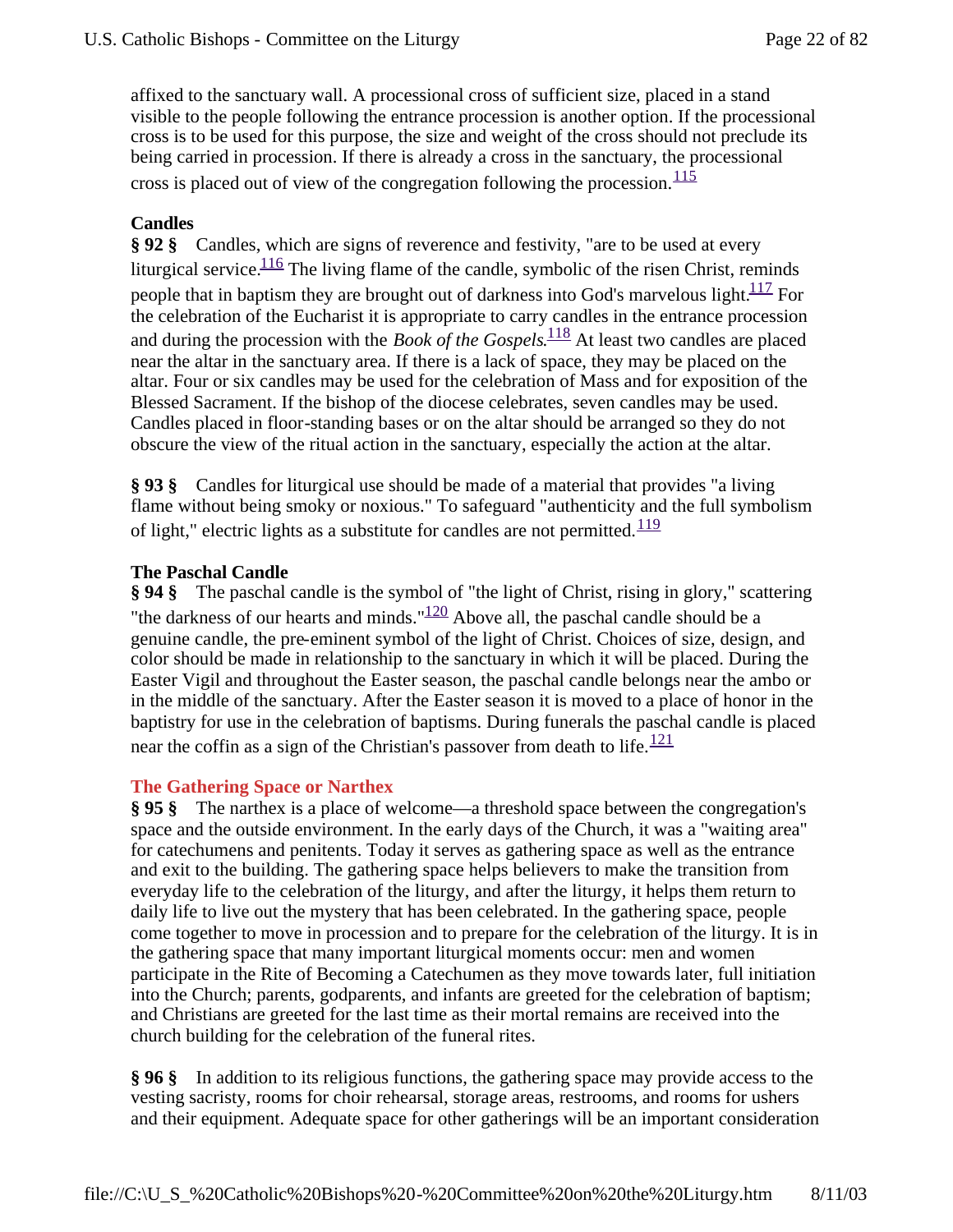affixed to the sanctuary wall. A processional cross of sufficient size, placed in a stand visible to the people following the entrance procession is another option. If the processional cross is to be used for this purpose, the size and weight of the cross should not preclude its being carried in procession. If there is already a cross in the sanctuary, the processional cross is placed out of view of the congregation following the procession.[115]

### Candles

**§ 92 §** Candles, which are signs of reverence and festivity, "are to be used at every liturgical service.[116] The living flame of the candle, symbolic of the risen Christ, reminds people that in baptism they are brought out of darkness into God's marvelous light.[117] For the celebration of the Eucharist it is appropriate to carry candles in the entrance procession and during the procession with the *Book of the Gospels*.[118] At least two candles are placed near the altar in the sanctuary area. If there is a lack of space, they may be placed on the altar. Four or six candles may be used for the celebration of Mass and for exposition of the Blessed Sacrament. If the bishop of the diocese celebrates, seven candles may be used. Candles placed in floor-standing bases or on the altar should be arranged so they do not obscure the view of the ritual action in the sanctuary, especially the action at the altar.

**§ 93 §** Candles for liturgical use should be made of a material that provides "a living flame without being smoky or noxious." To safeguard "authenticity and the full symbolism of light," electric lights as a substitute for candles are not permitted.[119]

### The Paschal Candle

**§ 94 §** The paschal candle is the symbol of "the light of Christ, rising in glory," scattering "the darkness of our hearts and minds."[120] Above all, the paschal candle should be a genuine candle, the pre-eminent symbol of the light of Christ. Choices of size, design, and color should be made in relationship to the sanctuary in which it will be placed. During the Easter Vigil and throughout the Easter season, the paschal candle belongs near the ambo or in the middle of the sanctuary. After the Easter season it is moved to a place of honor in the baptistry for use in the celebration of baptisms. During funerals the paschal candle is placed near the coffin as a sign of the Christian's passover from death to life.[121]

## The Gathering Space or Narthex

**§ 95 §** The narthex is a place of welcome—a threshold space between the congregation's space and the outside environment. In the early days of the Church, it was a "waiting area" for catechumens and penitents. Today it serves as gathering space as well as the entrance and exit to the building. The gathering space helps believers to make the transition from everyday life to the celebration of the liturgy, and after the liturgy, it helps them return to daily life to live out the mystery that has been celebrated. In the gathering space, people come together to move in procession and to prepare for the celebration of the liturgy. It is in the gathering space that many important liturgical moments occur: men and women participate in the Rite of Becoming a Catechumen as they move towards later, full initiation into the Church; parents, godparents, and infants are greeted for the celebration of baptism; and Christians are greeted for the last time as their mortal remains are received into the church building for the celebration of the funeral rites.

**§ 96 §** In addition to its religious functions, the gathering space may provide access to the vesting sacristy, rooms for choir rehearsal, storage areas, restrooms, and rooms for ushers and their equipment. Adequate space for other gatherings will be an important consideration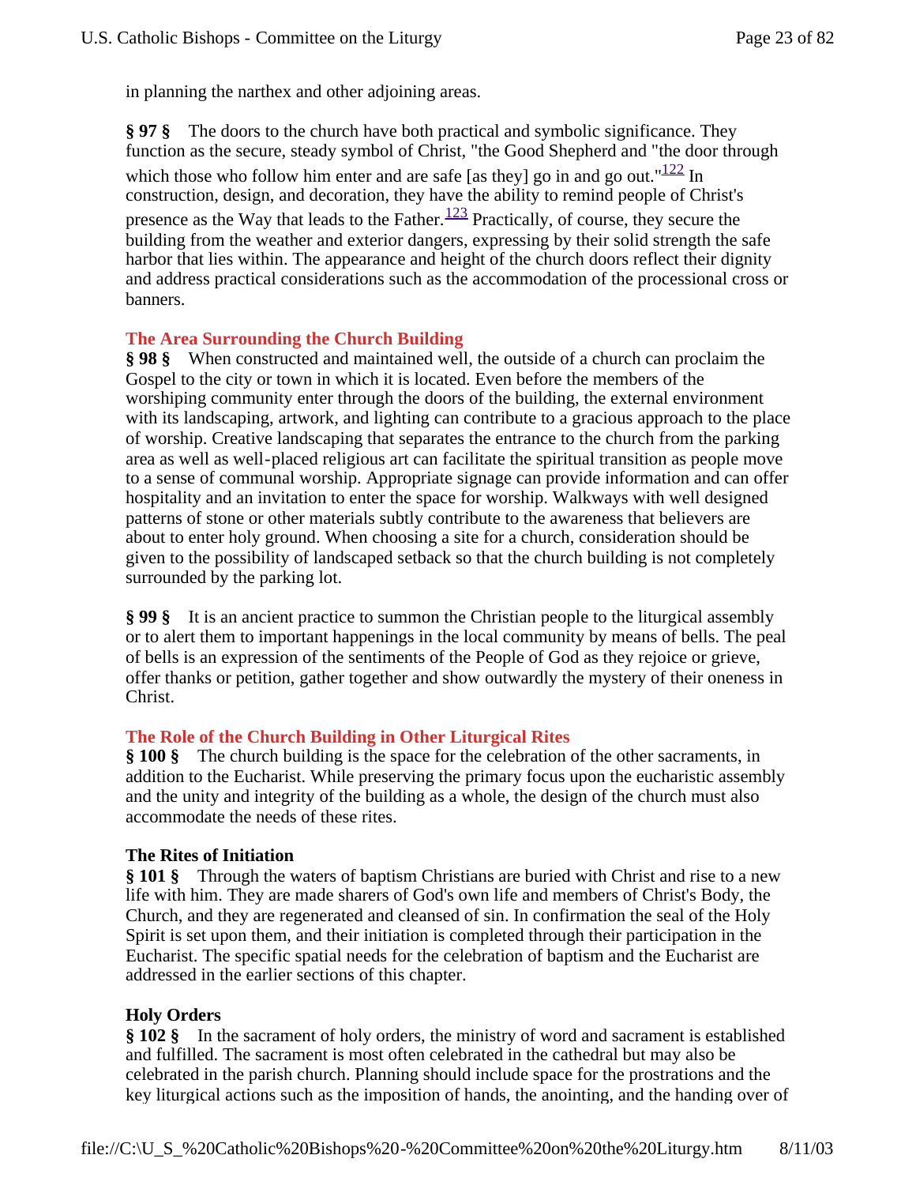in planning the narthex and other adjoining areas.

**§ 97 §** The doors to the church have both practical and symbolic significance. They function as the secure, steady symbol of Christ, "the Good Shepherd and "the door through which those who follow him enter and are safe [as they] go in and go out."[122] In construction, design, and decoration, they have the ability to remind people of Christ's presence as the Way that leads to the Father.[123] Practically, of course, they secure the building from the weather and exterior dangers, expressing by their solid strength the safe harbor that lies within. The appearance and height of the church doors reflect their dignity and address practical considerations such as the accommodation of the processional cross or banners.

## The Area Surrounding the Church Building

**§ 98 §** When constructed and maintained well, the outside of a church can proclaim the Gospel to the city or town in which it is located. Even before the members of the worshiping community enter through the doors of the building, the external environment with its landscaping, artwork, and lighting can contribute to a gracious approach to the place of worship. Creative landscaping that separates the entrance to the church from the parking area as well as well-placed religious art can facilitate the spiritual transition as people move to a sense of communal worship. Appropriate signage can provide information and can offer hospitality and an invitation to enter the space for worship. Walkways with well designed patterns of stone or other materials subtly contribute to the awareness that believers are about to enter holy ground. When choosing a site for a church, consideration should be given to the possibility of landscaped setback so that the church building is not completely surrounded by the parking lot.

**§ 99 §** It is an ancient practice to summon the Christian people to the liturgical assembly or to alert them to important happenings in the local community by means of bells. The peal of bells is an expression of the sentiments of the People of God as they rejoice or grieve, offer thanks or petition, gather together and show outwardly the mystery of their oneness in Christ.

## The Role of the Church Building in Other Liturgical Rites

**§ 100 §** The church building is the space for the celebration of the other sacraments, in addition to the Eucharist. While preserving the primary focus upon the eucharistic assembly and the unity and integrity of the building as a whole, the design of the church must also accommodate the needs of these rites.

### The Rites of Initiation

**§ 101 §** Through the waters of baptism Christians are buried with Christ and rise to a new life with him. They are made sharers of God's own life and members of Christ's Body, the Church, and they are regenerated and cleansed of sin. In confirmation the seal of the Holy Spirit is set upon them, and their initiation is completed through their participation in the Eucharist. The specific spatial needs for the celebration of baptism and the Eucharist are addressed in the earlier sections of this chapter.

### Holy Orders

**§ 102 §** In the sacrament of holy orders, the ministry of word and sacrament is established and fulfilled. The sacrament is most often celebrated in the cathedral but may also be celebrated in the parish church. Planning should include space for the prostrations and the key liturgical actions such as the imposition of hands, the anointing, and the handing over of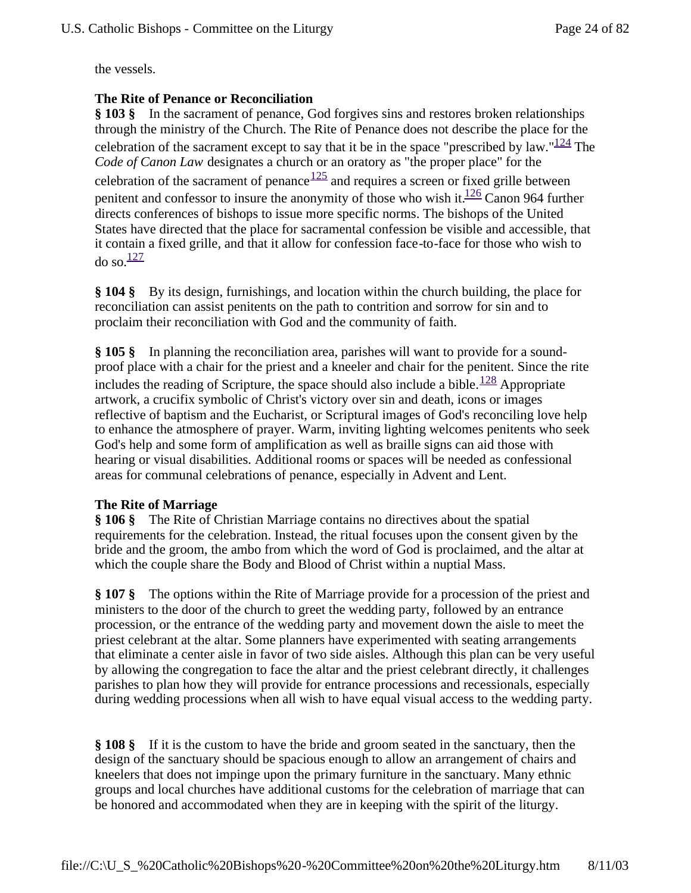the vessels.

**The Rite of Penance or Reconciliation**

**§ 103 §** In the sacrament of penance, God forgives sins and restores broken relationships through the ministry of the Church. The Rite of Penance does not describe the place for the celebration of the sacrament except to say that it be in the space "prescribed by law."[124] The *Code of Canon Law* designates a church or an oratory as "the proper place" for the celebration of the sacrament of penance[125] and requires a screen or fixed grille between penitent and confessor to insure the anonymity of those who wish it.[126] Canon 964 further directs conferences of bishops to issue more specific norms. The bishops of the United States have directed that the place for sacramental confession be visible and accessible, that it contain a fixed grille, and that it allow for confession face-to-face for those who wish to do so.[127]

**§ 104 §** By its design, furnishings, and location within the church building, the place for reconciliation can assist penitents on the path to contrition and sorrow for sin and to proclaim their reconciliation with God and the community of faith.

**§ 105 §** In planning the reconciliation area, parishes will want to provide for a sound-proof place with a chair for the priest and a kneeler and chair for the penitent. Since the rite includes the reading of Scripture, the space should also include a bible.[128] Appropriate artwork, a crucifix symbolic of Christ's victory over sin and death, icons or images reflective of baptism and the Eucharist, or Scriptural images of God's reconciling love help to enhance the atmosphere of prayer. Warm, inviting lighting welcomes penitents who seek God's help and some form of amplification as well as braille signs can aid those with hearing or visual disabilities. Additional rooms or spaces will be needed as confessional areas for communal celebrations of penance, especially in Advent and Lent.

**The Rite of Marriage**

**§ 106 §** The Rite of Christian Marriage contains no directives about the spatial requirements for the celebration. Instead, the ritual focuses upon the consent given by the bride and the groom, the ambo from which the word of God is proclaimed, and the altar at which the couple share the Body and Blood of Christ within a nuptial Mass.

**§ 107 §** The options within the Rite of Marriage provide for a procession of the priest and ministers to the door of the church to greet the wedding party, followed by an entrance procession, or the entrance of the wedding party and movement down the aisle to meet the priest celebrant at the altar. Some planners have experimented with seating arrangements that eliminate a center aisle in favor of two side aisles. Although this plan can be very useful by allowing the congregation to face the altar and the priest celebrant directly, it challenges parishes to plan how they will provide for entrance processions and recessionals, especially during wedding processions when all wish to have equal visual access to the wedding party.

**§ 108 §** If it is the custom to have the bride and groom seated in the sanctuary, then the design of the sanctuary should be spacious enough to allow an arrangement of chairs and kneelers that does not impinge upon the primary furniture in the sanctuary. Many ethnic groups and local churches have additional customs for the celebration of marriage that can be honored and accommodated when they are in keeping with the spirit of the liturgy.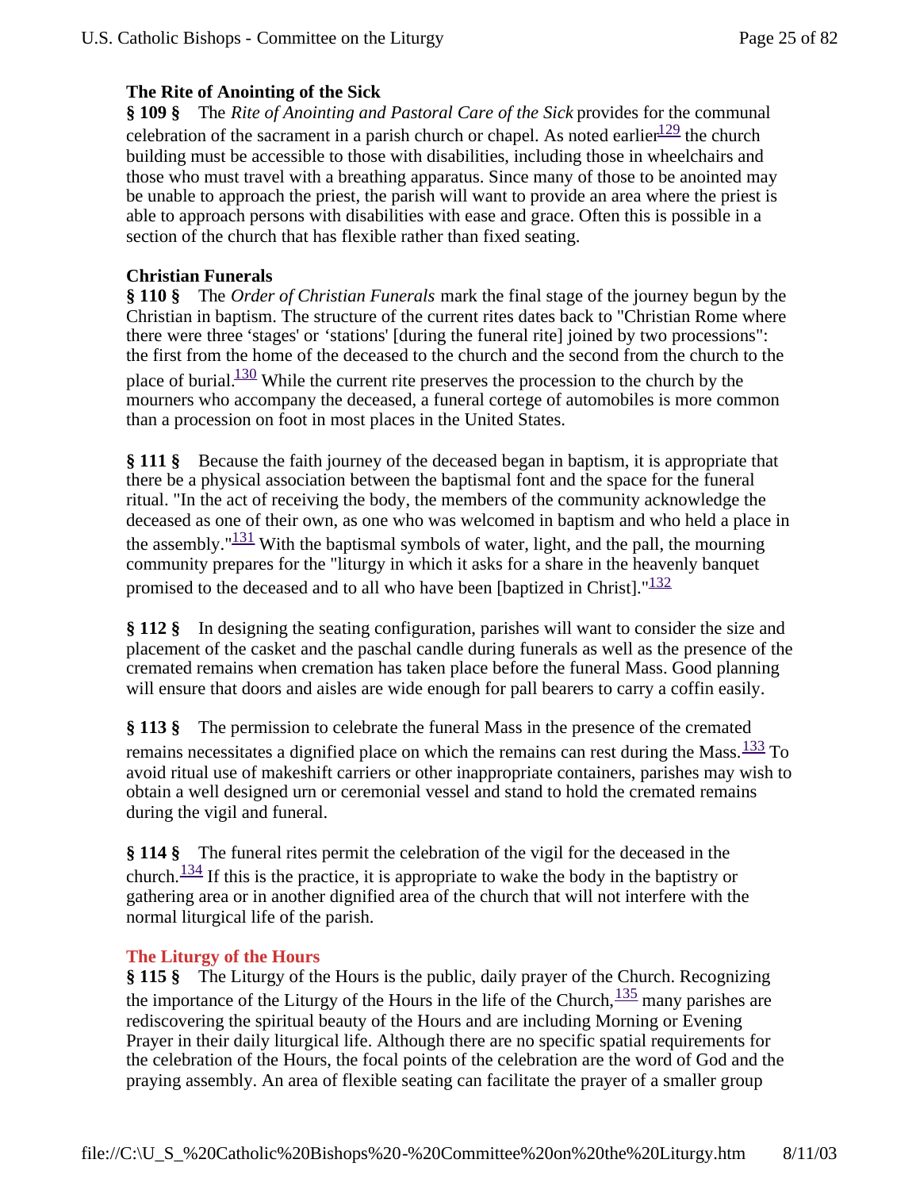### The Rite of Anointing of the Sick

**§ 109 §** The *Rite of Anointing and Pastoral Care of the Sick* provides for the communal celebration of the sacrament in a parish church or chapel. As noted earlier[129] the church building must be accessible to those with disabilities, including those in wheelchairs and those who must travel with a breathing apparatus. Since many of those to be anointed may be unable to approach the priest, the parish will want to provide an area where the priest is able to approach persons with disabilities with ease and grace. Often this is possible in a section of the church that has flexible rather than fixed seating.

### Christian Funerals

**§ 110 §** The *Order of Christian Funerals* mark the final stage of the journey begun by the Christian in baptism. The structure of the current rites dates back to "Christian Rome where there were three 'stages' or 'stations' [during the funeral rite] joined by two processions": the first from the home of the deceased to the church and the second from the church to the place of burial.[130] While the current rite preserves the procession to the church by the mourners who accompany the deceased, a funeral cortege of automobiles is more common than a procession on foot in most places in the United States.

**§ 111 §** Because the faith journey of the deceased began in baptism, it is appropriate that there be a physical association between the baptismal font and the space for the funeral ritual. "In the act of receiving the body, the members of the community acknowledge the deceased as one of their own, as one who was welcomed in baptism and who held a place in the assembly."[131] With the baptismal symbols of water, light, and the pall, the mourning community prepares for the "liturgy in which it asks for a share in the heavenly banquet promised to the deceased and to all who have been [baptized in Christ]."[132]

**§ 112 §** In designing the seating configuration, parishes will want to consider the size and placement of the casket and the paschal candle during funerals as well as the presence of the cremated remains when cremation has taken place before the funeral Mass. Good planning will ensure that doors and aisles are wide enough for pall bearers to carry a coffin easily.

**§ 113 §** The permission to celebrate the funeral Mass in the presence of the cremated remains necessitates a dignified place on which the remains can rest during the Mass.[133] To avoid ritual use of makeshift carriers or other inappropriate containers, parishes may wish to obtain a well designed urn or ceremonial vessel and stand to hold the cremated remains during the vigil and funeral.

**§ 114 §** The funeral rites permit the celebration of the vigil for the deceased in the church.[134] If this is the practice, it is appropriate to wake the body in the baptistry or gathering area or in another dignified area of the church that will not interfere with the normal liturgical life of the parish.

### The Liturgy of the Hours

**§ 115 §** The Liturgy of the Hours is the public, daily prayer of the Church. Recognizing the importance of the Liturgy of the Hours in the life of the Church,[135] many parishes are rediscovering the spiritual beauty of the Hours and are including Morning or Evening Prayer in their daily liturgical life. Although there are no specific spatial requirements for the celebration of the Hours, the focal points of the celebration are the word of God and the praying assembly. An area of flexible seating can facilitate the prayer of a smaller group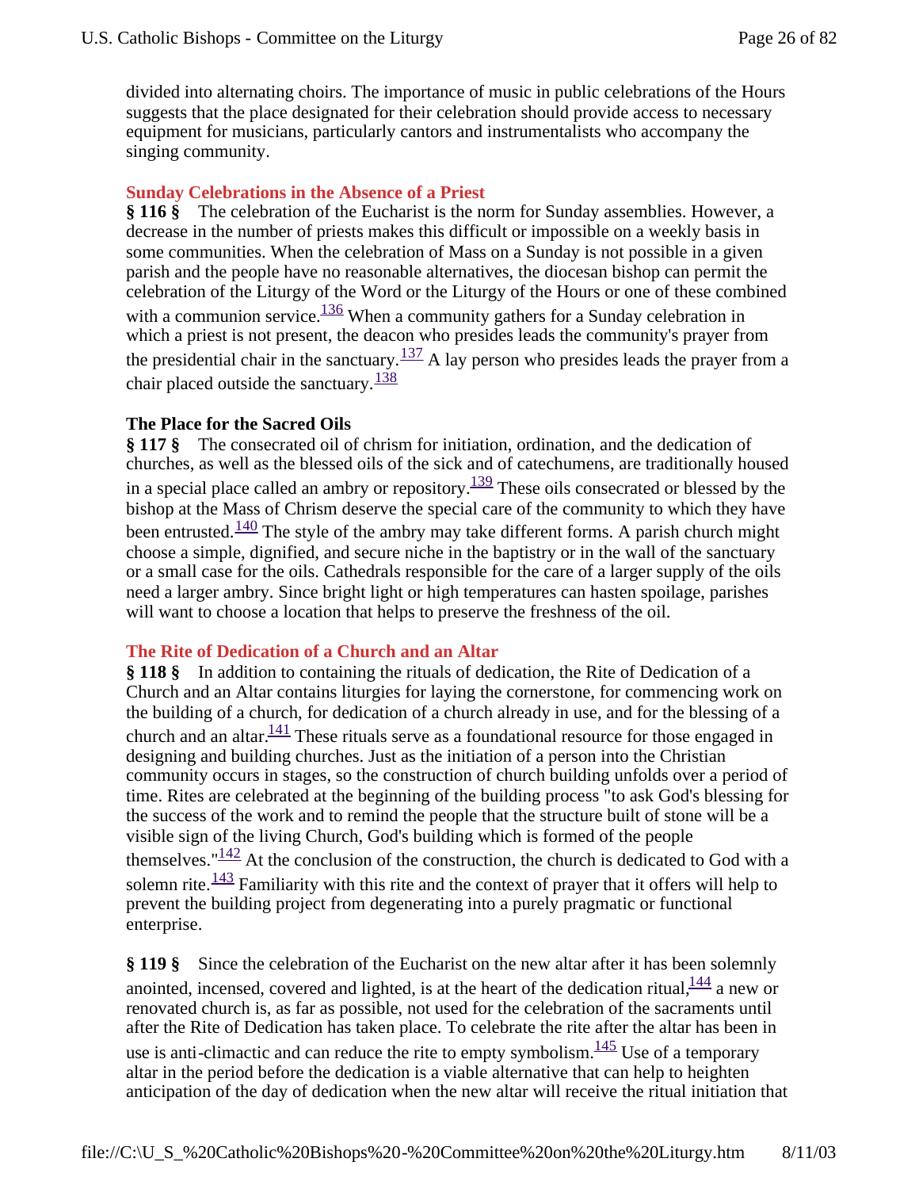divided into alternating choirs. The importance of music in public celebrations of the Hours suggests that the place designated for their celebration should provide access to necessary equipment for musicians, particularly cantors and instrumentalists who accompany the singing community.

### Sunday Celebrations in the Absence of a Priest

**§ 116 §** The celebration of the Eucharist is the norm for Sunday assemblies. However, a decrease in the number of priests makes this difficult or impossible on a weekly basis in some communities. When the celebration of Mass on a Sunday is not possible in a given parish and the people have no reasonable alternatives, the diocesan bishop can permit the celebration of the Liturgy of the Word or the Liturgy of the Hours or one of these combined with a communion service.[136] When a community gathers for a Sunday celebration in which a priest is not present, the deacon who presides leads the community's prayer from the presidential chair in the sanctuary.[137] A lay person who presides leads the prayer from a chair placed outside the sanctuary.[138]

### The Place for the Sacred Oils

**§ 117 §** The consecrated oil of chrism for initiation, ordination, and the dedication of churches, as well as the blessed oils of the sick and of catechumens, are traditionally housed in a special place called an ambry or repository.[139] These oils consecrated or blessed by the bishop at the Mass of Chrism deserve the special care of the community to which they have been entrusted.[140] The style of the ambry may take different forms. A parish church might choose a simple, dignified, and secure niche in the baptistry or in the wall of the sanctuary or a small case for the oils. Cathedrals responsible for the care of a larger supply of the oils need a larger ambry. Since bright light or high temperatures can hasten spoilage, parishes will want to choose a location that helps to preserve the freshness of the oil.

### The Rite of Dedication of a Church and an Altar

**§ 118 §** In addition to containing the rituals of dedication, the Rite of Dedication of a Church and an Altar contains liturgies for laying the cornerstone, for commencing work on the building of a church, for dedication of a church already in use, and for the blessing of a church and an altar.[141] These rituals serve as a foundational resource for those engaged in designing and building churches. Just as the initiation of a person into the Christian community occurs in stages, so the construction of church building unfolds over a period of time. Rites are celebrated at the beginning of the building process "to ask God's blessing for the success of the work and to remind the people that the structure built of stone will be a visible sign of the living Church, God's building which is formed of the people themselves."[142] At the conclusion of the construction, the church is dedicated to God with a solemn rite.[143] Familiarity with this rite and the context of prayer that it offers will help to prevent the building project from degenerating into a purely pragmatic or functional enterprise.

**§ 119 §** Since the celebration of the Eucharist on the new altar after it has been solemnly anointed, incensed, covered and lighted, is at the heart of the dedication ritual,[144] a new or renovated church is, as far as possible, not used for the celebration of the sacraments until after the Rite of Dedication has taken place. To celebrate the rite after the altar has been in use is anti-climactic and can reduce the rite to empty symbolism.[145] Use of a temporary altar in the period before the dedication is a viable alternative that can help to heighten anticipation of the day of dedication when the new altar will receive the ritual initiation that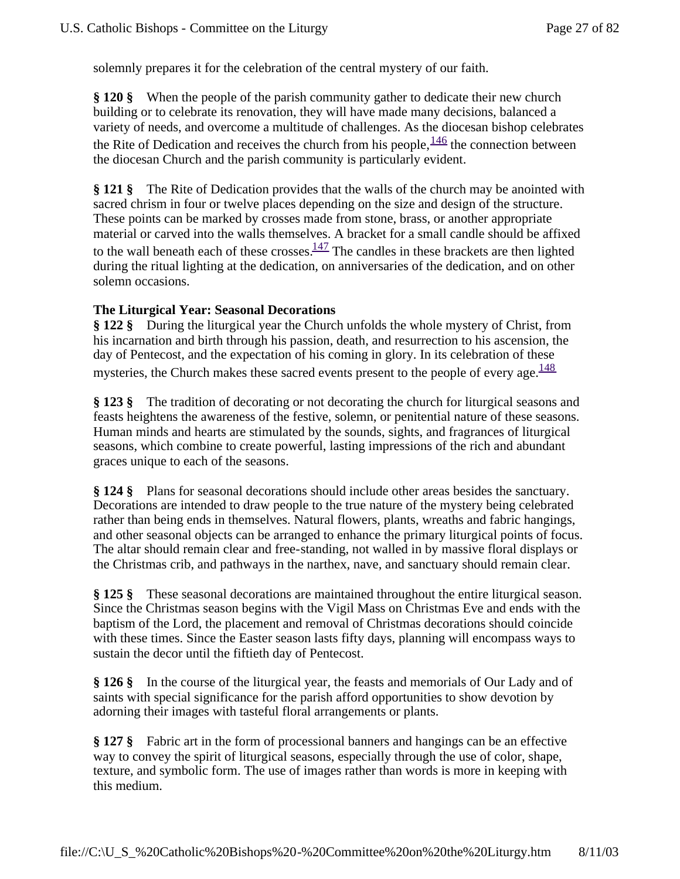solemnly prepares it for the celebration of the central mystery of our faith.

**§ 120 §** When the people of the parish community gather to dedicate their new church building or to celebrate its renovation, they will have made many decisions, balanced a variety of needs, and overcome a multitude of challenges. As the diocesan bishop celebrates the Rite of Dedication and receives the church from his people,[146] the connection between the diocesan Church and the parish community is particularly evident.

**§ 121 §** The Rite of Dedication provides that the walls of the church may be anointed with sacred chrism in four or twelve places depending on the size and design of the structure. These points can be marked by crosses made from stone, brass, or another appropriate material or carved into the walls themselves. A bracket for a small candle should be affixed to the wall beneath each of these crosses.[147] The candles in these brackets are then lighted during the ritual lighting at the dedication, on anniversaries of the dedication, and on other solemn occasions.

**The Liturgical Year: Seasonal Decorations**

**§ 122 §** During the liturgical year the Church unfolds the whole mystery of Christ, from his incarnation and birth through his passion, death, and resurrection to his ascension, the day of Pentecost, and the expectation of his coming in glory. In its celebration of these mysteries, the Church makes these sacred events present to the people of every age.[148]

**§ 123 §** The tradition of decorating or not decorating the church for liturgical seasons and feasts heightens the awareness of the festive, solemn, or penitential nature of these seasons. Human minds and hearts are stimulated by the sounds, sights, and fragrances of liturgical seasons, which combine to create powerful, lasting impressions of the rich and abundant graces unique to each of the seasons.

**§ 124 §** Plans for seasonal decorations should include other areas besides the sanctuary. Decorations are intended to draw people to the true nature of the mystery being celebrated rather than being ends in themselves. Natural flowers, plants, wreaths and fabric hangings, and other seasonal objects can be arranged to enhance the primary liturgical points of focus. The altar should remain clear and free-standing, not walled in by massive floral displays or the Christmas crib, and pathways in the narthex, nave, and sanctuary should remain clear.

**§ 125 §** These seasonal decorations are maintained throughout the entire liturgical season. Since the Christmas season begins with the Vigil Mass on Christmas Eve and ends with the baptism of the Lord, the placement and removal of Christmas decorations should coincide with these times. Since the Easter season lasts fifty days, planning will encompass ways to sustain the decor until the fiftieth day of Pentecost.

**§ 126 §** In the course of the liturgical year, the feasts and memorials of Our Lady and of saints with special significance for the parish afford opportunities to show devotion by adorning their images with tasteful floral arrangements or plants.

**§ 127 §** Fabric art in the form of processional banners and hangings can be an effective way to convey the spirit of liturgical seasons, especially through the use of color, shape, texture, and symbolic form. The use of images rather than words is more in keeping with this medium.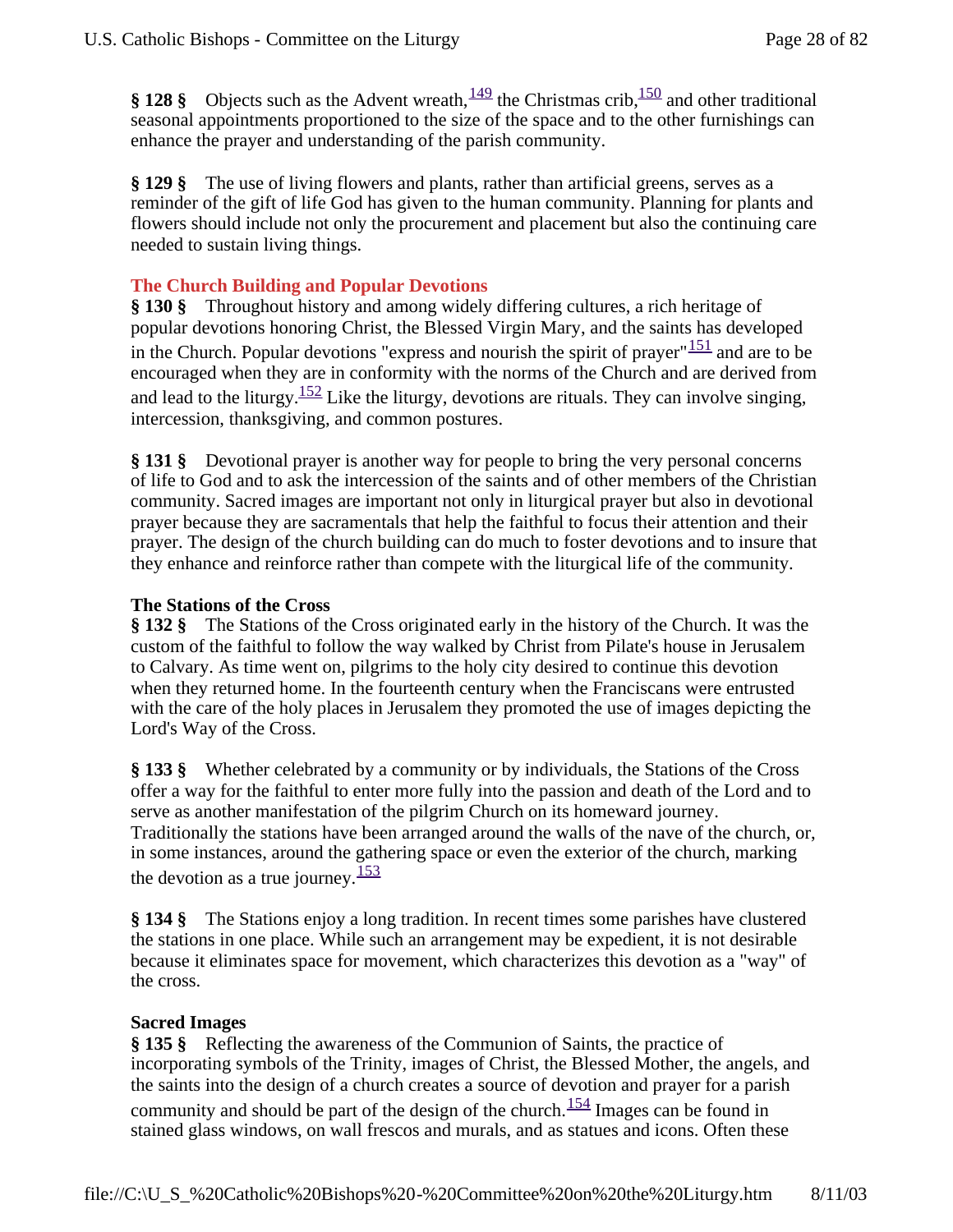**§ 128 §** Objects such as the Advent wreath,[149] the Christmas crib,[150] and other traditional seasonal appointments proportioned to the size of the space and to the other furnishings can enhance the prayer and understanding of the parish community.

**§ 129 §** The use of living flowers and plants, rather than artificial greens, serves as a reminder of the gift of life God has given to the human community. Planning for plants and flowers should include not only the procurement and placement but also the continuing care needed to sustain living things.

## The Church Building and Popular Devotions

**§ 130 §** Throughout history and among widely differing cultures, a rich heritage of popular devotions honoring Christ, the Blessed Virgin Mary, and the saints has developed in the Church. Popular devotions "express and nourish the spirit of prayer"[151] and are to be encouraged when they are in conformity with the norms of the Church and are derived from and lead to the liturgy.[152] Like the liturgy, devotions are rituals. They can involve singing, intercession, thanksgiving, and common postures.

**§ 131 §** Devotional prayer is another way for people to bring the very personal concerns of life to God and to ask the intercession of the saints and of other members of the Christian community. Sacred images are important not only in liturgical prayer but also in devotional prayer because they are sacramentals that help the faithful to focus their attention and their prayer. The design of the church building can do much to foster devotions and to insure that they enhance and reinforce rather than compete with the liturgical life of the community.

### The Stations of the Cross

**§ 132 §** The Stations of the Cross originated early in the history of the Church. It was the custom of the faithful to follow the way walked by Christ from Pilate's house in Jerusalem to Calvary. As time went on, pilgrims to the holy city desired to continue this devotion when they returned home. In the fourteenth century when the Franciscans were entrusted with the care of the holy places in Jerusalem they promoted the use of images depicting the Lord's Way of the Cross.

**§ 133 §** Whether celebrated by a community or by individuals, the Stations of the Cross offer a way for the faithful to enter more fully into the passion and death of the Lord and to serve as another manifestation of the pilgrim Church on its homeward journey. Traditionally the stations have been arranged around the walls of the nave of the church, or, in some instances, around the gathering space or even the exterior of the church, marking the devotion as a true journey.[153]

**§ 134 §** The Stations enjoy a long tradition. In recent times some parishes have clustered the stations in one place. While such an arrangement may be expedient, it is not desirable because it eliminates space for movement, which characterizes this devotion as a "way" of the cross.

### Sacred Images

**§ 135 §** Reflecting the awareness of the Communion of Saints, the practice of incorporating symbols of the Trinity, images of Christ, the Blessed Mother, the angels, and the saints into the design of a church creates a source of devotion and prayer for a parish community and should be part of the design of the church.[154] Images can be found in stained glass windows, on wall frescos and murals, and as statues and icons. Often these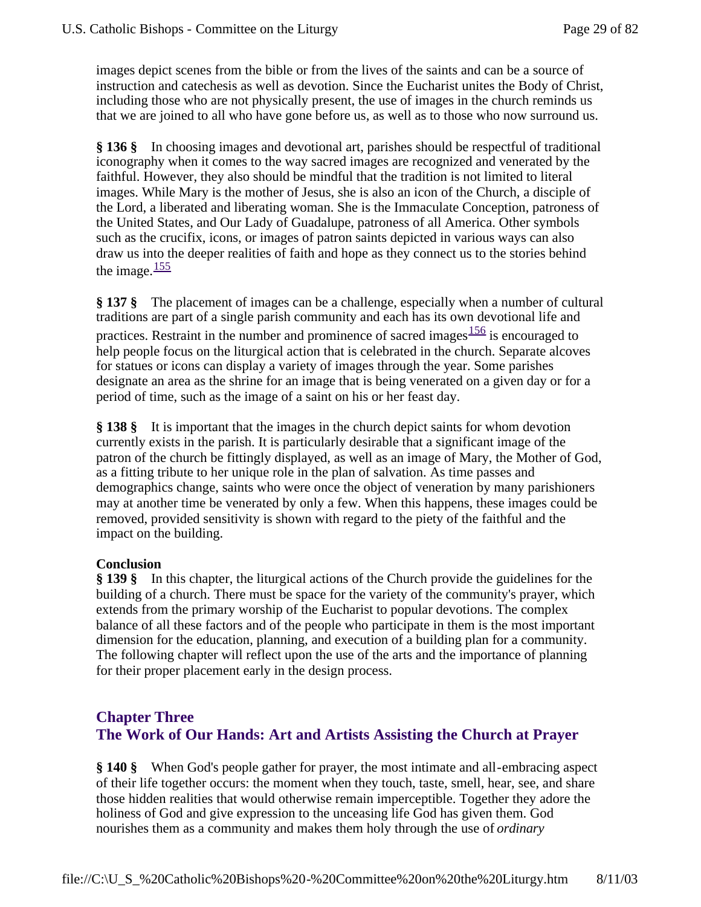images depict scenes from the bible or from the lives of the saints and can be a source of instruction and catechesis as well as devotion. Since the Eucharist unites the Body of Christ, including those who are not physically present, the use of images in the church reminds us that we are joined to all who have gone before us, as well as to those who now surround us.

**§ 136 §** In choosing images and devotional art, parishes should be respectful of traditional iconography when it comes to the way sacred images are recognized and venerated by the faithful. However, they also should be mindful that the tradition is not limited to literal images. While Mary is the mother of Jesus, she is also an icon of the Church, a disciple of the Lord, a liberated and liberating woman. She is the Immaculate Conception, patroness of the United States, and Our Lady of Guadalupe, patroness of all America. Other symbols such as the crucifix, icons, or images of patron saints depicted in various ways can also draw us into the deeper realities of faith and hope as they connect us to the stories behind the image.[155]

**§ 137 §** The placement of images can be a challenge, especially when a number of cultural traditions are part of a single parish community and each has its own devotional life and practices. Restraint in the number and prominence of sacred images[156] is encouraged to help people focus on the liturgical action that is celebrated in the church. Separate alcoves for statues or icons can display a variety of images through the year. Some parishes designate an area as the shrine for an image that is being venerated on a given day or for a period of time, such as the image of a saint on his or her feast day.

**§ 138 §** It is important that the images in the church depict saints for whom devotion currently exists in the parish. It is particularly desirable that a significant image of the patron of the church be fittingly displayed, as well as an image of Mary, the Mother of God, as a fitting tribute to her unique role in the plan of salvation. As time passes and demographics change, saints who were once the object of veneration by many parishioners may at another time be venerated by only a few. When this happens, these images could be removed, provided sensitivity is shown with regard to the piety of the faithful and the impact on the building.

**Conclusion**

**§ 139 §** In this chapter, the liturgical actions of the Church provide the guidelines for the building of a church. There must be space for the variety of the community's prayer, which extends from the primary worship of the Eucharist to popular devotions. The complex balance of all these factors and of the people who participate in them is the most important dimension for the education, planning, and execution of a building plan for a community. The following chapter will reflect upon the use of the arts and the importance of planning for their proper placement early in the design process.

## Chapter Three
## The Work of Our Hands: Art and Artists Assisting the Church at Prayer

**§ 140 §** When God's people gather for prayer, the most intimate and all-embracing aspect of their life together occurs: the moment when they touch, taste, smell, hear, see, and share those hidden realities that would otherwise remain imperceptible. Together they adore the holiness of God and give expression to the unceasing life God has given them. God nourishes them as a community and makes them holy through the use of *ordinary*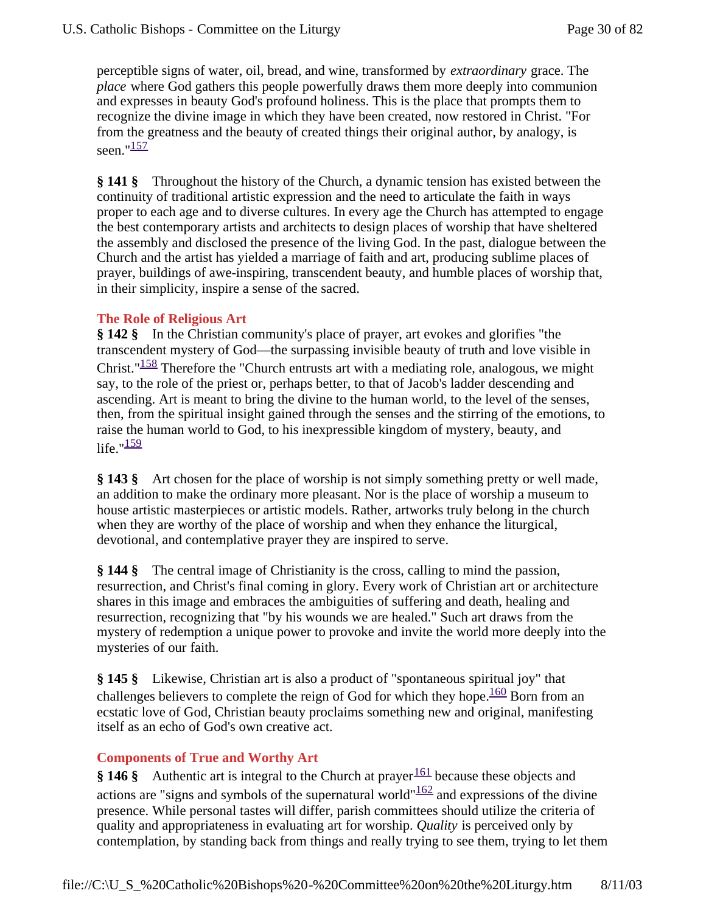perceptible signs of water, oil, bread, and wine, transformed by *extraordinary* grace. The *place* where God gathers this people powerfully draws them more deeply into communion and expresses in beauty God's profound holiness. This is the place that prompts them to recognize the divine image in which they have been created, now restored in Christ. "For from the greatness and the beauty of created things their original author, by analogy, is seen."[157]

**§ 141 §** Throughout the history of the Church, a dynamic tension has existed between the continuity of traditional artistic expression and the need to articulate the faith in ways proper to each age and to diverse cultures. In every age the Church has attempted to engage the best contemporary artists and architects to design places of worship that have sheltered the assembly and disclosed the presence of the living God. In the past, dialogue between the Church and the artist has yielded a marriage of faith and art, producing sublime places of prayer, buildings of awe-inspiring, transcendent beauty, and humble places of worship that, in their simplicity, inspire a sense of the sacred.

### The Role of Religious Art

**§ 142 §** In the Christian community's place of prayer, art evokes and glorifies "the transcendent mystery of God—the surpassing invisible beauty of truth and love visible in Christ."[158] Therefore the "Church entrusts art with a mediating role, analogous, we might say, to the role of the priest or, perhaps better, to that of Jacob's ladder descending and ascending. Art is meant to bring the divine to the human world, to the level of the senses, then, from the spiritual insight gained through the senses and the stirring of the emotions, to raise the human world to God, to his inexpressible kingdom of mystery, beauty, and life."[159]

**§ 143 §** Art chosen for the place of worship is not simply something pretty or well made, an addition to make the ordinary more pleasant. Nor is the place of worship a museum to house artistic masterpieces or artistic models. Rather, artworks truly belong in the church when they are worthy of the place of worship and when they enhance the liturgical, devotional, and contemplative prayer they are inspired to serve.

**§ 144 §** The central image of Christianity is the cross, calling to mind the passion, resurrection, and Christ's final coming in glory. Every work of Christian art or architecture shares in this image and embraces the ambiguities of suffering and death, healing and resurrection, recognizing that "by his wounds we are healed." Such art draws from the mystery of redemption a unique power to provoke and invite the world more deeply into the mysteries of our faith.

**§ 145 §** Likewise, Christian art is also a product of "spontaneous spiritual joy" that challenges believers to complete the reign of God for which they hope.[160] Born from an ecstatic love of God, Christian beauty proclaims something new and original, manifesting itself as an echo of God's own creative act.

### Components of True and Worthy Art

**§ 146 §** Authentic art is integral to the Church at prayer[161] because these objects and actions are "signs and symbols of the supernatural world"[162] and expressions of the divine presence. While personal tastes will differ, parish committees should utilize the criteria of quality and appropriateness in evaluating art for worship. *Quality* is perceived only by contemplation, by standing back from things and really trying to see them, trying to let them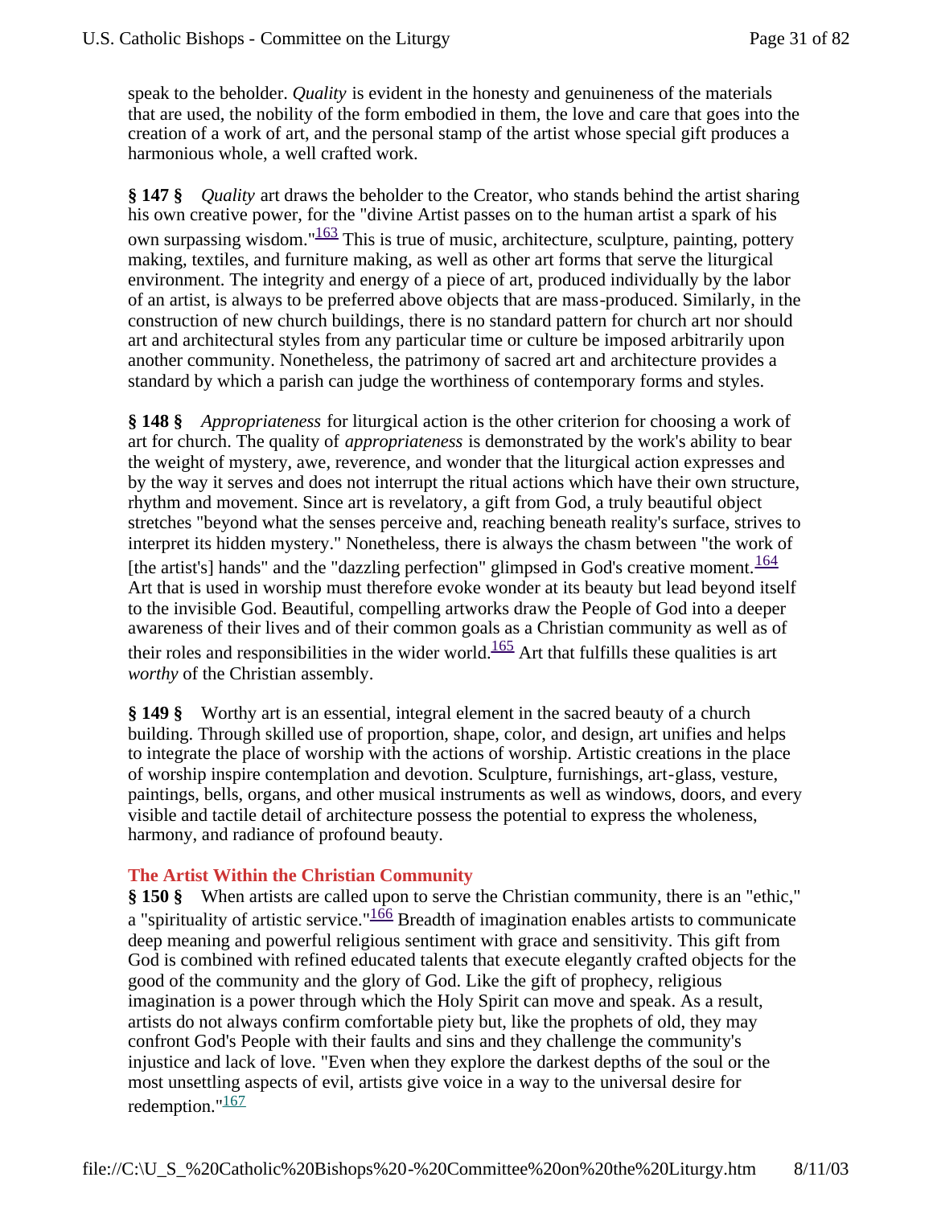speak to the beholder. *Quality* is evident in the honesty and genuineness of the materials that are used, the nobility of the form embodied in them, the love and care that goes into the creation of a work of art, and the personal stamp of the artist whose special gift produces a harmonious whole, a well crafted work.

**§ 147 §** *Quality* art draws the beholder to the Creator, who stands behind the artist sharing his own creative power, for the "divine Artist passes on to the human artist a spark of his own surpassing wisdom."[163] This is true of music, architecture, sculpture, painting, pottery making, textiles, and furniture making, as well as other art forms that serve the liturgical environment. The integrity and energy of a piece of art, produced individually by the labor of an artist, is always to be preferred above objects that are mass-produced. Similarly, in the construction of new church buildings, there is no standard pattern for church art nor should art and architectural styles from any particular time or culture be imposed arbitrarily upon another community. Nonetheless, the patrimony of sacred art and architecture provides a standard by which a parish can judge the worthiness of contemporary forms and styles.

**§ 148 §** *Appropriateness* for liturgical action is the other criterion for choosing a work of art for church. The quality of *appropriateness* is demonstrated by the work's ability to bear the weight of mystery, awe, reverence, and wonder that the liturgical action expresses and by the way it serves and does not interrupt the ritual actions which have their own structure, rhythm and movement. Since art is revelatory, a gift from God, a truly beautiful object stretches "beyond what the senses perceive and, reaching beneath reality's surface, strives to interpret its hidden mystery." Nonetheless, there is always the chasm between "the work of [the artist's] hands" and the "dazzling perfection" glimpsed in God's creative moment.[164] Art that is used in worship must therefore evoke wonder at its beauty but lead beyond itself to the invisible God. Beautiful, compelling artworks draw the People of God into a deeper awareness of their lives and of their common goals as a Christian community as well as of their roles and responsibilities in the wider world.[165] Art that fulfills these qualities is art *worthy* of the Christian assembly.

**§ 149 §** Worthy art is an essential, integral element in the sacred beauty of a church building. Through skilled use of proportion, shape, color, and design, art unifies and helps to integrate the place of worship with the actions of worship. Artistic creations in the place of worship inspire contemplation and devotion. Sculpture, furnishings, art-glass, vesture, paintings, bells, organs, and other musical instruments as well as windows, doors, and every visible and tactile detail of architecture possess the potential to express the wholeness, harmony, and radiance of profound beauty.

### The Artist Within the Christian Community

**§ 150 §** When artists are called upon to serve the Christian community, there is an "ethic," a "spirituality of artistic service."[166] Breadth of imagination enables artists to communicate deep meaning and powerful religious sentiment with grace and sensitivity. This gift from God is combined with refined educated talents that execute elegantly crafted objects for the good of the community and the glory of God. Like the gift of prophecy, religious imagination is a power through which the Holy Spirit can move and speak. As a result, artists do not always confirm comfortable piety but, like the prophets of old, they may confront God's People with their faults and sins and they challenge the community's injustice and lack of love. "Even when they explore the darkest depths of the soul or the most unsettling aspects of evil, artists give voice in a way to the universal desire for redemption."[167]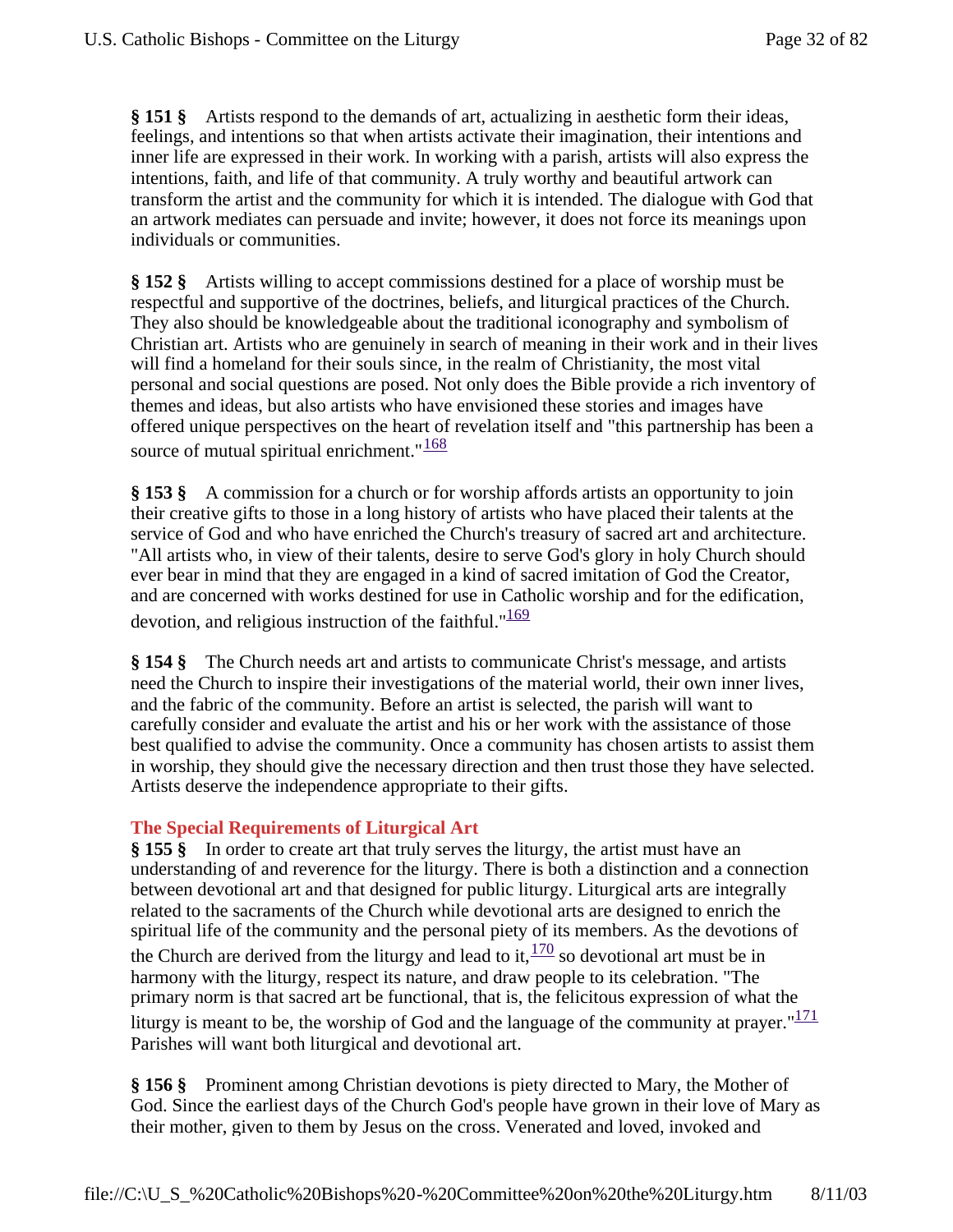**§ 151 §** Artists respond to the demands of art, actualizing in aesthetic form their ideas, feelings, and intentions so that when artists activate their imagination, their intentions and inner life are expressed in their work. In working with a parish, artists will also express the intentions, faith, and life of that community. A truly worthy and beautiful artwork can transform the artist and the community for which it is intended. The dialogue with God that an artwork mediates can persuade and invite; however, it does not force its meanings upon individuals or communities.

**§ 152 §** Artists willing to accept commissions destined for a place of worship must be respectful and supportive of the doctrines, beliefs, and liturgical practices of the Church. They also should be knowledgeable about the traditional iconography and symbolism of Christian art. Artists who are genuinely in search of meaning in their work and in their lives will find a homeland for their souls since, in the realm of Christianity, the most vital personal and social questions are posed. Not only does the Bible provide a rich inventory of themes and ideas, but also artists who have envisioned these stories and images have offered unique perspectives on the heart of revelation itself and "this partnership has been a source of mutual spiritual enrichment."[168]

**§ 153 §** A commission for a church or for worship affords artists an opportunity to join their creative gifts to those in a long history of artists who have placed their talents at the service of God and who have enriched the Church's treasury of sacred art and architecture. "All artists who, in view of their talents, desire to serve God's glory in holy Church should ever bear in mind that they are engaged in a kind of sacred imitation of God the Creator, and are concerned with works destined for use in Catholic worship and for the edification, devotion, and religious instruction of the faithful."[169]

**§ 154 §** The Church needs art and artists to communicate Christ's message, and artists need the Church to inspire their investigations of the material world, their own inner lives, and the fabric of the community. Before an artist is selected, the parish will want to carefully consider and evaluate the artist and his or her work with the assistance of those best qualified to advise the community. Once a community has chosen artists to assist them in worship, they should give the necessary direction and then trust those they have selected. Artists deserve the independence appropriate to their gifts.

### The Special Requirements of Liturgical Art

**§ 155 §** In order to create art that truly serves the liturgy, the artist must have an understanding of and reverence for the liturgy. There is both a distinction and a connection between devotional art and that designed for public liturgy. Liturgical arts are integrally related to the sacraments of the Church while devotional arts are designed to enrich the spiritual life of the community and the personal piety of its members. As the devotions of the Church are derived from the liturgy and lead to it,[170] so devotional art must be in harmony with the liturgy, respect its nature, and draw people to its celebration. "The primary norm is that sacred art be functional, that is, the felicitous expression of what the liturgy is meant to be, the worship of God and the language of the community at prayer."[171] Parishes will want both liturgical and devotional art.

**§ 156 §** Prominent among Christian devotions is piety directed to Mary, the Mother of God. Since the earliest days of the Church God's people have grown in their love of Mary as their mother, given to them by Jesus on the cross. Venerated and loved, invoked and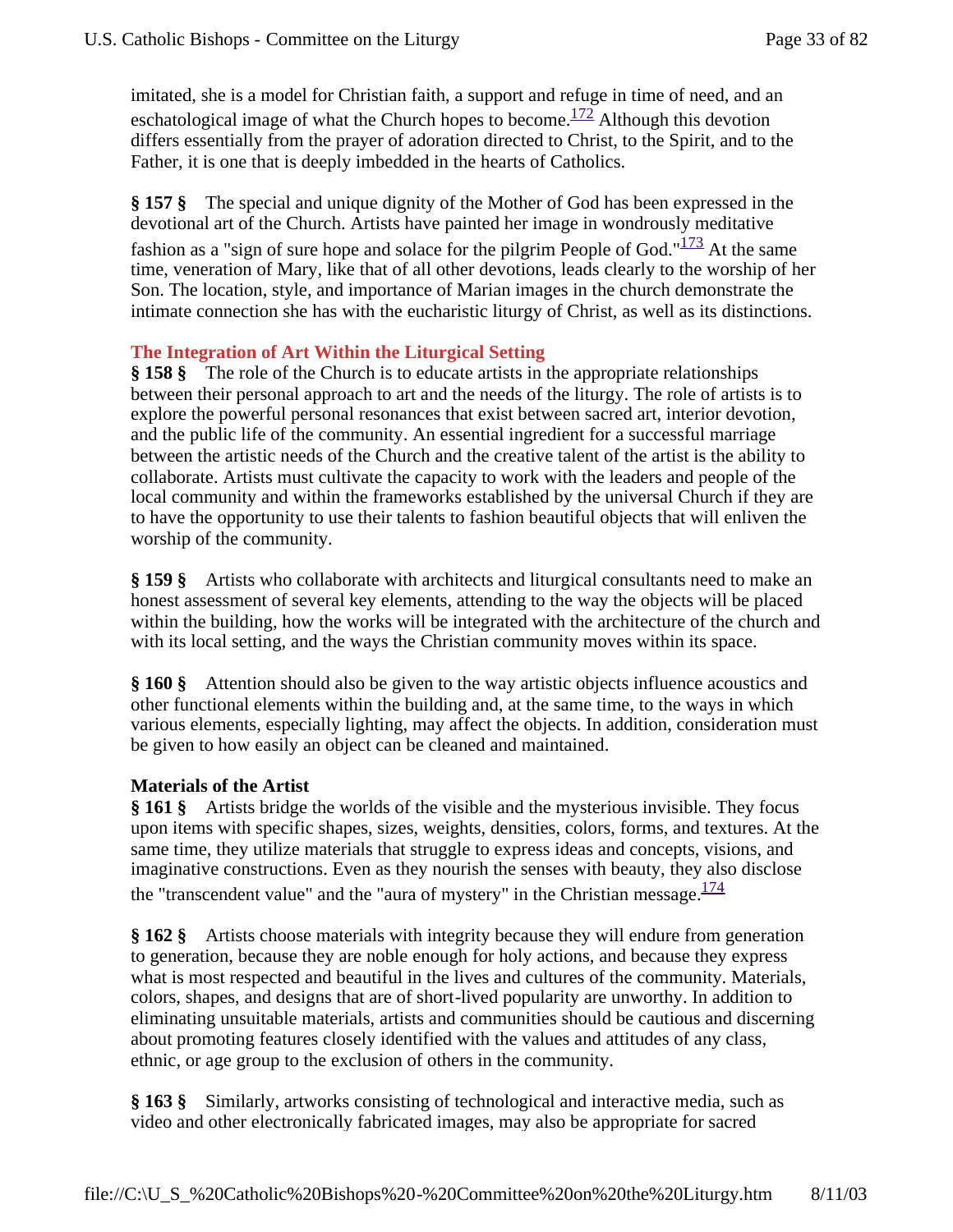imitated, she is a model for Christian faith, a support and refuge in time of need, and an eschatological image of what the Church hopes to become.[172] Although this devotion differs essentially from the prayer of adoration directed to Christ, to the Spirit, and to the Father, it is one that is deeply imbedded in the hearts of Catholics.

**§ 157 §** The special and unique dignity of the Mother of God has been expressed in the devotional art of the Church. Artists have painted her image in wondrously meditative fashion as a "sign of sure hope and solace for the pilgrim People of God."[173] At the same time, veneration of Mary, like that of all other devotions, leads clearly to the worship of her Son. The location, style, and importance of Marian images in the church demonstrate the intimate connection she has with the eucharistic liturgy of Christ, as well as its distinctions.

### The Integration of Art Within the Liturgical Setting

**§ 158 §** The role of the Church is to educate artists in the appropriate relationships between their personal approach to art and the needs of the liturgy. The role of artists is to explore the powerful personal resonances that exist between sacred art, interior devotion, and the public life of the community. An essential ingredient for a successful marriage between the artistic needs of the Church and the creative talent of the artist is the ability to collaborate. Artists must cultivate the capacity to work with the leaders and people of the local community and within the frameworks established by the universal Church if they are to have the opportunity to use their talents to fashion beautiful objects that will enliven the worship of the community.

**§ 159 §** Artists who collaborate with architects and liturgical consultants need to make an honest assessment of several key elements, attending to the way the objects will be placed within the building, how the works will be integrated with the architecture of the church and with its local setting, and the ways the Christian community moves within its space.

**§ 160 §** Attention should also be given to the way artistic objects influence acoustics and other functional elements within the building and, at the same time, to the ways in which various elements, especially lighting, may affect the objects. In addition, consideration must be given to how easily an object can be cleaned and maintained.

### Materials of the Artist

**§ 161 §** Artists bridge the worlds of the visible and the mysterious invisible. They focus upon items with specific shapes, sizes, weights, densities, colors, forms, and textures. At the same time, they utilize materials that struggle to express ideas and concepts, visions, and imaginative constructions. Even as they nourish the senses with beauty, they also disclose the "transcendent value" and the "aura of mystery" in the Christian message.[174]

**§ 162 §** Artists choose materials with integrity because they will endure from generation to generation, because they are noble enough for holy actions, and because they express what is most respected and beautiful in the lives and cultures of the community. Materials, colors, shapes, and designs that are of short-lived popularity are unworthy. In addition to eliminating unsuitable materials, artists and communities should be cautious and discerning about promoting features closely identified with the values and attitudes of any class, ethnic, or age group to the exclusion of others in the community.

**§ 163 §** Similarly, artworks consisting of technological and interactive media, such as video and other electronically fabricated images, may also be appropriate for sacred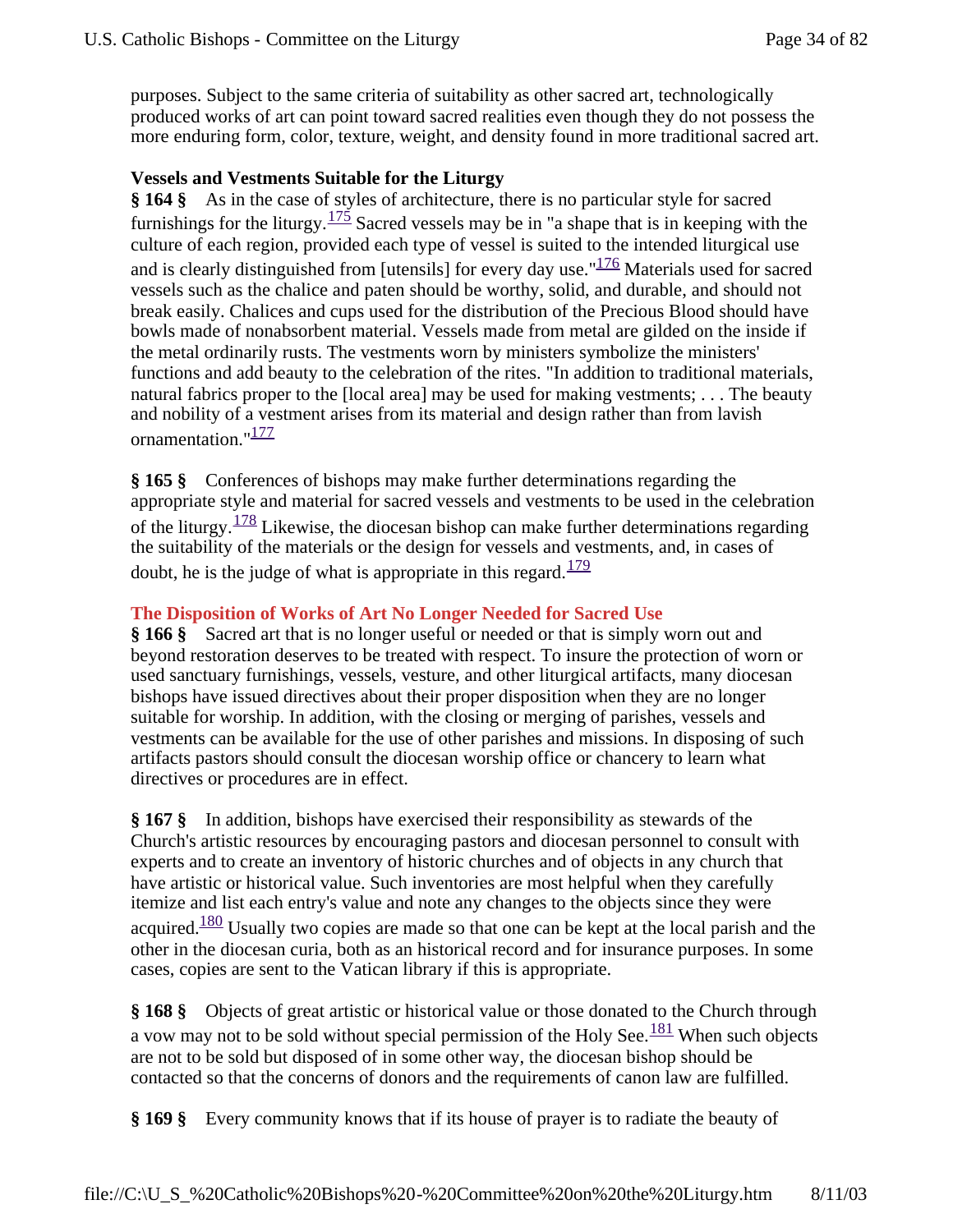purposes. Subject to the same criteria of suitability as other sacred art, technologically produced works of art can point toward sacred realities even though they do not possess the more enduring form, color, texture, weight, and density found in more traditional sacred art.

**Vessels and Vestments Suitable for the Liturgy**

**§ 164 §** As in the case of styles of architecture, there is no particular style for sacred furnishings for the liturgy.[175] Sacred vessels may be in "a shape that is in keeping with the culture of each region, provided each type of vessel is suited to the intended liturgical use and is clearly distinguished from [utensils] for every day use."[176] Materials used for sacred vessels such as the chalice and paten should be worthy, solid, and durable, and should not break easily. Chalices and cups used for the distribution of the Precious Blood should have bowls made of nonabsorbent material. Vessels made from metal are gilded on the inside if the metal ordinarily rusts. The vestments worn by ministers symbolize the ministers' functions and add beauty to the celebration of the rites. "In addition to traditional materials, natural fabrics proper to the [local area] may be used for making vestments; . . . The beauty and nobility of a vestment arises from its material and design rather than from lavish ornamentation."[177]

**§ 165 §** Conferences of bishops may make further determinations regarding the appropriate style and material for sacred vessels and vestments to be used in the celebration of the liturgy.[178] Likewise, the diocesan bishop can make further determinations regarding the suitability of the materials or the design for vessels and vestments, and, in cases of doubt, he is the judge of what is appropriate in this regard.[179]

**The Disposition of Works of Art No Longer Needed for Sacred Use**

**§ 166 §** Sacred art that is no longer useful or needed or that is simply worn out and beyond restoration deserves to be treated with respect. To insure the protection of worn or used sanctuary furnishings, vessels, vesture, and other liturgical artifacts, many diocesan bishops have issued directives about their proper disposition when they are no longer suitable for worship. In addition, with the closing or merging of parishes, vessels and vestments can be available for the use of other parishes and missions. In disposing of such artifacts pastors should consult the diocesan worship office or chancery to learn what directives or procedures are in effect.

**§ 167 §** In addition, bishops have exercised their responsibility as stewards of the Church's artistic resources by encouraging pastors and diocesan personnel to consult with experts and to create an inventory of historic churches and of objects in any church that have artistic or historical value. Such inventories are most helpful when they carefully itemize and list each entry's value and note any changes to the objects since they were acquired.[180] Usually two copies are made so that one can be kept at the local parish and the other in the diocesan curia, both as an historical record and for insurance purposes. In some cases, copies are sent to the Vatican library if this is appropriate.

**§ 168 §** Objects of great artistic or historical value or those donated to the Church through a vow may not to be sold without special permission of the Holy See.[181] When such objects are not to be sold but disposed of in some other way, the diocesan bishop should be contacted so that the concerns of donors and the requirements of canon law are fulfilled.

**§ 169 §** Every community knows that if its house of prayer is to radiate the beauty of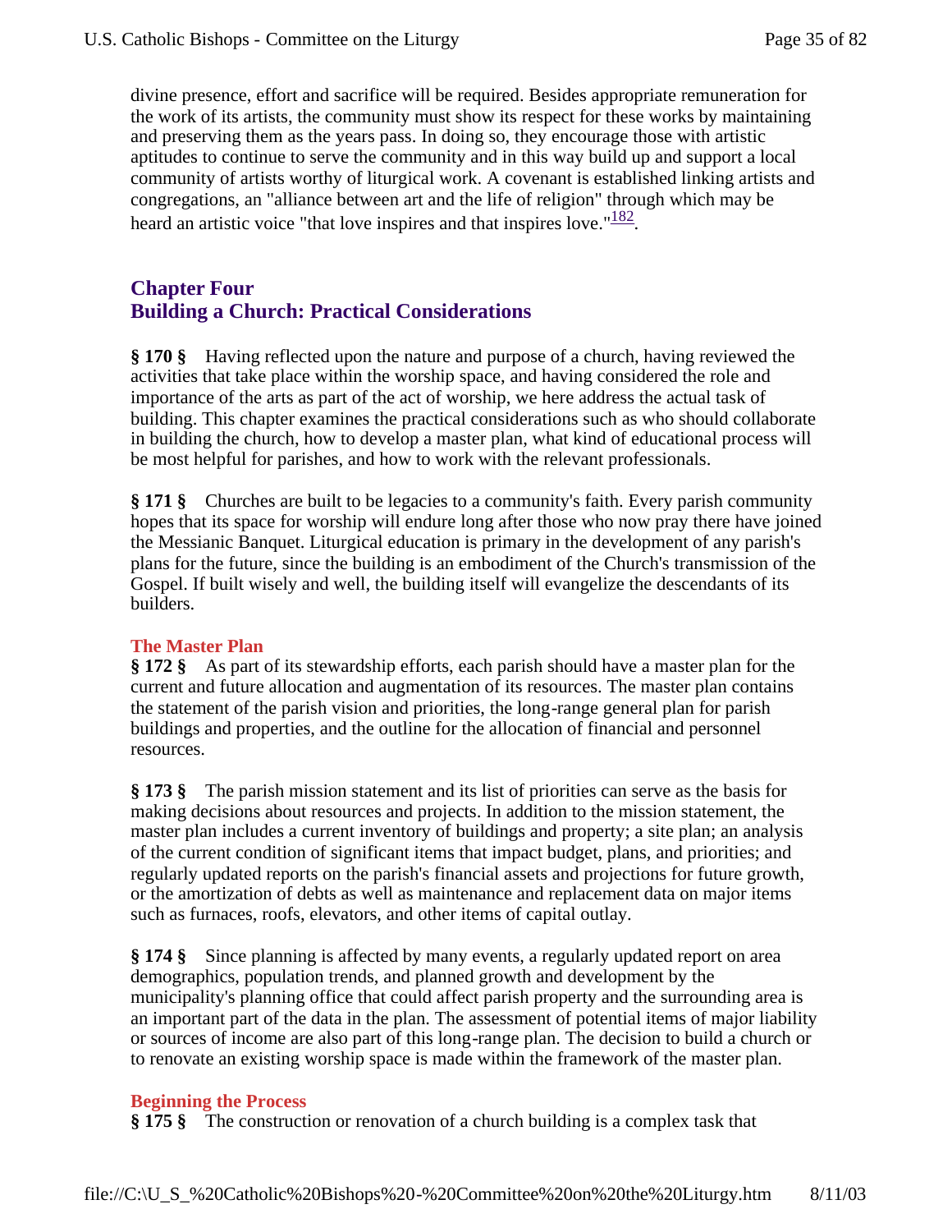divine presence, effort and sacrifice will be required. Besides appropriate remuneration for the work of its artists, the community must show its respect for these works by maintaining and preserving them as the years pass. In doing so, they encourage those with artistic aptitudes to continue to serve the community and in this way build up and support a local community of artists worthy of liturgical work. A covenant is established linking artists and congregations, an "alliance between art and the life of religion" through which may be heard an artistic voice "that love inspires and that inspires love."[182].

## Chapter Four
## Building a Church: Practical Considerations

**§ 170 §** Having reflected upon the nature and purpose of a church, having reviewed the activities that take place within the worship space, and having considered the role and importance of the arts as part of the act of worship, we here address the actual task of building. This chapter examines the practical considerations such as who should collaborate in building the church, how to develop a master plan, what kind of educational process will be most helpful for parishes, and how to work with the relevant professionals.

**§ 171 §** Churches are built to be legacies to a community's faith. Every parish community hopes that its space for worship will endure long after those who now pray there have joined the Messianic Banquet. Liturgical education is primary in the development of any parish's plans for the future, since the building is an embodiment of the Church's transmission of the Gospel. If built wisely and well, the building itself will evangelize the descendants of its builders.

### The Master Plan

**§ 172 §** As part of its stewardship efforts, each parish should have a master plan for the current and future allocation and augmentation of its resources. The master plan contains the statement of the parish vision and priorities, the long-range general plan for parish buildings and properties, and the outline for the allocation of financial and personnel resources.

**§ 173 §** The parish mission statement and its list of priorities can serve as the basis for making decisions about resources and projects. In addition to the mission statement, the master plan includes a current inventory of buildings and property; a site plan; an analysis of the current condition of significant items that impact budget, plans, and priorities; and regularly updated reports on the parish's financial assets and projections for future growth, or the amortization of debts as well as maintenance and replacement data on major items such as furnaces, roofs, elevators, and other items of capital outlay.

**§ 174 §** Since planning is affected by many events, a regularly updated report on area demographics, population trends, and planned growth and development by the municipality's planning office that could affect parish property and the surrounding area is an important part of the data in the plan. The assessment of potential items of major liability or sources of income are also part of this long-range plan. The decision to build a church or to renovate an existing worship space is made within the framework of the master plan.

### Beginning the Process

**§ 175 §** The construction or renovation of a church building is a complex task that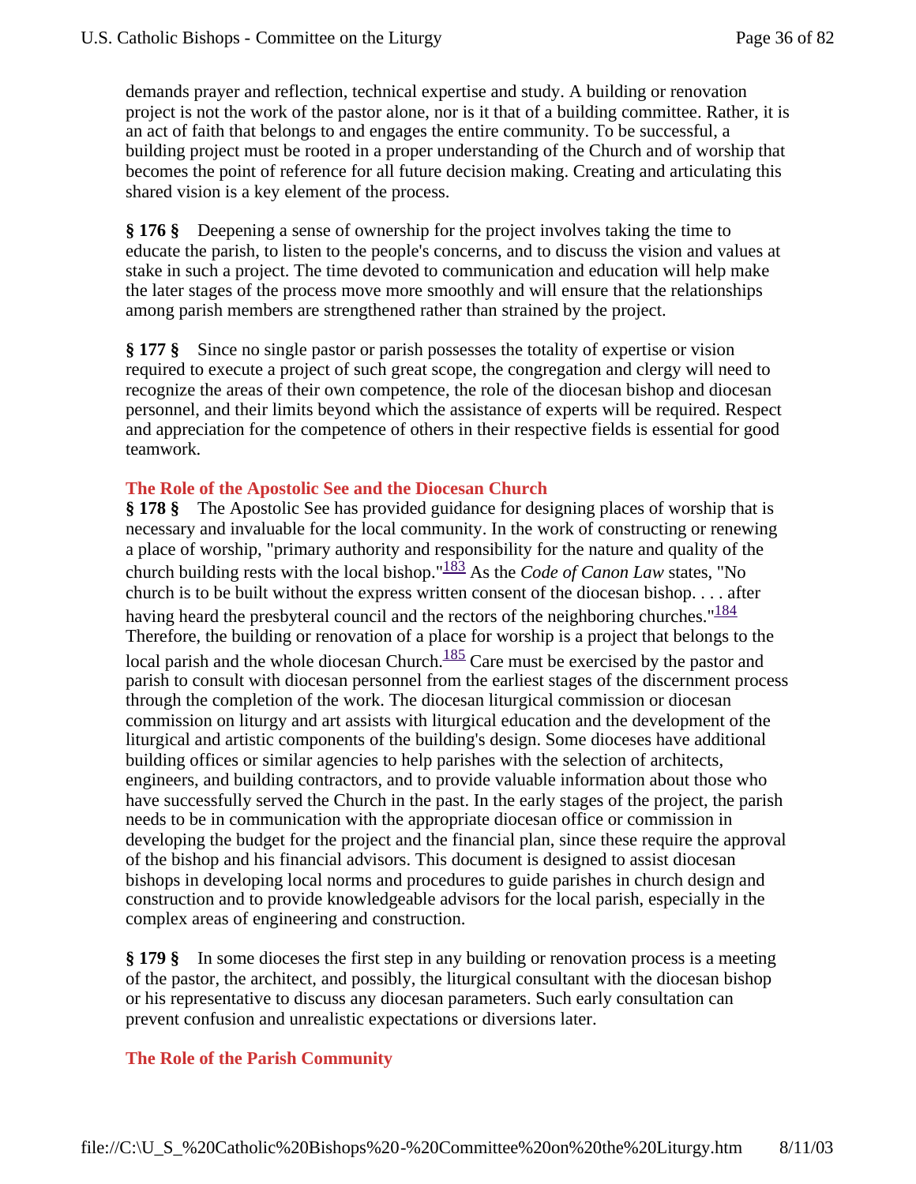demands prayer and reflection, technical expertise and study. A building or renovation project is not the work of the pastor alone, nor is it that of a building committee. Rather, it is an act of faith that belongs to and engages the entire community. To be successful, a building project must be rooted in a proper understanding of the Church and of worship that becomes the point of reference for all future decision making. Creating and articulating this shared vision is a key element of the process.

**§ 176 §** Deepening a sense of ownership for the project involves taking the time to educate the parish, to listen to the people's concerns, and to discuss the vision and values at stake in such a project. The time devoted to communication and education will help make the later stages of the process move more smoothly and will ensure that the relationships among parish members are strengthened rather than strained by the project.

**§ 177 §** Since no single pastor or parish possesses the totality of expertise or vision required to execute a project of such great scope, the congregation and clergy will need to recognize the areas of their own competence, the role of the diocesan bishop and diocesan personnel, and their limits beyond which the assistance of experts will be required. Respect and appreciation for the competence of others in their respective fields is essential for good teamwork.

### The Role of the Apostolic See and the Diocesan Church

**§ 178 §** The Apostolic See has provided guidance for designing places of worship that is necessary and invaluable for the local community. In the work of constructing or renewing a place of worship, "primary authority and responsibility for the nature and quality of the church building rests with the local bishop."[183] As the *Code of Canon Law* states, "No church is to be built without the express written consent of the diocesan bishop. . . . after having heard the presbyteral council and the rectors of the neighboring churches."[184] Therefore, the building or renovation of a place for worship is a project that belongs to the local parish and the whole diocesan Church.[185] Care must be exercised by the pastor and parish to consult with diocesan personnel from the earliest stages of the discernment process through the completion of the work. The diocesan liturgical commission or diocesan commission on liturgy and art assists with liturgical education and the development of the liturgical and artistic components of the building's design. Some dioceses have additional building offices or similar agencies to help parishes with the selection of architects, engineers, and building contractors, and to provide valuable information about those who have successfully served the Church in the past. In the early stages of the project, the parish needs to be in communication with the appropriate diocesan office or commission in developing the budget for the project and the financial plan, since these require the approval of the bishop and his financial advisors. This document is designed to assist diocesan bishops in developing local norms and procedures to guide parishes in church design and construction and to provide knowledgeable advisors for the local parish, especially in the complex areas of engineering and construction.

**§ 179 §** In some dioceses the first step in any building or renovation process is a meeting of the pastor, the architect, and possibly, the liturgical consultant with the diocesan bishop or his representative to discuss any diocesan parameters. Such early consultation can prevent confusion and unrealistic expectations or diversions later.

### The Role of the Parish Community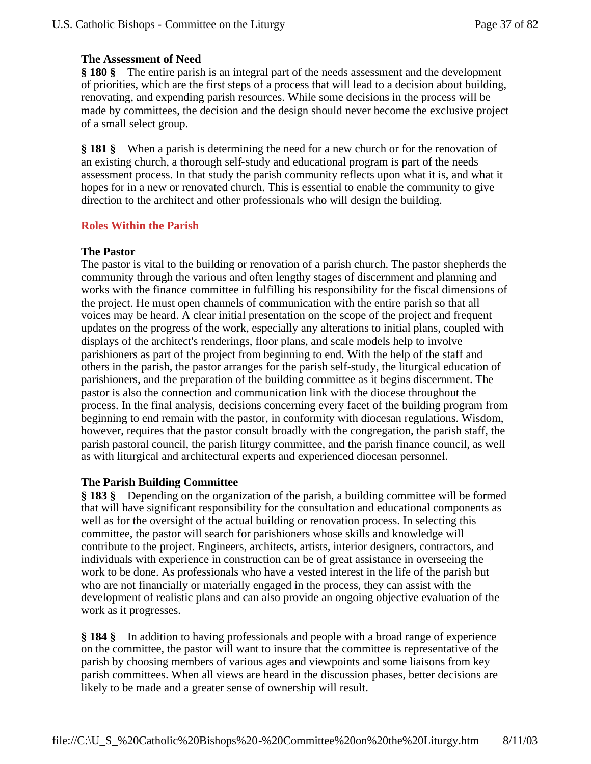### The Assessment of Need

**§ 180 §** The entire parish is an integral part of the needs assessment and the development of priorities, which are the first steps of a process that will lead to a decision about building, renovating, and expending parish resources. While some decisions in the process will be made by committees, the decision and the design should never become the exclusive project of a small select group.

**§ 181 §** When a parish is determining the need for a new church or for the renovation of an existing church, a thorough self-study and educational program is part of the needs assessment process. In that study the parish community reflects upon what it is, and what it hopes for in a new or renovated church. This is essential to enable the community to give direction to the architect and other professionals who will design the building.

## Roles Within the Parish

### The Pastor

The pastor is vital to the building or renovation of a parish church. The pastor shepherds the community through the various and often lengthy stages of discernment and planning and works with the finance committee in fulfilling his responsibility for the fiscal dimensions of the project. He must open channels of communication with the entire parish so that all voices may be heard. A clear initial presentation on the scope of the project and frequent updates on the progress of the work, especially any alterations to initial plans, coupled with displays of the architect's renderings, floor plans, and scale models help to involve parishioners as part of the project from beginning to end. With the help of the staff and others in the parish, the pastor arranges for the parish self-study, the liturgical education of parishioners, and the preparation of the building committee as it begins discernment. The pastor is also the connection and communication link with the diocese throughout the process. In the final analysis, decisions concerning every facet of the building program from beginning to end remain with the pastor, in conformity with diocesan regulations. Wisdom, however, requires that the pastor consult broadly with the congregation, the parish staff, the parish pastoral council, the parish liturgy committee, and the parish finance council, as well as with liturgical and architectural experts and experienced diocesan personnel.

### The Parish Building Committee

**§ 183 §** Depending on the organization of the parish, a building committee will be formed that will have significant responsibility for the consultation and educational components as well as for the oversight of the actual building or renovation process. In selecting this committee, the pastor will search for parishioners whose skills and knowledge will contribute to the project. Engineers, architects, artists, interior designers, contractors, and individuals with experience in construction can be of great assistance in overseeing the work to be done. As professionals who have a vested interest in the life of the parish but who are not financially or materially engaged in the process, they can assist with the development of realistic plans and can also provide an ongoing objective evaluation of the work as it progresses.

**§ 184 §** In addition to having professionals and people with a broad range of experience on the committee, the pastor will want to insure that the committee is representative of the parish by choosing members of various ages and viewpoints and some liaisons from key parish committees. When all views are heard in the discussion phases, better decisions are likely to be made and a greater sense of ownership will result.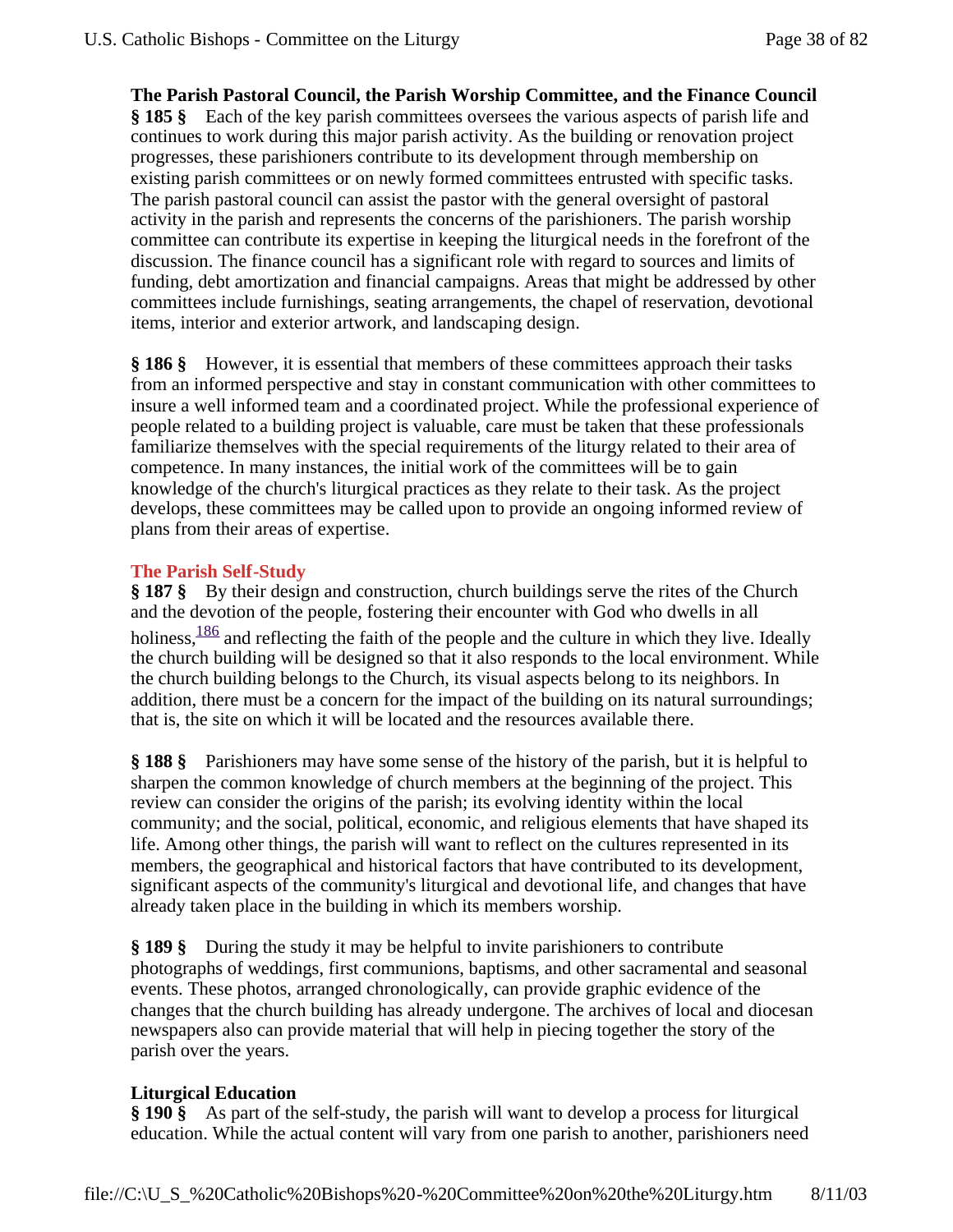### The Parish Pastoral Council, the Parish Worship Committee, and the Finance Council

**§ 185 §** Each of the key parish committees oversees the various aspects of parish life and continues to work during this major parish activity. As the building or renovation project progresses, these parishioners contribute to its development through membership on existing parish committees or on newly formed committees entrusted with specific tasks. The parish pastoral council can assist the pastor with the general oversight of pastoral activity in the parish and represents the concerns of the parishioners. The parish worship committee can contribute its expertise in keeping the liturgical needs in the forefront of the discussion. The finance council has a significant role with regard to sources and limits of funding, debt amortization and financial campaigns. Areas that might be addressed by other committees include furnishings, seating arrangements, the chapel of reservation, devotional items, interior and exterior artwork, and landscaping design.

**§ 186 §** However, it is essential that members of these committees approach their tasks from an informed perspective and stay in constant communication with other committees to insure a well informed team and a coordinated project. While the professional experience of people related to a building project is valuable, care must be taken that these professionals familiarize themselves with the special requirements of the liturgy related to their area of competence. In many instances, the initial work of the committees will be to gain knowledge of the church's liturgical practices as they relate to their task. As the project develops, these committees may be called upon to provide an ongoing informed review of plans from their areas of expertise.

### The Parish Self-Study

**§ 187 §** By their design and construction, church buildings serve the rites of the Church and the devotion of the people, fostering their encounter with God who dwells in all holiness,[186] and reflecting the faith of the people and the culture in which they live. Ideally the church building will be designed so that it also responds to the local environment. While the church building belongs to the Church, its visual aspects belong to its neighbors. In addition, there must be a concern for the impact of the building on its natural surroundings; that is, the site on which it will be located and the resources available there.

**§ 188 §** Parishioners may have some sense of the history of the parish, but it is helpful to sharpen the common knowledge of church members at the beginning of the project. This review can consider the origins of the parish; its evolving identity within the local community; and the social, political, economic, and religious elements that have shaped its life. Among other things, the parish will want to reflect on the cultures represented in its members, the geographical and historical factors that have contributed to its development, significant aspects of the community's liturgical and devotional life, and changes that have already taken place in the building in which its members worship.

**§ 189 §** During the study it may be helpful to invite parishioners to contribute photographs of weddings, first communions, baptisms, and other sacramental and seasonal events. These photos, arranged chronologically, can provide graphic evidence of the changes that the church building has already undergone. The archives of local and diocesan newspapers also can provide material that will help in piecing together the story of the parish over the years.

### Liturgical Education

**§ 190 §** As part of the self-study, the parish will want to develop a process for liturgical education. While the actual content will vary from one parish to another, parishioners need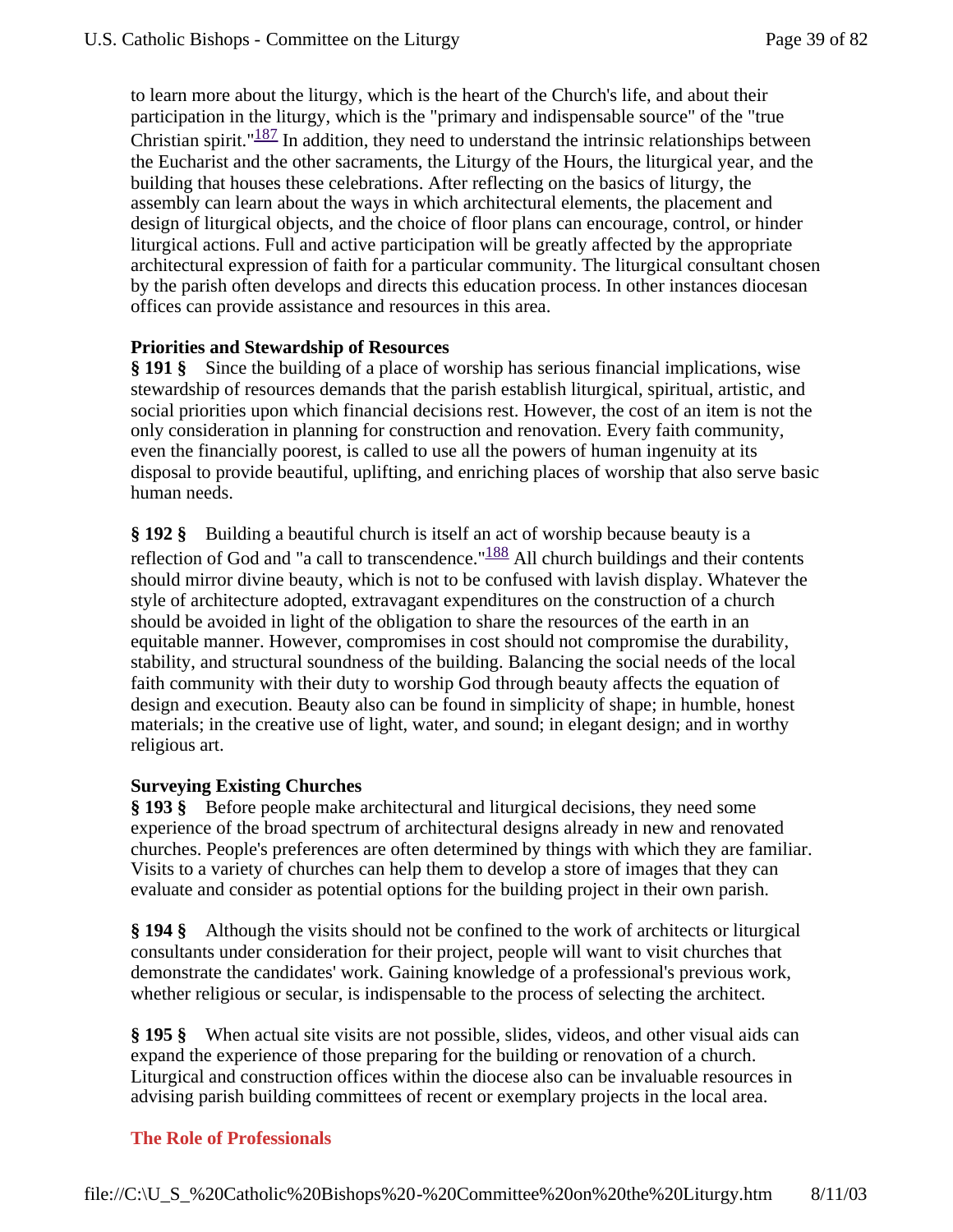to learn more about the liturgy, which is the heart of the Church's life, and about their participation in the liturgy, which is the "primary and indispensable source" of the "true Christian spirit."[187] In addition, they need to understand the intrinsic relationships between the Eucharist and the other sacraments, the Liturgy of the Hours, the liturgical year, and the building that houses these celebrations. After reflecting on the basics of liturgy, the assembly can learn about the ways in which architectural elements, the placement and design of liturgical objects, and the choice of floor plans can encourage, control, or hinder liturgical actions. Full and active participation will be greatly affected by the appropriate architectural expression of faith for a particular community. The liturgical consultant chosen by the parish often develops and directs this education process. In other instances diocesan offices can provide assistance and resources in this area.

**Priorities and Stewardship of Resources**

**§ 191 §** Since the building of a place of worship has serious financial implications, wise stewardship of resources demands that the parish establish liturgical, spiritual, artistic, and social priorities upon which financial decisions rest. However, the cost of an item is not the only consideration in planning for construction and renovation. Every faith community, even the financially poorest, is called to use all the powers of human ingenuity at its disposal to provide beautiful, uplifting, and enriching places of worship that also serve basic human needs.

**§ 192 §** Building a beautiful church is itself an act of worship because beauty is a reflection of God and "a call to transcendence."[188] All church buildings and their contents should mirror divine beauty, which is not to be confused with lavish display. Whatever the style of architecture adopted, extravagant expenditures on the construction of a church should be avoided in light of the obligation to share the resources of the earth in an equitable manner. However, compromises in cost should not compromise the durability, stability, and structural soundness of the building. Balancing the social needs of the local faith community with their duty to worship God through beauty affects the equation of design and execution. Beauty also can be found in simplicity of shape; in humble, honest materials; in the creative use of light, water, and sound; in elegant design; and in worthy religious art.

**Surveying Existing Churches**

**§ 193 §** Before people make architectural and liturgical decisions, they need some experience of the broad spectrum of architectural designs already in new and renovated churches. People's preferences are often determined by things with which they are familiar. Visits to a variety of churches can help them to develop a store of images that they can evaluate and consider as potential options for the building project in their own parish.

**§ 194 §** Although the visits should not be confined to the work of architects or liturgical consultants under consideration for their project, people will want to visit churches that demonstrate the candidates' work. Gaining knowledge of a professional's previous work, whether religious or secular, is indispensable to the process of selecting the architect.

**§ 195 §** When actual site visits are not possible, slides, videos, and other visual aids can expand the experience of those preparing for the building or renovation of a church. Liturgical and construction offices within the diocese also can be invaluable resources in advising parish building committees of recent or exemplary projects in the local area.

## The Role of Professionals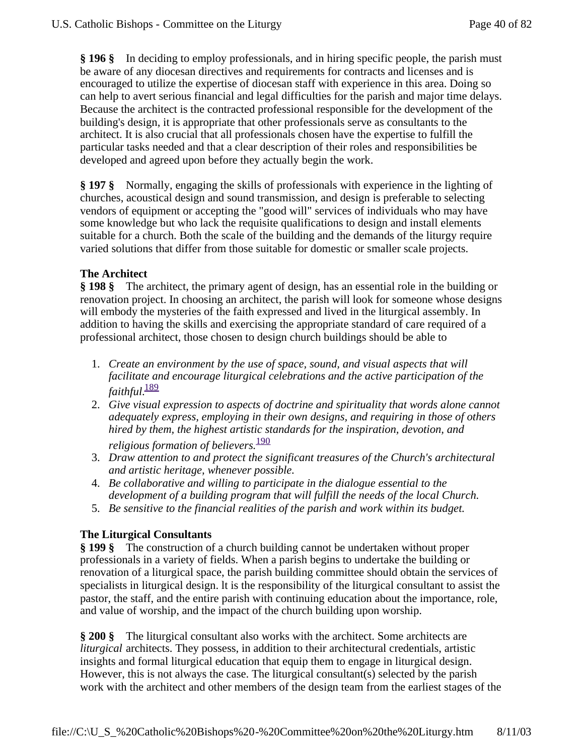**§ 196 §** In deciding to employ professionals, and in hiring specific people, the parish must be aware of any diocesan directives and requirements for contracts and licenses and is encouraged to utilize the expertise of diocesan staff with experience in this area. Doing so can help to avert serious financial and legal difficulties for the parish and major time delays. Because the architect is the contracted professional responsible for the development of the building's design, it is appropriate that other professionals serve as consultants to the architect. It is also crucial that all professionals chosen have the expertise to fulfill the particular tasks needed and that a clear description of their roles and responsibilities be developed and agreed upon before they actually begin the work.

**§ 197 §** Normally, engaging the skills of professionals with experience in the lighting of churches, acoustical design and sound transmission, and design is preferable to selecting vendors of equipment or accepting the "good will" services of individuals who may have some knowledge but who lack the requisite qualifications to design and install elements suitable for a church. Both the scale of the building and the demands of the liturgy require varied solutions that differ from those suitable for domestic or smaller scale projects.

**The Architect**
**§ 198 §** The architect, the primary agent of design, has an essential role in the building or renovation project. In choosing an architect, the parish will look for someone whose designs will embody the mysteries of the faith expressed and lived in the liturgical assembly. In addition to having the skills and exercising the appropriate standard of care required of a professional architect, those chosen to design church buildings should be able to

1. *Create an environment by the use of space, sound, and visual aspects that will facilitate and encourage liturgical celebrations and the active participation of the faithful.*[189]
2. *Give visual expression to aspects of doctrine and spirituality that words alone cannot adequately express, employing in their own designs, and requiring in those of others hired by them, the highest artistic standards for the inspiration, devotion, and religious formation of believers.*[190]
3. *Draw attention to and protect the significant treasures of the Church's architectural and artistic heritage, whenever possible.*
4. *Be collaborative and willing to participate in the dialogue essential to the development of a building program that will fulfill the needs of the local Church.*
5. *Be sensitive to the financial realities of the parish and work within its budget.*

**The Liturgical Consultants**
**§ 199 §** The construction of a church building cannot be undertaken without proper professionals in a variety of fields. When a parish begins to undertake the building or renovation of a liturgical space, the parish building committee should obtain the services of specialists in liturgical design. lt is the responsibility of the liturgical consultant to assist the pastor, the staff, and the entire parish with continuing education about the importance, role, and value of worship, and the impact of the church building upon worship.

**§ 200 §** The liturgical consultant also works with the architect. Some architects are *liturgical* architects. They possess, in addition to their architectural credentials, artistic insights and formal liturgical education that equip them to engage in liturgical design. However, this is not always the case. The liturgical consultant(s) selected by the parish work with the architect and other members of the design team from the earliest stages of the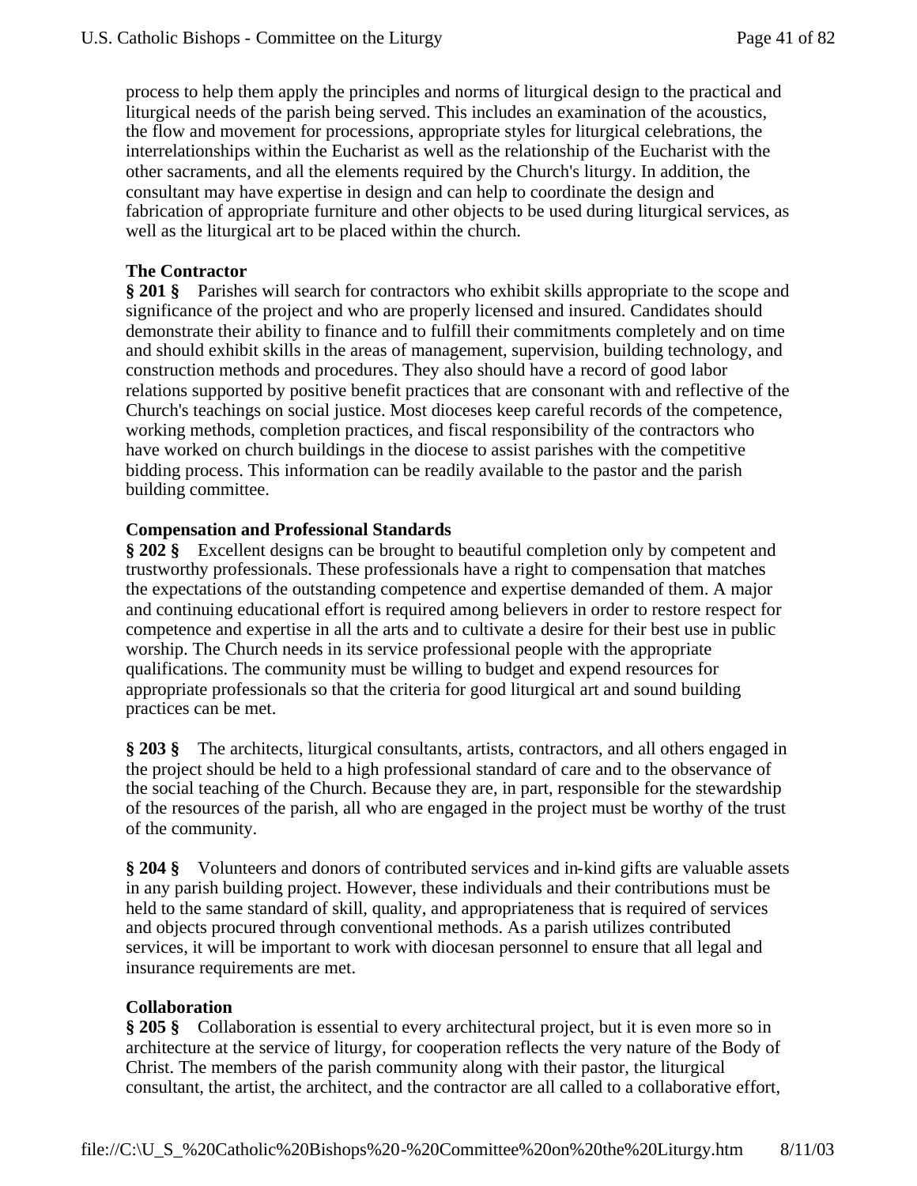process to help them apply the principles and norms of liturgical design to the practical and liturgical needs of the parish being served. This includes an examination of the acoustics, the flow and movement for processions, appropriate styles for liturgical celebrations, the interrelationships within the Eucharist as well as the relationship of the Eucharist with the other sacraments, and all the elements required by the Church's liturgy. In addition, the consultant may have expertise in design and can help to coordinate the design and fabrication of appropriate furniture and other objects to be used during liturgical services, as well as the liturgical art to be placed within the church.

**The Contractor**

**§ 201 §** Parishes will search for contractors who exhibit skills appropriate to the scope and significance of the project and who are properly licensed and insured. Candidates should demonstrate their ability to finance and to fulfill their commitments completely and on time and should exhibit skills in the areas of management, supervision, building technology, and construction methods and procedures. They also should have a record of good labor relations supported by positive benefit practices that are consonant with and reflective of the Church's teachings on social justice. Most dioceses keep careful records of the competence, working methods, completion practices, and fiscal responsibility of the contractors who have worked on church buildings in the diocese to assist parishes with the competitive bidding process. This information can be readily available to the pastor and the parish building committee.

**Compensation and Professional Standards**

**§ 202 §** Excellent designs can be brought to beautiful completion only by competent and trustworthy professionals. These professionals have a right to compensation that matches the expectations of the outstanding competence and expertise demanded of them. A major and continuing educational effort is required among believers in order to restore respect for competence and expertise in all the arts and to cultivate a desire for their best use in public worship. The Church needs in its service professional people with the appropriate qualifications. The community must be willing to budget and expend resources for appropriate professionals so that the criteria for good liturgical art and sound building practices can be met.

**§ 203 §** The architects, liturgical consultants, artists, contractors, and all others engaged in the project should be held to a high professional standard of care and to the observance of the social teaching of the Church. Because they are, in part, responsible for the stewardship of the resources of the parish, all who are engaged in the project must be worthy of the trust of the community.

**§ 204 §** Volunteers and donors of contributed services and in-kind gifts are valuable assets in any parish building project. However, these individuals and their contributions must be held to the same standard of skill, quality, and appropriateness that is required of services and objects procured through conventional methods. As a parish utilizes contributed services, it will be important to work with diocesan personnel to ensure that all legal and insurance requirements are met.

**Collaboration**

**§ 205 §** Collaboration is essential to every architectural project, but it is even more so in architecture at the service of liturgy, for cooperation reflects the very nature of the Body of Christ. The members of the parish community along with their pastor, the liturgical consultant, the artist, the architect, and the contractor are all called to a collaborative effort,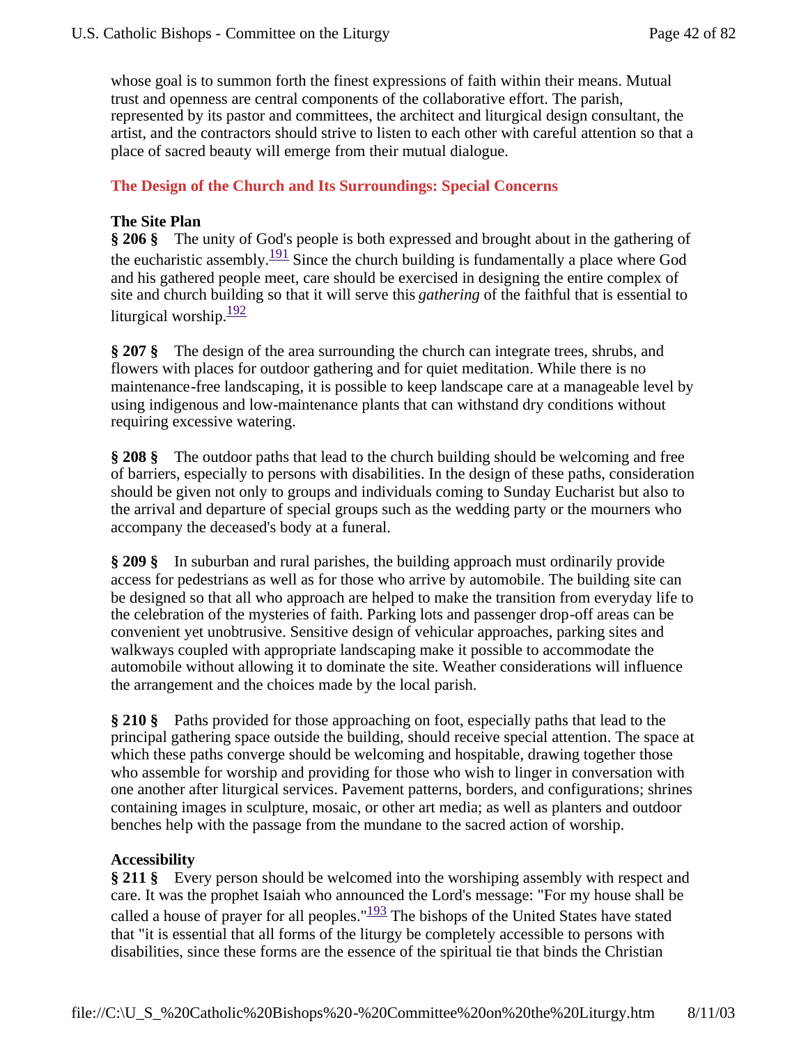whose goal is to summon forth the finest expressions of faith within their means. Mutual trust and openness are central components of the collaborative effort. The parish, represented by its pastor and committees, the architect and liturgical design consultant, the artist, and the contractors should strive to listen to each other with careful attention so that a place of sacred beauty will emerge from their mutual dialogue.

## The Design of the Church and Its Surroundings: Special Concerns

### The Site Plan

**§ 206 §** The unity of God's people is both expressed and brought about in the gathering of the eucharistic assembly.[191] Since the church building is fundamentally a place where God and his gathered people meet, care should be exercised in designing the entire complex of site and church building so that it will serve this *gathering* of the faithful that is essential to liturgical worship.[192]

**§ 207 §** The design of the area surrounding the church can integrate trees, shrubs, and flowers with places for outdoor gathering and for quiet meditation. While there is no maintenance-free landscaping, it is possible to keep landscape care at a manageable level by using indigenous and low-maintenance plants that can withstand dry conditions without requiring excessive watering.

**§ 208 §** The outdoor paths that lead to the church building should be welcoming and free of barriers, especially to persons with disabilities. In the design of these paths, consideration should be given not only to groups and individuals coming to Sunday Eucharist but also to the arrival and departure of special groups such as the wedding party or the mourners who accompany the deceased's body at a funeral.

**§ 209 §** In suburban and rural parishes, the building approach must ordinarily provide access for pedestrians as well as for those who arrive by automobile. The building site can be designed so that all who approach are helped to make the transition from everyday life to the celebration of the mysteries of faith. Parking lots and passenger drop-off areas can be convenient yet unobtrusive. Sensitive design of vehicular approaches, parking sites and walkways coupled with appropriate landscaping make it possible to accommodate the automobile without allowing it to dominate the site. Weather considerations will influence the arrangement and the choices made by the local parish.

**§ 210 §** Paths provided for those approaching on foot, especially paths that lead to the principal gathering space outside the building, should receive special attention. The space at which these paths converge should be welcoming and hospitable, drawing together those who assemble for worship and providing for those who wish to linger in conversation with one another after liturgical services. Pavement patterns, borders, and configurations; shrines containing images in sculpture, mosaic, or other art media; as well as planters and outdoor benches help with the passage from the mundane to the sacred action of worship.

### Accessibility

**§ 211 §** Every person should be welcomed into the worshiping assembly with respect and care. It was the prophet Isaiah who announced the Lord's message: "For my house shall be called a house of prayer for all peoples."[193] The bishops of the United States have stated that "it is essential that all forms of the liturgy be completely accessible to persons with disabilities, since these forms are the essence of the spiritual tie that binds the Christian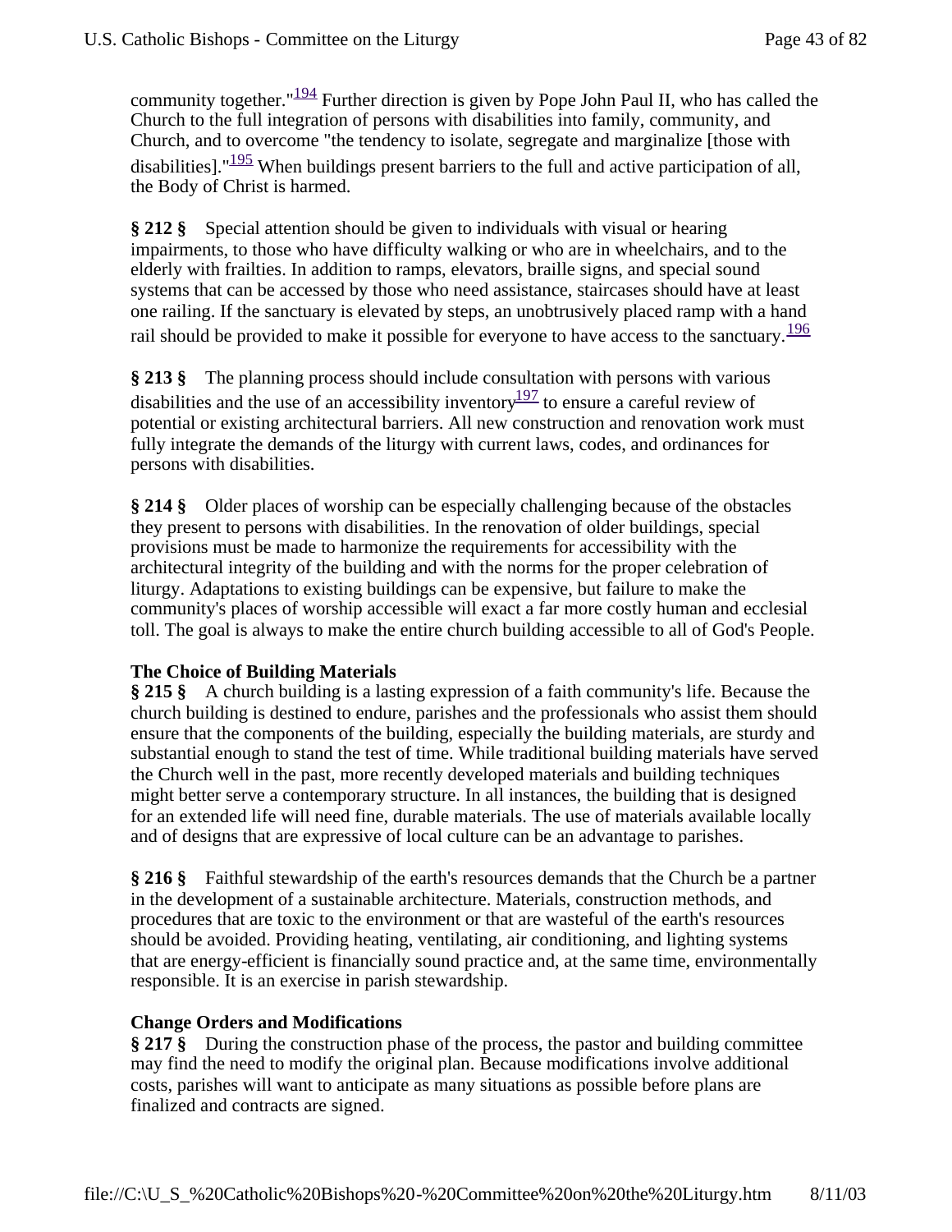community together."[194] Further direction is given by Pope John Paul II, who has called the Church to the full integration of persons with disabilities into family, community, and Church, and to overcome "the tendency to isolate, segregate and marginalize [those with disabilities]."[195] When buildings present barriers to the full and active participation of all, the Body of Christ is harmed.

**§ 212 §** Special attention should be given to individuals with visual or hearing impairments, to those who have difficulty walking or who are in wheelchairs, and to the elderly with frailties. In addition to ramps, elevators, braille signs, and special sound systems that can be accessed by those who need assistance, staircases should have at least one railing. If the sanctuary is elevated by steps, an unobtrusively placed ramp with a hand rail should be provided to make it possible for everyone to have access to the sanctuary.[196]

**§ 213 §** The planning process should include consultation with persons with various disabilities and the use of an accessibility inventory[197] to ensure a careful review of potential or existing architectural barriers. All new construction and renovation work must fully integrate the demands of the liturgy with current laws, codes, and ordinances for persons with disabilities.

**§ 214 §** Older places of worship can be especially challenging because of the obstacles they present to persons with disabilities. In the renovation of older buildings, special provisions must be made to harmonize the requirements for accessibility with the architectural integrity of the building and with the norms for the proper celebration of liturgy. Adaptations to existing buildings can be expensive, but failure to make the community's places of worship accessible will exact a far more costly human and ecclesial toll. The goal is always to make the entire church building accessible to all of God's People.

**The Choice of Building Materials**

**§ 215 §** A church building is a lasting expression of a faith community's life. Because the church building is destined to endure, parishes and the professionals who assist them should ensure that the components of the building, especially the building materials, are sturdy and substantial enough to stand the test of time. While traditional building materials have served the Church well in the past, more recently developed materials and building techniques might better serve a contemporary structure. In all instances, the building that is designed for an extended life will need fine, durable materials. The use of materials available locally and of designs that are expressive of local culture can be an advantage to parishes.

**§ 216 §** Faithful stewardship of the earth's resources demands that the Church be a partner in the development of a sustainable architecture. Materials, construction methods, and procedures that are toxic to the environment or that are wasteful of the earth's resources should be avoided. Providing heating, ventilating, air conditioning, and lighting systems that are energy-efficient is financially sound practice and, at the same time, environmentally responsible. It is an exercise in parish stewardship.

**Change Orders and Modifications**

**§ 217 §** During the construction phase of the process, the pastor and building committee may find the need to modify the original plan. Because modifications involve additional costs, parishes will want to anticipate as many situations as possible before plans are finalized and contracts are signed.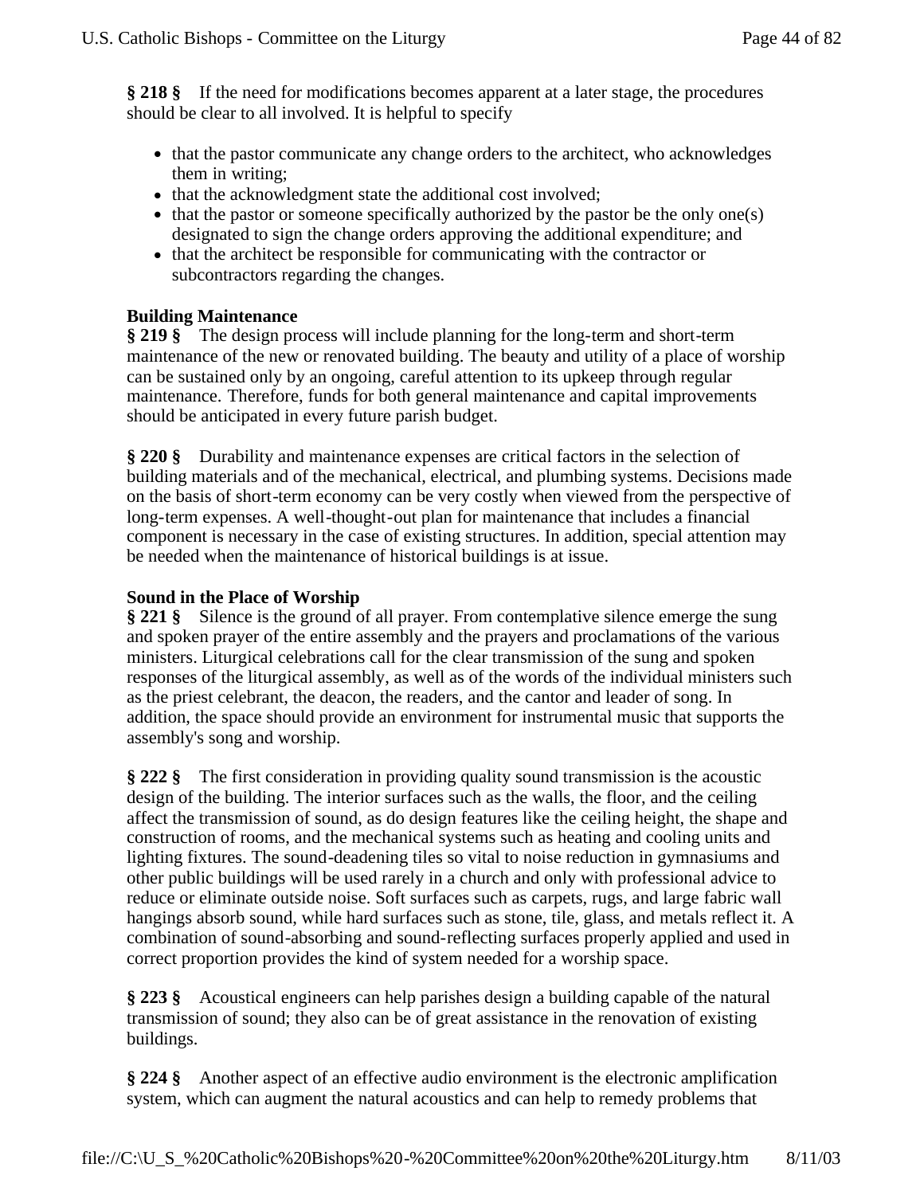**§ 218 §** If the need for modifications becomes apparent at a later stage, the procedures should be clear to all involved. It is helpful to specify

- that the pastor communicate any change orders to the architect, who acknowledges them in writing;
- that the acknowledgment state the additional cost involved;
- that the pastor or someone specifically authorized by the pastor be the only one(s) designated to sign the change orders approving the additional expenditure; and
- that the architect be responsible for communicating with the contractor or subcontractors regarding the changes.

**Building Maintenance**

**§ 219 §** The design process will include planning for the long-term and short-term maintenance of the new or renovated building. The beauty and utility of a place of worship can be sustained only by an ongoing, careful attention to its upkeep through regular maintenance. Therefore, funds for both general maintenance and capital improvements should be anticipated in every future parish budget.

**§ 220 §** Durability and maintenance expenses are critical factors in the selection of building materials and of the mechanical, electrical, and plumbing systems. Decisions made on the basis of short-term economy can be very costly when viewed from the perspective of long-term expenses. A well-thought-out plan for maintenance that includes a financial component is necessary in the case of existing structures. In addition, special attention may be needed when the maintenance of historical buildings is at issue.

**Sound in the Place of Worship**

**§ 221 §** Silence is the ground of all prayer. From contemplative silence emerge the sung and spoken prayer of the entire assembly and the prayers and proclamations of the various ministers. Liturgical celebrations call for the clear transmission of the sung and spoken responses of the liturgical assembly, as well as of the words of the individual ministers such as the priest celebrant, the deacon, the readers, and the cantor and leader of song. In addition, the space should provide an environment for instrumental music that supports the assembly's song and worship.

**§ 222 §** The first consideration in providing quality sound transmission is the acoustic design of the building. The interior surfaces such as the walls, the floor, and the ceiling affect the transmission of sound, as do design features like the ceiling height, the shape and construction of rooms, and the mechanical systems such as heating and cooling units and lighting fixtures. The sound-deadening tiles so vital to noise reduction in gymnasiums and other public buildings will be used rarely in a church and only with professional advice to reduce or eliminate outside noise. Soft surfaces such as carpets, rugs, and large fabric wall hangings absorb sound, while hard surfaces such as stone, tile, glass, and metals reflect it. A combination of sound-absorbing and sound-reflecting surfaces properly applied and used in correct proportion provides the kind of system needed for a worship space.

**§ 223 §** Acoustical engineers can help parishes design a building capable of the natural transmission of sound; they also can be of great assistance in the renovation of existing buildings.

**§ 224 §** Another aspect of an effective audio environment is the electronic amplification system, which can augment the natural acoustics and can help to remedy problems that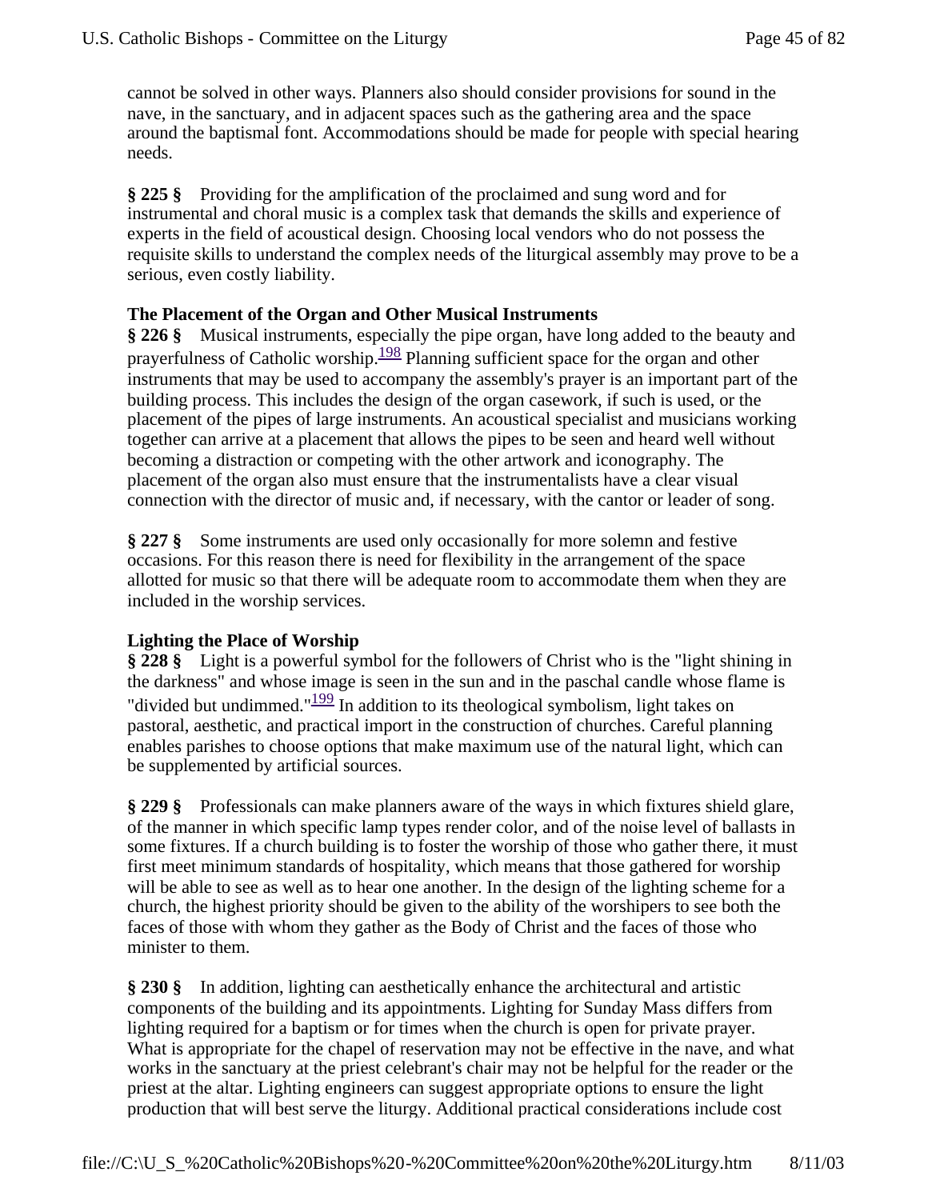cannot be solved in other ways. Planners also should consider provisions for sound in the nave, in the sanctuary, and in adjacent spaces such as the gathering area and the space around the baptismal font. Accommodations should be made for people with special hearing needs.

**§ 225 §** Providing for the amplification of the proclaimed and sung word and for instrumental and choral music is a complex task that demands the skills and experience of experts in the field of acoustical design. Choosing local vendors who do not possess the requisite skills to understand the complex needs of the liturgical assembly may prove to be a serious, even costly liability.

**The Placement of the Organ and Other Musical Instruments**

**§ 226 §** Musical instruments, especially the pipe organ, have long added to the beauty and prayerfulness of Catholic worship.[198] Planning sufficient space for the organ and other instruments that may be used to accompany the assembly's prayer is an important part of the building process. This includes the design of the organ casework, if such is used, or the placement of the pipes of large instruments. An acoustical specialist and musicians working together can arrive at a placement that allows the pipes to be seen and heard well without becoming a distraction or competing with the other artwork and iconography. The placement of the organ also must ensure that the instrumentalists have a clear visual connection with the director of music and, if necessary, with the cantor or leader of song.

**§ 227 §** Some instruments are used only occasionally for more solemn and festive occasions. For this reason there is need for flexibility in the arrangement of the space allotted for music so that there will be adequate room to accommodate them when they are included in the worship services.

**Lighting the Place of Worship**

**§ 228 §** Light is a powerful symbol for the followers of Christ who is the "light shining in the darkness" and whose image is seen in the sun and in the paschal candle whose flame is "divided but undimmed."[199] In addition to its theological symbolism, light takes on pastoral, aesthetic, and practical import in the construction of churches. Careful planning enables parishes to choose options that make maximum use of the natural light, which can be supplemented by artificial sources.

**§ 229 §** Professionals can make planners aware of the ways in which fixtures shield glare, of the manner in which specific lamp types render color, and of the noise level of ballasts in some fixtures. If a church building is to foster the worship of those who gather there, it must first meet minimum standards of hospitality, which means that those gathered for worship will be able to see as well as to hear one another. In the design of the lighting scheme for a church, the highest priority should be given to the ability of the worshipers to see both the faces of those with whom they gather as the Body of Christ and the faces of those who minister to them.

**§ 230 §** In addition, lighting can aesthetically enhance the architectural and artistic components of the building and its appointments. Lighting for Sunday Mass differs from lighting required for a baptism or for times when the church is open for private prayer. What is appropriate for the chapel of reservation may not be effective in the nave, and what works in the sanctuary at the priest celebrant's chair may not be helpful for the reader or the priest at the altar. Lighting engineers can suggest appropriate options to ensure the light production that will best serve the liturgy. Additional practical considerations include cost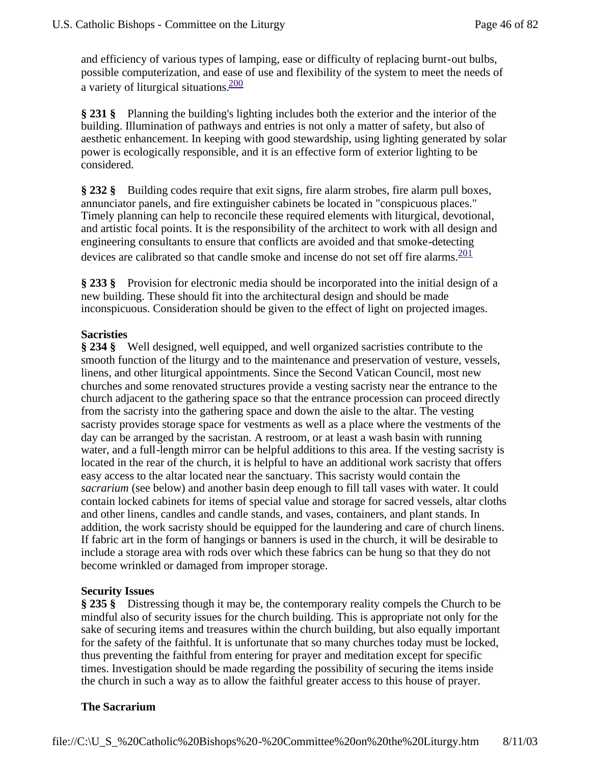and efficiency of various types of lamping, ease or difficulty of replacing burnt-out bulbs, possible computerization, and ease of use and flexibility of the system to meet the needs of a variety of liturgical situations.[200]

**§ 231 §** Planning the building's lighting includes both the exterior and the interior of the building. Illumination of pathways and entries is not only a matter of safety, but also of aesthetic enhancement. In keeping with good stewardship, using lighting generated by solar power is ecologically responsible, and it is an effective form of exterior lighting to be considered.

**§ 232 §** Building codes require that exit signs, fire alarm strobes, fire alarm pull boxes, annunciator panels, and fire extinguisher cabinets be located in "conspicuous places." Timely planning can help to reconcile these required elements with liturgical, devotional, and artistic focal points. It is the responsibility of the architect to work with all design and engineering consultants to ensure that conflicts are avoided and that smoke-detecting devices are calibrated so that candle smoke and incense do not set off fire alarms.[201]

**§ 233 §** Provision for electronic media should be incorporated into the initial design of a new building. These should fit into the architectural design and should be made inconspicuous. Consideration should be given to the effect of light on projected images.

**Sacristies**

**§ 234 §** Well designed, well equipped, and well organized sacristies contribute to the smooth function of the liturgy and to the maintenance and preservation of vesture, vessels, linens, and other liturgical appointments. Since the Second Vatican Council, most new churches and some renovated structures provide a vesting sacristy near the entrance to the church adjacent to the gathering space so that the entrance procession can proceed directly from the sacristy into the gathering space and down the aisle to the altar. The vesting sacristy provides storage space for vestments as well as a place where the vestments of the day can be arranged by the sacristan. A restroom, or at least a wash basin with running water, and a full-length mirror can be helpful additions to this area. If the vesting sacristy is located in the rear of the church, it is helpful to have an additional work sacristy that offers easy access to the altar located near the sanctuary. This sacristy would contain the *sacrarium* (see below) and another basin deep enough to fill tall vases with water. It could contain locked cabinets for items of special value and storage for sacred vessels, altar cloths and other linens, candles and candle stands, and vases, containers, and plant stands. In addition, the work sacristy should be equipped for the laundering and care of church linens. If fabric art in the form of hangings or banners is used in the church, it will be desirable to include a storage area with rods over which these fabrics can be hung so that they do not become wrinkled or damaged from improper storage.

**Security Issues**

**§ 235 §** Distressing though it may be, the contemporary reality compels the Church to be mindful also of security issues for the church building. This is appropriate not only for the sake of securing items and treasures within the church building, but also equally important for the safety of the faithful. It is unfortunate that so many churches today must be locked, thus preventing the faithful from entering for prayer and meditation except for specific times. Investigation should be made regarding the possibility of securing the items inside the church in such a way as to allow the faithful greater access to this house of prayer.

**The Sacrarium**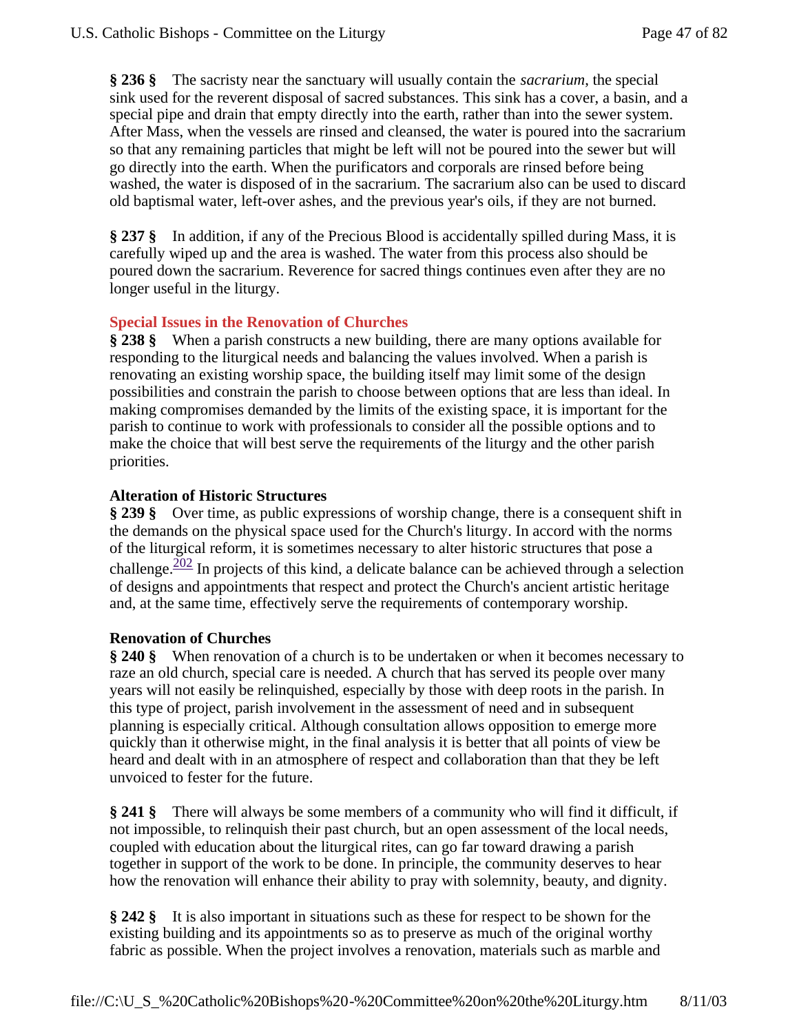**§ 236 §** The sacristy near the sanctuary will usually contain the *sacrarium*, the special sink used for the reverent disposal of sacred substances. This sink has a cover, a basin, and a special pipe and drain that empty directly into the earth, rather than into the sewer system. After Mass, when the vessels are rinsed and cleansed, the water is poured into the sacrarium so that any remaining particles that might be left will not be poured into the sewer but will go directly into the earth. When the purificators and corporals are rinsed before being washed, the water is disposed of in the sacrarium. The sacrarium also can be used to discard old baptismal water, left-over ashes, and the previous year's oils, if they are not burned.

**§ 237 §** In addition, if any of the Precious Blood is accidentally spilled during Mass, it is carefully wiped up and the area is washed. The water from this process also should be poured down the sacrarium. Reverence for sacred things continues even after they are no longer useful in the liturgy.

## Special Issues in the Renovation of Churches

**§ 238 §** When a parish constructs a new building, there are many options available for responding to the liturgical needs and balancing the values involved. When a parish is renovating an existing worship space, the building itself may limit some of the design possibilities and constrain the parish to choose between options that are less than ideal. In making compromises demanded by the limits of the existing space, it is important for the parish to continue to work with professionals to consider all the possible options and to make the choice that will best serve the requirements of the liturgy and the other parish priorities.

### Alteration of Historic Structures

**§ 239 §** Over time, as public expressions of worship change, there is a consequent shift in the demands on the physical space used for the Church's liturgy. In accord with the norms of the liturgical reform, it is sometimes necessary to alter historic structures that pose a challenge.[202] In projects of this kind, a delicate balance can be achieved through a selection of designs and appointments that respect and protect the Church's ancient artistic heritage and, at the same time, effectively serve the requirements of contemporary worship.

### Renovation of Churches

**§ 240 §** When renovation of a church is to be undertaken or when it becomes necessary to raze an old church, special care is needed. A church that has served its people over many years will not easily be relinquished, especially by those with deep roots in the parish. In this type of project, parish involvement in the assessment of need and in subsequent planning is especially critical. Although consultation allows opposition to emerge more quickly than it otherwise might, in the final analysis it is better that all points of view be heard and dealt with in an atmosphere of respect and collaboration than that they be left unvoiced to fester for the future.

**§ 241 §** There will always be some members of a community who will find it difficult, if not impossible, to relinquish their past church, but an open assessment of the local needs, coupled with education about the liturgical rites, can go far toward drawing a parish together in support of the work to be done. In principle, the community deserves to hear how the renovation will enhance their ability to pray with solemnity, beauty, and dignity.

**§ 242 §** It is also important in situations such as these for respect to be shown for the existing building and its appointments so as to preserve as much of the original worthy fabric as possible. When the project involves a renovation, materials such as marble and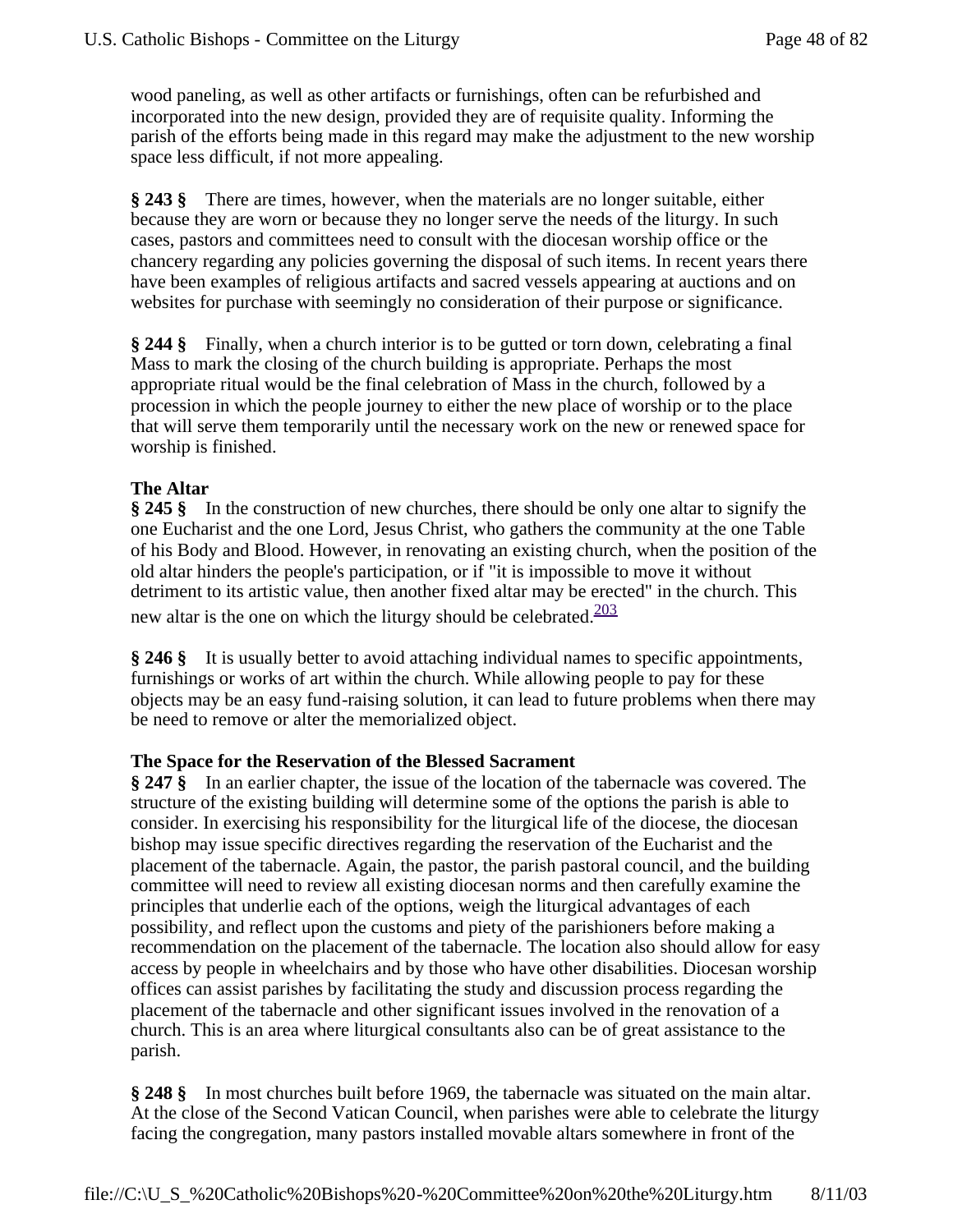wood paneling, as well as other artifacts or furnishings, often can be refurbished and incorporated into the new design, provided they are of requisite quality. Informing the parish of the efforts being made in this regard may make the adjustment to the new worship space less difficult, if not more appealing.

**§ 243 §** There are times, however, when the materials are no longer suitable, either because they are worn or because they no longer serve the needs of the liturgy. In such cases, pastors and committees need to consult with the diocesan worship office or the chancery regarding any policies governing the disposal of such items. In recent years there have been examples of religious artifacts and sacred vessels appearing at auctions and on websites for purchase with seemingly no consideration of their purpose or significance.

**§ 244 §** Finally, when a church interior is to be gutted or torn down, celebrating a final Mass to mark the closing of the church building is appropriate. Perhaps the most appropriate ritual would be the final celebration of Mass in the church, followed by a procession in which the people journey to either the new place of worship or to the place that will serve them temporarily until the necessary work on the new or renewed space for worship is finished.

**The Altar**

**§ 245 §** In the construction of new churches, there should be only one altar to signify the one Eucharist and the one Lord, Jesus Christ, who gathers the community at the one Table of his Body and Blood. However, in renovating an existing church, when the position of the old altar hinders the people's participation, or if "it is impossible to move it without detriment to its artistic value, then another fixed altar may be erected" in the church. This new altar is the one on which the liturgy should be celebrated.[203]

**§ 246 §** It is usually better to avoid attaching individual names to specific appointments, furnishings or works of art within the church. While allowing people to pay for these objects may be an easy fund-raising solution, it can lead to future problems when there may be need to remove or alter the memorialized object.

**The Space for the Reservation of the Blessed Sacrament**

**§ 247 §** In an earlier chapter, the issue of the location of the tabernacle was covered. The structure of the existing building will determine some of the options the parish is able to consider. In exercising his responsibility for the liturgical life of the diocese, the diocesan bishop may issue specific directives regarding the reservation of the Eucharist and the placement of the tabernacle. Again, the pastor, the parish pastoral council, and the building committee will need to review all existing diocesan norms and then carefully examine the principles that underlie each of the options, weigh the liturgical advantages of each possibility, and reflect upon the customs and piety of the parishioners before making a recommendation on the placement of the tabernacle. The location also should allow for easy access by people in wheelchairs and by those who have other disabilities. Diocesan worship offices can assist parishes by facilitating the study and discussion process regarding the placement of the tabernacle and other significant issues involved in the renovation of a church. This is an area where liturgical consultants also can be of great assistance to the parish.

**§ 248 §** In most churches built before 1969, the tabernacle was situated on the main altar. At the close of the Second Vatican Council, when parishes were able to celebrate the liturgy facing the congregation, many pastors installed movable altars somewhere in front of the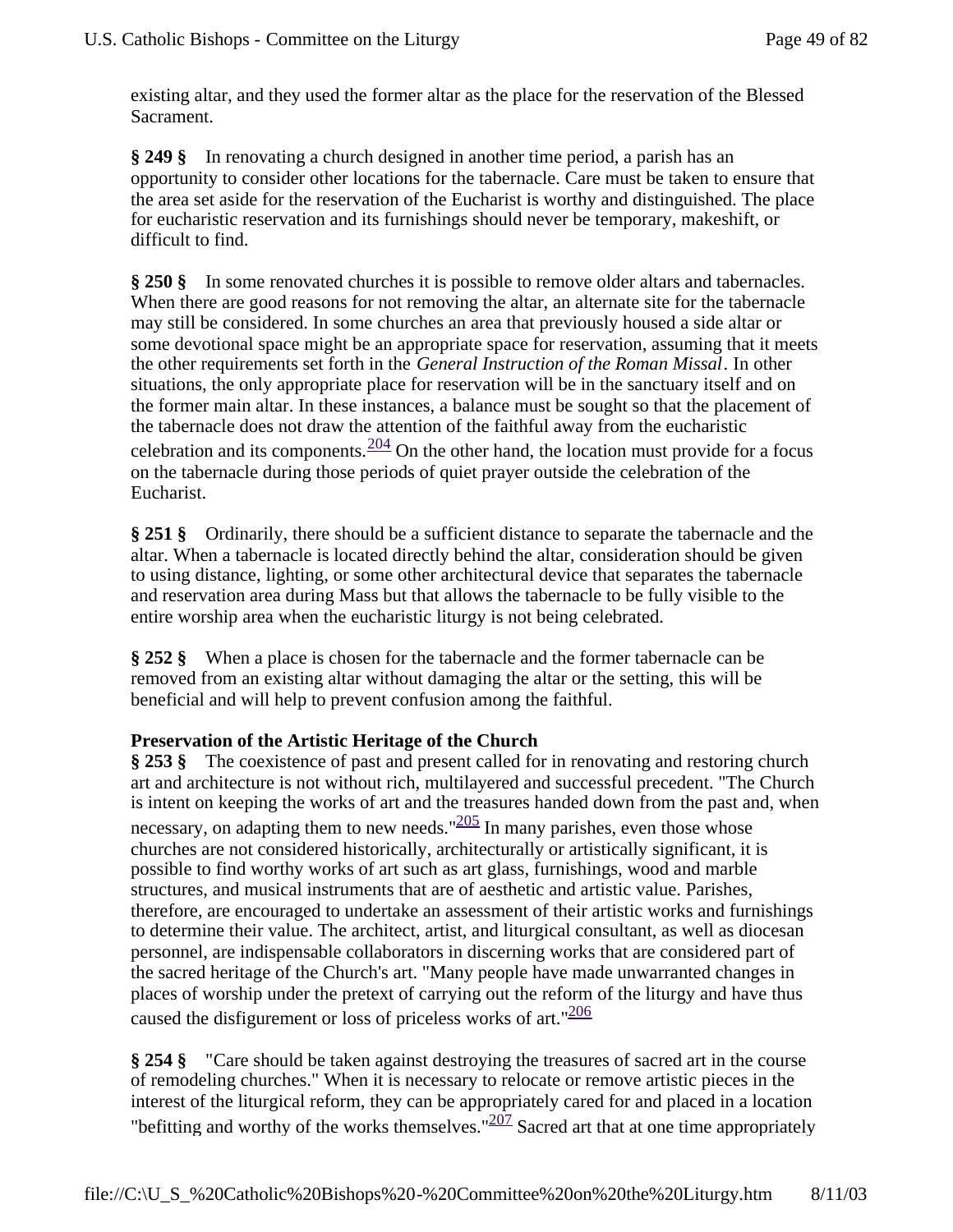existing altar, and they used the former altar as the place for the reservation of the Blessed Sacrament.

**§ 249 §** In renovating a church designed in another time period, a parish has an opportunity to consider other locations for the tabernacle. Care must be taken to ensure that the area set aside for the reservation of the Eucharist is worthy and distinguished. The place for eucharistic reservation and its furnishings should never be temporary, makeshift, or difficult to find.

**§ 250 §** In some renovated churches it is possible to remove older altars and tabernacles. When there are good reasons for not removing the altar, an alternate site for the tabernacle may still be considered. In some churches an area that previously housed a side altar or some devotional space might be an appropriate space for reservation, assuming that it meets the other requirements set forth in the *General Instruction of the Roman Missal*. In other situations, the only appropriate place for reservation will be in the sanctuary itself and on the former main altar. In these instances, a balance must be sought so that the placement of the tabernacle does not draw the attention of the faithful away from the eucharistic celebration and its components.[204] On the other hand, the location must provide for a focus on the tabernacle during those periods of quiet prayer outside the celebration of the Eucharist.

**§ 251 §** Ordinarily, there should be a sufficient distance to separate the tabernacle and the altar. When a tabernacle is located directly behind the altar, consideration should be given to using distance, lighting, or some other architectural device that separates the tabernacle and reservation area during Mass but that allows the tabernacle to be fully visible to the entire worship area when the eucharistic liturgy is not being celebrated.

**§ 252 §** When a place is chosen for the tabernacle and the former tabernacle can be removed from an existing altar without damaging the altar or the setting, this will be beneficial and will help to prevent confusion among the faithful.

**Preservation of the Artistic Heritage of the Church**

**§ 253 §** The coexistence of past and present called for in renovating and restoring church art and architecture is not without rich, multilayered and successful precedent. "The Church is intent on keeping the works of art and the treasures handed down from the past and, when necessary, on adapting them to new needs."[205] In many parishes, even those whose churches are not considered historically, architecturally or artistically significant, it is possible to find worthy works of art such as art glass, furnishings, wood and marble structures, and musical instruments that are of aesthetic and artistic value. Parishes, therefore, are encouraged to undertake an assessment of their artistic works and furnishings to determine their value. The architect, artist, and liturgical consultant, as well as diocesan personnel, are indispensable collaborators in discerning works that are considered part of the sacred heritage of the Church's art. "Many people have made unwarranted changes in places of worship under the pretext of carrying out the reform of the liturgy and have thus caused the disfigurement or loss of priceless works of art."[206]

**§ 254 §** "Care should be taken against destroying the treasures of sacred art in the course of remodeling churches." When it is necessary to relocate or remove artistic pieces in the interest of the liturgical reform, they can be appropriately cared for and placed in a location "befitting and worthy of the works themselves."[207] Sacred art that at one time appropriately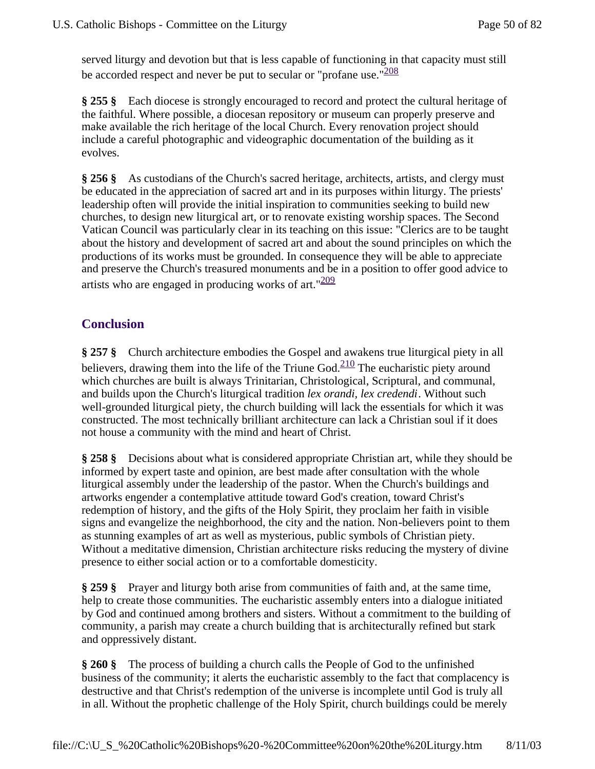served liturgy and devotion but that is less capable of functioning in that capacity must still be accorded respect and never be put to secular or "profane use."[208]

**§ 255 §** Each diocese is strongly encouraged to record and protect the cultural heritage of the faithful. Where possible, a diocesan repository or museum can properly preserve and make available the rich heritage of the local Church. Every renovation project should include a careful photographic and videographic documentation of the building as it evolves.

**§ 256 §** As custodians of the Church's sacred heritage, architects, artists, and clergy must be educated in the appreciation of sacred art and in its purposes within liturgy. The priests' leadership often will provide the initial inspiration to communities seeking to build new churches, to design new liturgical art, or to renovate existing worship spaces. The Second Vatican Council was particularly clear in its teaching on this issue: "Clerics are to be taught about the history and development of sacred art and about the sound principles on which the productions of its works must be grounded. In consequence they will be able to appreciate and preserve the Church's treasured monuments and be in a position to offer good advice to artists who are engaged in producing works of art."[209]

## Conclusion

**§ 257 §** Church architecture embodies the Gospel and awakens true liturgical piety in all believers, drawing them into the life of the Triune God.[210] The eucharistic piety around which churches are built is always Trinitarian, Christological, Scriptural, and communal, and builds upon the Church's liturgical tradition *lex orandi, lex credendi*. Without such well-grounded liturgical piety, the church building will lack the essentials for which it was constructed. The most technically brilliant architecture can lack a Christian soul if it does not house a community with the mind and heart of Christ.

**§ 258 §** Decisions about what is considered appropriate Christian art, while they should be informed by expert taste and opinion, are best made after consultation with the whole liturgical assembly under the leadership of the pastor. When the Church's buildings and artworks engender a contemplative attitude toward God's creation, toward Christ's redemption of history, and the gifts of the Holy Spirit, they proclaim her faith in visible signs and evangelize the neighborhood, the city and the nation. Non-believers point to them as stunning examples of art as well as mysterious, public symbols of Christian piety. Without a meditative dimension, Christian architecture risks reducing the mystery of divine presence to either social action or to a comfortable domesticity.

**§ 259 §** Prayer and liturgy both arise from communities of faith and, at the same time, help to create those communities. The eucharistic assembly enters into a dialogue initiated by God and continued among brothers and sisters. Without a commitment to the building of community, a parish may create a church building that is architecturally refined but stark and oppressively distant.

**§ 260 §** The process of building a church calls the People of God to the unfinished business of the community; it alerts the eucharistic assembly to the fact that complacency is destructive and that Christ's redemption of the universe is incomplete until God is truly all in all. Without the prophetic challenge of the Holy Spirit, church buildings could be merely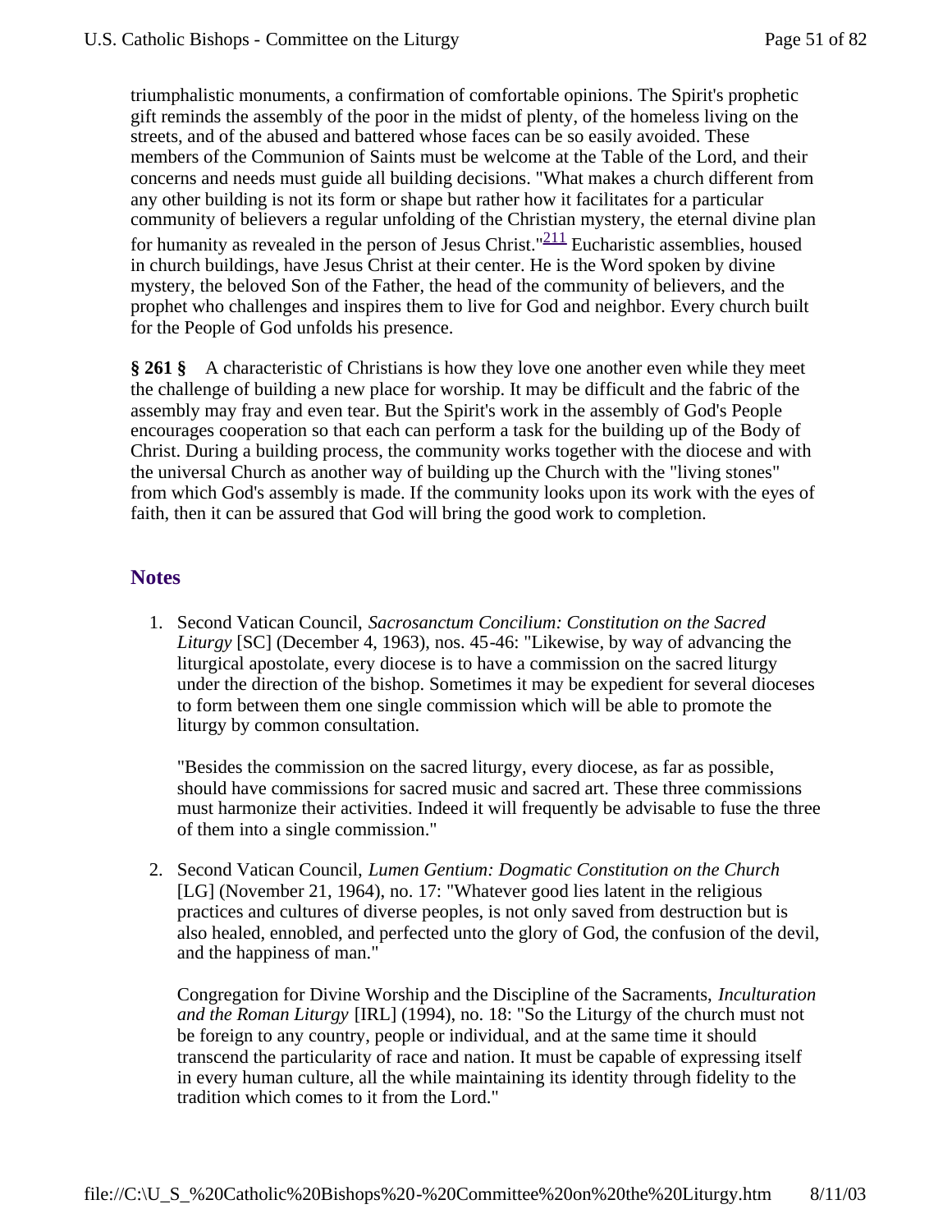triumphalistic monuments, a confirmation of comfortable opinions. The Spirit's prophetic gift reminds the assembly of the poor in the midst of plenty, of the homeless living on the streets, and of the abused and battered whose faces can be so easily avoided. These members of the Communion of Saints must be welcome at the Table of the Lord, and their concerns and needs must guide all building decisions. "What makes a church different from any other building is not its form or shape but rather how it facilitates for a particular community of believers a regular unfolding of the Christian mystery, the eternal divine plan for humanity as revealed in the person of Jesus Christ."[211] Eucharistic assemblies, housed in church buildings, have Jesus Christ at their center. He is the Word spoken by divine mystery, the beloved Son of the Father, the head of the community of believers, and the prophet who challenges and inspires them to live for God and neighbor. Every church built for the People of God unfolds his presence.

**§ 261 §** A characteristic of Christians is how they love one another even while they meet the challenge of building a new place for worship. It may be difficult and the fabric of the assembly may fray and even tear. But the Spirit's work in the assembly of God's People encourages cooperation so that each can perform a task for the building up of the Body of Christ. During a building process, the community works together with the diocese and with the universal Church as another way of building up the Church with the "living stones" from which God's assembly is made. If the community looks upon its work with the eyes of faith, then it can be assured that God will bring the good work to completion.

## Notes

1. Second Vatican Council, *Sacrosanctum Concilium: Constitution on the Sacred Liturgy* [SC] (December 4, 1963), nos. 45-46: "Likewise, by way of advancing the liturgical apostolate, every diocese is to have a commission on the sacred liturgy under the direction of the bishop. Sometimes it may be expedient for several dioceses to form between them one single commission which will be able to promote the liturgy by common consultation.

   "Besides the commission on the sacred liturgy, every diocese, as far as possible, should have commissions for sacred music and sacred art. These three commissions must harmonize their activities. Indeed it will frequently be advisable to fuse the three of them into a single commission."

2. Second Vatican Council, *Lumen Gentium: Dogmatic Constitution on the Church* [LG] (November 21, 1964), no. 17: "Whatever good lies latent in the religious practices and cultures of diverse peoples, is not only saved from destruction but is also healed, ennobled, and perfected unto the glory of God, the confusion of the devil, and the happiness of man."

   Congregation for Divine Worship and the Discipline of the Sacraments, *Inculturation and the Roman Liturgy* [IRL] (1994), no. 18: "So the Liturgy of the church must not be foreign to any country, people or individual, and at the same time it should transcend the particularity of race and nation. It must be capable of expressing itself in every human culture, all the while maintaining its identity through fidelity to the tradition which comes to it from the Lord."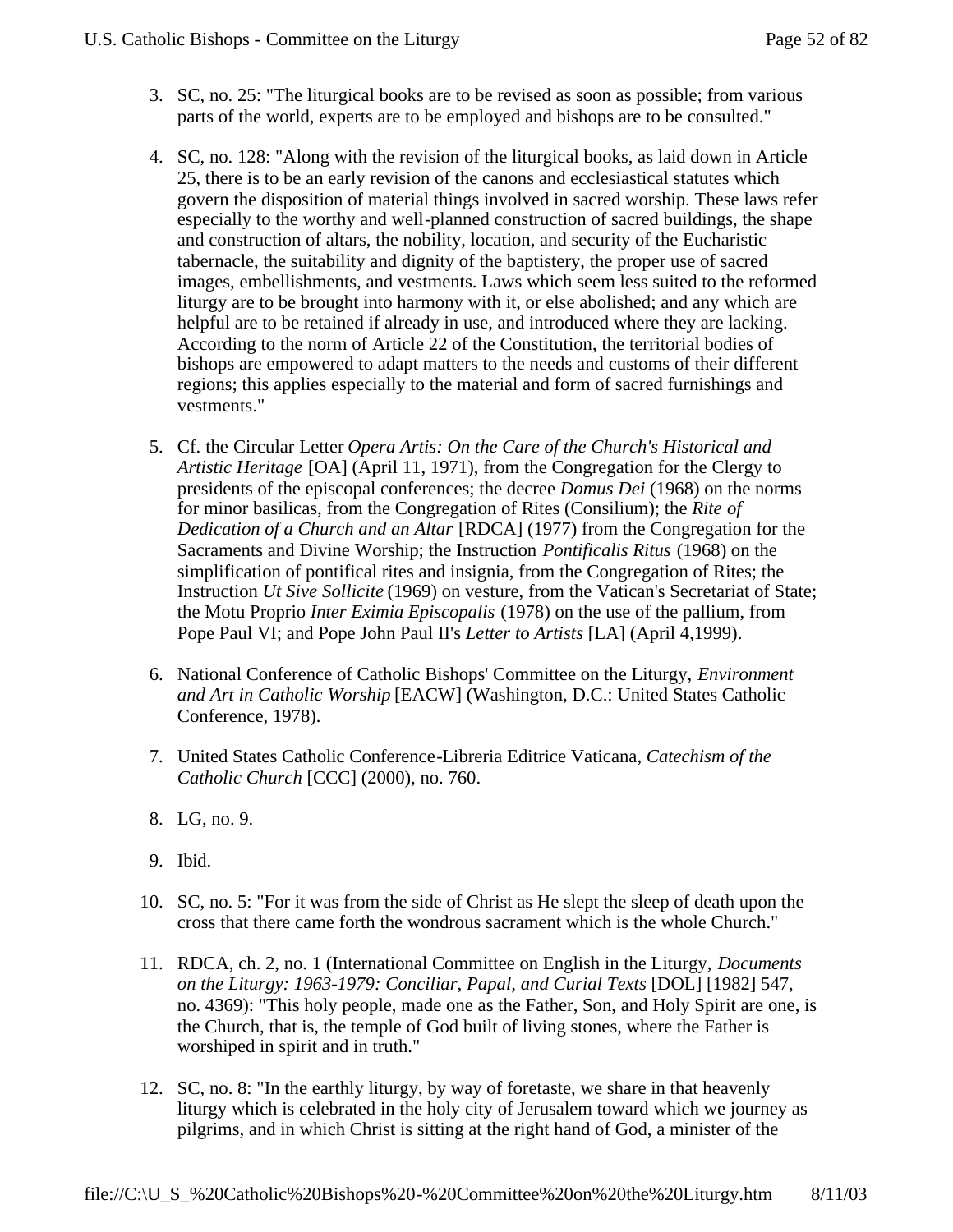3. SC, no. 25: "The liturgical books are to be revised as soon as possible; from various parts of the world, experts are to be employed and bishops are to be consulted."

4. SC, no. 128: "Along with the revision of the liturgical books, as laid down in Article 25, there is to be an early revision of the canons and ecclesiastical statutes which govern the disposition of material things involved in sacred worship. These laws refer especially to the worthy and well-planned construction of sacred buildings, the shape and construction of altars, the nobility, location, and security of the Eucharistic tabernacle, the suitability and dignity of the baptistery, the proper use of sacred images, embellishments, and vestments. Laws which seem less suited to the reformed liturgy are to be brought into harmony with it, or else abolished; and any which are helpful are to be retained if already in use, and introduced where they are lacking. According to the norm of Article 22 of the Constitution, the territorial bodies of bishops are empowered to adapt matters to the needs and customs of their different regions; this applies especially to the material and form of sacred furnishings and vestments."

5. Cf. the Circular Letter *Opera Artis: On the Care of the Church's Historical and Artistic Heritage* [OA] (April 11, 1971), from the Congregation for the Clergy to presidents of the episcopal conferences; the decree *Domus Dei* (1968) on the norms for minor basilicas, from the Congregation of Rites (Consilium); the *Rite of Dedication of a Church and an Altar* [RDCA] (1977) from the Congregation for the Sacraments and Divine Worship; the Instruction *Pontificalis Ritus* (1968) on the simplification of pontifical rites and insignia, from the Congregation of Rites; the Instruction *Ut Sive Sollicite* (1969) on vesture, from the Vatican's Secretariat of State; the Motu Proprio *Inter Eximia Episcopalis* (1978) on the use of the pallium, from Pope Paul VI; and Pope John Paul II's *Letter to Artists* [LA] (April 4,1999).

6. National Conference of Catholic Bishops' Committee on the Liturgy, *Environment and Art in Catholic Worship* [EACW] (Washington, D.C.: United States Catholic Conference, 1978).

7. United States Catholic Conference-Libreria Editrice Vaticana, *Catechism of the Catholic Church* [CCC] (2000), no. 760.

8. LG, no. 9.

9. Ibid.

10. SC, no. 5: "For it was from the side of Christ as He slept the sleep of death upon the cross that there came forth the wondrous sacrament which is the whole Church."

11. RDCA, ch. 2, no. 1 (International Committee on English in the Liturgy, *Documents on the Liturgy: 1963-1979: Conciliar, Papal, and Curial Texts* [DOL] [1982] 547, no. 4369): "This holy people, made one as the Father, Son, and Holy Spirit are one, is the Church, that is, the temple of God built of living stones, where the Father is worshiped in spirit and in truth."

12. SC, no. 8: "In the earthly liturgy, by way of foretaste, we share in that heavenly liturgy which is celebrated in the holy city of Jerusalem toward which we journey as pilgrims, and in which Christ is sitting at the right hand of God, a minister of the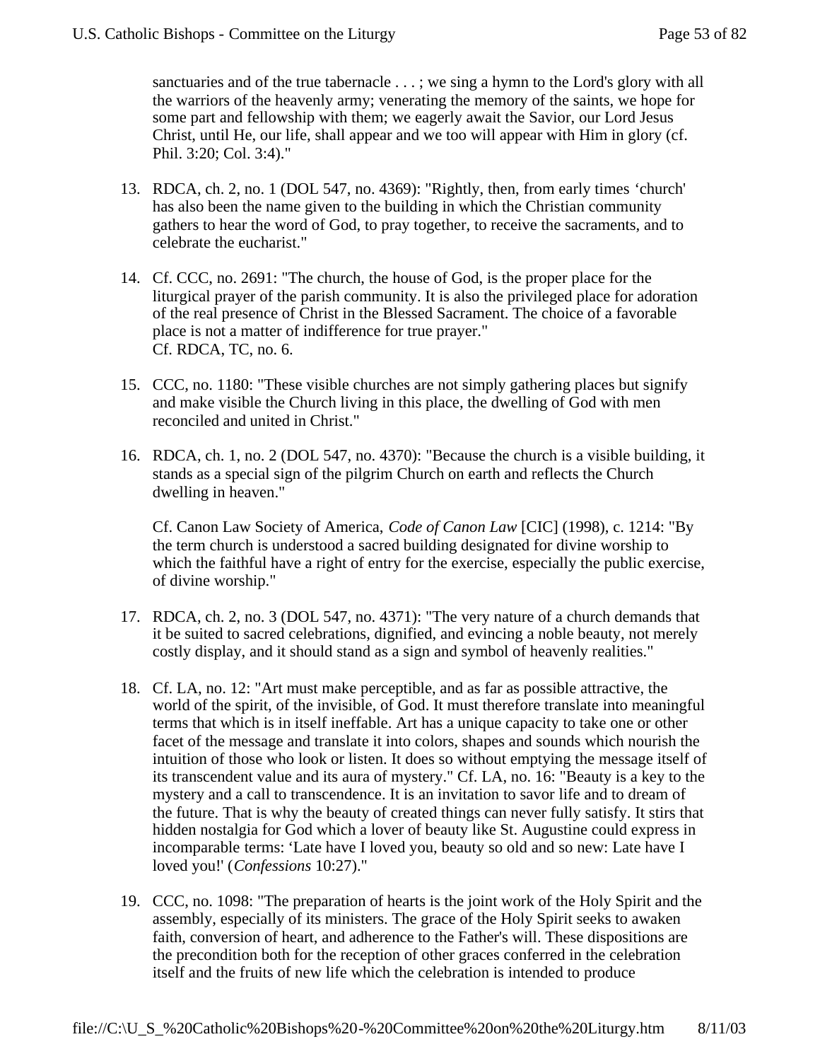sanctuaries and of the true tabernacle . . . ; we sing a hymn to the Lord's glory with all the warriors of the heavenly army; venerating the memory of the saints, we hope for some part and fellowship with them; we eagerly await the Savior, our Lord Jesus Christ, until He, our life, shall appear and we too will appear with Him in glory (cf. Phil. 3:20; Col. 3:4)."

13. RDCA, ch. 2, no. 1 (DOL 547, no. 4369): "Rightly, then, from early times 'church' has also been the name given to the building in which the Christian community gathers to hear the word of God, to pray together, to receive the sacraments, and to celebrate the eucharist."

14. Cf. CCC, no. 2691: "The church, the house of God, is the proper place for the liturgical prayer of the parish community. It is also the privileged place for adoration of the real presence of Christ in the Blessed Sacrament. The choice of a favorable place is not a matter of indifference for true prayer."
    Cf. RDCA, TC, no. 6.

15. CCC, no. 1180: "These visible churches are not simply gathering places but signify and make visible the Church living in this place, the dwelling of God with men reconciled and united in Christ."

16. RDCA, ch. 1, no. 2 (DOL 547, no. 4370): "Because the church is a visible building, it stands as a special sign of the pilgrim Church on earth and reflects the Church dwelling in heaven."

    Cf. Canon Law Society of America, *Code of Canon Law* [CIC] (1998), c. 1214: "By the term church is understood a sacred building designated for divine worship to which the faithful have a right of entry for the exercise, especially the public exercise, of divine worship."

17. RDCA, ch. 2, no. 3 (DOL 547, no. 4371): "The very nature of a church demands that it be suited to sacred celebrations, dignified, and evincing a noble beauty, not merely costly display, and it should stand as a sign and symbol of heavenly realities."

18. Cf. LA, no. 12: "Art must make perceptible, and as far as possible attractive, the world of the spirit, of the invisible, of God. It must therefore translate into meaningful terms that which is in itself ineffable. Art has a unique capacity to take one or other facet of the message and translate it into colors, shapes and sounds which nourish the intuition of those who look or listen. It does so without emptying the message itself of its transcendent value and its aura of mystery." Cf. LA, no. 16: "Beauty is a key to the mystery and a call to transcendence. It is an invitation to savor life and to dream of the future. That is why the beauty of created things can never fully satisfy. It stirs that hidden nostalgia for God which a lover of beauty like St. Augustine could express in incomparable terms: 'Late have I loved you, beauty so old and so new: Late have I loved you!' (*Confessions* 10:27)."

19. CCC, no. 1098: "The preparation of hearts is the joint work of the Holy Spirit and the assembly, especially of its ministers. The grace of the Holy Spirit seeks to awaken faith, conversion of heart, and adherence to the Father's will. These dispositions are the precondition both for the reception of other graces conferred in the celebration itself and the fruits of new life which the celebration is intended to produce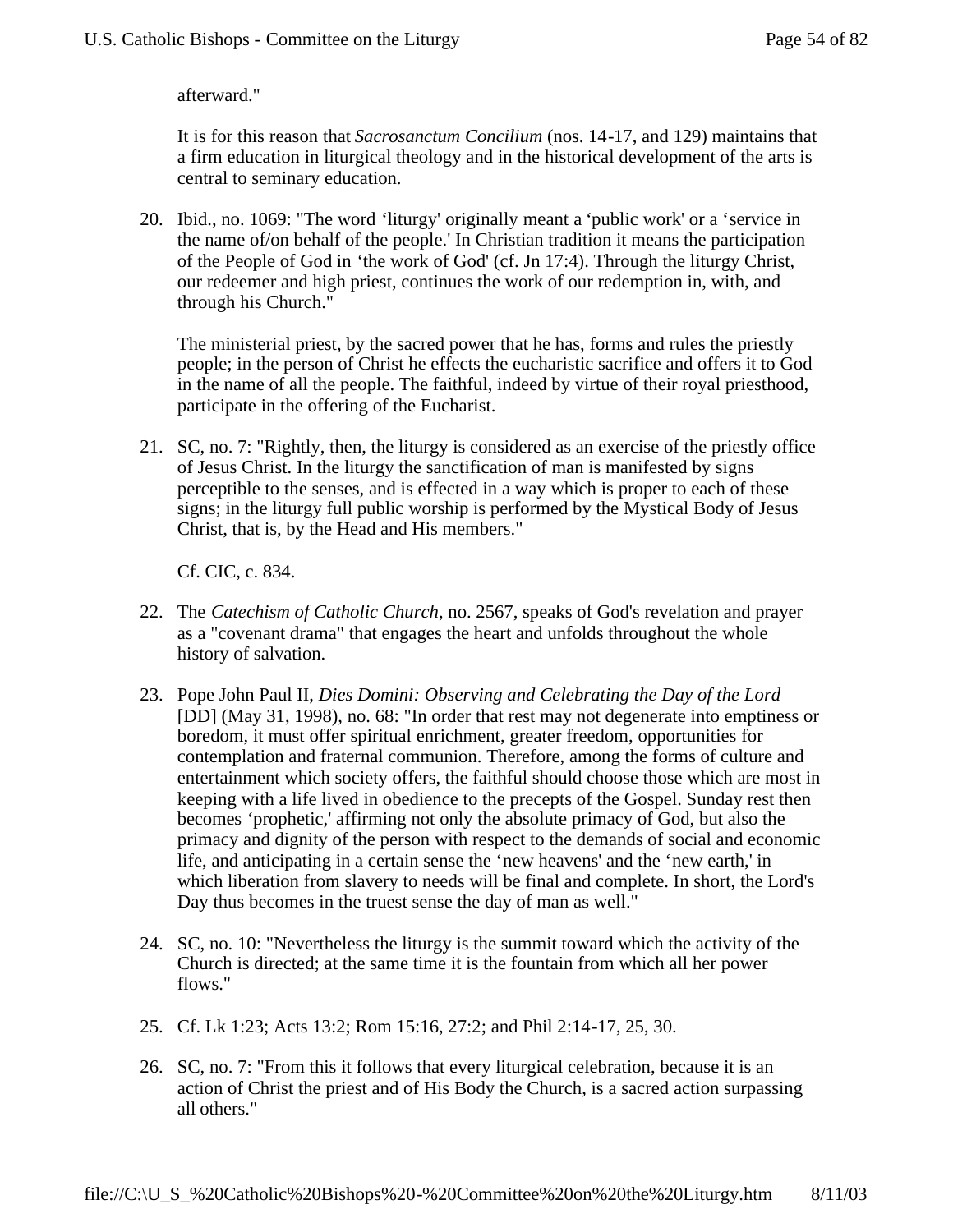afterward."

It is for this reason that *Sacrosanctum Concilium* (nos. 14-17, and 129) maintains that a firm education in liturgical theology and in the historical development of the arts is central to seminary education.

20. Ibid., no. 1069: "The word 'liturgy' originally meant a 'public work' or a 'service in the name of/on behalf of the people.' In Christian tradition it means the participation of the People of God in 'the work of God' (cf. Jn 17:4). Through the liturgy Christ, our redeemer and high priest, continues the work of our redemption in, with, and through his Church."

    The ministerial priest, by the sacred power that he has, forms and rules the priestly people; in the person of Christ he effects the eucharistic sacrifice and offers it to God in the name of all the people. The faithful, indeed by virtue of their royal priesthood, participate in the offering of the Eucharist.

21. SC, no. 7: "Rightly, then, the liturgy is considered as an exercise of the priestly office of Jesus Christ. In the liturgy the sanctification of man is manifested by signs perceptible to the senses, and is effected in a way which is proper to each of these signs; in the liturgy full public worship is performed by the Mystical Body of Jesus Christ, that is, by the Head and His members."

    Cf. CIC, c. 834.

22. The *Catechism of Catholic Church*, no. 2567, speaks of God's revelation and prayer as a "covenant drama" that engages the heart and unfolds throughout the whole history of salvation.

23. Pope John Paul II, *Dies Domini: Observing and Celebrating the Day of the Lord* [DD] (May 31, 1998), no. 68: "In order that rest may not degenerate into emptiness or boredom, it must offer spiritual enrichment, greater freedom, opportunities for contemplation and fraternal communion. Therefore, among the forms of culture and entertainment which society offers, the faithful should choose those which are most in keeping with a life lived in obedience to the precepts of the Gospel. Sunday rest then becomes 'prophetic,' affirming not only the absolute primacy of God, but also the primacy and dignity of the person with respect to the demands of social and economic life, and anticipating in a certain sense the 'new heavens' and the 'new earth,' in which liberation from slavery to needs will be final and complete. In short, the Lord's Day thus becomes in the truest sense the day of man as well."

24. SC, no. 10: "Nevertheless the liturgy is the summit toward which the activity of the Church is directed; at the same time it is the fountain from which all her power flows."

25. Cf. Lk 1:23; Acts 13:2; Rom 15:16, 27:2; and Phil 2:14-17, 25, 30.

26. SC, no. 7: "From this it follows that every liturgical celebration, because it is an action of Christ the priest and of His Body the Church, is a sacred action surpassing all others."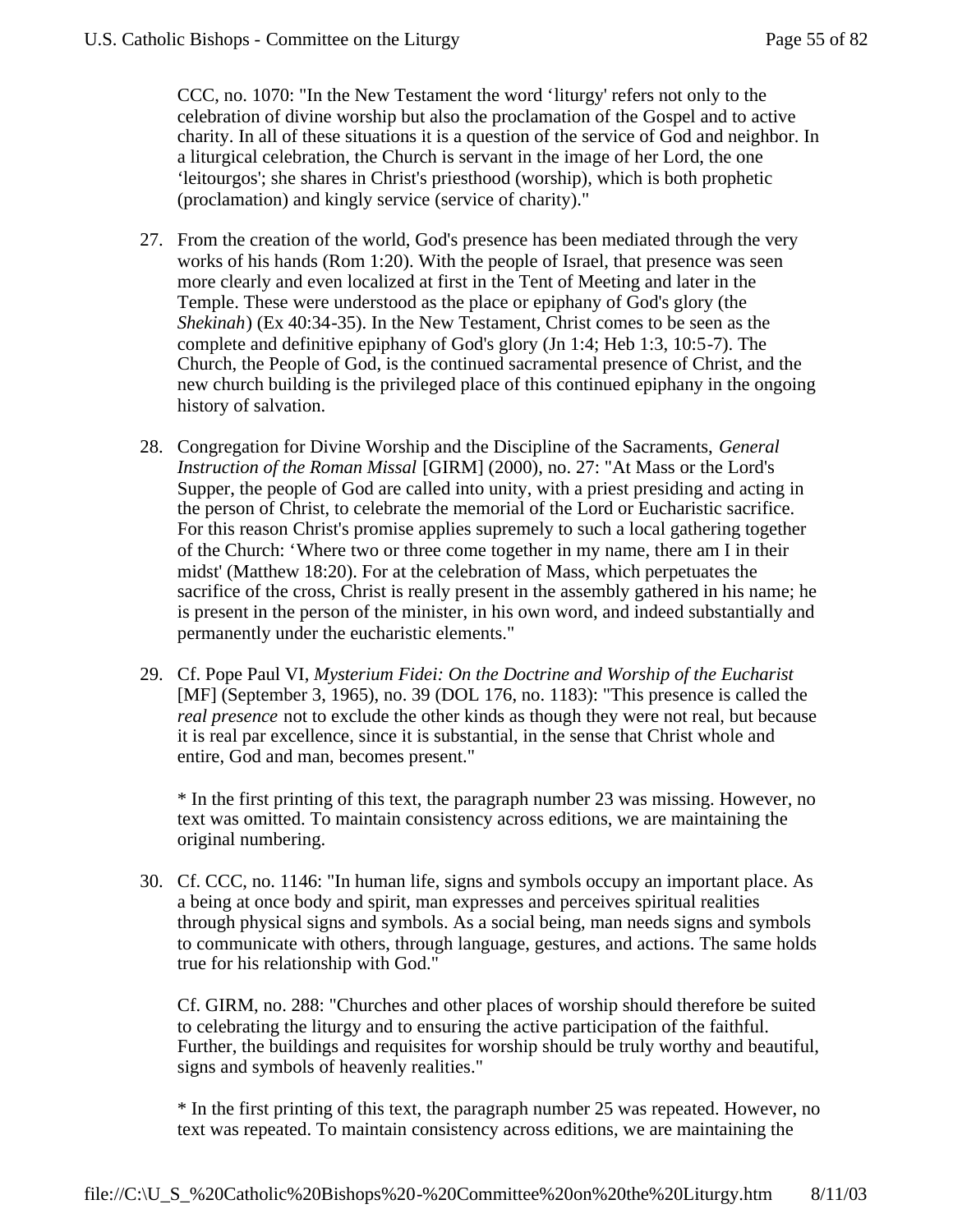CCC, no. 1070: "In the New Testament the word 'liturgy' refers not only to the celebration of divine worship but also the proclamation of the Gospel and to active charity. In all of these situations it is a question of the service of God and neighbor. In a liturgical celebration, the Church is servant in the image of her Lord, the one 'leitourgos'; she shares in Christ's priesthood (worship), which is both prophetic (proclamation) and kingly service (service of charity)."

27. From the creation of the world, God's presence has been mediated through the very works of his hands (Rom 1:20). With the people of Israel, that presence was seen more clearly and even localized at first in the Tent of Meeting and later in the Temple. These were understood as the place or epiphany of God's glory (the *Shekinah*) (Ex 40:34-35). In the New Testament, Christ comes to be seen as the complete and definitive epiphany of God's glory (Jn 1:4; Heb 1:3, 10:5-7). The Church, the People of God, is the continued sacramental presence of Christ, and the new church building is the privileged place of this continued epiphany in the ongoing history of salvation.

28. Congregation for Divine Worship and the Discipline of the Sacraments, *General Instruction of the Roman Missal* [GIRM] (2000), no. 27: "At Mass or the Lord's Supper, the people of God are called into unity, with a priest presiding and acting in the person of Christ, to celebrate the memorial of the Lord or Eucharistic sacrifice. For this reason Christ's promise applies supremely to such a local gathering together of the Church: 'Where two or three come together in my name, there am I in their midst' (Matthew 18:20). For at the celebration of Mass, which perpetuates the sacrifice of the cross, Christ is really present in the assembly gathered in his name; he is present in the person of the minister, in his own word, and indeed substantially and permanently under the eucharistic elements."

29. Cf. Pope Paul VI, *Mysterium Fidei: On the Doctrine and Worship of the Eucharist* [MF] (September 3, 1965), no. 39 (DOL 176, no. 1183): "This presence is called the *real presence* not to exclude the other kinds as though they were not real, but because it is real par excellence, since it is substantial, in the sense that Christ whole and entire, God and man, becomes present."

   * In the first printing of this text, the paragraph number 23 was missing. However, no text was omitted. To maintain consistency across editions, we are maintaining the original numbering.

30. Cf. CCC, no. 1146: "In human life, signs and symbols occupy an important place. As a being at once body and spirit, man expresses and perceives spiritual realities through physical signs and symbols. As a social being, man needs signs and symbols to communicate with others, through language, gestures, and actions. The same holds true for his relationship with God."

   Cf. GIRM, no. 288: "Churches and other places of worship should therefore be suited to celebrating the liturgy and to ensuring the active participation of the faithful. Further, the buildings and requisites for worship should be truly worthy and beautiful, signs and symbols of heavenly realities."

   * In the first printing of this text, the paragraph number 25 was repeated. However, no text was repeated. To maintain consistency across editions, we are maintaining the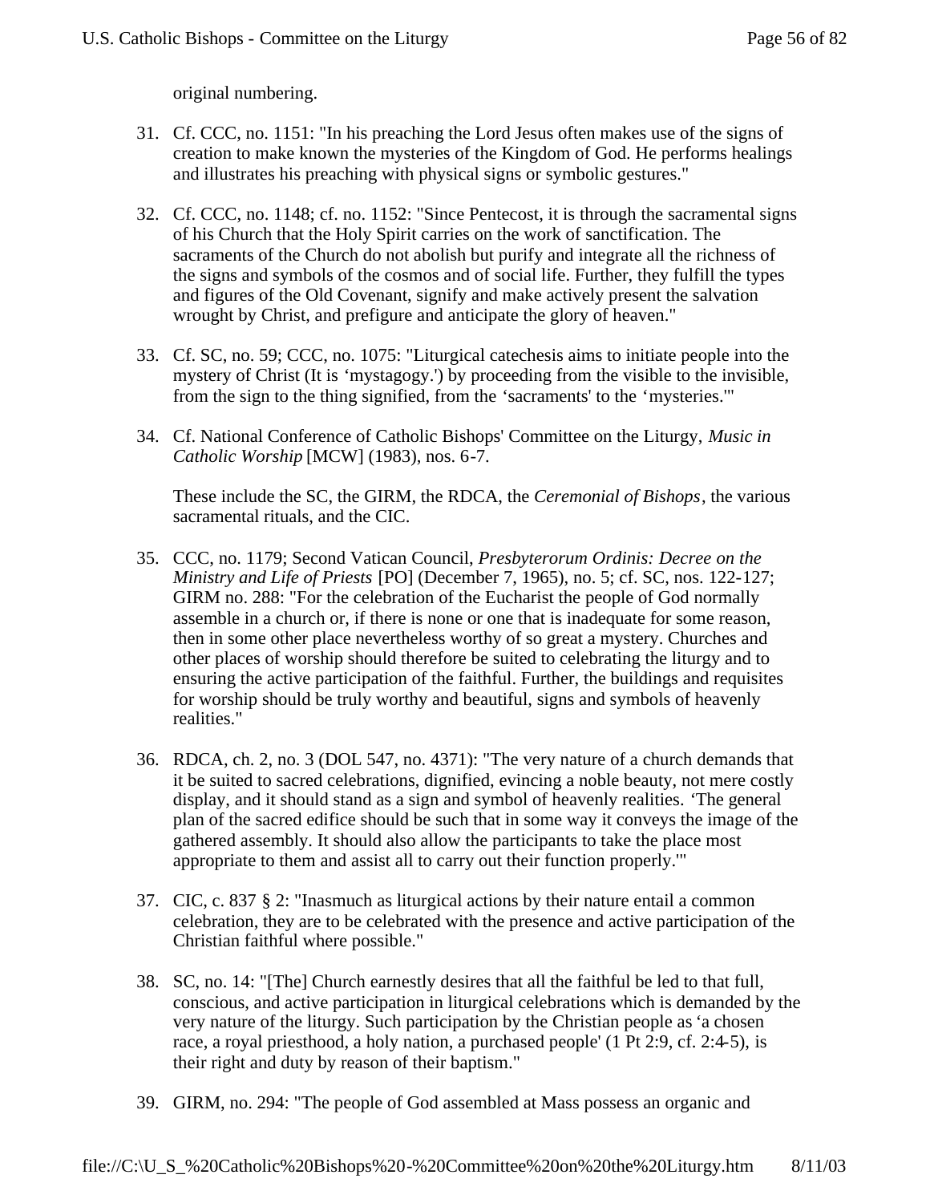original numbering.

31. Cf. CCC, no. 1151: "In his preaching the Lord Jesus often makes use of the signs of creation to make known the mysteries of the Kingdom of God. He performs healings and illustrates his preaching with physical signs or symbolic gestures."

32. Cf. CCC, no. 1148; cf. no. 1152: "Since Pentecost, it is through the sacramental signs of his Church that the Holy Spirit carries on the work of sanctification. The sacraments of the Church do not abolish but purify and integrate all the richness of the signs and symbols of the cosmos and of social life. Further, they fulfill the types and figures of the Old Covenant, signify and make actively present the salvation wrought by Christ, and prefigure and anticipate the glory of heaven."

33. Cf. SC, no. 59; CCC, no. 1075: "Liturgical catechesis aims to initiate people into the mystery of Christ (It is 'mystagogy.') by proceeding from the visible to the invisible, from the sign to the thing signified, from the 'sacraments' to the 'mysteries.'"

34. Cf. National Conference of Catholic Bishops' Committee on the Liturgy, *Music in Catholic Worship* [MCW] (1983), nos. 6-7.

    These include the SC, the GIRM, the RDCA, the *Ceremonial of Bishops*, the various sacramental rituals, and the CIC.

35. CCC, no. 1179; Second Vatican Council, *Presbyterorum Ordinis: Decree on the Ministry and Life of Priests* [PO] (December 7, 1965), no. 5; cf. SC, nos. 122-127; GIRM no. 288: "For the celebration of the Eucharist the people of God normally assemble in a church or, if there is none or one that is inadequate for some reason, then in some other place nevertheless worthy of so great a mystery. Churches and other places of worship should therefore be suited to celebrating the liturgy and to ensuring the active participation of the faithful. Further, the buildings and requisites for worship should be truly worthy and beautiful, signs and symbols of heavenly realities."

36. RDCA, ch. 2, no. 3 (DOL 547, no. 4371): "The very nature of a church demands that it be suited to sacred celebrations, dignified, evincing a noble beauty, not mere costly display, and it should stand as a sign and symbol of heavenly realities. 'The general plan of the sacred edifice should be such that in some way it conveys the image of the gathered assembly. It should also allow the participants to take the place most appropriate to them and assist all to carry out their function properly.'"

37. CIC, c. 837 § 2: "Inasmuch as liturgical actions by their nature entail a common celebration, they are to be celebrated with the presence and active participation of the Christian faithful where possible."

38. SC, no. 14: "[The] Church earnestly desires that all the faithful be led to that full, conscious, and active participation in liturgical celebrations which is demanded by the very nature of the liturgy. Such participation by the Christian people as 'a chosen race, a royal priesthood, a holy nation, a purchased people' (1 Pt 2:9, cf. 2:4-5), is their right and duty by reason of their baptism."

39. GIRM, no. 294: "The people of God assembled at Mass possess an organic and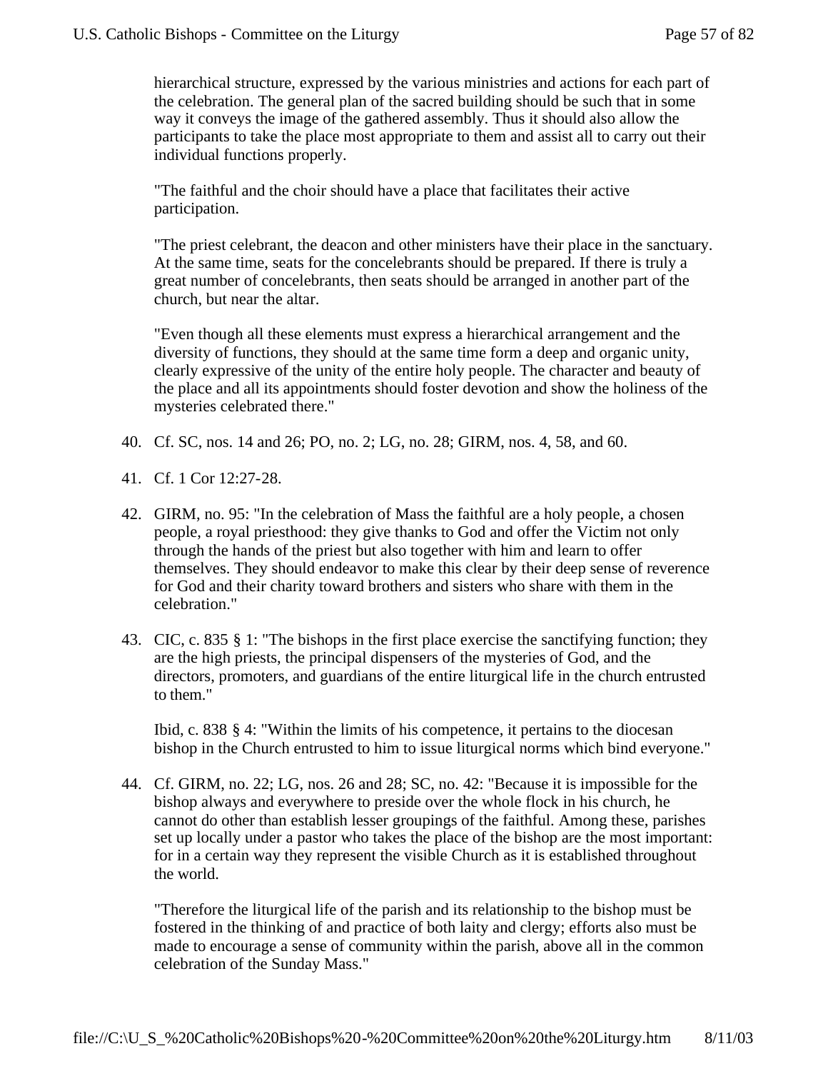hierarchical structure, expressed by the various ministries and actions for each part of the celebration. The general plan of the sacred building should be such that in some way it conveys the image of the gathered assembly. Thus it should also allow the participants to take the place most appropriate to them and assist all to carry out their individual functions properly.

"The faithful and the choir should have a place that facilitates their active participation.

"The priest celebrant, the deacon and other ministers have their place in the sanctuary. At the same time, seats for the concelebrants should be prepared. If there is truly a great number of concelebrants, then seats should be arranged in another part of the church, but near the altar.

"Even though all these elements must express a hierarchical arrangement and the diversity of functions, they should at the same time form a deep and organic unity, clearly expressive of the unity of the entire holy people. The character and beauty of the place and all its appointments should foster devotion and show the holiness of the mysteries celebrated there."

40. Cf. SC, nos. 14 and 26; PO, no. 2; LG, no. 28; GIRM, nos. 4, 58, and 60.

41. Cf. 1 Cor 12:27-28.

42. GIRM, no. 95: "In the celebration of Mass the faithful are a holy people, a chosen people, a royal priesthood: they give thanks to God and offer the Victim not only through the hands of the priest but also together with him and learn to offer themselves. They should endeavor to make this clear by their deep sense of reverence for God and their charity toward brothers and sisters who share with them in the celebration."

43. CIC, c. 835 § 1: "The bishops in the first place exercise the sanctifying function; they are the high priests, the principal dispensers of the mysteries of God, and the directors, promoters, and guardians of the entire liturgical life in the church entrusted to them."

    Ibid, c. 838 § 4: "Within the limits of his competence, it pertains to the diocesan bishop in the Church entrusted to him to issue liturgical norms which bind everyone."

44. Cf. GIRM, no. 22; LG, nos. 26 and 28; SC, no. 42: "Because it is impossible for the bishop always and everywhere to preside over the whole flock in his church, he cannot do other than establish lesser groupings of the faithful. Among these, parishes set up locally under a pastor who takes the place of the bishop are the most important: for in a certain way they represent the visible Church as it is established throughout the world.

    "Therefore the liturgical life of the parish and its relationship to the bishop must be fostered in the thinking of and practice of both laity and clergy; efforts also must be made to encourage a sense of community within the parish, above all in the common celebration of the Sunday Mass."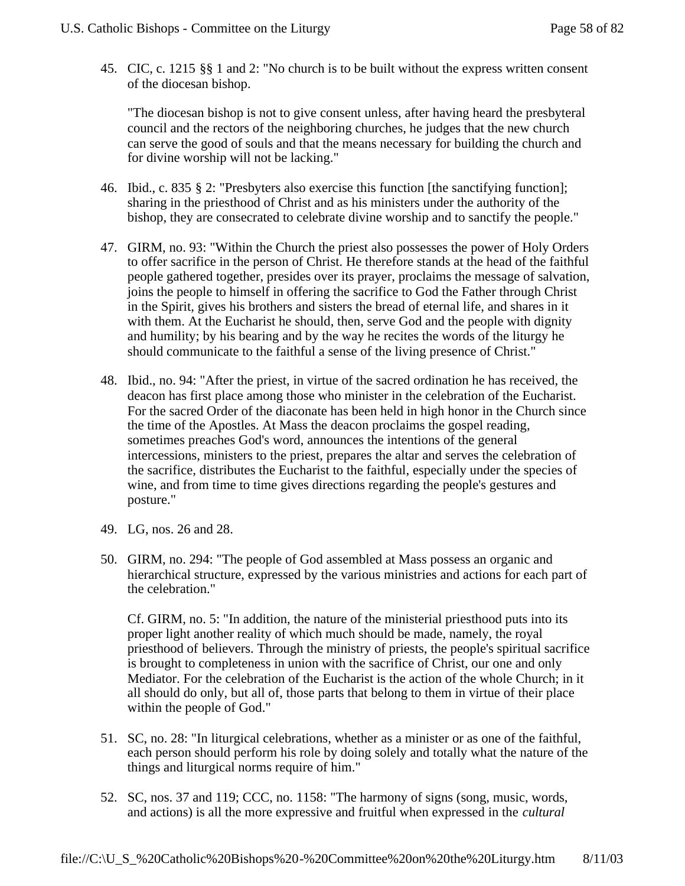45. CIC, c. 1215 §§ 1 and 2: "No church is to be built without the express written consent of the diocesan bishop.

    "The diocesan bishop is not to give consent unless, after having heard the presbyteral council and the rectors of the neighboring churches, he judges that the new church can serve the good of souls and that the means necessary for building the church and for divine worship will not be lacking."

46. Ibid., c. 835 § 2: "Presbyters also exercise this function [the sanctifying function]; sharing in the priesthood of Christ and as his ministers under the authority of the bishop, they are consecrated to celebrate divine worship and to sanctify the people."

47. GIRM, no. 93: "Within the Church the priest also possesses the power of Holy Orders to offer sacrifice in the person of Christ. He therefore stands at the head of the faithful people gathered together, presides over its prayer, proclaims the message of salvation, joins the people to himself in offering the sacrifice to God the Father through Christ in the Spirit, gives his brothers and sisters the bread of eternal life, and shares in it with them. At the Eucharist he should, then, serve God and the people with dignity and humility; by his bearing and by the way he recites the words of the liturgy he should communicate to the faithful a sense of the living presence of Christ."

48. Ibid., no. 94: "After the priest, in virtue of the sacred ordination he has received, the deacon has first place among those who minister in the celebration of the Eucharist. For the sacred Order of the diaconate has been held in high honor in the Church since the time of the Apostles. At Mass the deacon proclaims the gospel reading, sometimes preaches God's word, announces the intentions of the general intercessions, ministers to the priest, prepares the altar and serves the celebration of the sacrifice, distributes the Eucharist to the faithful, especially under the species of wine, and from time to time gives directions regarding the people's gestures and posture."

49. LG, nos. 26 and 28.

50. GIRM, no. 294: "The people of God assembled at Mass possess an organic and hierarchical structure, expressed by the various ministries and actions for each part of the celebration."

    Cf. GIRM, no. 5: "In addition, the nature of the ministerial priesthood puts into its proper light another reality of which much should be made, namely, the royal priesthood of believers. Through the ministry of priests, the people's spiritual sacrifice is brought to completeness in union with the sacrifice of Christ, our one and only Mediator. For the celebration of the Eucharist is the action of the whole Church; in it all should do only, but all of, those parts that belong to them in virtue of their place within the people of God."

51. SC, no. 28: "In liturgical celebrations, whether as a minister or as one of the faithful, each person should perform his role by doing solely and totally what the nature of the things and liturgical norms require of him."

52. SC, nos. 37 and 119; CCC, no. 1158: "The harmony of signs (song, music, words, and actions) is all the more expressive and fruitful when expressed in the *cultural*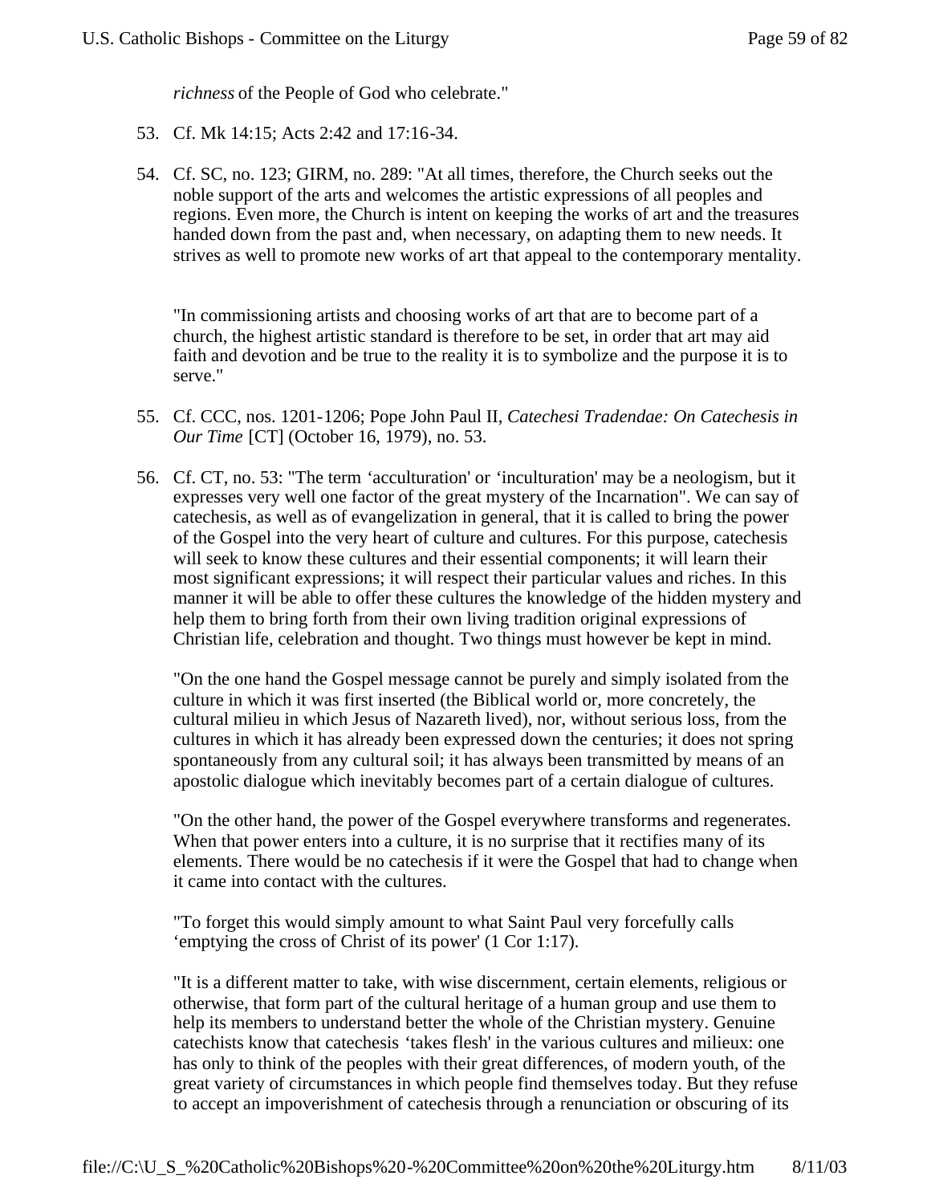*richness* of the People of God who celebrate."

53. Cf. Mk 14:15; Acts 2:42 and 17:16-34.

54. Cf. SC, no. 123; GIRM, no. 289: "At all times, therefore, the Church seeks out the noble support of the arts and welcomes the artistic expressions of all peoples and regions. Even more, the Church is intent on keeping the works of art and the treasures handed down from the past and, when necessary, on adapting them to new needs. It strives as well to promote new works of art that appeal to the contemporary mentality.

   "In commissioning artists and choosing works of art that are to become part of a church, the highest artistic standard is therefore to be set, in order that art may aid faith and devotion and be true to the reality it is to symbolize and the purpose it is to serve."

55. Cf. CCC, nos. 1201-1206; Pope John Paul II, *Catechesi Tradendae: On Catechesis in Our Time* [CT] (October 16, 1979), no. 53.

56. Cf. CT, no. 53: "The term 'acculturation' or 'inculturation' may be a neologism, but it expresses very well one factor of the great mystery of the Incarnation". We can say of catechesis, as well as of evangelization in general, that it is called to bring the power of the Gospel into the very heart of culture and cultures. For this purpose, catechesis will seek to know these cultures and their essential components; it will learn their most significant expressions; it will respect their particular values and riches. In this manner it will be able to offer these cultures the knowledge of the hidden mystery and help them to bring forth from their own living tradition original expressions of Christian life, celebration and thought. Two things must however be kept in mind.

   "On the one hand the Gospel message cannot be purely and simply isolated from the culture in which it was first inserted (the Biblical world or, more concretely, the cultural milieu in which Jesus of Nazareth lived), nor, without serious loss, from the cultures in which it has already been expressed down the centuries; it does not spring spontaneously from any cultural soil; it has always been transmitted by means of an apostolic dialogue which inevitably becomes part of a certain dialogue of cultures.

   "On the other hand, the power of the Gospel everywhere transforms and regenerates. When that power enters into a culture, it is no surprise that it rectifies many of its elements. There would be no catechesis if it were the Gospel that had to change when it came into contact with the cultures.

   "To forget this would simply amount to what Saint Paul very forcefully calls 'emptying the cross of Christ of its power' (1 Cor 1:17).

   "It is a different matter to take, with wise discernment, certain elements, religious or otherwise, that form part of the cultural heritage of a human group and use them to help its members to understand better the whole of the Christian mystery. Genuine catechists know that catechesis 'takes flesh' in the various cultures and milieux: one has only to think of the peoples with their great differences, of modern youth, of the great variety of circumstances in which people find themselves today. But they refuse to accept an impoverishment of catechesis through a renunciation or obscuring of its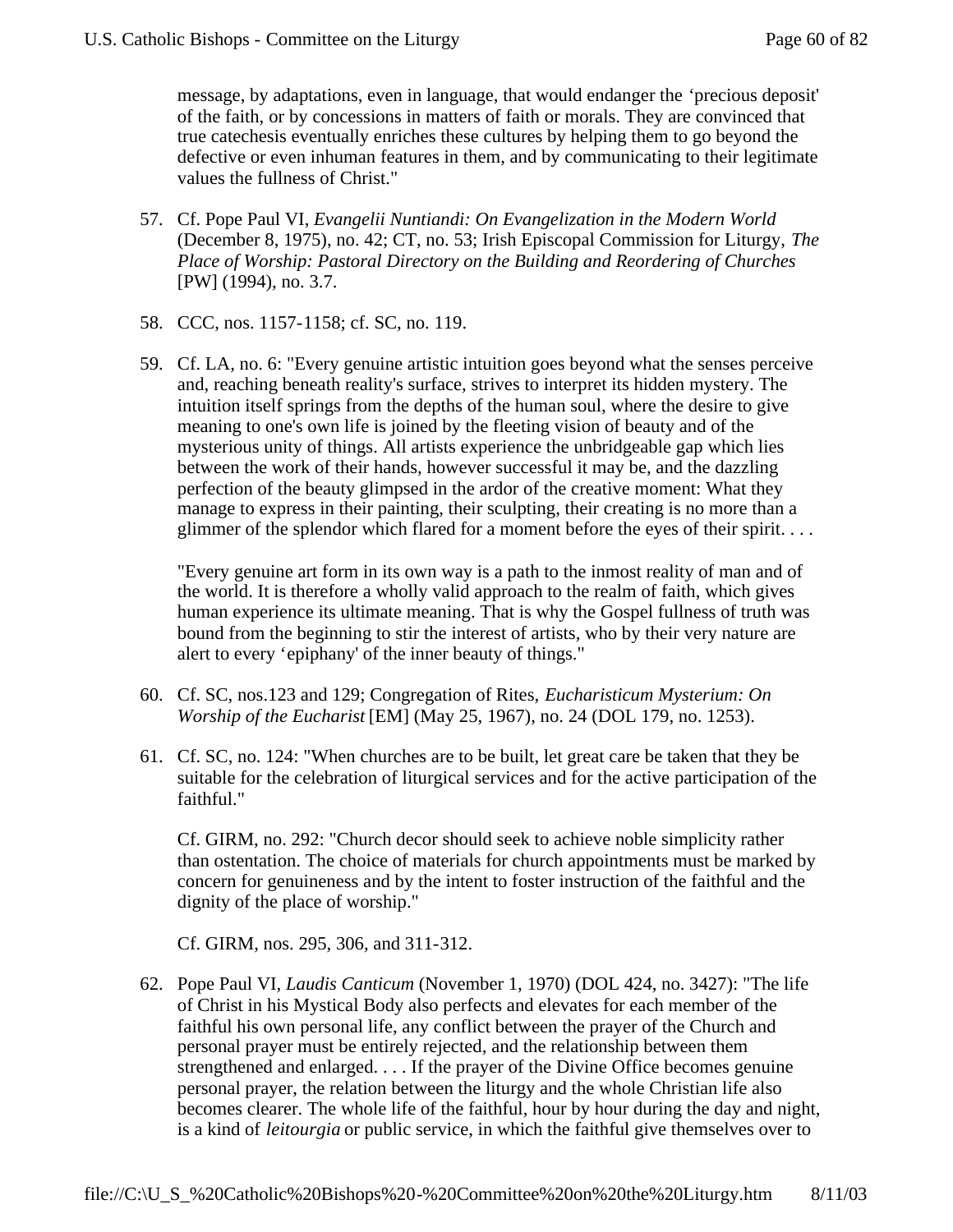message, by adaptations, even in language, that would endanger the ‘precious deposit' of the faith, or by concessions in matters of faith or morals. They are convinced that true catechesis eventually enriches these cultures by helping them to go beyond the defective or even inhuman features in them, and by communicating to their legitimate values the fullness of Christ."

57. Cf. Pope Paul VI, *Evangelii Nuntiandi: On Evangelization in the Modern World* (December 8, 1975), no. 42; CT, no. 53; Irish Episcopal Commission for Liturgy, *The Place of Worship: Pastoral Directory on the Building and Reordering of Churches* [PW] (1994), no. 3.7.

58. CCC, nos. 1157-1158; cf. SC, no. 119.

59. Cf. LA, no. 6: "Every genuine artistic intuition goes beyond what the senses perceive and, reaching beneath reality's surface, strives to interpret its hidden mystery. The intuition itself springs from the depths of the human soul, where the desire to give meaning to one's own life is joined by the fleeting vision of beauty and of the mysterious unity of things. All artists experience the unbridgeable gap which lies between the work of their hands, however successful it may be, and the dazzling perfection of the beauty glimpsed in the ardor of the creative moment: What they manage to express in their painting, their sculpting, their creating is no more than a glimmer of the splendor which flared for a moment before the eyes of their spirit. . . .

    "Every genuine art form in its own way is a path to the inmost reality of man and of the world. It is therefore a wholly valid approach to the realm of faith, which gives human experience its ultimate meaning. That is why the Gospel fullness of truth was bound from the beginning to stir the interest of artists, who by their very nature are alert to every ‘epiphany' of the inner beauty of things."

60. Cf. SC, nos.123 and 129; Congregation of Rites, *Eucharisticum Mysterium: On Worship of the Eucharist* [EM] (May 25, 1967), no. 24 (DOL 179, no. 1253).

61. Cf. SC, no. 124: "When churches are to be built, let great care be taken that they be suitable for the celebration of liturgical services and for the active participation of the faithful."

    Cf. GIRM, no. 292: "Church decor should seek to achieve noble simplicity rather than ostentation. The choice of materials for church appointments must be marked by concern for genuineness and by the intent to foster instruction of the faithful and the dignity of the place of worship."

    Cf. GIRM, nos. 295, 306, and 311-312.

62. Pope Paul VI, *Laudis Canticum* (November 1, 1970) (DOL 424, no. 3427): "The life of Christ in his Mystical Body also perfects and elevates for each member of the faithful his own personal life, any conflict between the prayer of the Church and personal prayer must be entirely rejected, and the relationship between them strengthened and enlarged. . . . If the prayer of the Divine Office becomes genuine personal prayer, the relation between the liturgy and the whole Christian life also becomes clearer. The whole life of the faithful, hour by hour during the day and night, is a kind of *leitourgia* or public service, in which the faithful give themselves over to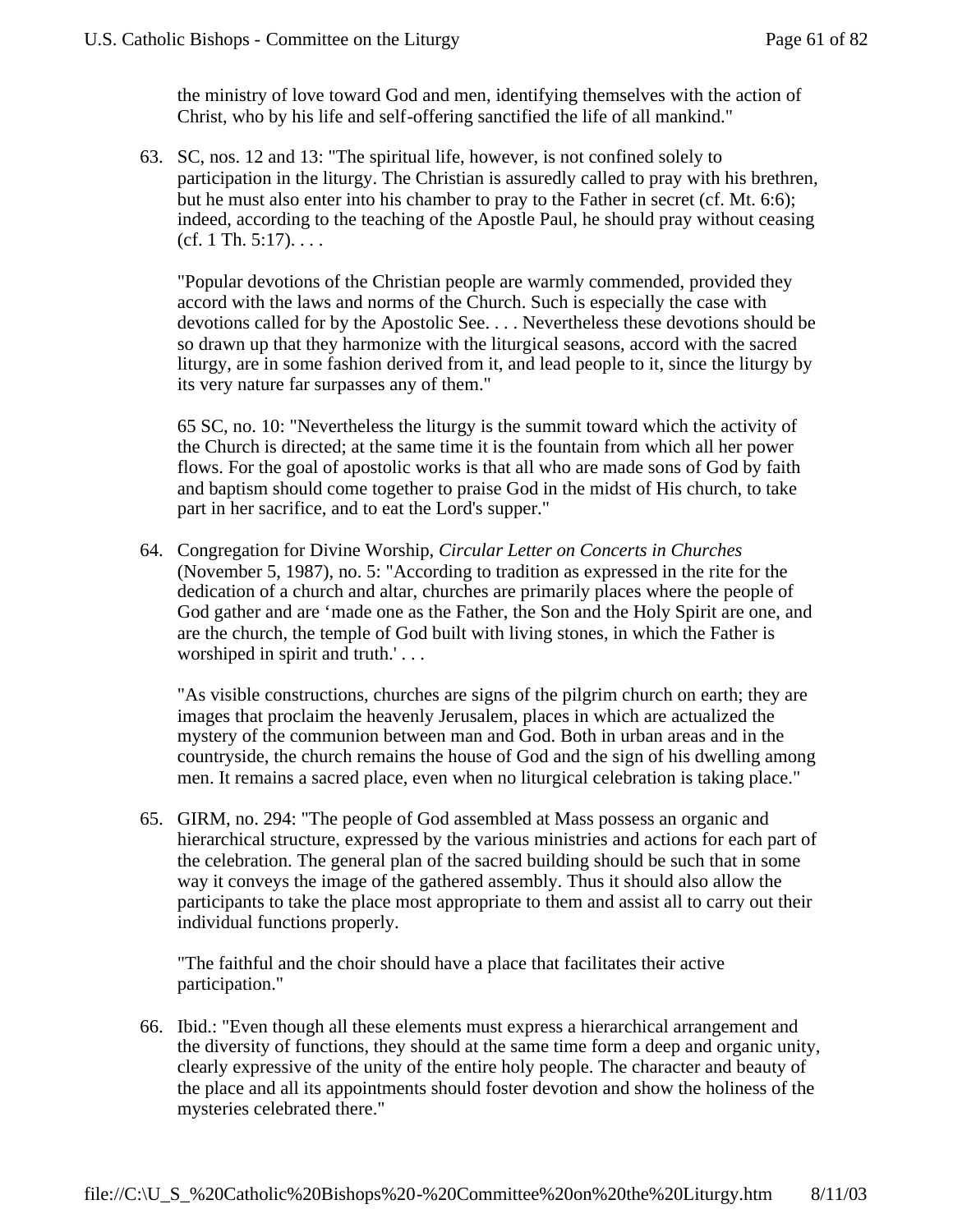the ministry of love toward God and men, identifying themselves with the action of Christ, who by his life and self-offering sanctified the life of all mankind."

63. SC, nos. 12 and 13: "The spiritual life, however, is not confined solely to participation in the liturgy. The Christian is assuredly called to pray with his brethren, but he must also enter into his chamber to pray to the Father in secret (cf. Mt. 6:6); indeed, according to the teaching of the Apostle Paul, he should pray without ceasing (cf. 1 Th. 5:17). . . .

   "Popular devotions of the Christian people are warmly commended, provided they accord with the laws and norms of the Church. Such is especially the case with devotions called for by the Apostolic See. . . . Nevertheless these devotions should be so drawn up that they harmonize with the liturgical seasons, accord with the sacred liturgy, are in some fashion derived from it, and lead people to it, since the liturgy by its very nature far surpasses any of them."

   65 SC, no. 10: "Nevertheless the liturgy is the summit toward which the activity of the Church is directed; at the same time it is the fountain from which all her power flows. For the goal of apostolic works is that all who are made sons of God by faith and baptism should come together to praise God in the midst of His church, to take part in her sacrifice, and to eat the Lord's supper."

64. Congregation for Divine Worship, *Circular Letter on Concerts in Churches* (November 5, 1987), no. 5: "According to tradition as expressed in the rite for the dedication of a church and altar, churches are primarily places where the people of God gather and are 'made one as the Father, the Son and the Holy Spirit are one, and are the church, the temple of God built with living stones, in which the Father is worshiped in spirit and truth.' . . .

   "As visible constructions, churches are signs of the pilgrim church on earth; they are images that proclaim the heavenly Jerusalem, places in which are actualized the mystery of the communion between man and God. Both in urban areas and in the countryside, the church remains the house of God and the sign of his dwelling among men. It remains a sacred place, even when no liturgical celebration is taking place."

65. GIRM, no. 294: "The people of God assembled at Mass possess an organic and hierarchical structure, expressed by the various ministries and actions for each part of the celebration. The general plan of the sacred building should be such that in some way it conveys the image of the gathered assembly. Thus it should also allow the participants to take the place most appropriate to them and assist all to carry out their individual functions properly.

   "The faithful and the choir should have a place that facilitates their active participation."

66. Ibid.: "Even though all these elements must express a hierarchical arrangement and the diversity of functions, they should at the same time form a deep and organic unity, clearly expressive of the unity of the entire holy people. The character and beauty of the place and all its appointments should foster devotion and show the holiness of the mysteries celebrated there."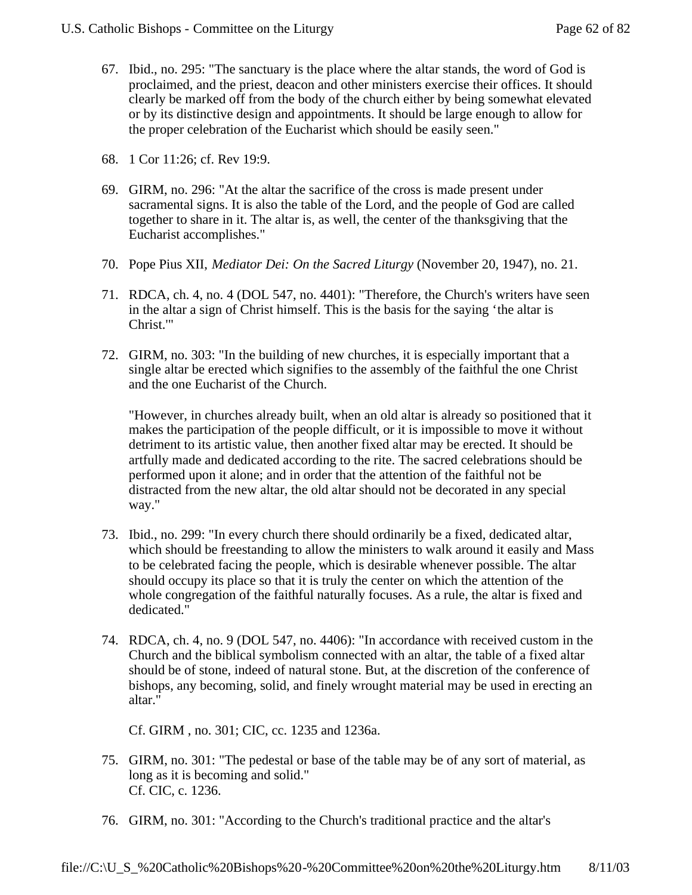67. Ibid., no. 295: "The sanctuary is the place where the altar stands, the word of God is proclaimed, and the priest, deacon and other ministers exercise their offices. It should clearly be marked off from the body of the church either by being somewhat elevated or by its distinctive design and appointments. It should be large enough to allow for the proper celebration of the Eucharist which should be easily seen."

68. 1 Cor 11:26; cf. Rev 19:9.

69. GIRM, no. 296: "At the altar the sacrifice of the cross is made present under sacramental signs. It is also the table of the Lord, and the people of God are called together to share in it. The altar is, as well, the center of the thanksgiving that the Eucharist accomplishes."

70. Pope Pius XII, *Mediator Dei: On the Sacred Liturgy* (November 20, 1947), no. 21.

71. RDCA, ch. 4, no. 4 (DOL 547, no. 4401): "Therefore, the Church's writers have seen in the altar a sign of Christ himself. This is the basis for the saying 'the altar is Christ.'"

72. GIRM, no. 303: "In the building of new churches, it is especially important that a single altar be erected which signifies to the assembly of the faithful the one Christ and the one Eucharist of the Church.

    "However, in churches already built, when an old altar is already so positioned that it makes the participation of the people difficult, or it is impossible to move it without detriment to its artistic value, then another fixed altar may be erected. It should be artfully made and dedicated according to the rite. The sacred celebrations should be performed upon it alone; and in order that the attention of the faithful not be distracted from the new altar, the old altar should not be decorated in any special way."

73. Ibid., no. 299: "In every church there should ordinarily be a fixed, dedicated altar, which should be freestanding to allow the ministers to walk around it easily and Mass to be celebrated facing the people, which is desirable whenever possible. The altar should occupy its place so that it is truly the center on which the attention of the whole congregation of the faithful naturally focuses. As a rule, the altar is fixed and dedicated."

74. RDCA, ch. 4, no. 9 (DOL 547, no. 4406): "In accordance with received custom in the Church and the biblical symbolism connected with an altar, the table of a fixed altar should be of stone, indeed of natural stone. But, at the discretion of the conference of bishops, any becoming, solid, and finely wrought material may be used in erecting an altar."

    Cf. GIRM , no. 301; CIC, cc. 1235 and 1236a.

75. GIRM, no. 301: "The pedestal or base of the table may be of any sort of material, as long as it is becoming and solid."
    Cf. CIC, c. 1236.

76. GIRM, no. 301: "According to the Church's traditional practice and the altar's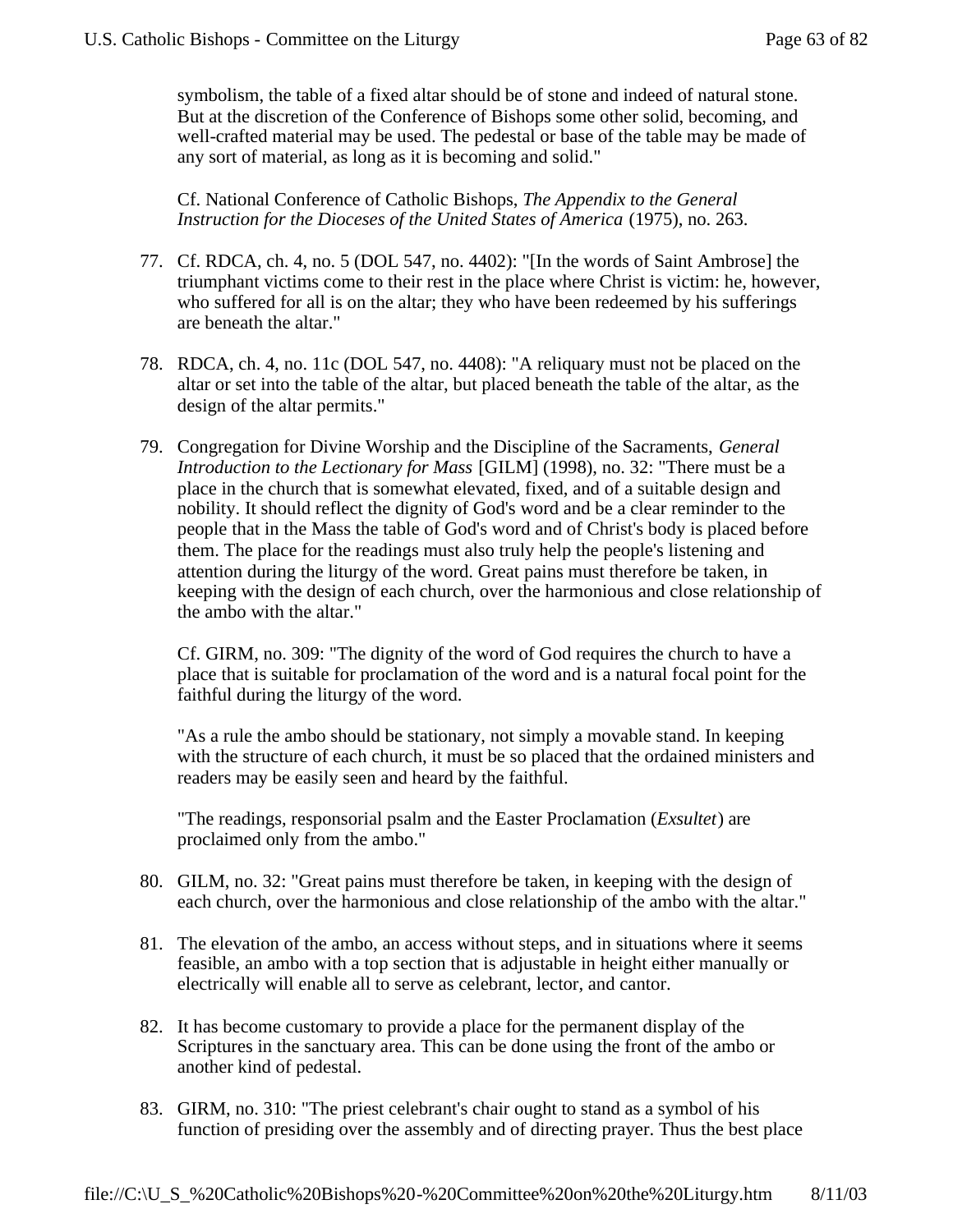symbolism, the table of a fixed altar should be of stone and indeed of natural stone. But at the discretion of the Conference of Bishops some other solid, becoming, and well-crafted material may be used. The pedestal or base of the table may be made of any sort of material, as long as it is becoming and solid."

Cf. National Conference of Catholic Bishops, *The Appendix to the General Instruction for the Dioceses of the United States of America* (1975), no. 263.

77. Cf. RDCA, ch. 4, no. 5 (DOL 547, no. 4402): "[In the words of Saint Ambrose] the triumphant victims come to their rest in the place where Christ is victim: he, however, who suffered for all is on the altar; they who have been redeemed by his sufferings are beneath the altar."

78. RDCA, ch. 4, no. 11c (DOL 547, no. 4408): "A reliquary must not be placed on the altar or set into the table of the altar, but placed beneath the table of the altar, as the design of the altar permits."

79. Congregation for Divine Worship and the Discipline of the Sacraments, *General Introduction to the Lectionary for Mass* [GILM] (1998), no. 32: "There must be a place in the church that is somewhat elevated, fixed, and of a suitable design and nobility. It should reflect the dignity of God's word and be a clear reminder to the people that in the Mass the table of God's word and of Christ's body is placed before them. The place for the readings must also truly help the people's listening and attention during the liturgy of the word. Great pains must therefore be taken, in keeping with the design of each church, over the harmonious and close relationship of the ambo with the altar."

    Cf. GIRM, no. 309: "The dignity of the word of God requires the church to have a place that is suitable for proclamation of the word and is a natural focal point for the faithful during the liturgy of the word.

    "As a rule the ambo should be stationary, not simply a movable stand. In keeping with the structure of each church, it must be so placed that the ordained ministers and readers may be easily seen and heard by the faithful.

    "The readings, responsorial psalm and the Easter Proclamation (*Exsultet*) are proclaimed only from the ambo."

80. GILM, no. 32: "Great pains must therefore be taken, in keeping with the design of each church, over the harmonious and close relationship of the ambo with the altar."

81. The elevation of the ambo, an access without steps, and in situations where it seems feasible, an ambo with a top section that is adjustable in height either manually or electrically will enable all to serve as celebrant, lector, and cantor.

82. It has become customary to provide a place for the permanent display of the Scriptures in the sanctuary area. This can be done using the front of the ambo or another kind of pedestal.

83. GIRM, no. 310: "The priest celebrant's chair ought to stand as a symbol of his function of presiding over the assembly and of directing prayer. Thus the best place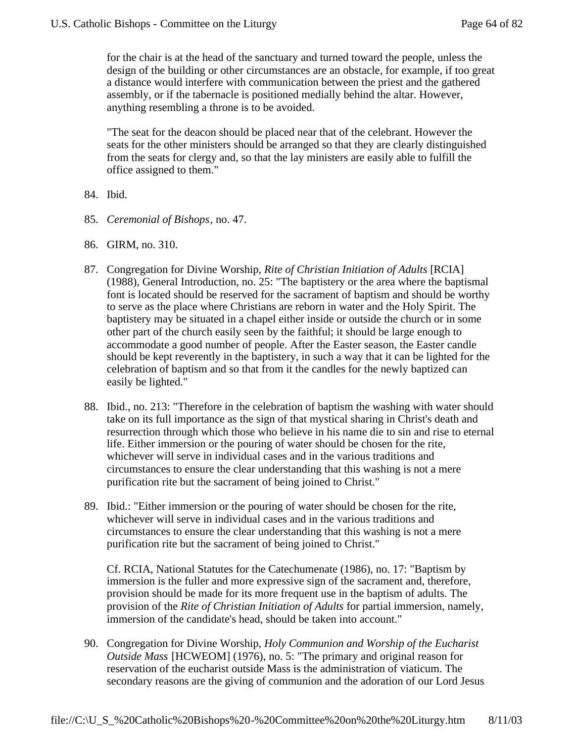for the chair is at the head of the sanctuary and turned toward the people, unless the design of the building or other circumstances are an obstacle, for example, if too great a distance would interfere with communication between the priest and the gathered assembly, or if the tabernacle is positioned medially behind the altar. However, anything resembling a throne is to be avoided.

"The seat for the deacon should be placed near that of the celebrant. However the seats for the other ministers should be arranged so that they are clearly distinguished from the seats for clergy and, so that the lay ministers are easily able to fulfill the office assigned to them."

84. Ibid.

85. *Ceremonial of Bishops*, no. 47.

86. GIRM, no. 310.

87. Congregation for Divine Worship, *Rite of Christian Initiation of Adults* [RCIA] (1988), General Introduction, no. 25: "The baptistery or the area where the baptismal font is located should be reserved for the sacrament of baptism and should be worthy to serve as the place where Christians are reborn in water and the Holy Spirit. The baptistery may be situated in a chapel either inside or outside the church or in some other part of the church easily seen by the faithful; it should be large enough to accommodate a good number of people. After the Easter season, the Easter candle should be kept reverently in the baptistery, in such a way that it can be lighted for the celebration of baptism and so that from it the candles for the newly baptized can easily be lighted."

88. Ibid., no. 213: "Therefore in the celebration of baptism the washing with water should take on its full importance as the sign of that mystical sharing in Christ's death and resurrection through which those who believe in his name die to sin and rise to eternal life. Either immersion or the pouring of water should be chosen for the rite, whichever will serve in individual cases and in the various traditions and circumstances to ensure the clear understanding that this washing is not a mere purification rite but the sacrament of being joined to Christ."

89. Ibid.: "Either immersion or the pouring of water should be chosen for the rite, whichever will serve in individual cases and in the various traditions and circumstances to ensure the clear understanding that this washing is not a mere purification rite but the sacrament of being joined to Christ."

   Cf. RCIA, National Statutes for the Catechumenate (1986), no. 17: "Baptism by immersion is the fuller and more expressive sign of the sacrament and, therefore, provision should be made for its more frequent use in the baptism of adults. The provision of the *Rite of Christian Initiation of Adults* for partial immersion, namely, immersion of the candidate's head, should be taken into account."

90. Congregation for Divine Worship, *Holy Communion and Worship of the Eucharist Outside Mass* [HCWEOM] (1976), no. 5: "The primary and original reason for reservation of the eucharist outside Mass is the administration of viaticum. The secondary reasons are the giving of communion and the adoration of our Lord Jesus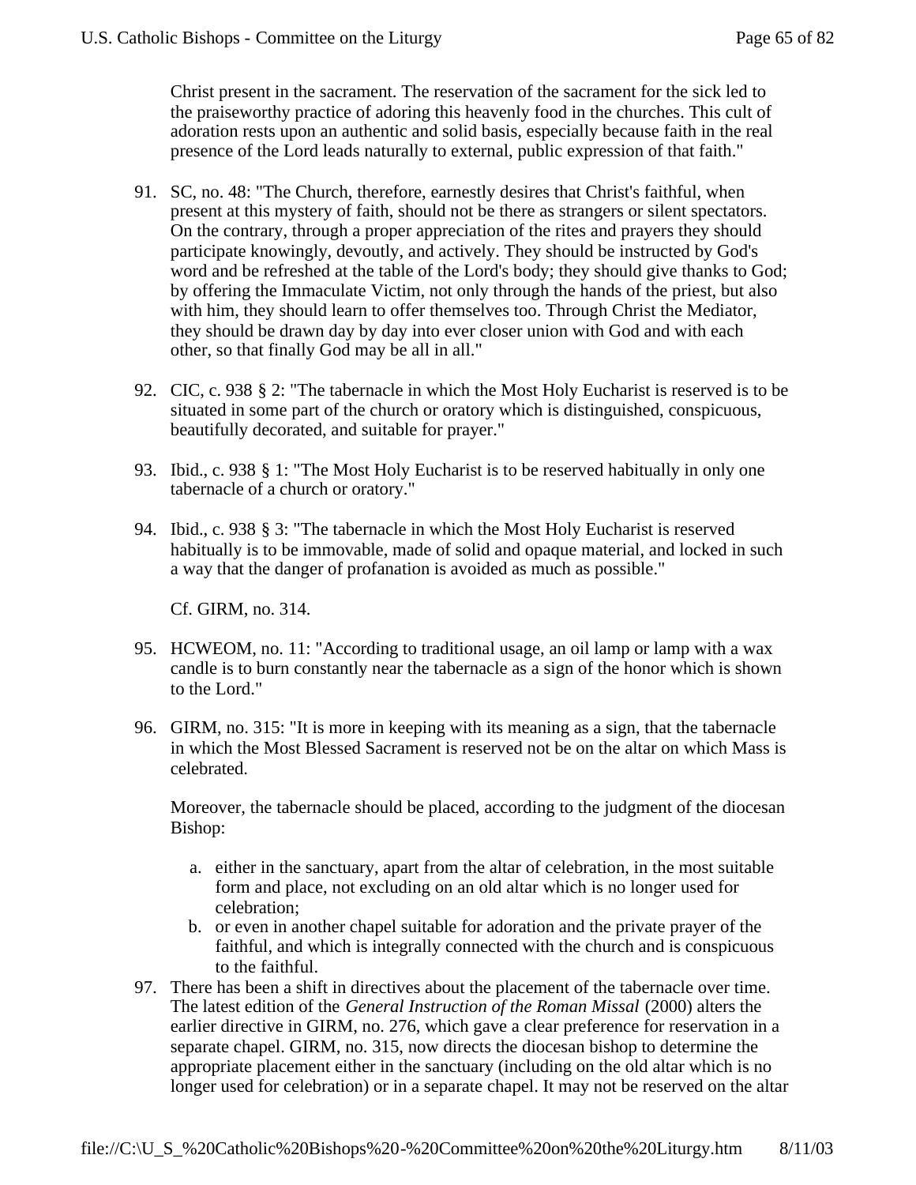Christ present in the sacrament. The reservation of the sacrament for the sick led to the praiseworthy practice of adoring this heavenly food in the churches. This cult of adoration rests upon an authentic and solid basis, especially because faith in the real presence of the Lord leads naturally to external, public expression of that faith."

91. SC, no. 48: "The Church, therefore, earnestly desires that Christ's faithful, when present at this mystery of faith, should not be there as strangers or silent spectators. On the contrary, through a proper appreciation of the rites and prayers they should participate knowingly, devoutly, and actively. They should be instructed by God's word and be refreshed at the table of the Lord's body; they should give thanks to God; by offering the Immaculate Victim, not only through the hands of the priest, but also with him, they should learn to offer themselves too. Through Christ the Mediator, they should be drawn day by day into ever closer union with God and with each other, so that finally God may be all in all."

92. CIC, c. 938 § 2: "The tabernacle in which the Most Holy Eucharist is reserved is to be situated in some part of the church or oratory which is distinguished, conspicuous, beautifully decorated, and suitable for prayer."

93. Ibid., c. 938 § 1: "The Most Holy Eucharist is to be reserved habitually in only one tabernacle of a church or oratory."

94. Ibid., c. 938 § 3: "The tabernacle in which the Most Holy Eucharist is reserved habitually is to be immovable, made of solid and opaque material, and locked in such a way that the danger of profanation is avoided as much as possible."

    Cf. GIRM, no. 314.

95. HCWEOM, no. 11: "According to traditional usage, an oil lamp or lamp with a wax candle is to burn constantly near the tabernacle as a sign of the honor which is shown to the Lord."

96. GIRM, no. 315: "It is more in keeping with its meaning as a sign, that the tabernacle in which the Most Blessed Sacrament is reserved not be on the altar on which Mass is celebrated.

    Moreover, the tabernacle should be placed, according to the judgment of the diocesan Bishop:

    a. either in the sanctuary, apart from the altar of celebration, in the most suitable form and place, not excluding on an old altar which is no longer used for celebration;
    b. or even in another chapel suitable for adoration and the private prayer of the faithful, and which is integrally connected with the church and is conspicuous to the faithful.

97. There has been a shift in directives about the placement of the tabernacle over time. The latest edition of the *General Instruction of the Roman Missal* (2000) alters the earlier directive in GIRM, no. 276, which gave a clear preference for reservation in a separate chapel. GIRM, no. 315, now directs the diocesan bishop to determine the appropriate placement either in the sanctuary (including on the old altar which is no longer used for celebration) or in a separate chapel. It may not be reserved on the altar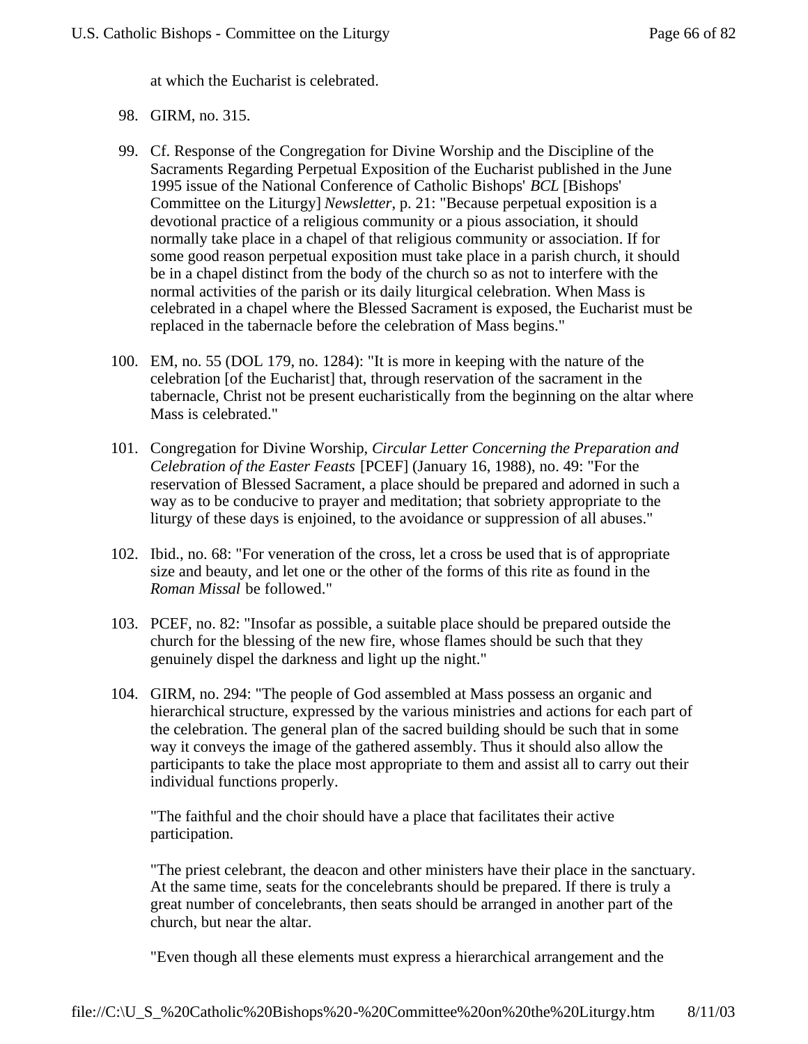at which the Eucharist is celebrated.

98. GIRM, no. 315.

99. Cf. Response of the Congregation for Divine Worship and the Discipline of the Sacraments Regarding Perpetual Exposition of the Eucharist published in the June 1995 issue of the National Conference of Catholic Bishops' *BCL* [Bishops' Committee on the Liturgy] *Newsletter*, p. 21: "Because perpetual exposition is a devotional practice of a religious community or a pious association, it should normally take place in a chapel of that religious community or association. If for some good reason perpetual exposition must take place in a parish church, it should be in a chapel distinct from the body of the church so as not to interfere with the normal activities of the parish or its daily liturgical celebration. When Mass is celebrated in a chapel where the Blessed Sacrament is exposed, the Eucharist must be replaced in the tabernacle before the celebration of Mass begins."

100. EM, no. 55 (DOL 179, no. 1284): "It is more in keeping with the nature of the celebration [of the Eucharist] that, through reservation of the sacrament in the tabernacle, Christ not be present eucharistically from the beginning on the altar where Mass is celebrated."

101. Congregation for Divine Worship, *Circular Letter Concerning the Preparation and Celebration of the Easter Feasts* [PCEF] (January 16, 1988), no. 49: "For the reservation of Blessed Sacrament, a place should be prepared and adorned in such a way as to be conducive to prayer and meditation; that sobriety appropriate to the liturgy of these days is enjoined, to the avoidance or suppression of all abuses."

102. Ibid., no. 68: "For veneration of the cross, let a cross be used that is of appropriate size and beauty, and let one or the other of the forms of this rite as found in the *Roman Missal* be followed."

103. PCEF, no. 82: "Insofar as possible, a suitable place should be prepared outside the church for the blessing of the new fire, whose flames should be such that they genuinely dispel the darkness and light up the night."

104. GIRM, no. 294: "The people of God assembled at Mass possess an organic and hierarchical structure, expressed by the various ministries and actions for each part of the celebration. The general plan of the sacred building should be such that in some way it conveys the image of the gathered assembly. Thus it should also allow the participants to take the place most appropriate to them and assist all to carry out their individual functions properly.

"The faithful and the choir should have a place that facilitates their active participation.

"The priest celebrant, the deacon and other ministers have their place in the sanctuary. At the same time, seats for the concelebrants should be prepared. If there is truly a great number of concelebrants, then seats should be arranged in another part of the church, but near the altar.

"Even though all these elements must express a hierarchical arrangement and the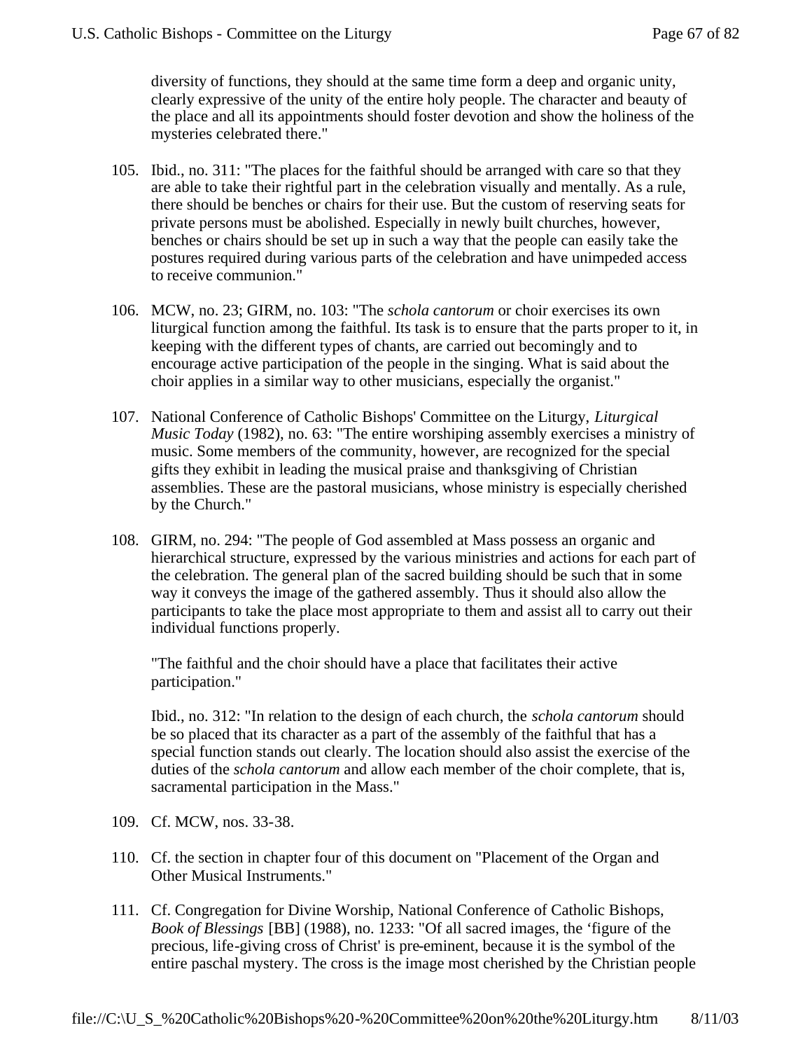diversity of functions, they should at the same time form a deep and organic unity, clearly expressive of the unity of the entire holy people. The character and beauty of the place and all its appointments should foster devotion and show the holiness of the mysteries celebrated there."

105. Ibid., no. 311: "The places for the faithful should be arranged with care so that they are able to take their rightful part in the celebration visually and mentally. As a rule, there should be benches or chairs for their use. But the custom of reserving seats for private persons must be abolished. Especially in newly built churches, however, benches or chairs should be set up in such a way that the people can easily take the postures required during various parts of the celebration and have unimpeded access to receive communion."

106. MCW, no. 23; GIRM, no. 103: "The *schola cantorum* or choir exercises its own liturgical function among the faithful. Its task is to ensure that the parts proper to it, in keeping with the different types of chants, are carried out becomingly and to encourage active participation of the people in the singing. What is said about the choir applies in a similar way to other musicians, especially the organist."

107. National Conference of Catholic Bishops' Committee on the Liturgy, *Liturgical Music Today* (1982), no. 63: "The entire worshiping assembly exercises a ministry of music. Some members of the community, however, are recognized for the special gifts they exhibit in leading the musical praise and thanksgiving of Christian assemblies. These are the pastoral musicians, whose ministry is especially cherished by the Church."

108. GIRM, no. 294: "The people of God assembled at Mass possess an organic and hierarchical structure, expressed by the various ministries and actions for each part of the celebration. The general plan of the sacred building should be such that in some way it conveys the image of the gathered assembly. Thus it should also allow the participants to take the place most appropriate to them and assist all to carry out their individual functions properly.

    "The faithful and the choir should have a place that facilitates their active participation."

    Ibid., no. 312: "In relation to the design of each church, the *schola cantorum* should be so placed that its character as a part of the assembly of the faithful that has a special function stands out clearly. The location should also assist the exercise of the duties of the *schola cantorum* and allow each member of the choir complete, that is, sacramental participation in the Mass."

109. Cf. MCW, nos. 33-38.

110. Cf. the section in chapter four of this document on "Placement of the Organ and Other Musical Instruments."

111. Cf. Congregation for Divine Worship, National Conference of Catholic Bishops, *Book of Blessings* [BB] (1988), no. 1233: "Of all sacred images, the 'figure of the precious, life-giving cross of Christ' is pre-eminent, because it is the symbol of the entire paschal mystery. The cross is the image most cherished by the Christian people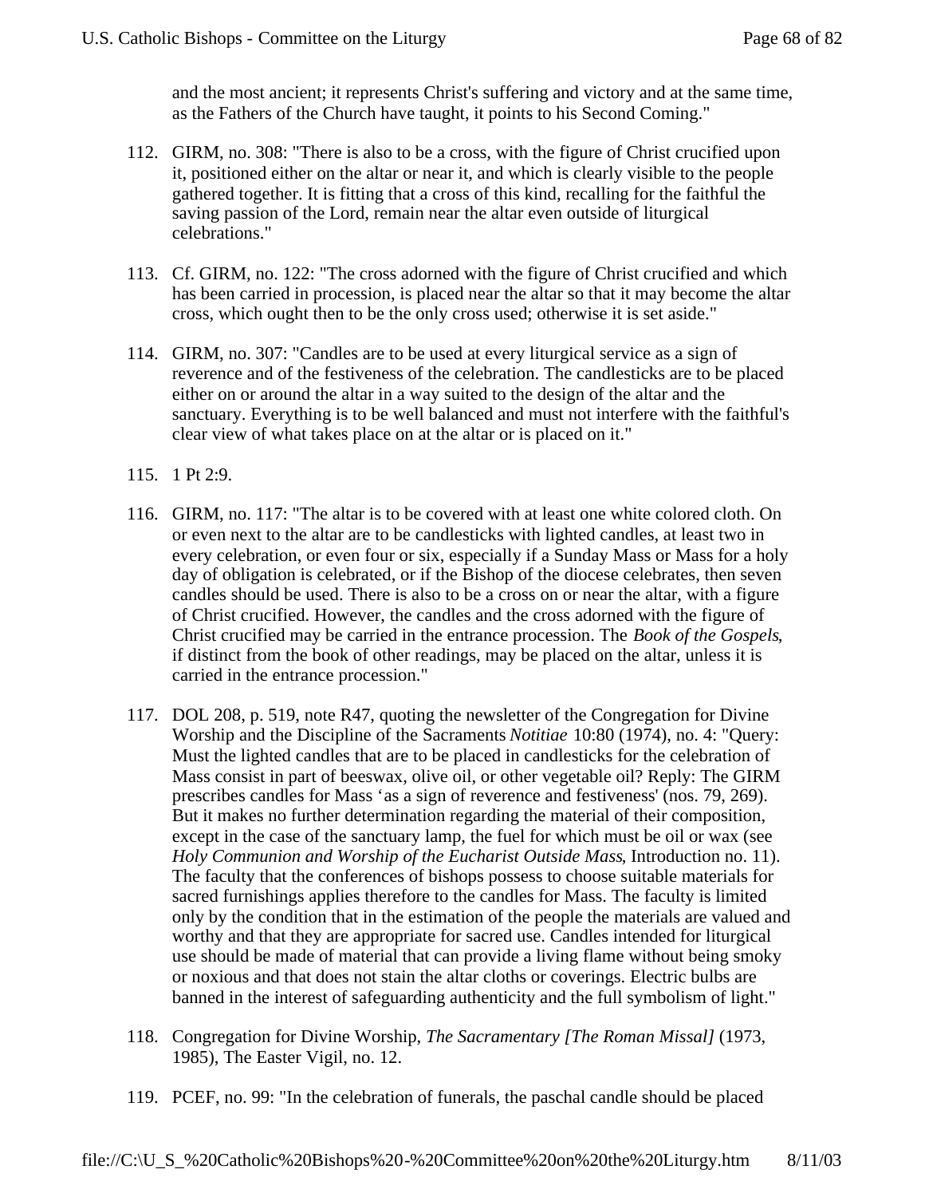and the most ancient; it represents Christ's suffering and victory and at the same time, as the Fathers of the Church have taught, it points to his Second Coming."

112. GIRM, no. 308: "There is also to be a cross, with the figure of Christ crucified upon it, positioned either on the altar or near it, and which is clearly visible to the people gathered together. It is fitting that a cross of this kind, recalling for the faithful the saving passion of the Lord, remain near the altar even outside of liturgical celebrations."

113. Cf. GIRM, no. 122: "The cross adorned with the figure of Christ crucified and which has been carried in procession, is placed near the altar so that it may become the altar cross, which ought then to be the only cross used; otherwise it is set aside."

114. GIRM, no. 307: "Candles are to be used at every liturgical service as a sign of reverence and of the festiveness of the celebration. The candlesticks are to be placed either on or around the altar in a way suited to the design of the altar and the sanctuary. Everything is to be well balanced and must not interfere with the faithful's clear view of what takes place on at the altar or is placed on it."

115. 1 Pt 2:9.

116. GIRM, no. 117: "The altar is to be covered with at least one white colored cloth. On or even next to the altar are to be candlesticks with lighted candles, at least two in every celebration, or even four or six, especially if a Sunday Mass or Mass for a holy day of obligation is celebrated, or if the Bishop of the diocese celebrates, then seven candles should be used. There is also to be a cross on or near the altar, with a figure of Christ crucified. However, the candles and the cross adorned with the figure of Christ crucified may be carried in the entrance procession. The *Book of the Gospels*, if distinct from the book of other readings, may be placed on the altar, unless it is carried in the entrance procession."

117. DOL 208, p. 519, note R47, quoting the newsletter of the Congregation for Divine Worship and the Discipline of the Sacraments *Notitiae* 10:80 (1974), no. 4: "Query: Must the lighted candles that are to be placed in candlesticks for the celebration of Mass consist in part of beeswax, olive oil, or other vegetable oil? Reply: The GIRM prescribes candles for Mass ‘as a sign of reverence and festiveness' (nos. 79, 269). But it makes no further determination regarding the material of their composition, except in the case of the sanctuary lamp, the fuel for which must be oil or wax (see *Holy Communion and Worship of the Eucharist Outside Mass*, Introduction no. 11). The faculty that the conferences of bishops possess to choose suitable materials for sacred furnishings applies therefore to the candles for Mass. The faculty is limited only by the condition that in the estimation of the people the materials are valued and worthy and that they are appropriate for sacred use. Candles intended for liturgical use should be made of material that can provide a living flame without being smoky or noxious and that does not stain the altar cloths or coverings. Electric bulbs are banned in the interest of safeguarding authenticity and the full symbolism of light."

118. Congregation for Divine Worship, *The Sacramentary [The Roman Missal]* (1973, 1985), The Easter Vigil, no. 12.

119. PCEF, no. 99: "In the celebration of funerals, the paschal candle should be placed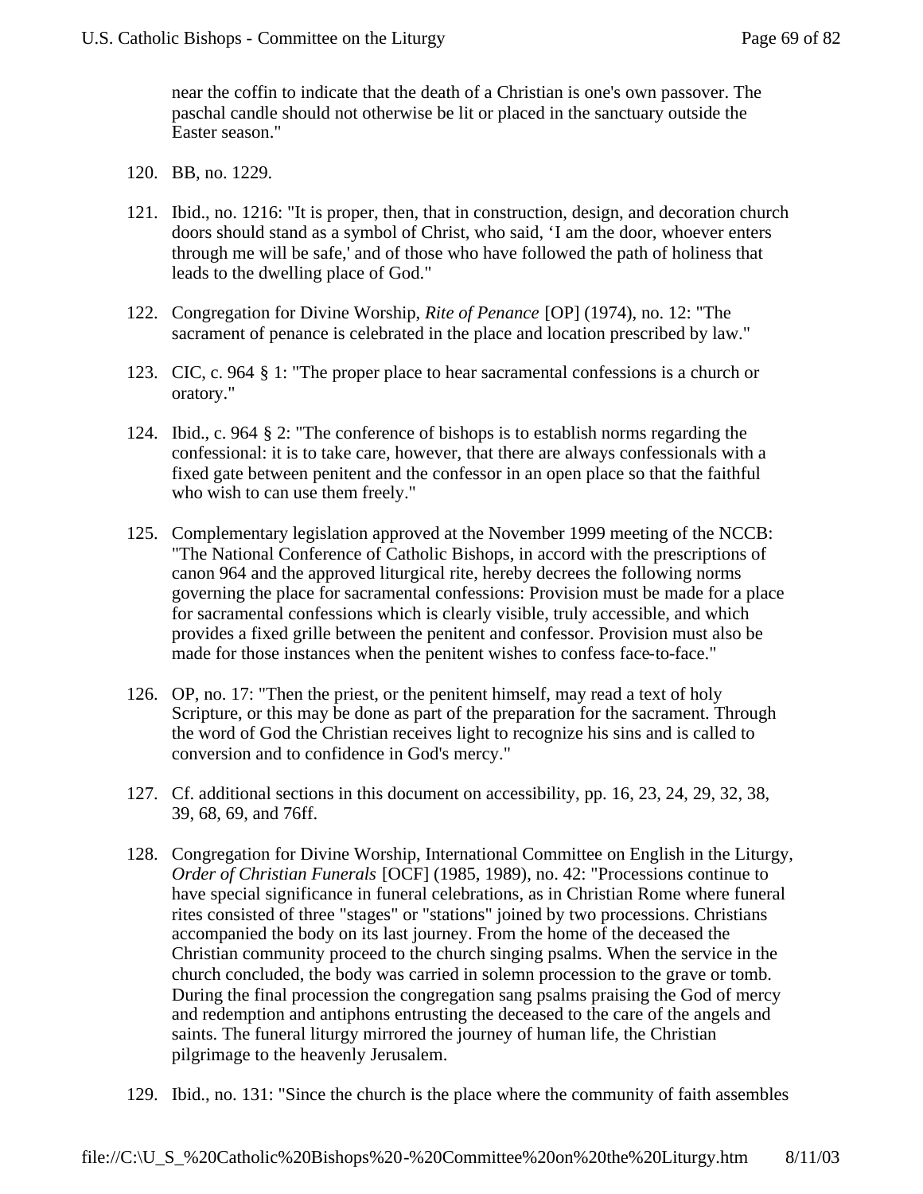near the coffin to indicate that the death of a Christian is one's own passover. The paschal candle should not otherwise be lit or placed in the sanctuary outside the Easter season."

120. BB, no. 1229.

121. Ibid., no. 1216: "It is proper, then, that in construction, design, and decoration church doors should stand as a symbol of Christ, who said, ‘I am the door, whoever enters through me will be safe,' and of those who have followed the path of holiness that leads to the dwelling place of God."

122. Congregation for Divine Worship, *Rite of Penance* [OP] (1974), no. 12: "The sacrament of penance is celebrated in the place and location prescribed by law."

123. CIC, c. 964 § 1: "The proper place to hear sacramental confessions is a church or oratory."

124. Ibid., c. 964 § 2: "The conference of bishops is to establish norms regarding the confessional: it is to take care, however, that there are always confessionals with a fixed gate between penitent and the confessor in an open place so that the faithful who wish to can use them freely."

125. Complementary legislation approved at the November 1999 meeting of the NCCB: "The National Conference of Catholic Bishops, in accord with the prescriptions of canon 964 and the approved liturgical rite, hereby decrees the following norms governing the place for sacramental confessions: Provision must be made for a place for sacramental confessions which is clearly visible, truly accessible, and which provides a fixed grille between the penitent and confessor. Provision must also be made for those instances when the penitent wishes to confess face-to-face."

126. OP, no. 17: "Then the priest, or the penitent himself, may read a text of holy Scripture, or this may be done as part of the preparation for the sacrament. Through the word of God the Christian receives light to recognize his sins and is called to conversion and to confidence in God's mercy."

127. Cf. additional sections in this document on accessibility, pp. 16, 23, 24, 29, 32, 38, 39, 68, 69, and 76ff.

128. Congregation for Divine Worship, International Committee on English in the Liturgy, *Order of Christian Funerals* [OCF] (1985, 1989), no. 42: "Processions continue to have special significance in funeral celebrations, as in Christian Rome where funeral rites consisted of three "stages" or "stations" joined by two processions. Christians accompanied the body on its last journey. From the home of the deceased the Christian community proceed to the church singing psalms. When the service in the church concluded, the body was carried in solemn procession to the grave or tomb. During the final procession the congregation sang psalms praising the God of mercy and redemption and antiphons entrusting the deceased to the care of the angels and saints. The funeral liturgy mirrored the journey of human life, the Christian pilgrimage to the heavenly Jerusalem.

129. Ibid., no. 131: "Since the church is the place where the community of faith assembles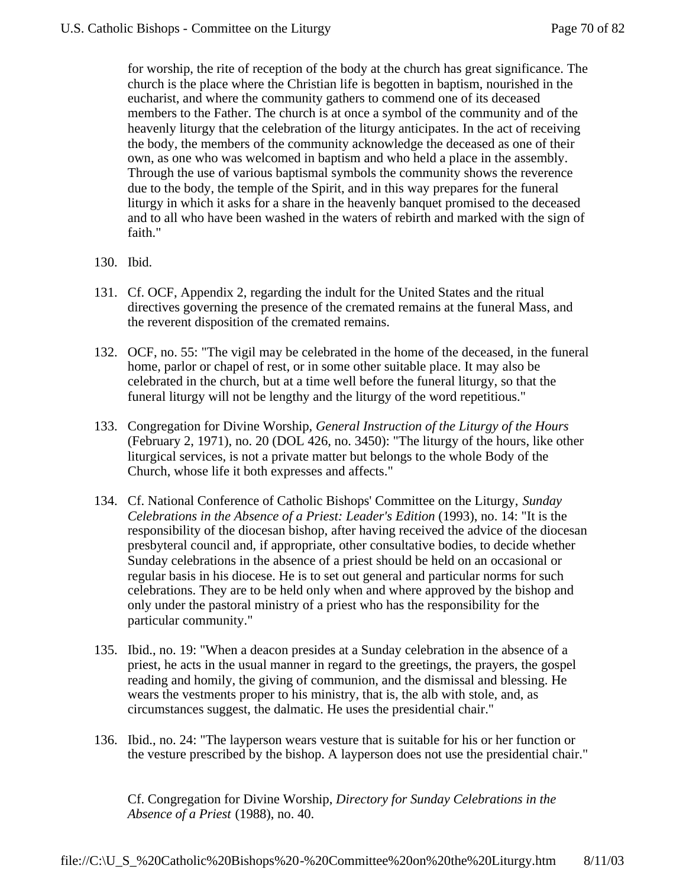for worship, the rite of reception of the body at the church has great significance. The church is the place where the Christian life is begotten in baptism, nourished in the eucharist, and where the community gathers to commend one of its deceased members to the Father. The church is at once a symbol of the community and of the heavenly liturgy that the celebration of the liturgy anticipates. In the act of receiving the body, the members of the community acknowledge the deceased as one of their own, as one who was welcomed in baptism and who held a place in the assembly. Through the use of various baptismal symbols the community shows the reverence due to the body, the temple of the Spirit, and in this way prepares for the funeral liturgy in which it asks for a share in the heavenly banquet promised to the deceased and to all who have been washed in the waters of rebirth and marked with the sign of faith."

130. Ibid.

131. Cf. OCF, Appendix 2, regarding the indult for the United States and the ritual directives governing the presence of the cremated remains at the funeral Mass, and the reverent disposition of the cremated remains.

132. OCF, no. 55: "The vigil may be celebrated in the home of the deceased, in the funeral home, parlor or chapel of rest, or in some other suitable place. It may also be celebrated in the church, but at a time well before the funeral liturgy, so that the funeral liturgy will not be lengthy and the liturgy of the word repetitious."

133. Congregation for Divine Worship, *General Instruction of the Liturgy of the Hours* (February 2, 1971), no. 20 (DOL 426, no. 3450): "The liturgy of the hours, like other liturgical services, is not a private matter but belongs to the whole Body of the Church, whose life it both expresses and affects."

134. Cf. National Conference of Catholic Bishops' Committee on the Liturgy, *Sunday Celebrations in the Absence of a Priest: Leader's Edition* (1993), no. 14: "It is the responsibility of the diocesan bishop, after having received the advice of the diocesan presbyteral council and, if appropriate, other consultative bodies, to decide whether Sunday celebrations in the absence of a priest should be held on an occasional or regular basis in his diocese. He is to set out general and particular norms for such celebrations. They are to be held only when and where approved by the bishop and only under the pastoral ministry of a priest who has the responsibility for the particular community."

135. Ibid., no. 19: "When a deacon presides at a Sunday celebration in the absence of a priest, he acts in the usual manner in regard to the greetings, the prayers, the gospel reading and homily, the giving of communion, and the dismissal and blessing. He wears the vestments proper to his ministry, that is, the alb with stole, and, as circumstances suggest, the dalmatic. He uses the presidential chair."

136. Ibid., no. 24: "The layperson wears vesture that is suitable for his or her function or the vesture prescribed by the bishop. A layperson does not use the presidential chair."

Cf. Congregation for Divine Worship, *Directory for Sunday Celebrations in the Absence of a Priest* (1988), no. 40.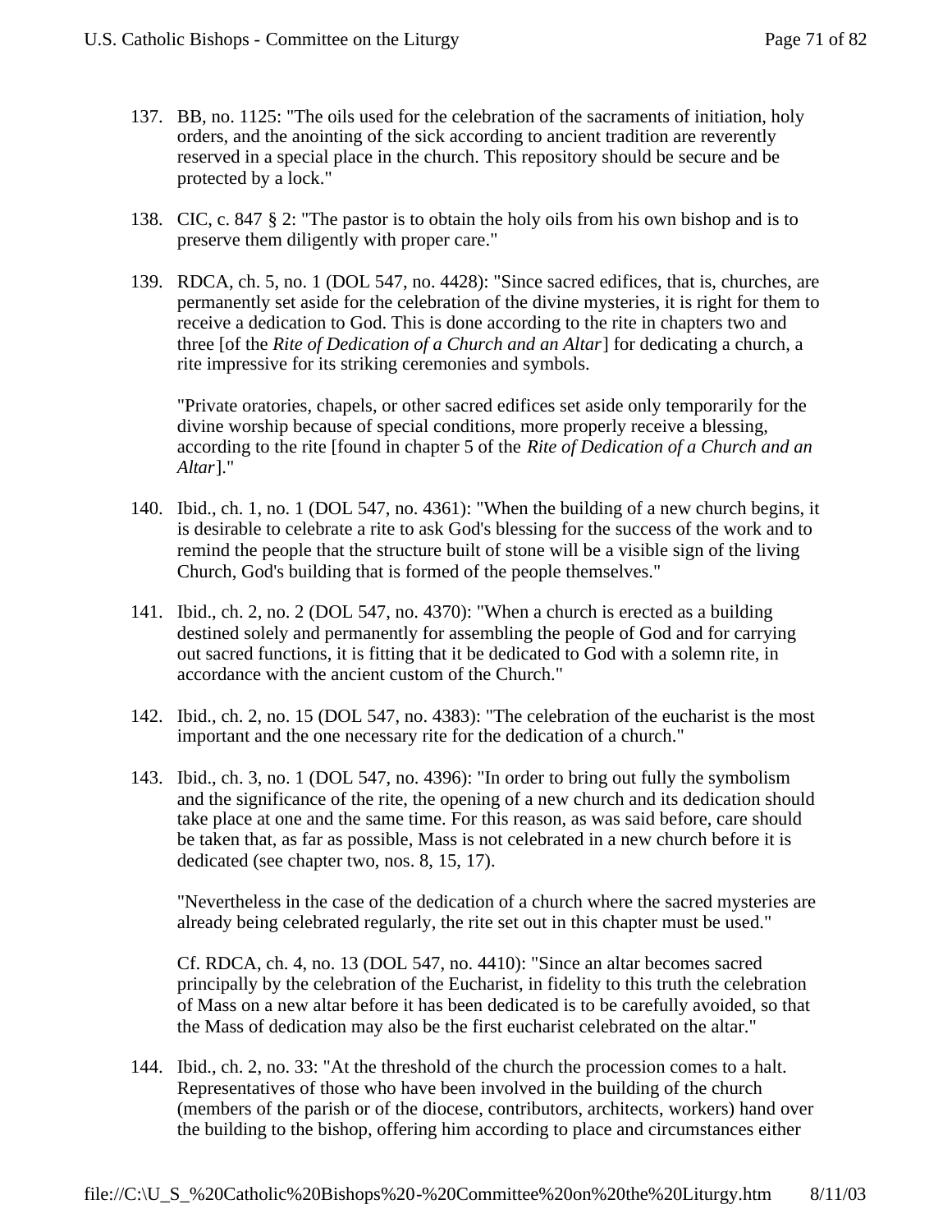137. BB, no. 1125: "The oils used for the celebration of the sacraments of initiation, holy orders, and the anointing of the sick according to ancient tradition are reverently reserved in a special place in the church. This repository should be secure and be protected by a lock."

138. CIC, c. 847 § 2: "The pastor is to obtain the holy oils from his own bishop and is to preserve them diligently with proper care."

139. RDCA, ch. 5, no. 1 (DOL 547, no. 4428): "Since sacred edifices, that is, churches, are permanently set aside for the celebration of the divine mysteries, it is right for them to receive a dedication to God. This is done according to the rite in chapters two and three [of the *Rite of Dedication of a Church and an Altar*] for dedicating a church, a rite impressive for its striking ceremonies and symbols.

    "Private oratories, chapels, or other sacred edifices set aside only temporarily for the divine worship because of special conditions, more properly receive a blessing, according to the rite [found in chapter 5 of the *Rite of Dedication of a Church and an Altar*]."

140. Ibid., ch. 1, no. 1 (DOL 547, no. 4361): "When the building of a new church begins, it is desirable to celebrate a rite to ask God's blessing for the success of the work and to remind the people that the structure built of stone will be a visible sign of the living Church, God's building that is formed of the people themselves."

141. Ibid., ch. 2, no. 2 (DOL 547, no. 4370): "When a church is erected as a building destined solely and permanently for assembling the people of God and for carrying out sacred functions, it is fitting that it be dedicated to God with a solemn rite, in accordance with the ancient custom of the Church."

142. Ibid., ch. 2, no. 15 (DOL 547, no. 4383): "The celebration of the eucharist is the most important and the one necessary rite for the dedication of a church."

143. Ibid., ch. 3, no. 1 (DOL 547, no. 4396): "In order to bring out fully the symbolism and the significance of the rite, the opening of a new church and its dedication should take place at one and the same time. For this reason, as was said before, care should be taken that, as far as possible, Mass is not celebrated in a new church before it is dedicated (see chapter two, nos. 8, 15, 17).

    "Nevertheless in the case of the dedication of a church where the sacred mysteries are already being celebrated regularly, the rite set out in this chapter must be used."

    Cf. RDCA, ch. 4, no. 13 (DOL 547, no. 4410): "Since an altar becomes sacred principally by the celebration of the Eucharist, in fidelity to this truth the celebration of Mass on a new altar before it has been dedicated is to be carefully avoided, so that the Mass of dedication may also be the first eucharist celebrated on the altar."

144. Ibid., ch. 2, no. 33: "At the threshold of the church the procession comes to a halt. Representatives of those who have been involved in the building of the church (members of the parish or of the diocese, contributors, architects, workers) hand over the building to the bishop, offering him according to place and circumstances either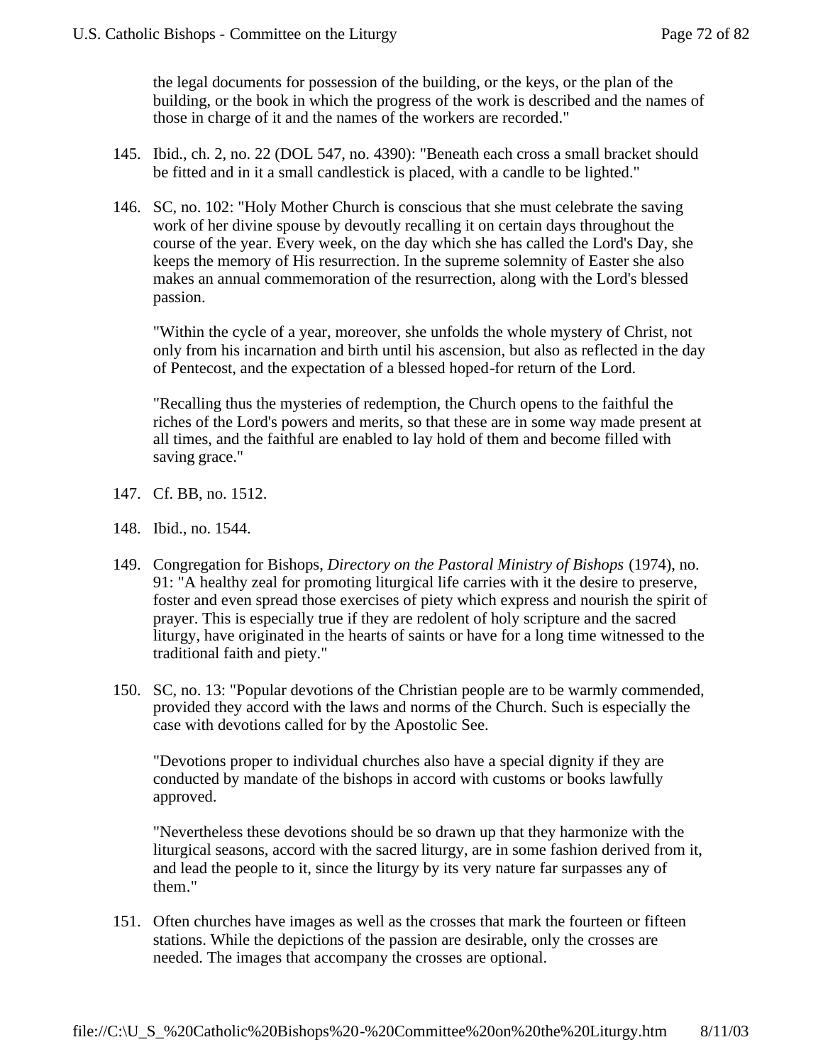the legal documents for possession of the building, or the keys, or the plan of the building, or the book in which the progress of the work is described and the names of those in charge of it and the names of the workers are recorded."

145. Ibid., ch. 2, no. 22 (DOL 547, no. 4390): "Beneath each cross a small bracket should be fitted and in it a small candlestick is placed, with a candle to be lighted."

146. SC, no. 102: "Holy Mother Church is conscious that she must celebrate the saving work of her divine spouse by devoutly recalling it on certain days throughout the course of the year. Every week, on the day which she has called the Lord's Day, she keeps the memory of His resurrection. In the supreme solemnity of Easter she also makes an annual commemoration of the resurrection, along with the Lord's blessed passion.

   "Within the cycle of a year, moreover, she unfolds the whole mystery of Christ, not only from his incarnation and birth until his ascension, but also as reflected in the day of Pentecost, and the expectation of a blessed hoped-for return of the Lord.

   "Recalling thus the mysteries of redemption, the Church opens to the faithful the riches of the Lord's powers and merits, so that these are in some way made present at all times, and the faithful are enabled to lay hold of them and become filled with saving grace."

147. Cf. BB, no. 1512.

148. Ibid., no. 1544.

149. Congregation for Bishops, *Directory on the Pastoral Ministry of Bishops* (1974), no. 91: "A healthy zeal for promoting liturgical life carries with it the desire to preserve, foster and even spread those exercises of piety which express and nourish the spirit of prayer. This is especially true if they are redolent of holy scripture and the sacred liturgy, have originated in the hearts of saints or have for a long time witnessed to the traditional faith and piety."

150. SC, no. 13: "Popular devotions of the Christian people are to be warmly commended, provided they accord with the laws and norms of the Church. Such is especially the case with devotions called for by the Apostolic See.

   "Devotions proper to individual churches also have a special dignity if they are conducted by mandate of the bishops in accord with customs or books lawfully approved.

   "Nevertheless these devotions should be so drawn up that they harmonize with the liturgical seasons, accord with the sacred liturgy, are in some fashion derived from it, and lead the people to it, since the liturgy by its very nature far surpasses any of them."

151. Often churches have images as well as the crosses that mark the fourteen or fifteen stations. While the depictions of the passion are desirable, only the crosses are needed. The images that accompany the crosses are optional.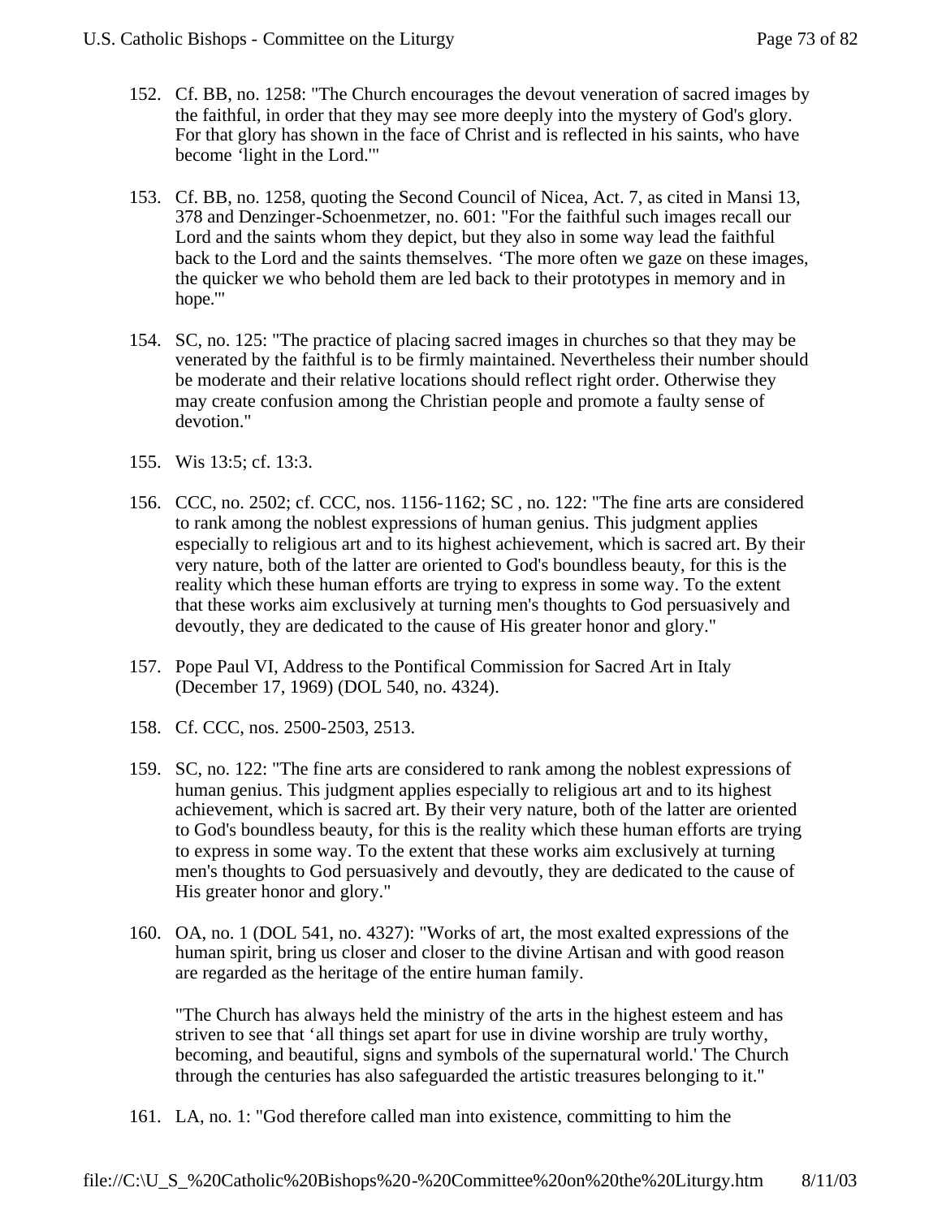152. Cf. BB, no. 1258: "The Church encourages the devout veneration of sacred images by the faithful, in order that they may see more deeply into the mystery of God's glory. For that glory has shown in the face of Christ and is reflected in his saints, who have become 'light in the Lord.'"

153. Cf. BB, no. 1258, quoting the Second Council of Nicea, Act. 7, as cited in Mansi 13, 378 and Denzinger-Schoenmetzer, no. 601: "For the faithful such images recall our Lord and the saints whom they depict, but they also in some way lead the faithful back to the Lord and the saints themselves. 'The more often we gaze on these images, the quicker we who behold them are led back to their prototypes in memory and in hope.'"

154. SC, no. 125: "The practice of placing sacred images in churches so that they may be venerated by the faithful is to be firmly maintained. Nevertheless their number should be moderate and their relative locations should reflect right order. Otherwise they may create confusion among the Christian people and promote a faulty sense of devotion."

155. Wis 13:5; cf. 13:3.

156. CCC, no. 2502; cf. CCC, nos. 1156-1162; SC , no. 122: "The fine arts are considered to rank among the noblest expressions of human genius. This judgment applies especially to religious art and to its highest achievement, which is sacred art. By their very nature, both of the latter are oriented to God's boundless beauty, for this is the reality which these human efforts are trying to express in some way. To the extent that these works aim exclusively at turning men's thoughts to God persuasively and devoutly, they are dedicated to the cause of His greater honor and glory."

157. Pope Paul VI, Address to the Pontifical Commission for Sacred Art in Italy (December 17, 1969) (DOL 540, no. 4324).

158. Cf. CCC, nos. 2500-2503, 2513.

159. SC, no. 122: "The fine arts are considered to rank among the noblest expressions of human genius. This judgment applies especially to religious art and to its highest achievement, which is sacred art. By their very nature, both of the latter are oriented to God's boundless beauty, for this is the reality which these human efforts are trying to express in some way. To the extent that these works aim exclusively at turning men's thoughts to God persuasively and devoutly, they are dedicated to the cause of His greater honor and glory."

160. OA, no. 1 (DOL 541, no. 4327): "Works of art, the most exalted expressions of the human spirit, bring us closer and closer to the divine Artisan and with good reason are regarded as the heritage of the entire human family.

    "The Church has always held the ministry of the arts in the highest esteem and has striven to see that 'all things set apart for use in divine worship are truly worthy, becoming, and beautiful, signs and symbols of the supernatural world.' The Church through the centuries has also safeguarded the artistic treasures belonging to it."

161. LA, no. 1: "God therefore called man into existence, committing to him the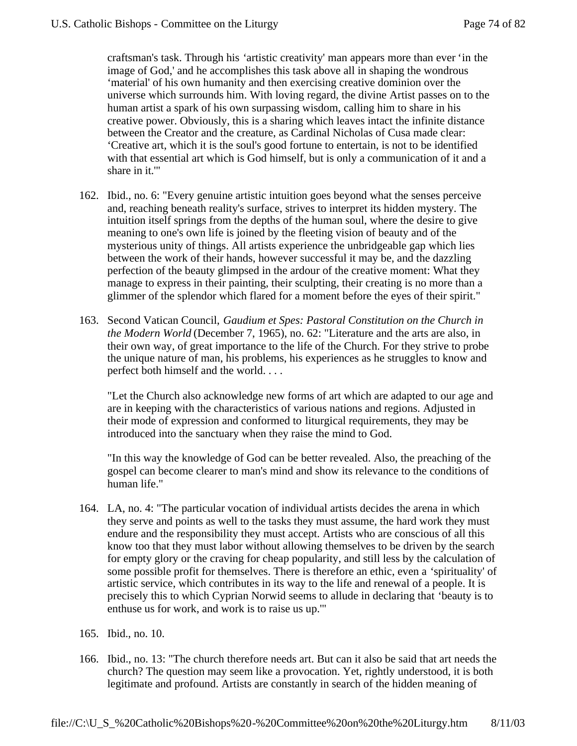craftsman's task. Through his 'artistic creativity' man appears more than ever 'in the image of God,' and he accomplishes this task above all in shaping the wondrous 'material' of his own humanity and then exercising creative dominion over the universe which surrounds him. With loving regard, the divine Artist passes on to the human artist a spark of his own surpassing wisdom, calling him to share in his creative power. Obviously, this is a sharing which leaves intact the infinite distance between the Creator and the creature, as Cardinal Nicholas of Cusa made clear: 'Creative art, which it is the soul's good fortune to entertain, is not to be identified with that essential art which is God himself, but is only a communication of it and a share in it.'"

162. Ibid., no. 6: "Every genuine artistic intuition goes beyond what the senses perceive and, reaching beneath reality's surface, strives to interpret its hidden mystery. The intuition itself springs from the depths of the human soul, where the desire to give meaning to one's own life is joined by the fleeting vision of beauty and of the mysterious unity of things. All artists experience the unbridgeable gap which lies between the work of their hands, however successful it may be, and the dazzling perfection of the beauty glimpsed in the ardour of the creative moment: What they manage to express in their painting, their sculpting, their creating is no more than a glimmer of the splendor which flared for a moment before the eyes of their spirit."

163. Second Vatican Council, *Gaudium et Spes: Pastoral Constitution on the Church in the Modern World* (December 7, 1965), no. 62: "Literature and the arts are also, in their own way, of great importance to the life of the Church. For they strive to probe the unique nature of man, his problems, his experiences as he struggles to know and perfect both himself and the world. . . .

    "Let the Church also acknowledge new forms of art which are adapted to our age and are in keeping with the characteristics of various nations and regions. Adjusted in their mode of expression and conformed to liturgical requirements, they may be introduced into the sanctuary when they raise the mind to God.

    "In this way the knowledge of God can be better revealed. Also, the preaching of the gospel can become clearer to man's mind and show its relevance to the conditions of human life."

164. LA, no. 4: "The particular vocation of individual artists decides the arena in which they serve and points as well to the tasks they must assume, the hard work they must endure and the responsibility they must accept. Artists who are conscious of all this know too that they must labor without allowing themselves to be driven by the search for empty glory or the craving for cheap popularity, and still less by the calculation of some possible profit for themselves. There is therefore an ethic, even a 'spirituality' of artistic service, which contributes in its way to the life and renewal of a people. It is precisely this to which Cyprian Norwid seems to allude in declaring that 'beauty is to enthuse us for work, and work is to raise us up.'"

165. Ibid., no. 10.

166. Ibid., no. 13: "The church therefore needs art. But can it also be said that art needs the church? The question may seem like a provocation. Yet, rightly understood, it is both legitimate and profound. Artists are constantly in search of the hidden meaning of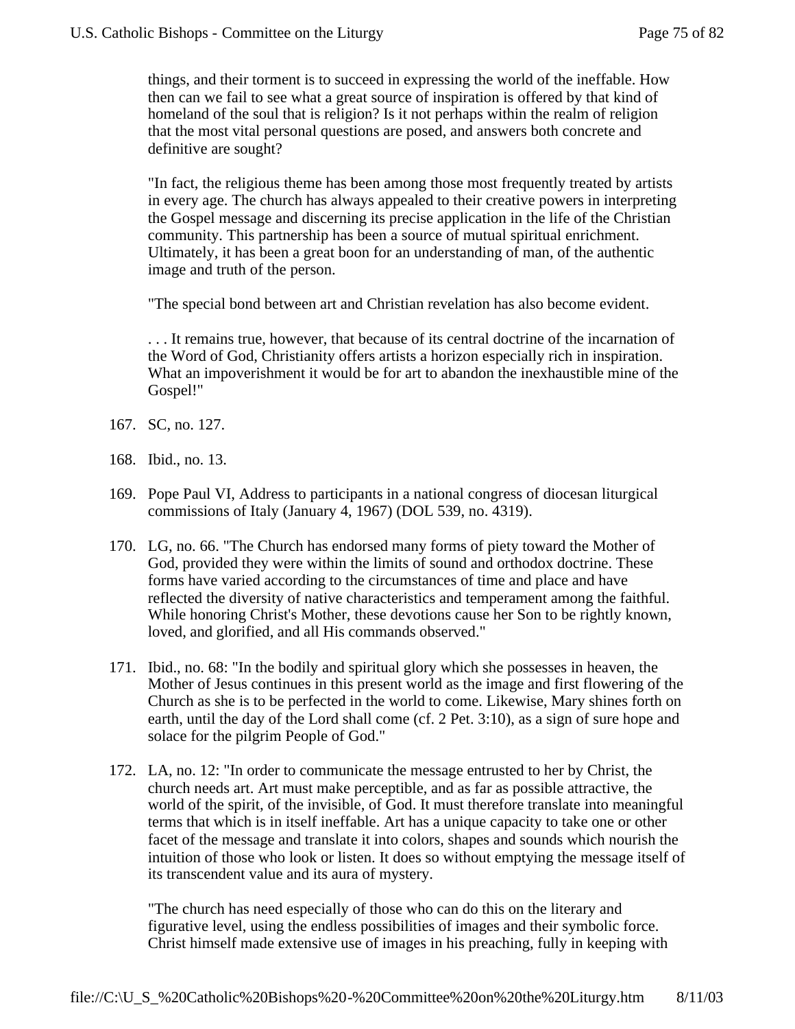things, and their torment is to succeed in expressing the world of the ineffable. How then can we fail to see what a great source of inspiration is offered by that kind of homeland of the soul that is religion? Is it not perhaps within the realm of religion that the most vital personal questions are posed, and answers both concrete and definitive are sought?

"In fact, the religious theme has been among those most frequently treated by artists in every age. The church has always appealed to their creative powers in interpreting the Gospel message and discerning its precise application in the life of the Christian community. This partnership has been a source of mutual spiritual enrichment. Ultimately, it has been a great boon for an understanding of man, of the authentic image and truth of the person.

"The special bond between art and Christian revelation has also become evident.

. . . It remains true, however, that because of its central doctrine of the incarnation of the Word of God, Christianity offers artists a horizon especially rich in inspiration. What an impoverishment it would be for art to abandon the inexhaustible mine of the Gospel!"

167. SC, no. 127.

168. Ibid., no. 13.

169. Pope Paul VI, Address to participants in a national congress of diocesan liturgical commissions of Italy (January 4, 1967) (DOL 539, no. 4319).

170. LG, no. 66. "The Church has endorsed many forms of piety toward the Mother of God, provided they were within the limits of sound and orthodox doctrine. These forms have varied according to the circumstances of time and place and have reflected the diversity of native characteristics and temperament among the faithful. While honoring Christ's Mother, these devotions cause her Son to be rightly known, loved, and glorified, and all His commands observed."

171. Ibid., no. 68: "In the bodily and spiritual glory which she possesses in heaven, the Mother of Jesus continues in this present world as the image and first flowering of the Church as she is to be perfected in the world to come. Likewise, Mary shines forth on earth, until the day of the Lord shall come (cf. 2 Pet. 3:10), as a sign of sure hope and solace for the pilgrim People of God."

172. LA, no. 12: "In order to communicate the message entrusted to her by Christ, the church needs art. Art must make perceptible, and as far as possible attractive, the world of the spirit, of the invisible, of God. It must therefore translate into meaningful terms that which is in itself ineffable. Art has a unique capacity to take one or other facet of the message and translate it into colors, shapes and sounds which nourish the intuition of those who look or listen. It does so without emptying the message itself of its transcendent value and its aura of mystery.

"The church has need especially of those who can do this on the literary and figurative level, using the endless possibilities of images and their symbolic force. Christ himself made extensive use of images in his preaching, fully in keeping with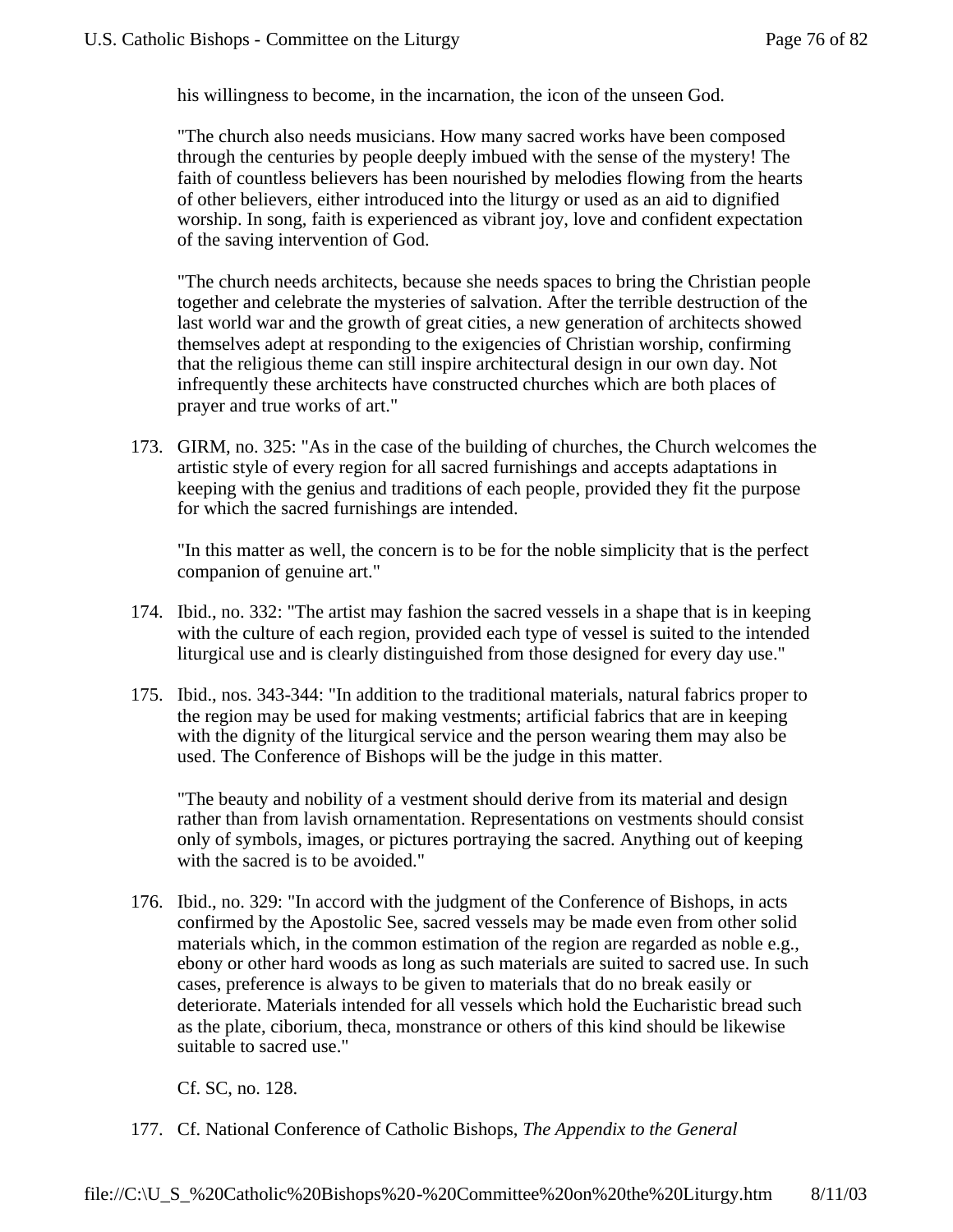his willingness to become, in the incarnation, the icon of the unseen God.

"The church also needs musicians. How many sacred works have been composed through the centuries by people deeply imbued with the sense of the mystery! The faith of countless believers has been nourished by melodies flowing from the hearts of other believers, either introduced into the liturgy or used as an aid to dignified worship. In song, faith is experienced as vibrant joy, love and confident expectation of the saving intervention of God.

"The church needs architects, because she needs spaces to bring the Christian people together and celebrate the mysteries of salvation. After the terrible destruction of the last world war and the growth of great cities, a new generation of architects showed themselves adept at responding to the exigencies of Christian worship, confirming that the religious theme can still inspire architectural design in our own day. Not infrequently these architects have constructed churches which are both places of prayer and true works of art."

173. GIRM, no. 325: "As in the case of the building of churches, the Church welcomes the artistic style of every region for all sacred furnishings and accepts adaptations in keeping with the genius and traditions of each people, provided they fit the purpose for which the sacred furnishings are intended.

 "In this matter as well, the concern is to be for the noble simplicity that is the perfect companion of genuine art."

174. Ibid., no. 332: "The artist may fashion the sacred vessels in a shape that is in keeping with the culture of each region, provided each type of vessel is suited to the intended liturgical use and is clearly distinguished from those designed for every day use."

175. Ibid., nos. 343-344: "In addition to the traditional materials, natural fabrics proper to the region may be used for making vestments; artificial fabrics that are in keeping with the dignity of the liturgical service and the person wearing them may also be used. The Conference of Bishops will be the judge in this matter.

 "The beauty and nobility of a vestment should derive from its material and design rather than from lavish ornamentation. Representations on vestments should consist only of symbols, images, or pictures portraying the sacred. Anything out of keeping with the sacred is to be avoided."

176. Ibid., no. 329: "In accord with the judgment of the Conference of Bishops, in acts confirmed by the Apostolic See, sacred vessels may be made even from other solid materials which, in the common estimation of the region are regarded as noble e.g., ebony or other hard woods as long as such materials are suited to sacred use. In such cases, preference is always to be given to materials that do no break easily or deteriorate. Materials intended for all vessels which hold the Eucharistic bread such as the plate, ciborium, theca, monstrance or others of this kind should be likewise suitable to sacred use."

 Cf. SC, no. 128.

177. Cf. National Conference of Catholic Bishops, *The Appendix to the General*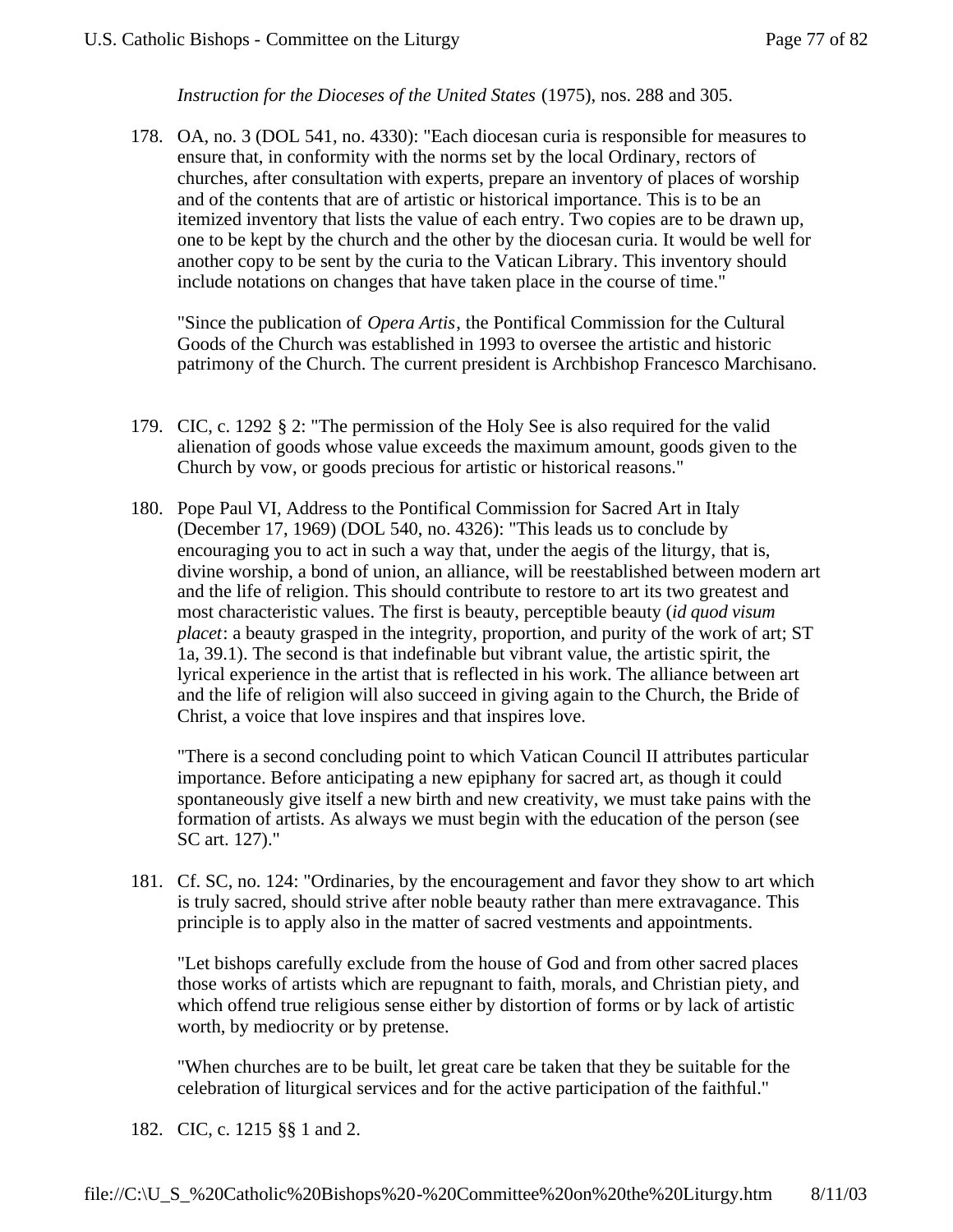*Instruction for the Dioceses of the United States* (1975), nos. 288 and 305.

178. OA, no. 3 (DOL 541, no. 4330): "Each diocesan curia is responsible for measures to ensure that, in conformity with the norms set by the local Ordinary, rectors of churches, after consultation with experts, prepare an inventory of places of worship and of the contents that are of artistic or historical importance. This is to be an itemized inventory that lists the value of each entry. Two copies are to be drawn up, one to be kept by the church and the other by the diocesan curia. It would be well for another copy to be sent by the curia to the Vatican Library. This inventory should include notations on changes that have taken place in the course of time."

    "Since the publication of *Opera Artis*, the Pontifical Commission for the Cultural Goods of the Church was established in 1993 to oversee the artistic and historic patrimony of the Church. The current president is Archbishop Francesco Marchisano.

179. CIC, c. 1292 § 2: "The permission of the Holy See is also required for the valid alienation of goods whose value exceeds the maximum amount, goods given to the Church by vow, or goods precious for artistic or historical reasons."

180. Pope Paul VI, Address to the Pontifical Commission for Sacred Art in Italy (December 17, 1969) (DOL 540, no. 4326): "This leads us to conclude by encouraging you to act in such a way that, under the aegis of the liturgy, that is, divine worship, a bond of union, an alliance, will be reestablished between modern art and the life of religion. This should contribute to restore to art its two greatest and most characteristic values. The first is beauty, perceptible beauty (*id quod visum placet*: a beauty grasped in the integrity, proportion, and purity of the work of art; ST 1a, 39.1). The second is that indefinable but vibrant value, the artistic spirit, the lyrical experience in the artist that is reflected in his work. The alliance between art and the life of religion will also succeed in giving again to the Church, the Bride of Christ, a voice that love inspires and that inspires love.

    "There is a second concluding point to which Vatican Council II attributes particular importance. Before anticipating a new epiphany for sacred art, as though it could spontaneously give itself a new birth and new creativity, we must take pains with the formation of artists. As always we must begin with the education of the person (see SC art. 127)."

181. Cf. SC, no. 124: "Ordinaries, by the encouragement and favor they show to art which is truly sacred, should strive after noble beauty rather than mere extravagance. This principle is to apply also in the matter of sacred vestments and appointments.

    "Let bishops carefully exclude from the house of God and from other sacred places those works of artists which are repugnant to faith, morals, and Christian piety, and which offend true religious sense either by distortion of forms or by lack of artistic worth, by mediocrity or by pretense.

    "When churches are to be built, let great care be taken that they be suitable for the celebration of liturgical services and for the active participation of the faithful."

182. CIC, c. 1215 §§ 1 and 2.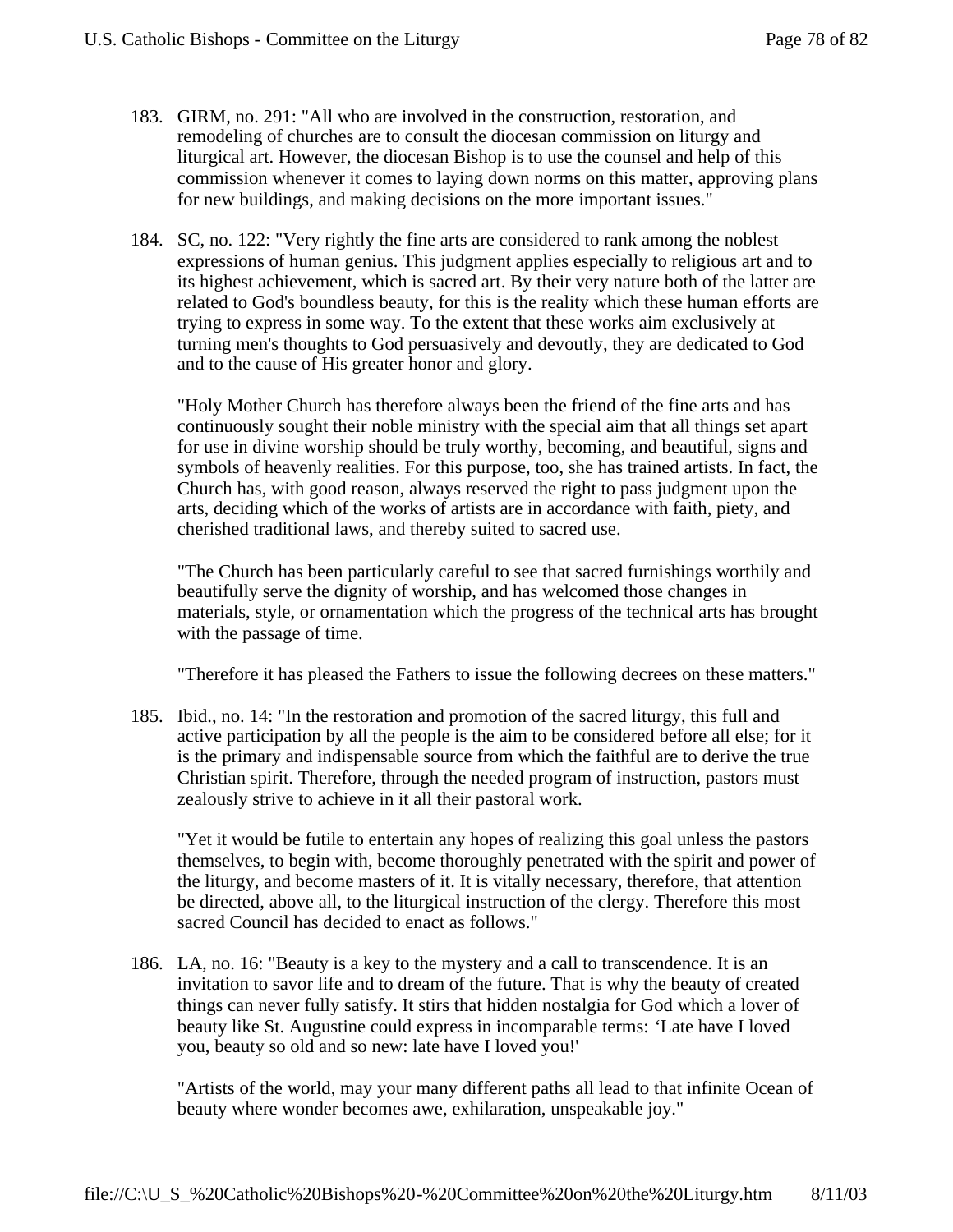183. GIRM, no. 291: "All who are involved in the construction, restoration, and remodeling of churches are to consult the diocesan commission on liturgy and liturgical art. However, the diocesan Bishop is to use the counsel and help of this commission whenever it comes to laying down norms on this matter, approving plans for new buildings, and making decisions on the more important issues."

184. SC, no. 122: "Very rightly the fine arts are considered to rank among the noblest expressions of human genius. This judgment applies especially to religious art and to its highest achievement, which is sacred art. By their very nature both of the latter are related to God's boundless beauty, for this is the reality which these human efforts are trying to express in some way. To the extent that these works aim exclusively at turning men's thoughts to God persuasively and devoutly, they are dedicated to God and to the cause of His greater honor and glory.

   "Holy Mother Church has therefore always been the friend of the fine arts and has continuously sought their noble ministry with the special aim that all things set apart for use in divine worship should be truly worthy, becoming, and beautiful, signs and symbols of heavenly realities. For this purpose, too, she has trained artists. In fact, the Church has, with good reason, always reserved the right to pass judgment upon the arts, deciding which of the works of artists are in accordance with faith, piety, and cherished traditional laws, and thereby suited to sacred use.

   "The Church has been particularly careful to see that sacred furnishings worthily and beautifully serve the dignity of worship, and has welcomed those changes in materials, style, or ornamentation which the progress of the technical arts has brought with the passage of time.

   "Therefore it has pleased the Fathers to issue the following decrees on these matters."

185. Ibid., no. 14: "In the restoration and promotion of the sacred liturgy, this full and active participation by all the people is the aim to be considered before all else; for it is the primary and indispensable source from which the faithful are to derive the true Christian spirit. Therefore, through the needed program of instruction, pastors must zealously strive to achieve in it all their pastoral work.

   "Yet it would be futile to entertain any hopes of realizing this goal unless the pastors themselves, to begin with, become thoroughly penetrated with the spirit and power of the liturgy, and become masters of it. It is vitally necessary, therefore, that attention be directed, above all, to the liturgical instruction of the clergy. Therefore this most sacred Council has decided to enact as follows."

186. LA, no. 16: "Beauty is a key to the mystery and a call to transcendence. It is an invitation to savor life and to dream of the future. That is why the beauty of created things can never fully satisfy. It stirs that hidden nostalgia for God which a lover of beauty like St. Augustine could express in incomparable terms: 'Late have I loved you, beauty so old and so new: late have I loved you!'

   "Artists of the world, may your many different paths all lead to that infinite Ocean of beauty where wonder becomes awe, exhilaration, unspeakable joy."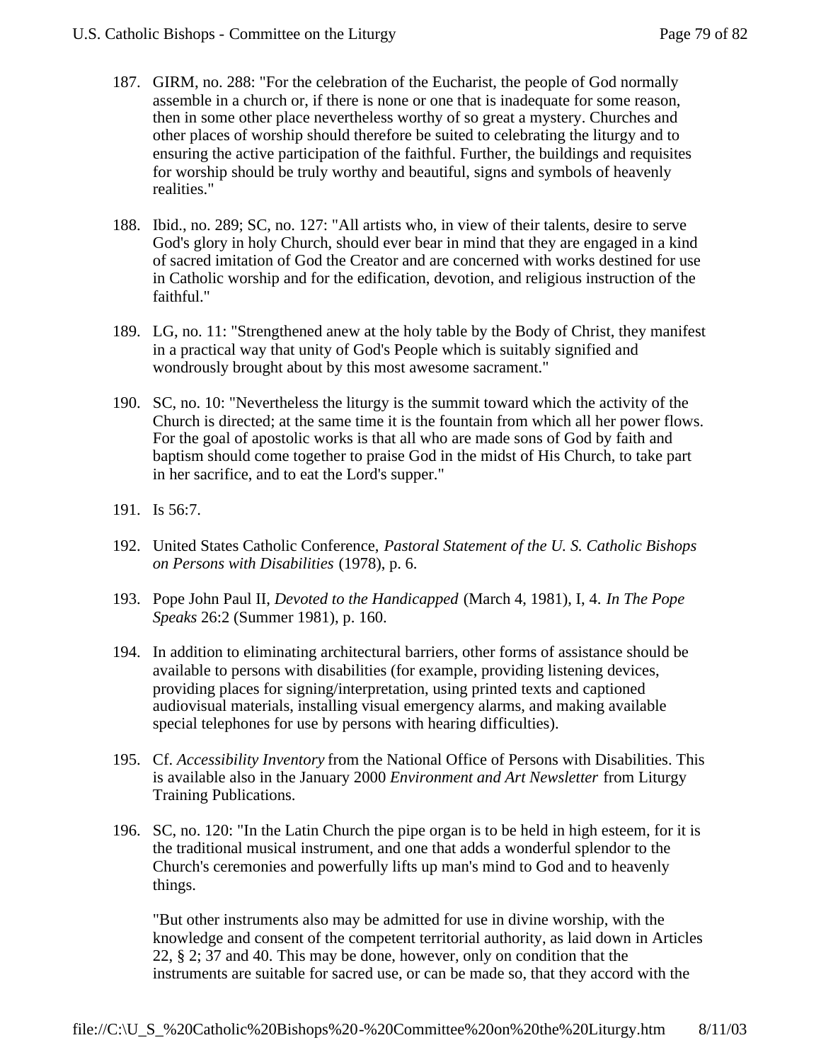187. GIRM, no. 288: "For the celebration of the Eucharist, the people of God normally assemble in a church or, if there is none or one that is inadequate for some reason, then in some other place nevertheless worthy of so great a mystery. Churches and other places of worship should therefore be suited to celebrating the liturgy and to ensuring the active participation of the faithful. Further, the buildings and requisites for worship should be truly worthy and beautiful, signs and symbols of heavenly realities."

188. Ibid., no. 289; SC, no. 127: "All artists who, in view of their talents, desire to serve God's glory in holy Church, should ever bear in mind that they are engaged in a kind of sacred imitation of God the Creator and are concerned with works destined for use in Catholic worship and for the edification, devotion, and religious instruction of the faithful."

189. LG, no. 11: "Strengthened anew at the holy table by the Body of Christ, they manifest in a practical way that unity of God's People which is suitably signified and wondrously brought about by this most awesome sacrament."

190. SC, no. 10: "Nevertheless the liturgy is the summit toward which the activity of the Church is directed; at the same time it is the fountain from which all her power flows. For the goal of apostolic works is that all who are made sons of God by faith and baptism should come together to praise God in the midst of His Church, to take part in her sacrifice, and to eat the Lord's supper."

191. Is 56:7.

192. United States Catholic Conference, *Pastoral Statement of the U. S. Catholic Bishops on Persons with Disabilities* (1978), p. 6.

193. Pope John Paul II, *Devoted to the Handicapped* (March 4, 1981), I, 4. *In The Pope Speaks* 26:2 (Summer 1981), p. 160.

194. In addition to eliminating architectural barriers, other forms of assistance should be available to persons with disabilities (for example, providing listening devices, providing places for signing/interpretation, using printed texts and captioned audiovisual materials, installing visual emergency alarms, and making available special telephones for use by persons with hearing difficulties).

195. Cf. *Accessibility Inventory* from the National Office of Persons with Disabilities. This is available also in the January 2000 *Environment and Art Newsletter* from Liturgy Training Publications.

196. SC, no. 120: "In the Latin Church the pipe organ is to be held in high esteem, for it is the traditional musical instrument, and one that adds a wonderful splendor to the Church's ceremonies and powerfully lifts up man's mind to God and to heavenly things.

"But other instruments also may be admitted for use in divine worship, with the knowledge and consent of the competent territorial authority, as laid down in Articles 22, § 2; 37 and 40. This may be done, however, only on condition that the instruments are suitable for sacred use, or can be made so, that they accord with the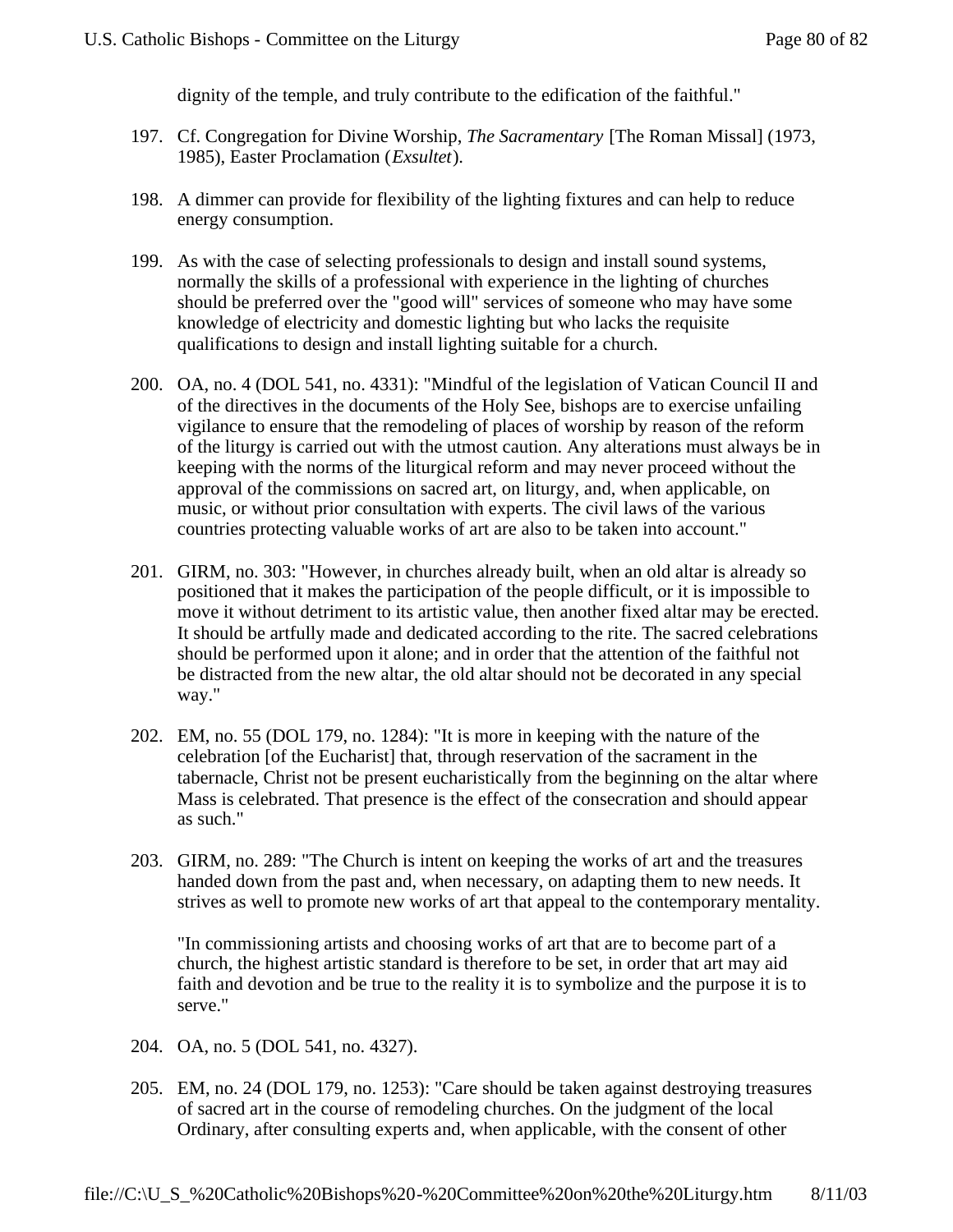dignity of the temple, and truly contribute to the edification of the faithful."

197. Cf. Congregation for Divine Worship, *The Sacramentary* [The Roman Missal] (1973, 1985), Easter Proclamation (*Exsultet*).

198. A dimmer can provide for flexibility of the lighting fixtures and can help to reduce energy consumption.

199. As with the case of selecting professionals to design and install sound systems, normally the skills of a professional with experience in the lighting of churches should be preferred over the "good will" services of someone who may have some knowledge of electricity and domestic lighting but who lacks the requisite qualifications to design and install lighting suitable for a church.

200. OA, no. 4 (DOL 541, no. 4331): "Mindful of the legislation of Vatican Council II and of the directives in the documents of the Holy See, bishops are to exercise unfailing vigilance to ensure that the remodeling of places of worship by reason of the reform of the liturgy is carried out with the utmost caution. Any alterations must always be in keeping with the norms of the liturgical reform and may never proceed without the approval of the commissions on sacred art, on liturgy, and, when applicable, on music, or without prior consultation with experts. The civil laws of the various countries protecting valuable works of art are also to be taken into account."

201. GIRM, no. 303: "However, in churches already built, when an old altar is already so positioned that it makes the participation of the people difficult, or it is impossible to move it without detriment to its artistic value, then another fixed altar may be erected. It should be artfully made and dedicated according to the rite. The sacred celebrations should be performed upon it alone; and in order that the attention of the faithful not be distracted from the new altar, the old altar should not be decorated in any special way."

202. EM, no. 55 (DOL 179, no. 1284): "It is more in keeping with the nature of the celebration [of the Eucharist] that, through reservation of the sacrament in the tabernacle, Christ not be present eucharistically from the beginning on the altar where Mass is celebrated. That presence is the effect of the consecration and should appear as such."

203. GIRM, no. 289: "The Church is intent on keeping the works of art and the treasures handed down from the past and, when necessary, on adapting them to new needs. It strives as well to promote new works of art that appeal to the contemporary mentality.

   "In commissioning artists and choosing works of art that are to become part of a church, the highest artistic standard is therefore to be set, in order that art may aid faith and devotion and be true to the reality it is to symbolize and the purpose it is to serve."

204. OA, no. 5 (DOL 541, no. 4327).

205. EM, no. 24 (DOL 179, no. 1253): "Care should be taken against destroying treasures of sacred art in the course of remodeling churches. On the judgment of the local Ordinary, after consulting experts and, when applicable, with the consent of other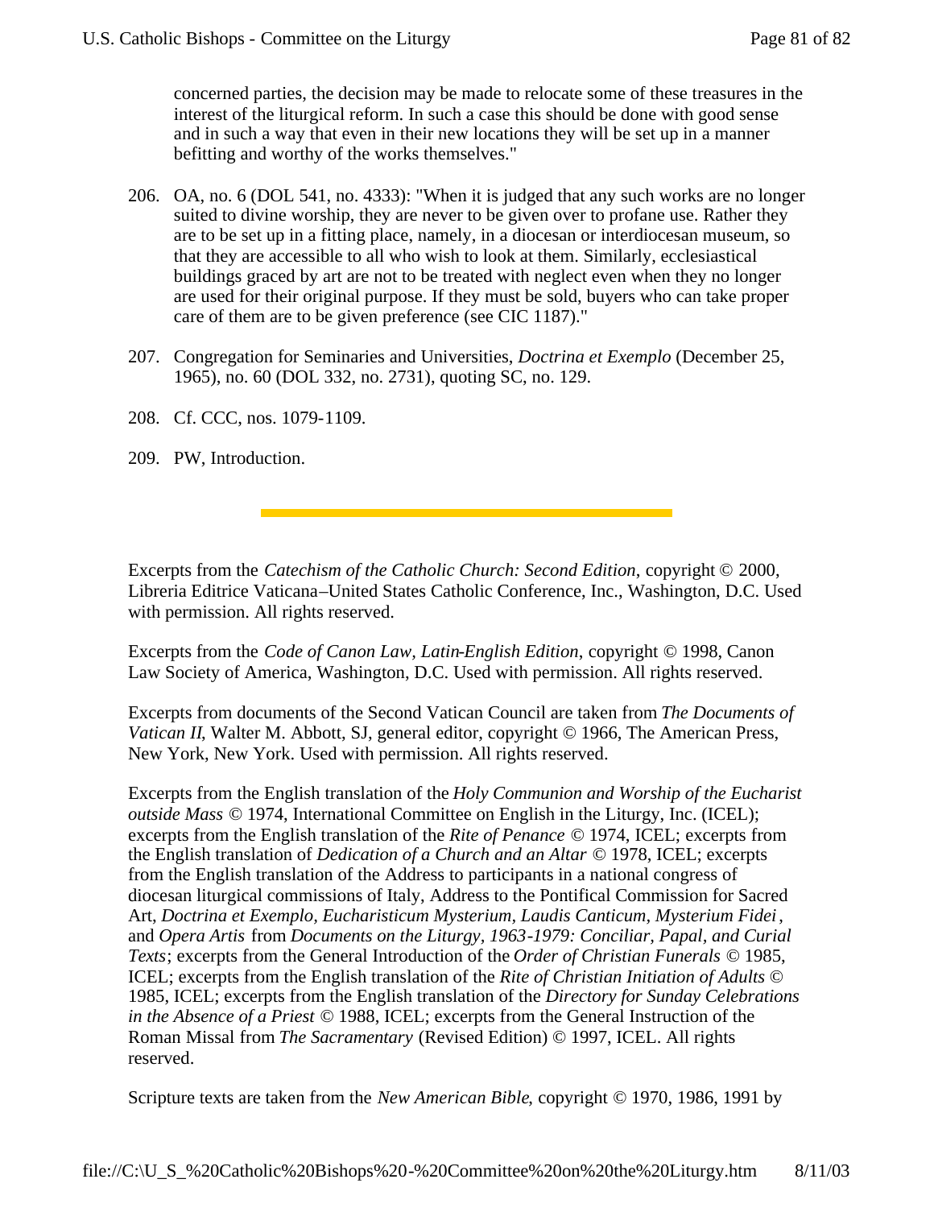concerned parties, the decision may be made to relocate some of these treasures in the interest of the liturgical reform. In such a case this should be done with good sense and in such a way that even in their new locations they will be set up in a manner befitting and worthy of the works themselves."

206. OA, no. 6 (DOL 541, no. 4333): "When it is judged that any such works are no longer suited to divine worship, they are never to be given over to profane use. Rather they are to be set up in a fitting place, namely, in a diocesan or interdiocesan museum, so that they are accessible to all who wish to look at them. Similarly, ecclesiastical buildings graced by art are not to be treated with neglect even when they no longer are used for their original purpose. If they must be sold, buyers who can take proper care of them are to be given preference (see CIC 1187)."

207. Congregation for Seminaries and Universities, *Doctrina et Exemplo* (December 25, 1965), no. 60 (DOL 332, no. 2731), quoting SC, no. 129.

208. Cf. CCC, nos. 1079-1109.

209. PW, Introduction.

---

Excerpts from the *Catechism of the Catholic Church: Second Edition*, copyright © 2000, Libreria Editrice Vaticana–United States Catholic Conference, Inc., Washington, D.C. Used with permission. All rights reserved.

Excerpts from the *Code of Canon Law, Latin-English Edition*, copyright © 1998, Canon Law Society of America, Washington, D.C. Used with permission. All rights reserved.

Excerpts from documents of the Second Vatican Council are taken from *The Documents of Vatican II*, Walter M. Abbott, SJ, general editor, copyright © 1966, The American Press, New York, New York. Used with permission. All rights reserved.

Excerpts from the English translation of the *Holy Communion and Worship of the Eucharist outside Mass* © 1974, International Committee on English in the Liturgy, Inc. (ICEL); excerpts from the English translation of the *Rite of Penance* © 1974, ICEL; excerpts from the English translation of *Dedication of a Church and an Altar* © 1978, ICEL; excerpts from the English translation of the Address to participants in a national congress of diocesan liturgical commissions of Italy, Address to the Pontifical Commission for Sacred Art, *Doctrina et Exemplo, Eucharisticum Mysterium, Laudis Canticum, Mysterium Fidei*, and *Opera Artis* from *Documents on the Liturgy, 1963-1979: Conciliar, Papal, and Curial Texts*; excerpts from the General Introduction of the *Order of Christian Funerals* © 1985, ICEL; excerpts from the English translation of the *Rite of Christian Initiation of Adults* © 1985, ICEL; excerpts from the English translation of the *Directory for Sunday Celebrations in the Absence of a Priest* © 1988, ICEL; excerpts from the General Instruction of the Roman Missal from *The Sacramentary* (Revised Edition) © 1997, ICEL. All rights reserved.

Scripture texts are taken from the *New American Bible*, copyright © 1970, 1986, 1991 by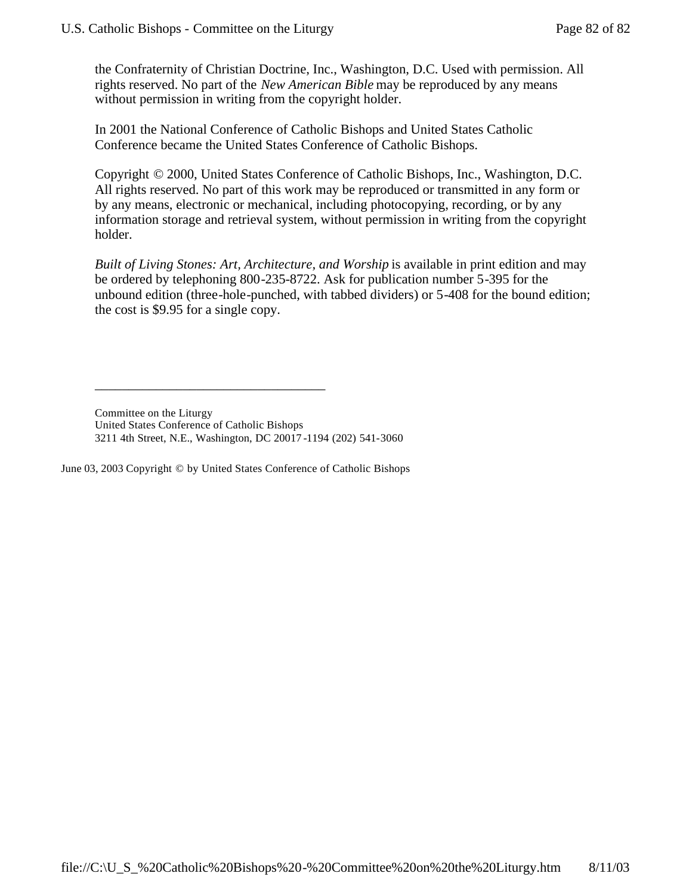the Confraternity of Christian Doctrine, Inc., Washington, D.C. Used with permission. All rights reserved. No part of the *New American Bible* may be reproduced by any means without permission in writing from the copyright holder.

In 2001 the National Conference of Catholic Bishops and United States Catholic Conference became the United States Conference of Catholic Bishops.

Copyright © 2000, United States Conference of Catholic Bishops, Inc., Washington, D.C. All rights reserved. No part of this work may be reproduced or transmitted in any form or by any means, electronic or mechanical, including photocopying, recording, or by any information storage and retrieval system, without permission in writing from the copyright holder.

*Built of Living Stones: Art, Architecture, and Worship* is available in print edition and may be ordered by telephoning 800-235-8722. Ask for publication number 5-395 for the unbound edition (three-hole-punched, with tabbed dividers) or 5-408 for the bound edition; the cost is $9.95 for a single copy.

---

Committee on the Liturgy
United States Conference of Catholic Bishops
3211 4th Street, N.E., Washington, DC 20017-1194 (202) 541-3060

June 03, 2003 Copyright © by United States Conference of Catholic Bishops